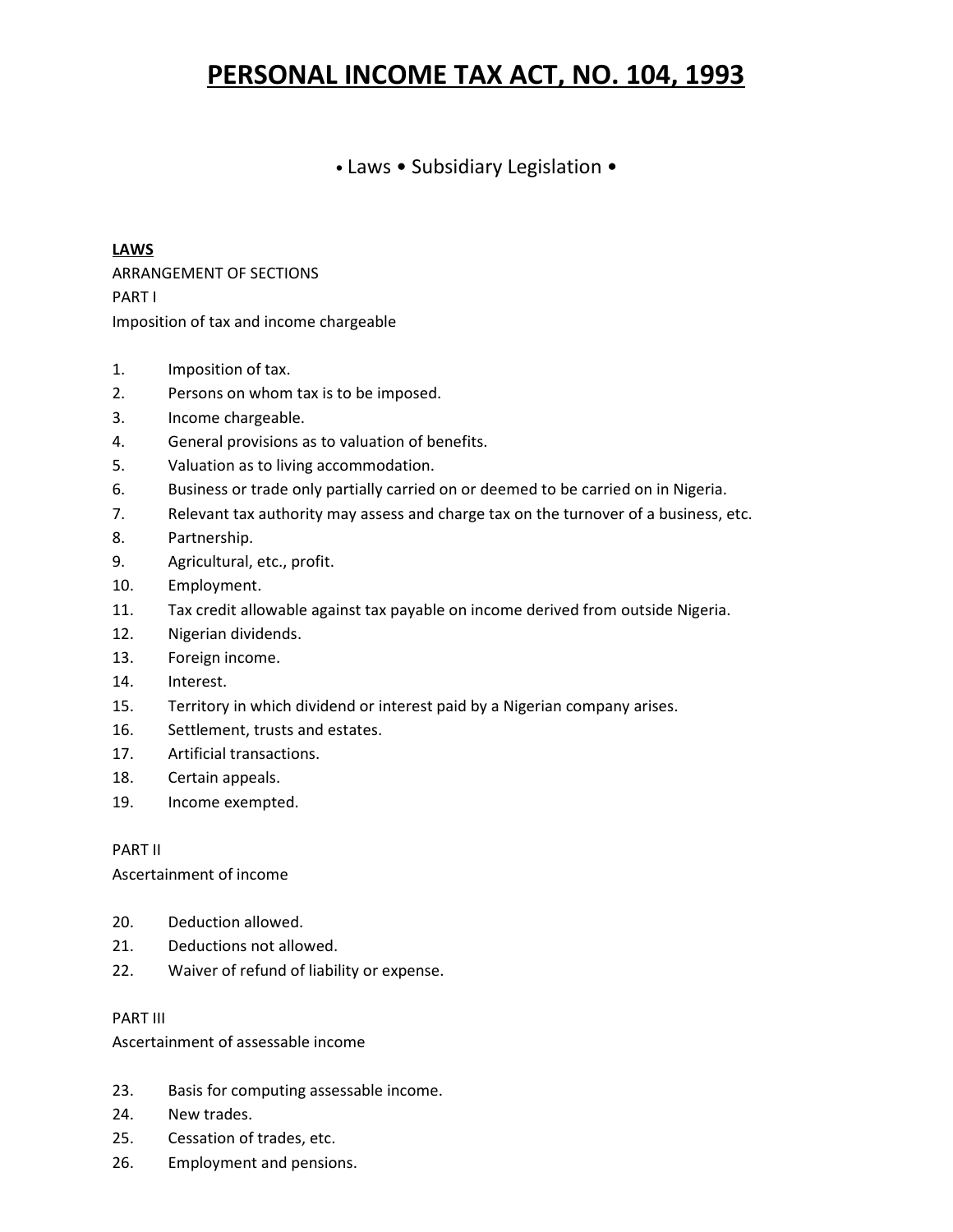# PERSONAL INCOME TAX ACT, NO. 104, 1993

• Laws • Subsidiary Legislation •

**LAWS**

ARRANGEMENT OF SECTIONS

PART I

Imposition of tax and income chargeable

1. Imposition of tax.
2. Persons on whom tax is to be imposed.
3. Income chargeable.
4. General provisions as to valuation of benefits.
5. Valuation as to living accommodation.
6. Business or trade only partially carried on or deemed to be carried on in Nigeria.
7. Relevant tax authority may assess and charge tax on the turnover of a business, etc.
8. Partnership.
9. Agricultural, etc., profit.
10. Employment.
11. Tax credit allowable against tax payable on income derived from outside Nigeria.
12. Nigerian dividends.
13. Foreign income.
14. Interest.
15. Territory in which dividend or interest paid by a Nigerian company arises.
16. Settlement, trusts and estates.
17. Artificial transactions.
18. Certain appeals.
19. Income exempted.

PART II

Ascertainment of income

20. Deduction allowed.
21. Deductions not allowed.
22. Waiver of refund of liability or expense.

PART III

Ascertainment of assessable income

23. Basis for computing assessable income.
24. New trades.
25. Cessation of trades, etc.
26. Employment and pensions.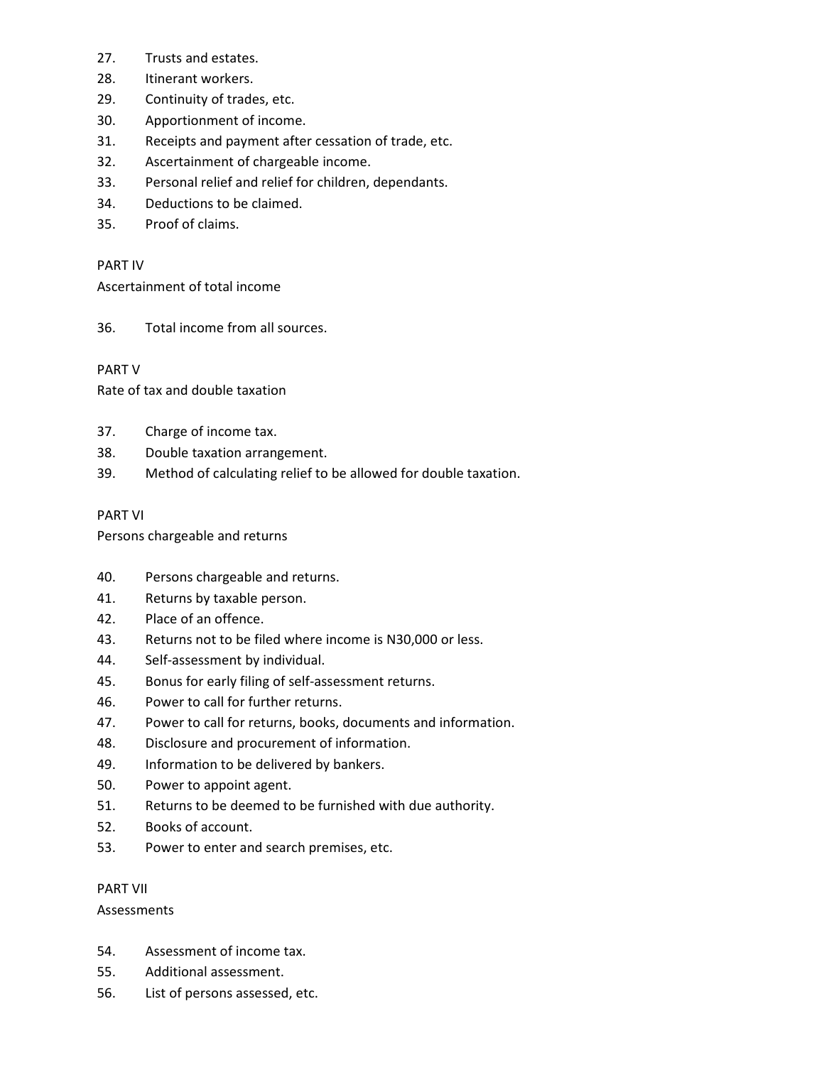27. Trusts and estates.
28. Itinerant workers.
29. Continuity of trades, etc.
30. Apportionment of income.
31. Receipts and payment after cessation of trade, etc.
32. Ascertainment of chargeable income.
33. Personal relief and relief for children, dependants.
34. Deductions to be claimed.
35. Proof of claims.

PART IV

Ascertainment of total income

36. Total income from all sources.

PART V

Rate of tax and double taxation

37. Charge of income tax.
38. Double taxation arrangement.
39. Method of calculating relief to be allowed for double taxation.

PART VI

Persons chargeable and returns

40. Persons chargeable and returns.
41. Returns by taxable person.
42. Place of an offence.
43. Returns not to be filed where income is N30,000 or less.
44. Self-assessment by individual.
45. Bonus for early filing of self-assessment returns.
46. Power to call for further returns.
47. Power to call for returns, books, documents and information.
48. Disclosure and procurement of information.
49. Information to be delivered by bankers.
50. Power to appoint agent.
51. Returns to be deemed to be furnished with due authority.
52. Books of account.
53. Power to enter and search premises, etc.

PART VII

Assessments

54. Assessment of income tax.
55. Additional assessment.
56. List of persons assessed, etc.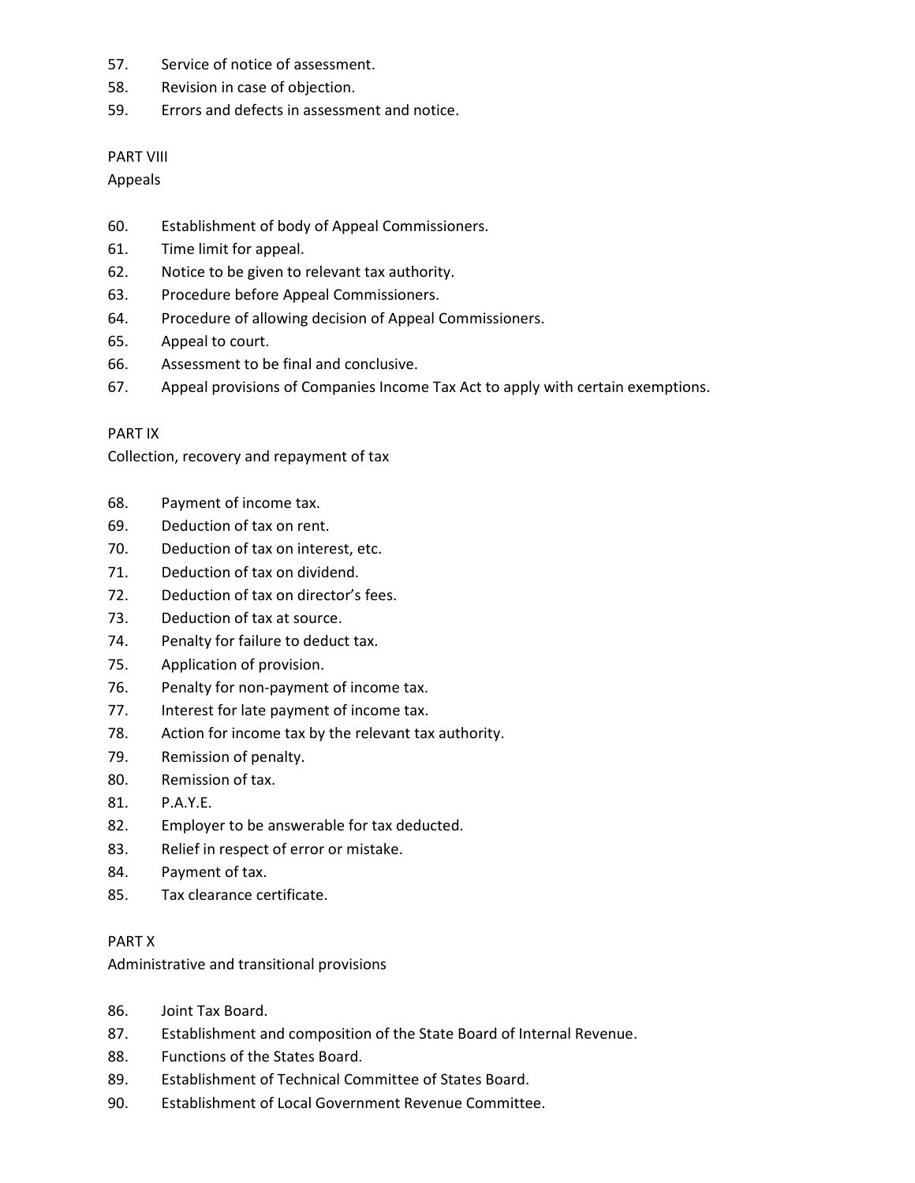57. Service of notice of assessment.
58. Revision in case of objection.
59. Errors and defects in assessment and notice.

PART VIII

Appeals

60. Establishment of body of Appeal Commissioners.
61. Time limit for appeal.
62. Notice to be given to relevant tax authority.
63. Procedure before Appeal Commissioners.
64. Procedure of allowing decision of Appeal Commissioners.
65. Appeal to court.
66. Assessment to be final and conclusive.
67. Appeal provisions of Companies Income Tax Act to apply with certain exemptions.

PART IX

Collection, recovery and repayment of tax

68. Payment of income tax.
69. Deduction of tax on rent.
70. Deduction of tax on interest, etc.
71. Deduction of tax on dividend.
72. Deduction of tax on director's fees.
73. Deduction of tax at source.
74. Penalty for failure to deduct tax.
75. Application of provision.
76. Penalty for non-payment of income tax.
77. Interest for late payment of income tax.
78. Action for income tax by the relevant tax authority.
79. Remission of penalty.
80. Remission of tax.
81. P.A.Y.E.
82. Employer to be answerable for tax deducted.
83. Relief in respect of error or mistake.
84. Payment of tax.
85. Tax clearance certificate.

PART X

Administrative and transitional provisions

86. Joint Tax Board.
87. Establishment and composition of the State Board of Internal Revenue.
88. Functions of the States Board.
89. Establishment of Technical Committee of States Board.
90. Establishment of Local Government Revenue Committee.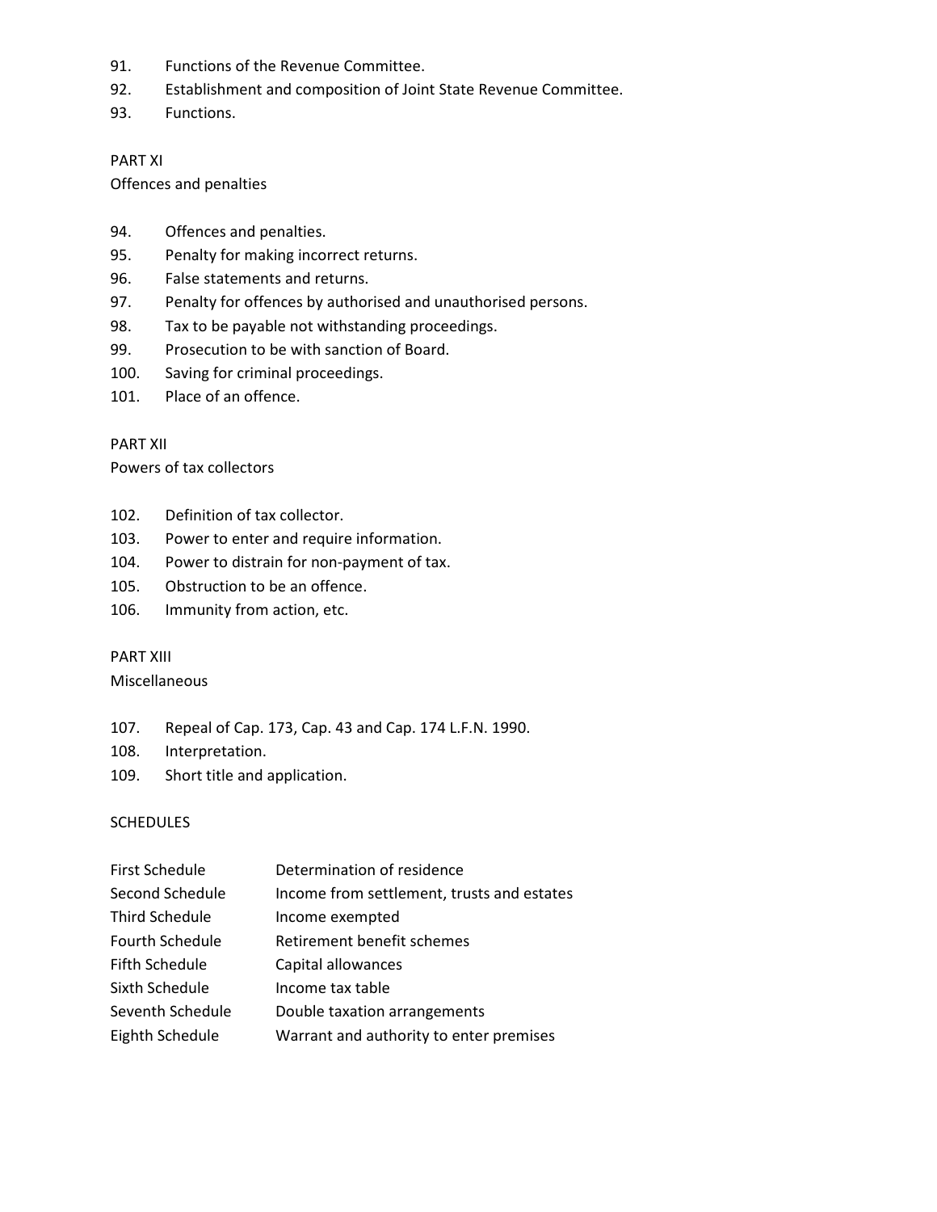91. Functions of the Revenue Committee.
92. Establishment and composition of Joint State Revenue Committee.
93. Functions.

PART XI

Offences and penalties

94. Offences and penalties.
95. Penalty for making incorrect returns.
96. False statements and returns.
97. Penalty for offences by authorised and unauthorised persons.
98. Tax to be payable not withstanding proceedings.
99. Prosecution to be with sanction of Board.
100. Saving for criminal proceedings.
101. Place of an offence.

PART XII

Powers of tax collectors

102. Definition of tax collector.
103. Power to enter and require information.
104. Power to distrain for non-payment of tax.
105. Obstruction to be an offence.
106. Immunity from action, etc.

PART XIII

Miscellaneous

107. Repeal of Cap. 173, Cap. 43 and Cap. 174 L.F.N. 1990.
108. Interpretation.
109. Short title and application.

SCHEDULES

| | |
|---|---|
| First Schedule | Determination of residence |
| Second Schedule | Income from settlement, trusts and estates |
| Third Schedule | Income exempted |
| Fourth Schedule | Retirement benefit schemes |
| Fifth Schedule | Capital allowances |
| Sixth Schedule | Income tax table |
| Seventh Schedule | Double taxation arrangements |
| Eighth Schedule | Warrant and authority to enter premises |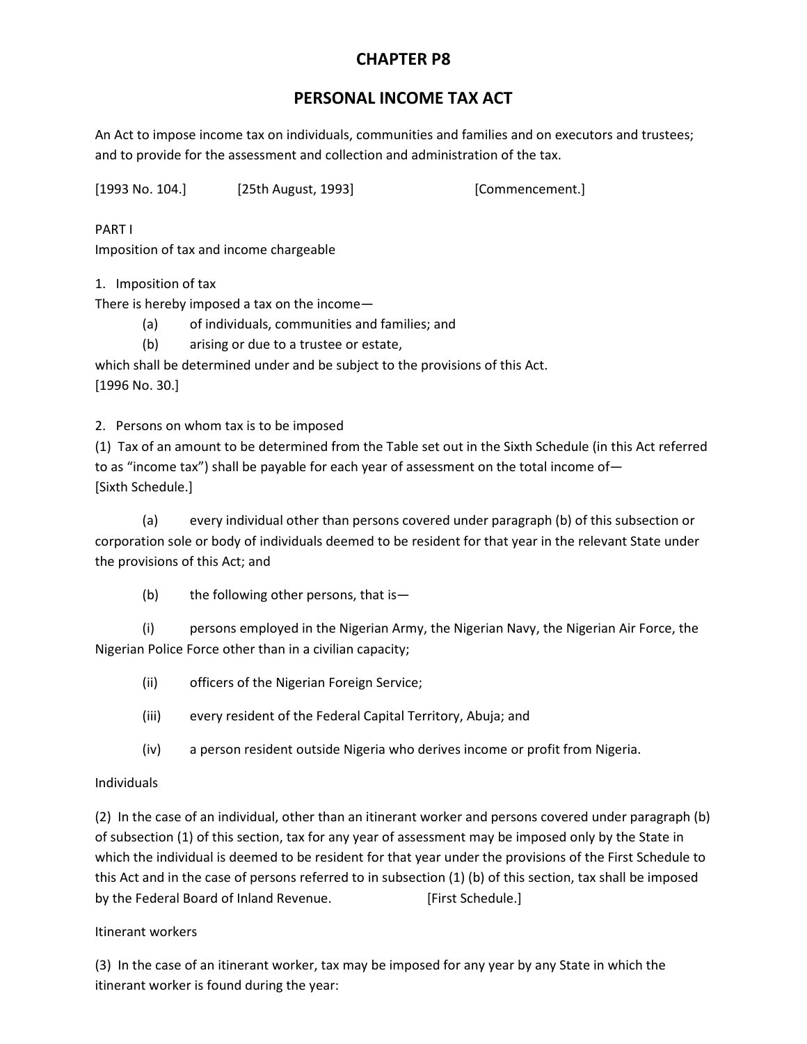# CHAPTER P8

# PERSONAL INCOME TAX ACT

An Act to impose income tax on individuals, communities and families and on executors and trustees; and to provide for the assessment and collection and administration of the tax.

[1993 No. 104.] [25th August, 1993] [Commencement.]

PART I
Imposition of tax and income chargeable

1. Imposition of tax

There is hereby imposed a tax on the income—

(a) of individuals, communities and families; and

(b) arising or due to a trustee or estate,

which shall be determined under and be subject to the provisions of this Act.
[1996 No. 30.]

2. Persons on whom tax is to be imposed

(1) Tax of an amount to be determined from the Table set out in the Sixth Schedule (in this Act referred to as "income tax") shall be payable for each year of assessment on the total income of—
[Sixth Schedule.]

(a) every individual other than persons covered under paragraph (b) of this subsection or corporation sole or body of individuals deemed to be resident for that year in the relevant State under the provisions of this Act; and

(b) the following other persons, that is—

(i) persons employed in the Nigerian Army, the Nigerian Navy, the Nigerian Air Force, the Nigerian Police Force other than in a civilian capacity;

(ii) officers of the Nigerian Foreign Service;

(iii) every resident of the Federal Capital Territory, Abuja; and

(iv) a person resident outside Nigeria who derives income or profit from Nigeria.

Individuals

(2) In the case of an individual, other than an itinerant worker and persons covered under paragraph (b) of subsection (1) of this section, tax for any year of assessment may be imposed only by the State in which the individual is deemed to be resident for that year under the provisions of the First Schedule to this Act and in the case of persons referred to in subsection (1) (b) of this section, tax shall be imposed by the Federal Board of Inland Revenue. [First Schedule.]

Itinerant workers

(3) In the case of an itinerant worker, tax may be imposed for any year by any State in which the itinerant worker is found during the year: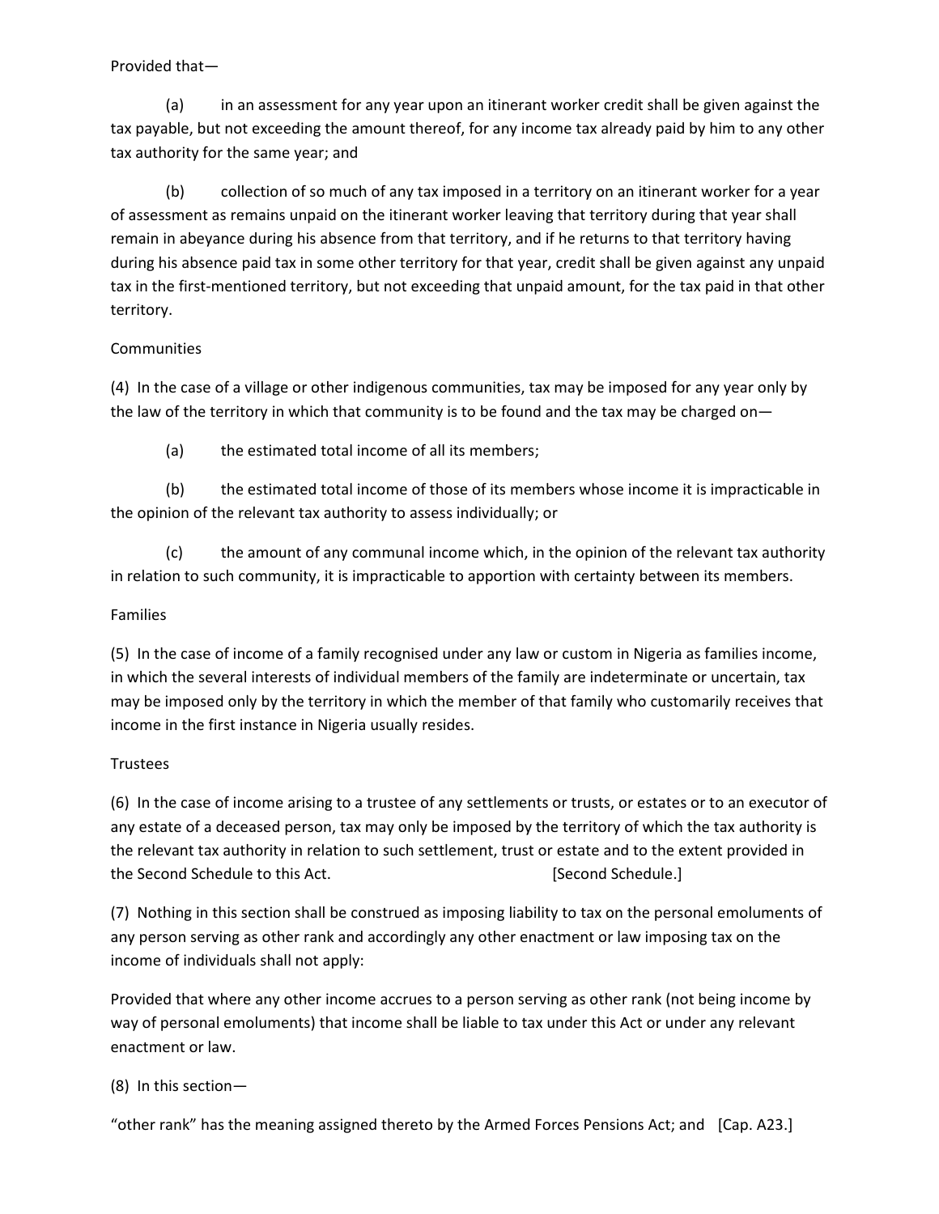Provided that—

(a) in an assessment for any year upon an itinerant worker credit shall be given against the tax payable, but not exceeding the amount thereof, for any income tax already paid by him to any other tax authority for the same year; and

(b) collection of so much of any tax imposed in a territory on an itinerant worker for a year of assessment as remains unpaid on the itinerant worker leaving that territory during that year shall remain in abeyance during his absence from that territory, and if he returns to that territory having during his absence paid tax in some other territory for that year, credit shall be given against any unpaid tax in the first-mentioned territory, but not exceeding that unpaid amount, for the tax paid in that other territory.

Communities

(4) In the case of a village or other indigenous communities, tax may be imposed for any year only by the law of the territory in which that community is to be found and the tax may be charged on—

(a) the estimated total income of all its members;

(b) the estimated total income of those of its members whose income it is impracticable in the opinion of the relevant tax authority to assess individually; or

(c) the amount of any communal income which, in the opinion of the relevant tax authority in relation to such community, it is impracticable to apportion with certainty between its members.

Families

(5) In the case of income of a family recognised under any law or custom in Nigeria as families income, in which the several interests of individual members of the family are indeterminate or uncertain, tax may be imposed only by the territory in which the member of that family who customarily receives that income in the first instance in Nigeria usually resides.

Trustees

(6) In the case of income arising to a trustee of any settlements or trusts, or estates or to an executor of any estate of a deceased person, tax may only be imposed by the territory of which the tax authority is the relevant tax authority in relation to such settlement, trust or estate and to the extent provided in the Second Schedule to this Act. [Second Schedule.]

(7) Nothing in this section shall be construed as imposing liability to tax on the personal emoluments of any person serving as other rank and accordingly any other enactment or law imposing tax on the income of individuals shall not apply:

Provided that where any other income accrues to a person serving as other rank (not being income by way of personal emoluments) that income shall be liable to tax under this Act or under any relevant enactment or law.

(8) In this section—

"other rank" has the meaning assigned thereto by the Armed Forces Pensions Act; and [Cap. A23.]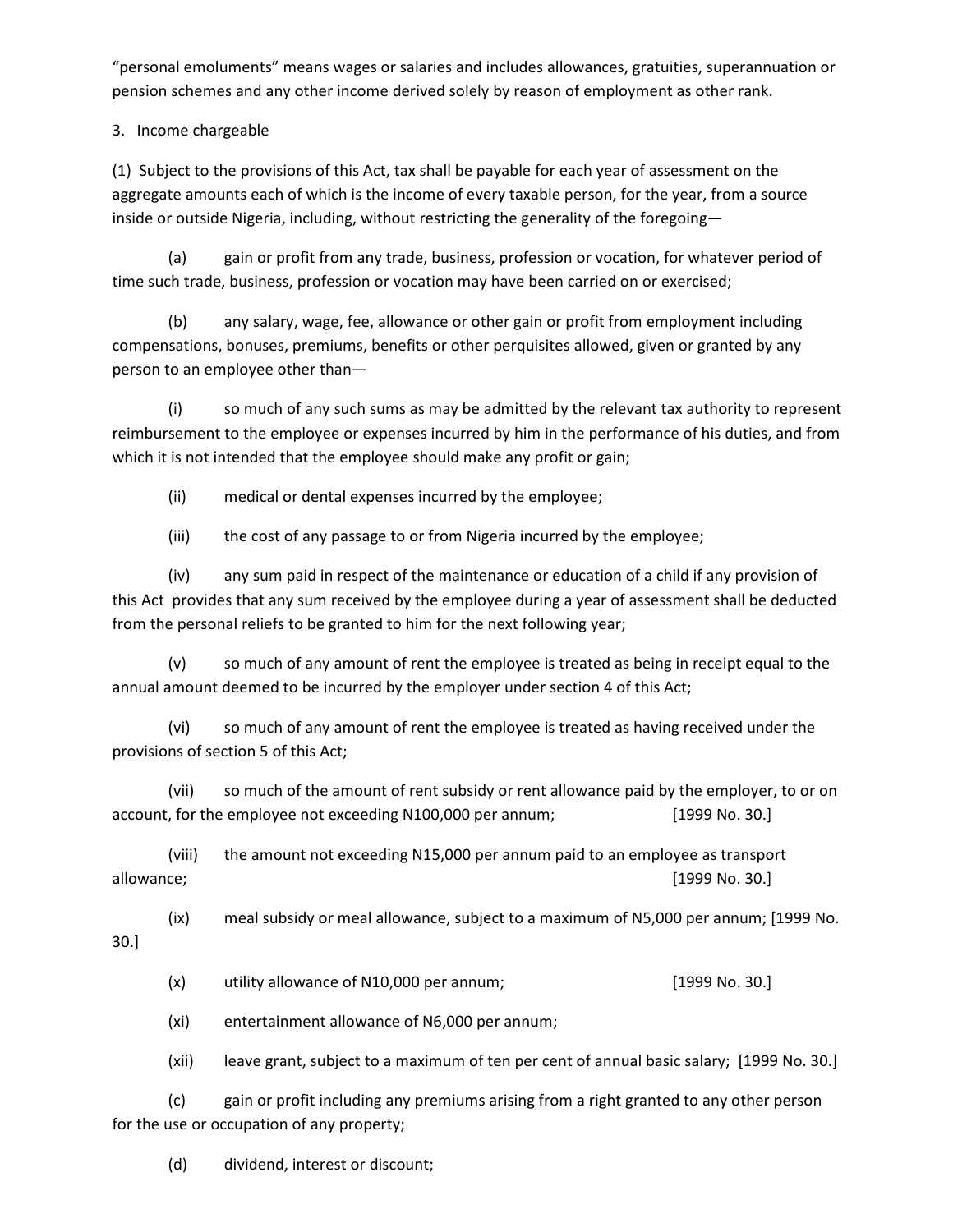"personal emoluments" means wages or salaries and includes allowances, gratuities, superannuation or pension schemes and any other income derived solely by reason of employment as other rank.

3. Income chargeable

(1) Subject to the provisions of this Act, tax shall be payable for each year of assessment on the aggregate amounts each of which is the income of every taxable person, for the year, from a source inside or outside Nigeria, including, without restricting the generality of the foregoing—

(a) gain or profit from any trade, business, profession or vocation, for whatever period of time such trade, business, profession or vocation may have been carried on or exercised;

(b) any salary, wage, fee, allowance or other gain or profit from employment including compensations, bonuses, premiums, benefits or other perquisites allowed, given or granted by any person to an employee other than—

(i) so much of any such sums as may be admitted by the relevant tax authority to represent reimbursement to the employee or expenses incurred by him in the performance of his duties, and from which it is not intended that the employee should make any profit or gain;

(ii) medical or dental expenses incurred by the employee;

(iii) the cost of any passage to or from Nigeria incurred by the employee;

(iv) any sum paid in respect of the maintenance or education of a child if any provision of this Act provides that any sum received by the employee during a year of assessment shall be deducted from the personal reliefs to be granted to him for the next following year;

(v) so much of any amount of rent the employee is treated as being in receipt equal to the annual amount deemed to be incurred by the employer under section 4 of this Act;

(vi) so much of any amount of rent the employee is treated as having received under the provisions of section 5 of this Act;

(vii) so much of the amount of rent subsidy or rent allowance paid by the employer, to or on account, for the employee not exceeding N100,000 per annum; [1999 No. 30.]

(viii) the amount not exceeding N15,000 per annum paid to an employee as transport allowance; [1999 No. 30.]

(ix) meal subsidy or meal allowance, subject to a maximum of N5,000 per annum; [1999 No. 30.]

(x) utility allowance of N10,000 per annum; [1999 No. 30.]

(xi) entertainment allowance of N6,000 per annum;

(xii) leave grant, subject to a maximum of ten per cent of annual basic salary; [1999 No. 30.]

(c) gain or profit including any premiums arising from a right granted to any other person for the use or occupation of any property;

(d) dividend, interest or discount;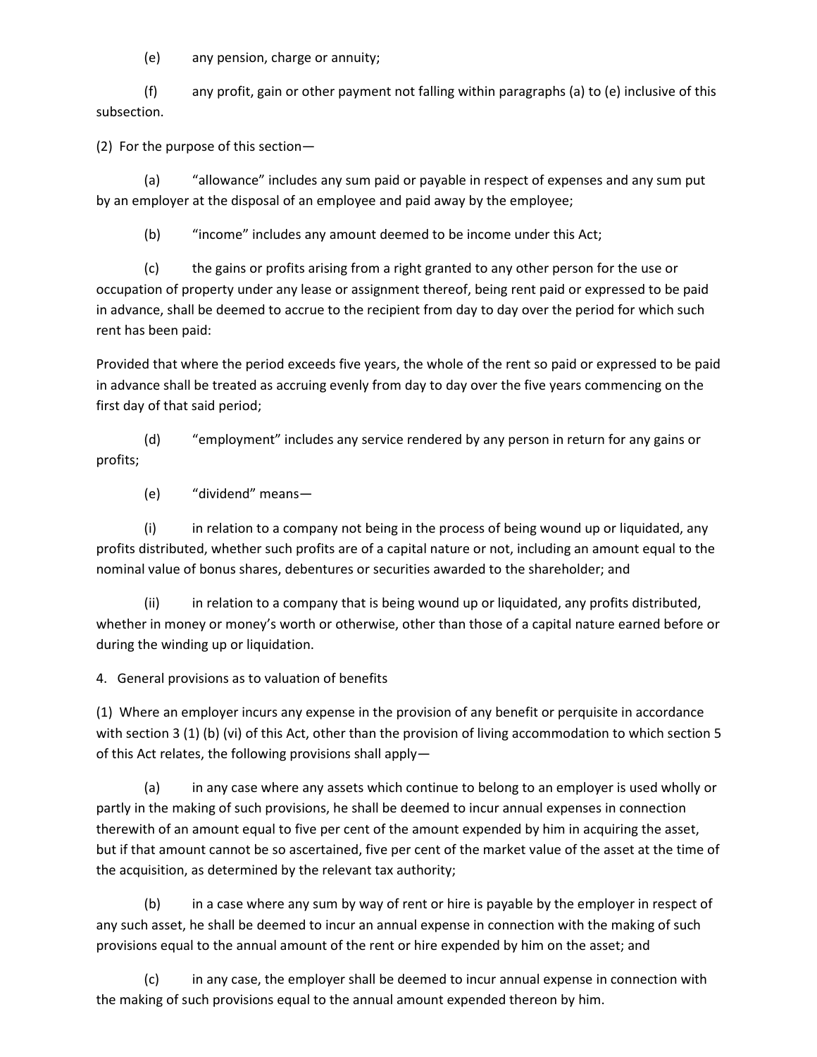(e) any pension, charge or annuity;

(f) any profit, gain or other payment not falling within paragraphs (a) to (e) inclusive of this subsection.

(2) For the purpose of this section—

(a) “allowance” includes any sum paid or payable in respect of expenses and any sum put by an employer at the disposal of an employee and paid away by the employee;

(b) “income” includes any amount deemed to be income under this Act;

(c) the gains or profits arising from a right granted to any other person for the use or occupation of property under any lease or assignment thereof, being rent paid or expressed to be paid in advance, shall be deemed to accrue to the recipient from day to day over the period for which such rent has been paid:

Provided that where the period exceeds five years, the whole of the rent so paid or expressed to be paid in advance shall be treated as accruing evenly from day to day over the five years commencing on the first day of that said period;

(d) “employment” includes any service rendered by any person in return for any gains or profits;

(e) “dividend” means—

(i) in relation to a company not being in the process of being wound up or liquidated, any profits distributed, whether such profits are of a capital nature or not, including an amount equal to the nominal value of bonus shares, debentures or securities awarded to the shareholder; and

(ii) in relation to a company that is being wound up or liquidated, any profits distributed, whether in money or money’s worth or otherwise, other than those of a capital nature earned before or during the winding up or liquidation.

4. General provisions as to valuation of benefits

(1) Where an employer incurs any expense in the provision of any benefit or perquisite in accordance with section 3 (1) (b) (vi) of this Act, other than the provision of living accommodation to which section 5 of this Act relates, the following provisions shall apply—

(a) in any case where any assets which continue to belong to an employer is used wholly or partly in the making of such provisions, he shall be deemed to incur annual expenses in connection therewith of an amount equal to five per cent of the amount expended by him in acquiring the asset, but if that amount cannot be so ascertained, five per cent of the market value of the asset at the time of the acquisition, as determined by the relevant tax authority;

(b) in a case where any sum by way of rent or hire is payable by the employer in respect of any such asset, he shall be deemed to incur an annual expense in connection with the making of such provisions equal to the annual amount of the rent or hire expended by him on the asset; and

(c) in any case, the employer shall be deemed to incur annual expense in connection with the making of such provisions equal to the annual amount expended thereon by him.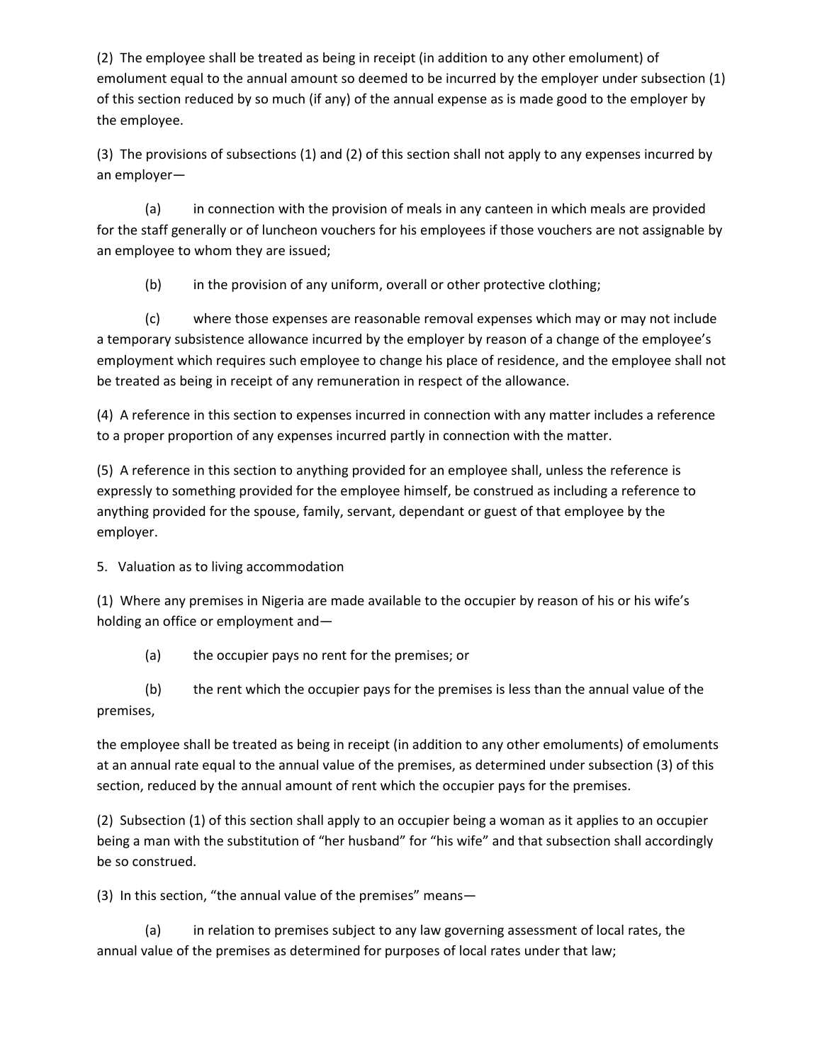(2) The employee shall be treated as being in receipt (in addition to any other emolument) of emolument equal to the annual amount so deemed to be incurred by the employer under subsection (1) of this section reduced by so much (if any) of the annual expense as is made good to the employer by the employee.

(3) The provisions of subsections (1) and (2) of this section shall not apply to any expenses incurred by an employer—

(a) in connection with the provision of meals in any canteen in which meals are provided for the staff generally or of luncheon vouchers for his employees if those vouchers are not assignable by an employee to whom they are issued;

(b) in the provision of any uniform, overall or other protective clothing;

(c) where those expenses are reasonable removal expenses which may or may not include a temporary subsistence allowance incurred by the employer by reason of a change of the employee's employment which requires such employee to change his place of residence, and the employee shall not be treated as being in receipt of any remuneration in respect of the allowance.

(4) A reference in this section to expenses incurred in connection with any matter includes a reference to a proper proportion of any expenses incurred partly in connection with the matter.

(5) A reference in this section to anything provided for an employee shall, unless the reference is expressly to something provided for the employee himself, be construed as including a reference to anything provided for the spouse, family, servant, dependant or guest of that employee by the employer.

5. Valuation as to living accommodation

(1) Where any premises in Nigeria are made available to the occupier by reason of his or his wife's holding an office or employment and—

(a) the occupier pays no rent for the premises; or

(b) the rent which the occupier pays for the premises is less than the annual value of the premises,

the employee shall be treated as being in receipt (in addition to any other emoluments) of emoluments at an annual rate equal to the annual value of the premises, as determined under subsection (3) of this section, reduced by the annual amount of rent which the occupier pays for the premises.

(2) Subsection (1) of this section shall apply to an occupier being a woman as it applies to an occupier being a man with the substitution of "her husband" for "his wife" and that subsection shall accordingly be so construed.

(3) In this section, "the annual value of the premises" means—

(a) in relation to premises subject to any law governing assessment of local rates, the annual value of the premises as determined for purposes of local rates under that law;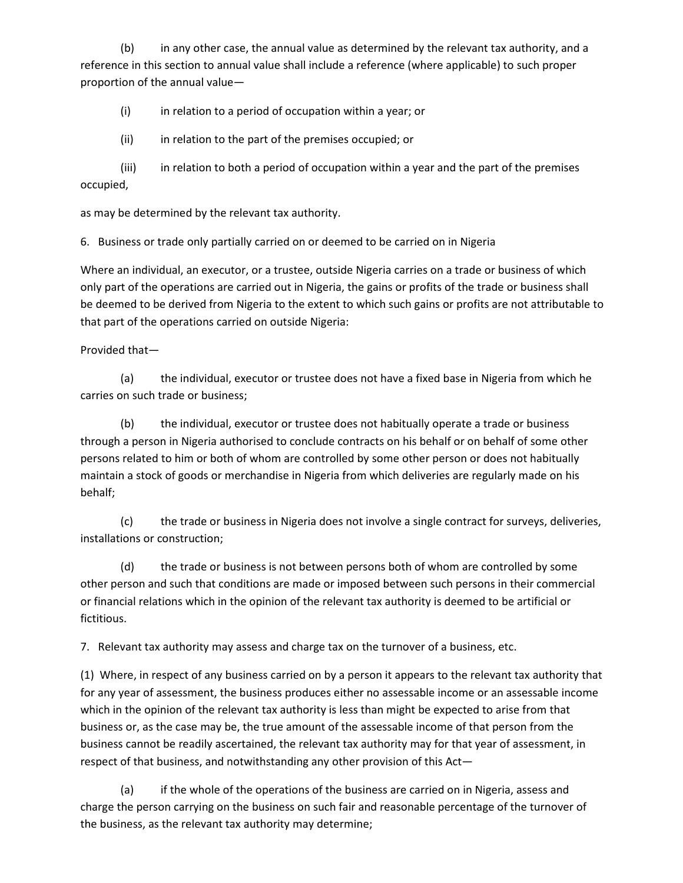(b) in any other case, the annual value as determined by the relevant tax authority, and a reference in this section to annual value shall include a reference (where applicable) to such proper proportion of the annual value—

(i) in relation to a period of occupation within a year; or

(ii) in relation to the part of the premises occupied; or

(iii) in relation to both a period of occupation within a year and the part of the premises occupied,

as may be determined by the relevant tax authority.

6. Business or trade only partially carried on or deemed to be carried on in Nigeria

Where an individual, an executor, or a trustee, outside Nigeria carries on a trade or business of which only part of the operations are carried out in Nigeria, the gains or profits of the trade or business shall be deemed to be derived from Nigeria to the extent to which such gains or profits are not attributable to that part of the operations carried on outside Nigeria:

Provided that—

(a) the individual, executor or trustee does not have a fixed base in Nigeria from which he carries on such trade or business;

(b) the individual, executor or trustee does not habitually operate a trade or business through a person in Nigeria authorised to conclude contracts on his behalf or on behalf of some other persons related to him or both of whom are controlled by some other person or does not habitually maintain a stock of goods or merchandise in Nigeria from which deliveries are regularly made on his behalf;

(c) the trade or business in Nigeria does not involve a single contract for surveys, deliveries, installations or construction;

(d) the trade or business is not between persons both of whom are controlled by some other person and such that conditions are made or imposed between such persons in their commercial or financial relations which in the opinion of the relevant tax authority is deemed to be artificial or fictitious.

7. Relevant tax authority may assess and charge tax on the turnover of a business, etc.

(1) Where, in respect of any business carried on by a person it appears to the relevant tax authority that for any year of assessment, the business produces either no assessable income or an assessable income which in the opinion of the relevant tax authority is less than might be expected to arise from that business or, as the case may be, the true amount of the assessable income of that person from the business cannot be readily ascertained, the relevant tax authority may for that year of assessment, in respect of that business, and notwithstanding any other provision of this Act—

(a) if the whole of the operations of the business are carried on in Nigeria, assess and charge the person carrying on the business on such fair and reasonable percentage of the turnover of the business, as the relevant tax authority may determine;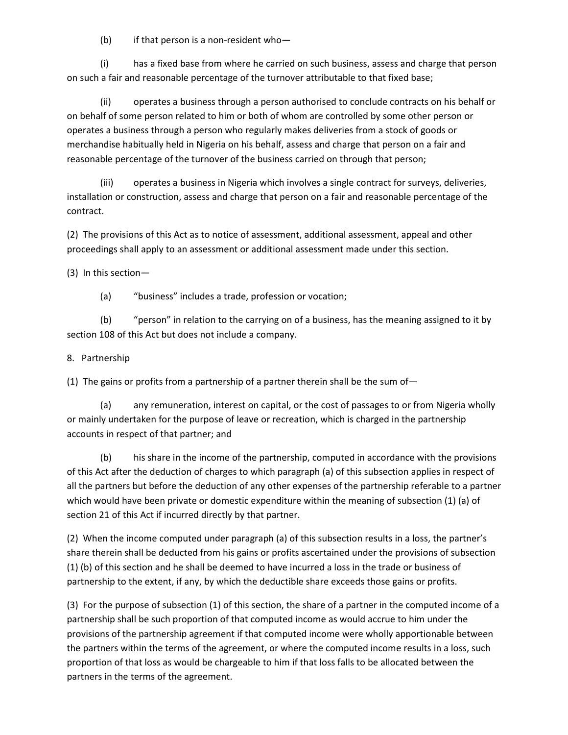(b) if that person is a non-resident who—

(i) has a fixed base from where he carried on such business, assess and charge that person on such a fair and reasonable percentage of the turnover attributable to that fixed base;

(ii) operates a business through a person authorised to conclude contracts on his behalf or on behalf of some person related to him or both of whom are controlled by some other person or operates a business through a person who regularly makes deliveries from a stock of goods or merchandise habitually held in Nigeria on his behalf, assess and charge that person on a fair and reasonable percentage of the turnover of the business carried on through that person;

(iii) operates a business in Nigeria which involves a single contract for surveys, deliveries, installation or construction, assess and charge that person on a fair and reasonable percentage of the contract.

(2) The provisions of this Act as to notice of assessment, additional assessment, appeal and other proceedings shall apply to an assessment or additional assessment made under this section.

(3) In this section—

(a) "business" includes a trade, profession or vocation;

(b) "person" in relation to the carrying on of a business, has the meaning assigned to it by section 108 of this Act but does not include a company.

8. Partnership

(1) The gains or profits from a partnership of a partner therein shall be the sum of—

(a) any remuneration, interest on capital, or the cost of passages to or from Nigeria wholly or mainly undertaken for the purpose of leave or recreation, which is charged in the partnership accounts in respect of that partner; and

(b) his share in the income of the partnership, computed in accordance with the provisions of this Act after the deduction of charges to which paragraph (a) of this subsection applies in respect of all the partners but before the deduction of any other expenses of the partnership referable to a partner which would have been private or domestic expenditure within the meaning of subsection (1) (a) of section 21 of this Act if incurred directly by that partner.

(2) When the income computed under paragraph (a) of this subsection results in a loss, the partner's share therein shall be deducted from his gains or profits ascertained under the provisions of subsection (1) (b) of this section and he shall be deemed to have incurred a loss in the trade or business of partnership to the extent, if any, by which the deductible share exceeds those gains or profits.

(3) For the purpose of subsection (1) of this section, the share of a partner in the computed income of a partnership shall be such proportion of that computed income as would accrue to him under the provisions of the partnership agreement if that computed income were wholly apportionable between the partners within the terms of the agreement, or where the computed income results in a loss, such proportion of that loss as would be chargeable to him if that loss falls to be allocated between the partners in the terms of the agreement.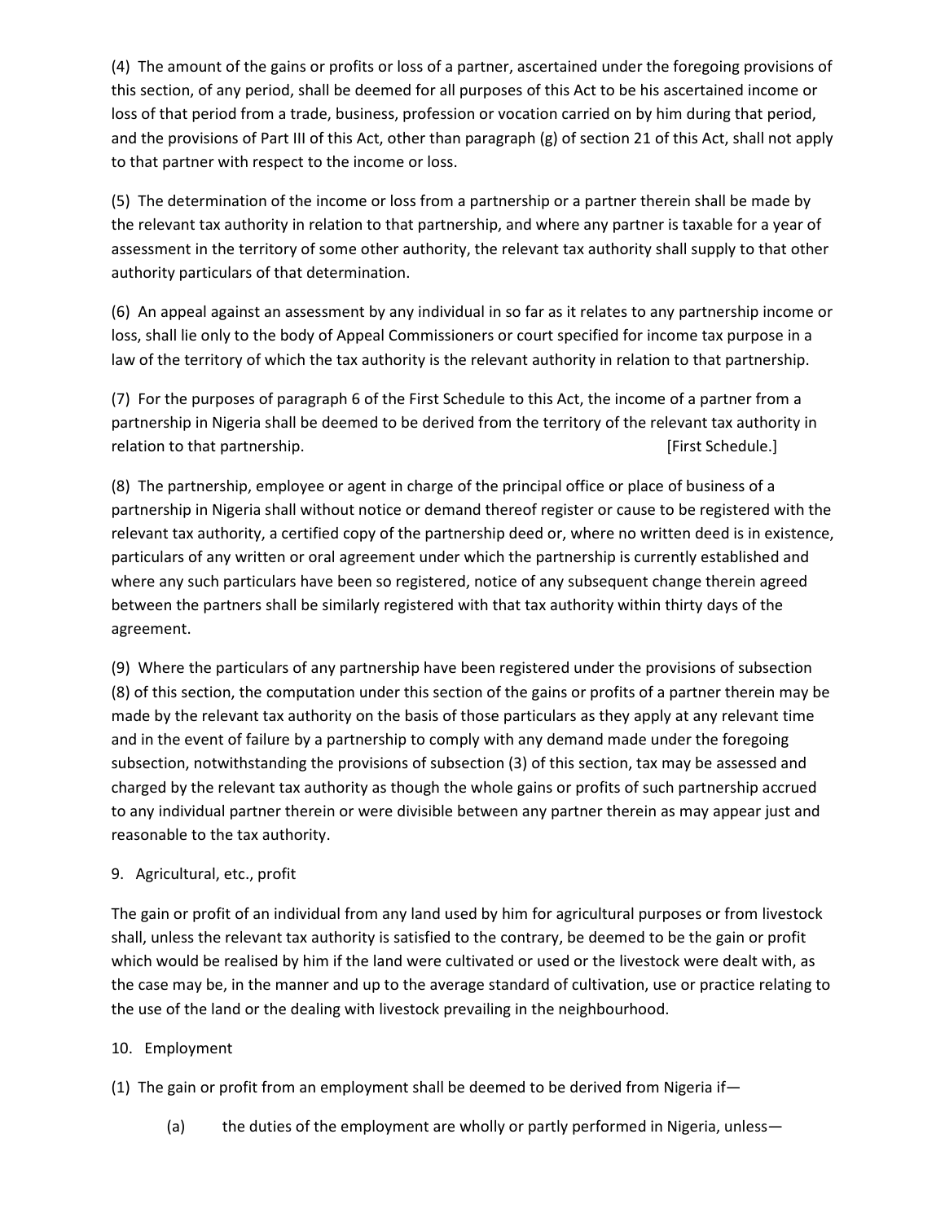(4) The amount of the gains or profits or loss of a partner, ascertained under the foregoing provisions of this section, of any period, shall be deemed for all purposes of this Act to be his ascertained income or loss of that period from a trade, business, profession or vocation carried on by him during that period, and the provisions of Part III of this Act, other than paragraph (g) of section 21 of this Act, shall not apply to that partner with respect to the income or loss.

(5) The determination of the income or loss from a partnership or a partner therein shall be made by the relevant tax authority in relation to that partnership, and where any partner is taxable for a year of assessment in the territory of some other authority, the relevant tax authority shall supply to that other authority particulars of that determination.

(6) An appeal against an assessment by any individual in so far as it relates to any partnership income or loss, shall lie only to the body of Appeal Commissioners or court specified for income tax purpose in a law of the territory of which the tax authority is the relevant authority in relation to that partnership.

(7) For the purposes of paragraph 6 of the First Schedule to this Act, the income of a partner from a partnership in Nigeria shall be deemed to be derived from the territory of the relevant tax authority in relation to that partnership. [First Schedule.]

(8) The partnership, employee or agent in charge of the principal office or place of business of a partnership in Nigeria shall without notice or demand thereof register or cause to be registered with the relevant tax authority, a certified copy of the partnership deed or, where no written deed is in existence, particulars of any written or oral agreement under which the partnership is currently established and where any such particulars have been so registered, notice of any subsequent change therein agreed between the partners shall be similarly registered with that tax authority within thirty days of the agreement.

(9) Where the particulars of any partnership have been registered under the provisions of subsection (8) of this section, the computation under this section of the gains or profits of a partner therein may be made by the relevant tax authority on the basis of those particulars as they apply at any relevant time and in the event of failure by a partnership to comply with any demand made under the foregoing subsection, notwithstanding the provisions of subsection (3) of this section, tax may be assessed and charged by the relevant tax authority as though the whole gains or profits of such partnership accrued to any individual partner therein or were divisible between any partner therein as may appear just and reasonable to the tax authority.

9. Agricultural, etc., profit

The gain or profit of an individual from any land used by him for agricultural purposes or from livestock shall, unless the relevant tax authority is satisfied to the contrary, be deemed to be the gain or profit which would be realised by him if the land were cultivated or used or the livestock were dealt with, as the case may be, in the manner and up to the average standard of cultivation, use or practice relating to the use of the land or the dealing with livestock prevailing in the neighbourhood.

10. Employment

(1) The gain or profit from an employment shall be deemed to be derived from Nigeria if—

(a) the duties of the employment are wholly or partly performed in Nigeria, unless—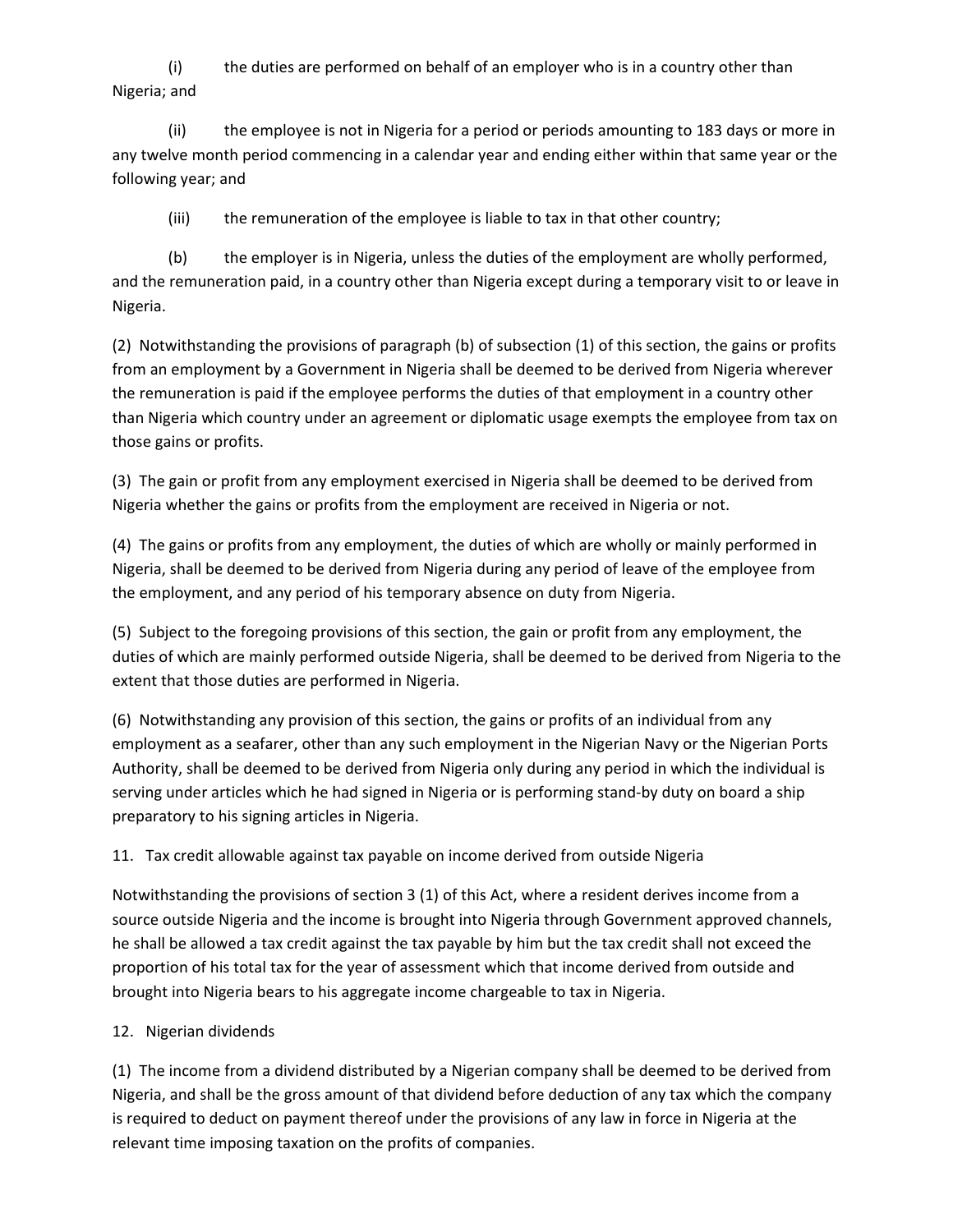(i) the duties are performed on behalf of an employer who is in a country other than Nigeria; and

(ii) the employee is not in Nigeria for a period or periods amounting to 183 days or more in any twelve month period commencing in a calendar year and ending either within that same year or the following year; and

(iii) the remuneration of the employee is liable to tax in that other country;

(b) the employer is in Nigeria, unless the duties of the employment are wholly performed, and the remuneration paid, in a country other than Nigeria except during a temporary visit to or leave in Nigeria.

(2) Notwithstanding the provisions of paragraph (b) of subsection (1) of this section, the gains or profits from an employment by a Government in Nigeria shall be deemed to be derived from Nigeria wherever the remuneration is paid if the employee performs the duties of that employment in a country other than Nigeria which country under an agreement or diplomatic usage exempts the employee from tax on those gains or profits.

(3) The gain or profit from any employment exercised in Nigeria shall be deemed to be derived from Nigeria whether the gains or profits from the employment are received in Nigeria or not.

(4) The gains or profits from any employment, the duties of which are wholly or mainly performed in Nigeria, shall be deemed to be derived from Nigeria during any period of leave of the employee from the employment, and any period of his temporary absence on duty from Nigeria.

(5) Subject to the foregoing provisions of this section, the gain or profit from any employment, the duties of which are mainly performed outside Nigeria, shall be deemed to be derived from Nigeria to the extent that those duties are performed in Nigeria.

(6) Notwithstanding any provision of this section, the gains or profits of an individual from any employment as a seafarer, other than any such employment in the Nigerian Navy or the Nigerian Ports Authority, shall be deemed to be derived from Nigeria only during any period in which the individual is serving under articles which he had signed in Nigeria or is performing stand-by duty on board a ship preparatory to his signing articles in Nigeria.

11. Tax credit allowable against tax payable on income derived from outside Nigeria

Notwithstanding the provisions of section 3 (1) of this Act, where a resident derives income from a source outside Nigeria and the income is brought into Nigeria through Government approved channels, he shall be allowed a tax credit against the tax payable by him but the tax credit shall not exceed the proportion of his total tax for the year of assessment which that income derived from outside and brought into Nigeria bears to his aggregate income chargeable to tax in Nigeria.

12. Nigerian dividends

(1) The income from a dividend distributed by a Nigerian company shall be deemed to be derived from Nigeria, and shall be the gross amount of that dividend before deduction of any tax which the company is required to deduct on payment thereof under the provisions of any law in force in Nigeria at the relevant time imposing taxation on the profits of companies.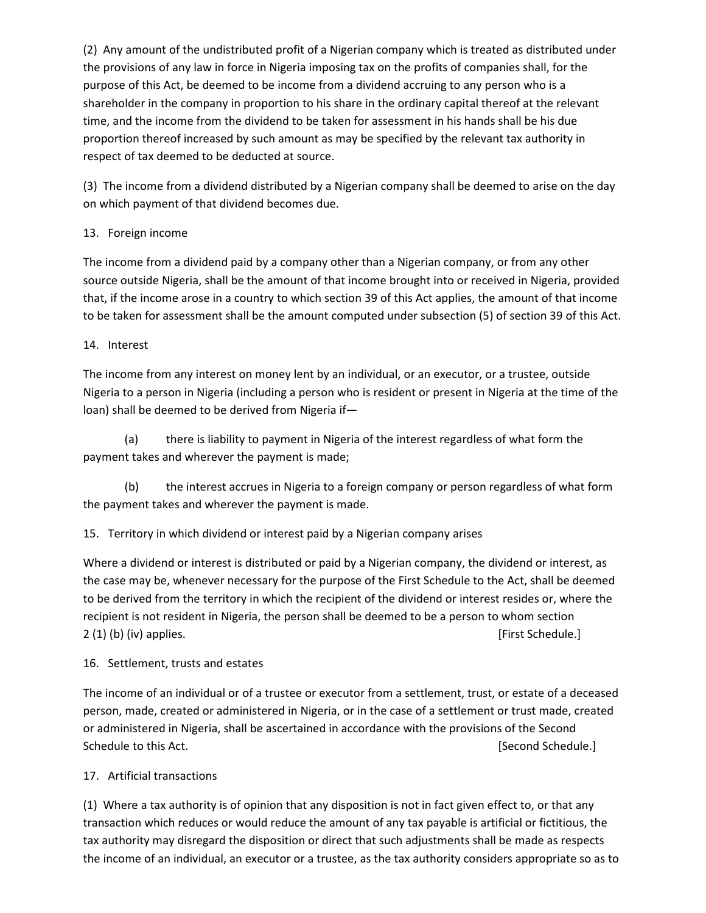(2) Any amount of the undistributed profit of a Nigerian company which is treated as distributed under the provisions of any law in force in Nigeria imposing tax on the profits of companies shall, for the purpose of this Act, be deemed to be income from a dividend accruing to any person who is a shareholder in the company in proportion to his share in the ordinary capital thereof at the relevant time, and the income from the dividend to be taken for assessment in his hands shall be his due proportion thereof increased by such amount as may be specified by the relevant tax authority in respect of tax deemed to be deducted at source.

(3) The income from a dividend distributed by a Nigerian company shall be deemed to arise on the day on which payment of that dividend becomes due.

## 13. Foreign income

The income from a dividend paid by a company other than a Nigerian company, or from any other source outside Nigeria, shall be the amount of that income brought into or received in Nigeria, provided that, if the income arose in a country to which section 39 of this Act applies, the amount of that income to be taken for assessment shall be the amount computed under subsection (5) of section 39 of this Act.

## 14. Interest

The income from any interest on money lent by an individual, or an executor, or a trustee, outside Nigeria to a person in Nigeria (including a person who is resident or present in Nigeria at the time of the loan) shall be deemed to be derived from Nigeria if—

(a) there is liability to payment in Nigeria of the interest regardless of what form the payment takes and wherever the payment is made;

(b) the interest accrues in Nigeria to a foreign company or person regardless of what form the payment takes and wherever the payment is made.

## 15. Territory in which dividend or interest paid by a Nigerian company arises

Where a dividend or interest is distributed or paid by a Nigerian company, the dividend or interest, as the case may be, whenever necessary for the purpose of the First Schedule to the Act, shall be deemed to be derived from the territory in which the recipient of the dividend or interest resides or, where the recipient is not resident in Nigeria, the person shall be deemed to be a person to whom section 2 (1) (b) (iv) applies. [First Schedule.]

## 16. Settlement, trusts and estates

The income of an individual or of a trustee or executor from a settlement, trust, or estate of a deceased person, made, created or administered in Nigeria, or in the case of a settlement or trust made, created or administered in Nigeria, shall be ascertained in accordance with the provisions of the Second Schedule to this Act. [Second Schedule.]

## 17. Artificial transactions

(1) Where a tax authority is of opinion that any disposition is not in fact given effect to, or that any transaction which reduces or would reduce the amount of any tax payable is artificial or fictitious, the tax authority may disregard the disposition or direct that such adjustments shall be made as respects the income of an individual, an executor or a trustee, as the tax authority considers appropriate so as to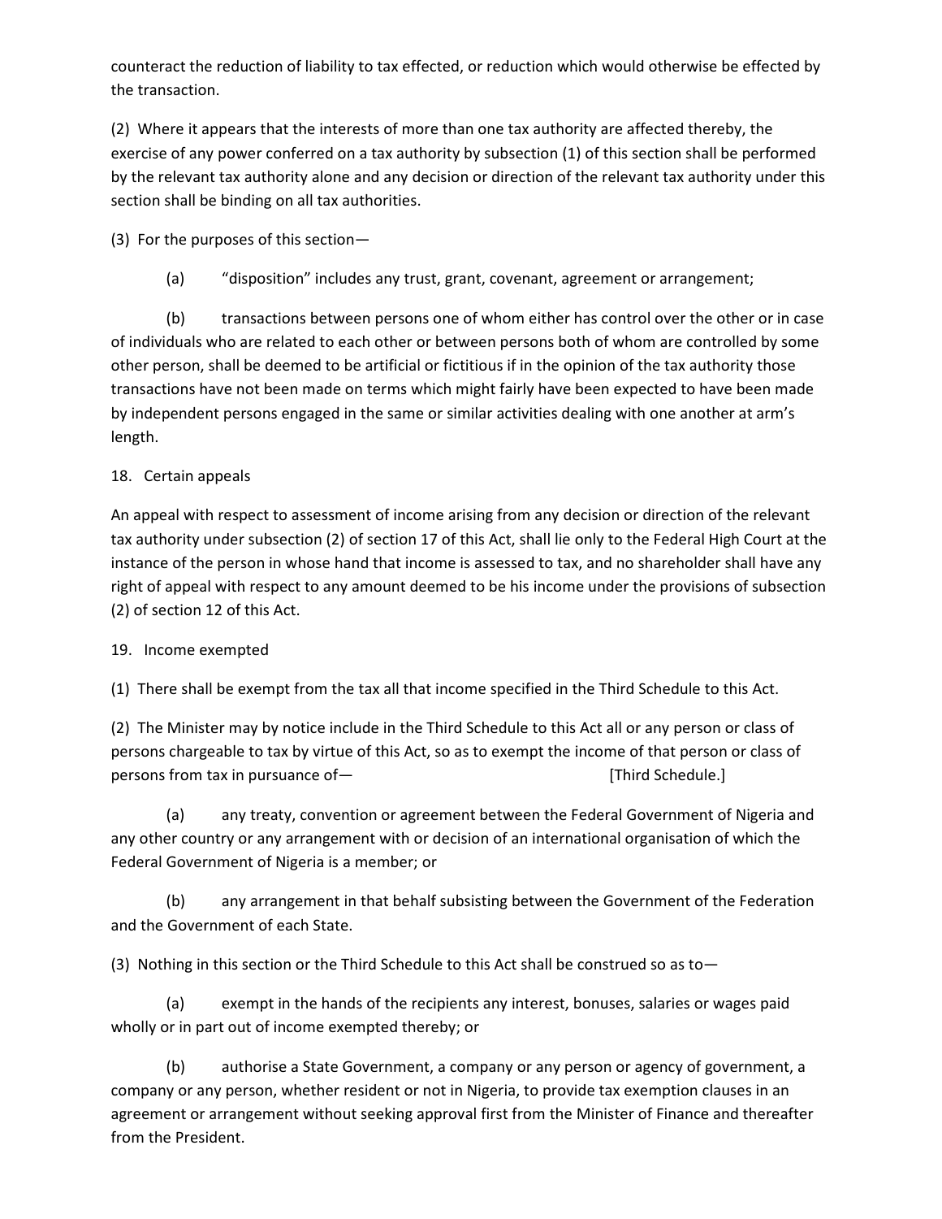counteract the reduction of liability to tax effected, or reduction which would otherwise be effected by the transaction.

(2) Where it appears that the interests of more than one tax authority are affected thereby, the exercise of any power conferred on a tax authority by subsection (1) of this section shall be performed by the relevant tax authority alone and any decision or direction of the relevant tax authority under this section shall be binding on all tax authorities.

(3) For the purposes of this section—

(a) "disposition" includes any trust, grant, covenant, agreement or arrangement;

(b) transactions between persons one of whom either has control over the other or in case of individuals who are related to each other or between persons both of whom are controlled by some other person, shall be deemed to be artificial or fictitious if in the opinion of the tax authority those transactions have not been made on terms which might fairly have been expected to have been made by independent persons engaged in the same or similar activities dealing with one another at arm's length.

18. Certain appeals

An appeal with respect to assessment of income arising from any decision or direction of the relevant tax authority under subsection (2) of section 17 of this Act, shall lie only to the Federal High Court at the instance of the person in whose hand that income is assessed to tax, and no shareholder shall have any right of appeal with respect to any amount deemed to be his income under the provisions of subsection (2) of section 12 of this Act.

19. Income exempted

(1) There shall be exempt from the tax all that income specified in the Third Schedule to this Act.

(2) The Minister may by notice include in the Third Schedule to this Act all or any person or class of persons chargeable to tax by virtue of this Act, so as to exempt the income of that person or class of persons from tax in pursuance of— [Third Schedule.]

(a) any treaty, convention or agreement between the Federal Government of Nigeria and any other country or any arrangement with or decision of an international organisation of which the Federal Government of Nigeria is a member; or

(b) any arrangement in that behalf subsisting between the Government of the Federation and the Government of each State.

(3) Nothing in this section or the Third Schedule to this Act shall be construed so as to—

(a) exempt in the hands of the recipients any interest, bonuses, salaries or wages paid wholly or in part out of income exempted thereby; or

(b) authorise a State Government, a company or any person or agency of government, a company or any person, whether resident or not in Nigeria, to provide tax exemption clauses in an agreement or arrangement without seeking approval first from the Minister of Finance and thereafter from the President.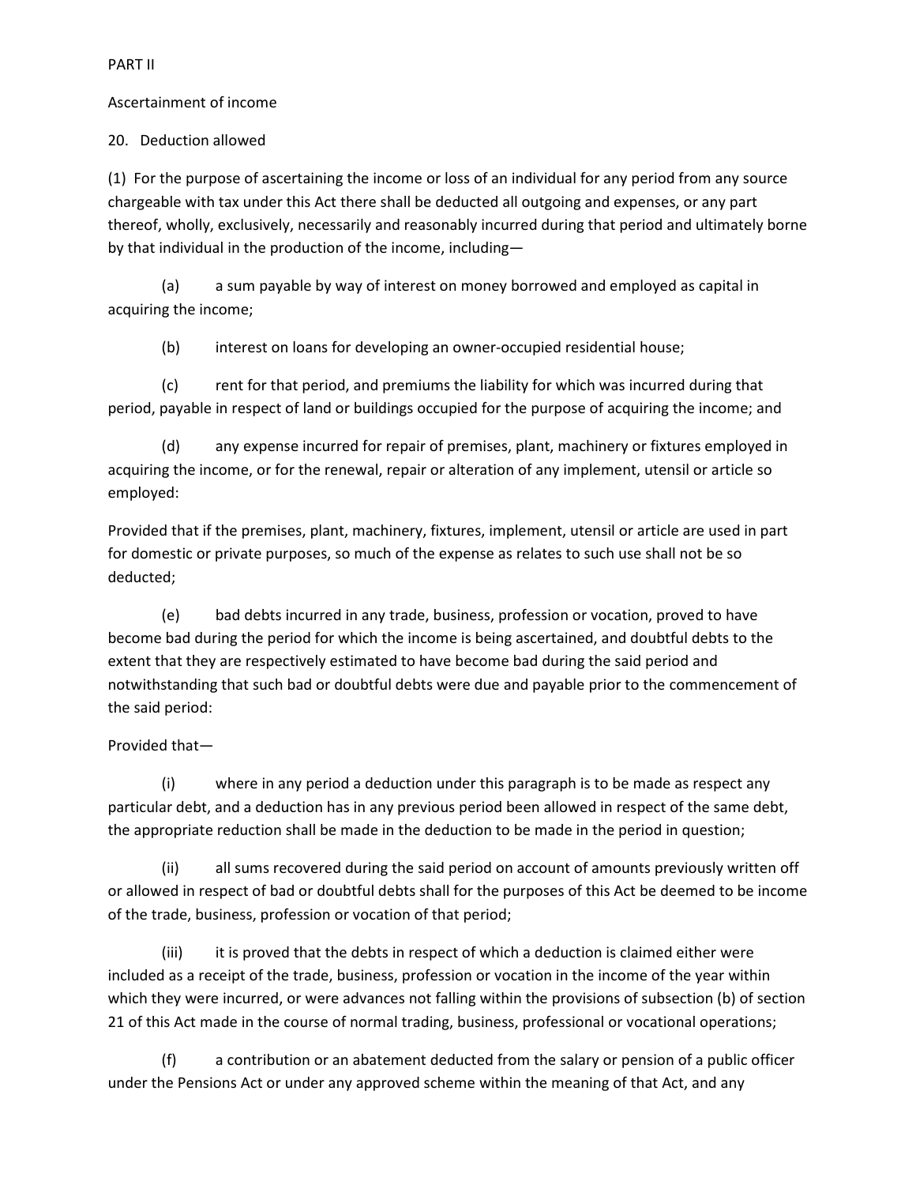PART II

Ascertainment of income

20. Deduction allowed

(1) For the purpose of ascertaining the income or loss of an individual for any period from any source chargeable with tax under this Act there shall be deducted all outgoing and expenses, or any part thereof, wholly, exclusively, necessarily and reasonably incurred during that period and ultimately borne by that individual in the production of the income, including—

(a) a sum payable by way of interest on money borrowed and employed as capital in acquiring the income;

(b) interest on loans for developing an owner-occupied residential house;

(c) rent for that period, and premiums the liability for which was incurred during that period, payable in respect of land or buildings occupied for the purpose of acquiring the income; and

(d) any expense incurred for repair of premises, plant, machinery or fixtures employed in acquiring the income, or for the renewal, repair or alteration of any implement, utensil or article so employed:

Provided that if the premises, plant, machinery, fixtures, implement, utensil or article are used in part for domestic or private purposes, so much of the expense as relates to such use shall not be so deducted;

(e) bad debts incurred in any trade, business, profession or vocation, proved to have become bad during the period for which the income is being ascertained, and doubtful debts to the extent that they are respectively estimated to have become bad during the said period and notwithstanding that such bad or doubtful debts were due and payable prior to the commencement of the said period:

Provided that—

(i) where in any period a deduction under this paragraph is to be made as respect any particular debt, and a deduction has in any previous period been allowed in respect of the same debt, the appropriate reduction shall be made in the deduction to be made in the period in question;

(ii) all sums recovered during the said period on account of amounts previously written off or allowed in respect of bad or doubtful debts shall for the purposes of this Act be deemed to be income of the trade, business, profession or vocation of that period;

(iii) it is proved that the debts in respect of which a deduction is claimed either were included as a receipt of the trade, business, profession or vocation in the income of the year within which they were incurred, or were advances not falling within the provisions of subsection (b) of section 21 of this Act made in the course of normal trading, business, professional or vocational operations;

(f) a contribution or an abatement deducted from the salary or pension of a public officer under the Pensions Act or under any approved scheme within the meaning of that Act, and any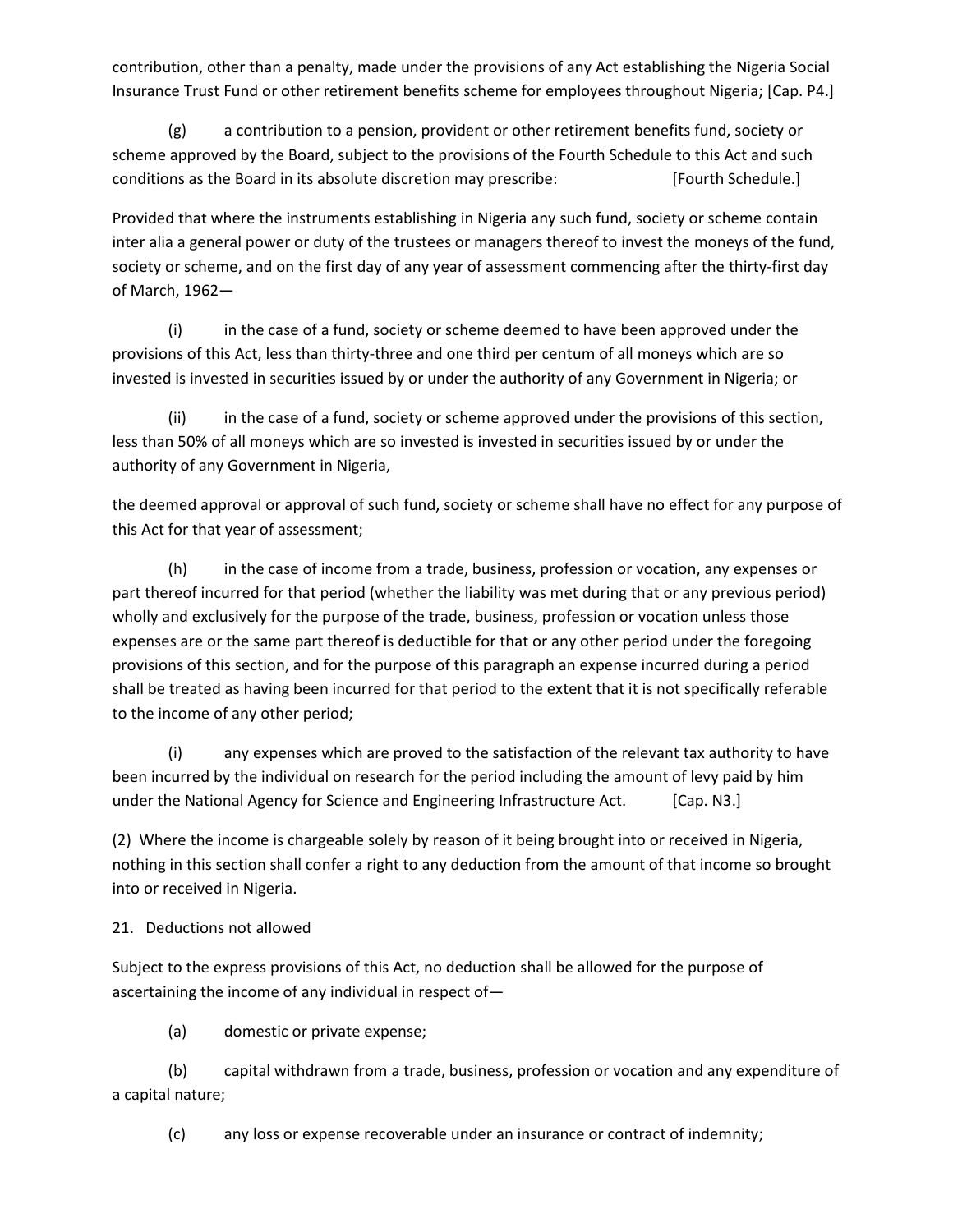contribution, other than a penalty, made under the provisions of any Act establishing the Nigeria Social Insurance Trust Fund or other retirement benefits scheme for employees throughout Nigeria; [Cap. P4.]

(g) a contribution to a pension, provident or other retirement benefits fund, society or scheme approved by the Board, subject to the provisions of the Fourth Schedule to this Act and such conditions as the Board in its absolute discretion may prescribe: [Fourth Schedule.]

Provided that where the instruments establishing in Nigeria any such fund, society or scheme contain inter alia a general power or duty of the trustees or managers thereof to invest the moneys of the fund, society or scheme, and on the first day of any year of assessment commencing after the thirty-first day of March, 1962—

(i) in the case of a fund, society or scheme deemed to have been approved under the provisions of this Act, less than thirty-three and one third per centum of all moneys which are so invested is invested in securities issued by or under the authority of any Government in Nigeria; or

(ii) in the case of a fund, society or scheme approved under the provisions of this section, less than 50% of all moneys which are so invested is invested in securities issued by or under the authority of any Government in Nigeria,

the deemed approval or approval of such fund, society or scheme shall have no effect for any purpose of this Act for that year of assessment;

(h) in the case of income from a trade, business, profession or vocation, any expenses or part thereof incurred for that period (whether the liability was met during that or any previous period) wholly and exclusively for the purpose of the trade, business, profession or vocation unless those expenses are or the same part thereof is deductible for that or any other period under the foregoing provisions of this section, and for the purpose of this paragraph an expense incurred during a period shall be treated as having been incurred for that period to the extent that it is not specifically referable to the income of any other period;

(i) any expenses which are proved to the satisfaction of the relevant tax authority to have been incurred by the individual on research for the period including the amount of levy paid by him under the National Agency for Science and Engineering Infrastructure Act. [Cap. N3.]

(2) Where the income is chargeable solely by reason of it being brought into or received in Nigeria, nothing in this section shall confer a right to any deduction from the amount of that income so brought into or received in Nigeria.

21. Deductions not allowed

Subject to the express provisions of this Act, no deduction shall be allowed for the purpose of ascertaining the income of any individual in respect of—

(a) domestic or private expense;

(b) capital withdrawn from a trade, business, profession or vocation and any expenditure of a capital nature;

(c) any loss or expense recoverable under an insurance or contract of indemnity;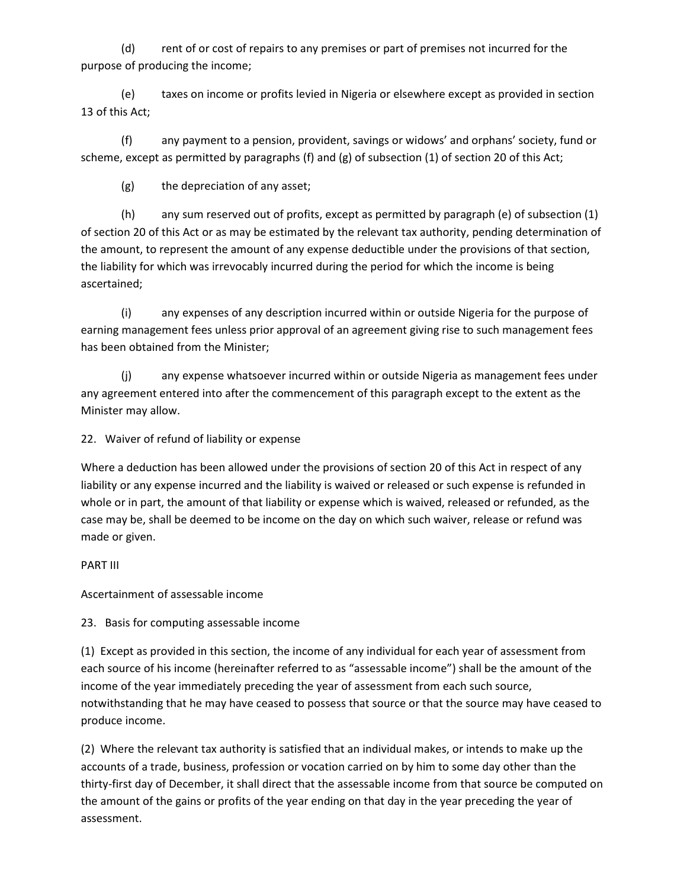(d) rent of or cost of repairs to any premises or part of premises not incurred for the purpose of producing the income;

(e) taxes on income or profits levied in Nigeria or elsewhere except as provided in section 13 of this Act;

(f) any payment to a pension, provident, savings or widows' and orphans' society, fund or scheme, except as permitted by paragraphs (f) and (g) of subsection (1) of section 20 of this Act;

(g) the depreciation of any asset;

(h) any sum reserved out of profits, except as permitted by paragraph (e) of subsection (1) of section 20 of this Act or as may be estimated by the relevant tax authority, pending determination of the amount, to represent the amount of any expense deductible under the provisions of that section, the liability for which was irrevocably incurred during the period for which the income is being ascertained;

(i) any expenses of any description incurred within or outside Nigeria for the purpose of earning management fees unless prior approval of an agreement giving rise to such management fees has been obtained from the Minister;

(j) any expense whatsoever incurred within or outside Nigeria as management fees under any agreement entered into after the commencement of this paragraph except to the extent as the Minister may allow.

22. Waiver of refund of liability or expense

Where a deduction has been allowed under the provisions of section 20 of this Act in respect of any liability or any expense incurred and the liability is waived or released or such expense is refunded in whole or in part, the amount of that liability or expense which is waived, released or refunded, as the case may be, shall be deemed to be income on the day on which such waiver, release or refund was made or given.

PART III

Ascertainment of assessable income

23. Basis for computing assessable income

(1) Except as provided in this section, the income of any individual for each year of assessment from each source of his income (hereinafter referred to as "assessable income") shall be the amount of the income of the year immediately preceding the year of assessment from each such source, notwithstanding that he may have ceased to possess that source or that the source may have ceased to produce income.

(2) Where the relevant tax authority is satisfied that an individual makes, or intends to make up the accounts of a trade, business, profession or vocation carried on by him to some day other than the thirty-first day of December, it shall direct that the assessable income from that source be computed on the amount of the gains or profits of the year ending on that day in the year preceding the year of assessment.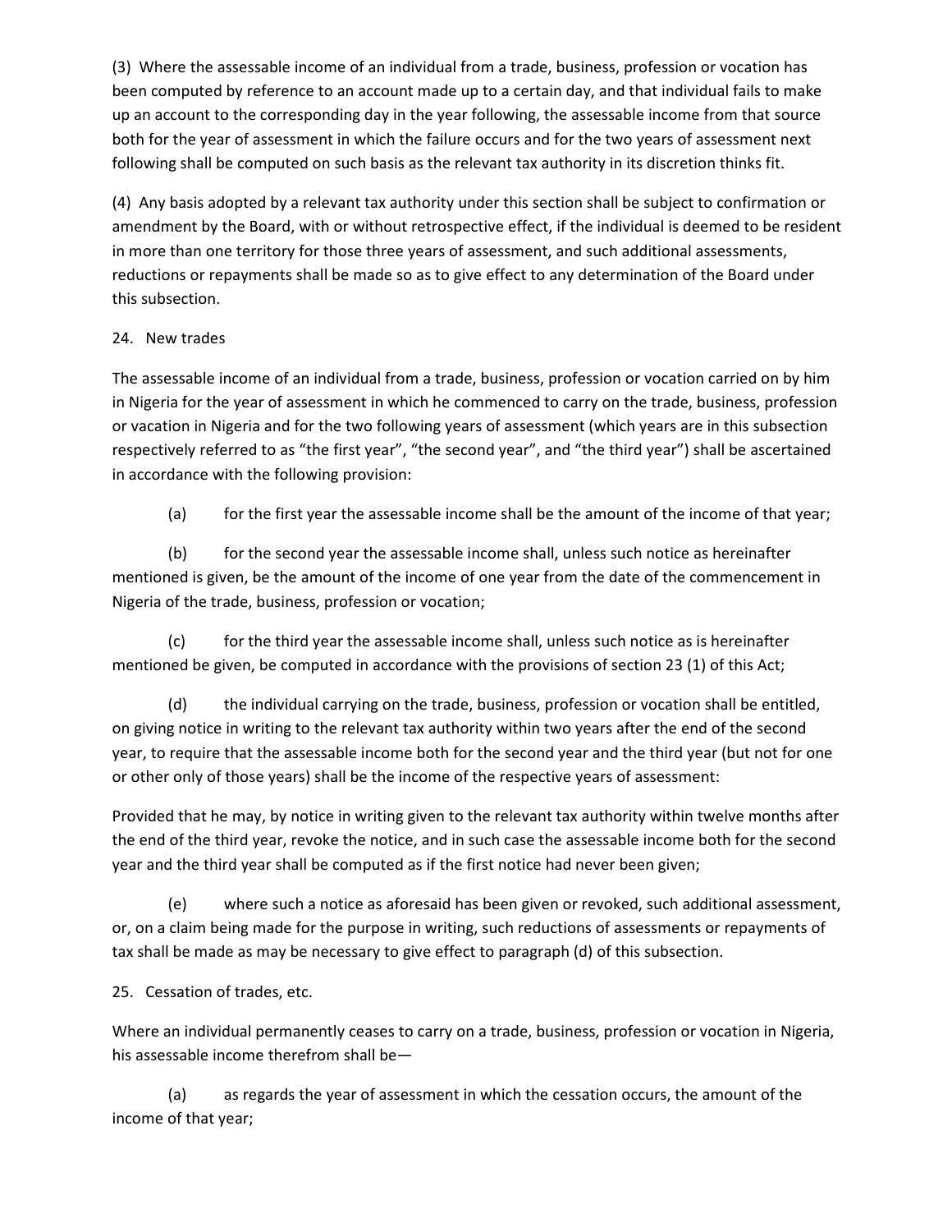(3) Where the assessable income of an individual from a trade, business, profession or vocation has been computed by reference to an account made up to a certain day, and that individual fails to make up an account to the corresponding day in the year following, the assessable income from that source both for the year of assessment in which the failure occurs and for the two years of assessment next following shall be computed on such basis as the relevant tax authority in its discretion thinks fit.

(4) Any basis adopted by a relevant tax authority under this section shall be subject to confirmation or amendment by the Board, with or without retrospective effect, if the individual is deemed to be resident in more than one territory for those three years of assessment, and such additional assessments, reductions or repayments shall be made so as to give effect to any determination of the Board under this subsection.

## 24. New trades

The assessable income of an individual from a trade, business, profession or vocation carried on by him in Nigeria for the year of assessment in which he commenced to carry on the trade, business, profession or vacation in Nigeria and for the two following years of assessment (which years are in this subsection respectively referred to as "the first year", "the second year", and "the third year") shall be ascertained in accordance with the following provision:

(a) for the first year the assessable income shall be the amount of the income of that year;

(b) for the second year the assessable income shall, unless such notice as hereinafter mentioned is given, be the amount of the income of one year from the date of the commencement in Nigeria of the trade, business, profession or vocation;

(c) for the third year the assessable income shall, unless such notice as is hereinafter mentioned be given, be computed in accordance with the provisions of section 23 (1) of this Act;

(d) the individual carrying on the trade, business, profession or vocation shall be entitled, on giving notice in writing to the relevant tax authority within two years after the end of the second year, to require that the assessable income both for the second year and the third year (but not for one or other only of those years) shall be the income of the respective years of assessment:

Provided that he may, by notice in writing given to the relevant tax authority within twelve months after the end of the third year, revoke the notice, and in such case the assessable income both for the second year and the third year shall be computed as if the first notice had never been given;

(e) where such a notice as aforesaid has been given or revoked, such additional assessment, or, on a claim being made for the purpose in writing, such reductions of assessments or repayments of tax shall be made as may be necessary to give effect to paragraph (d) of this subsection.

## 25. Cessation of trades, etc.

Where an individual permanently ceases to carry on a trade, business, profession or vocation in Nigeria, his assessable income therefrom shall be—

(a) as regards the year of assessment in which the cessation occurs, the amount of the income of that year;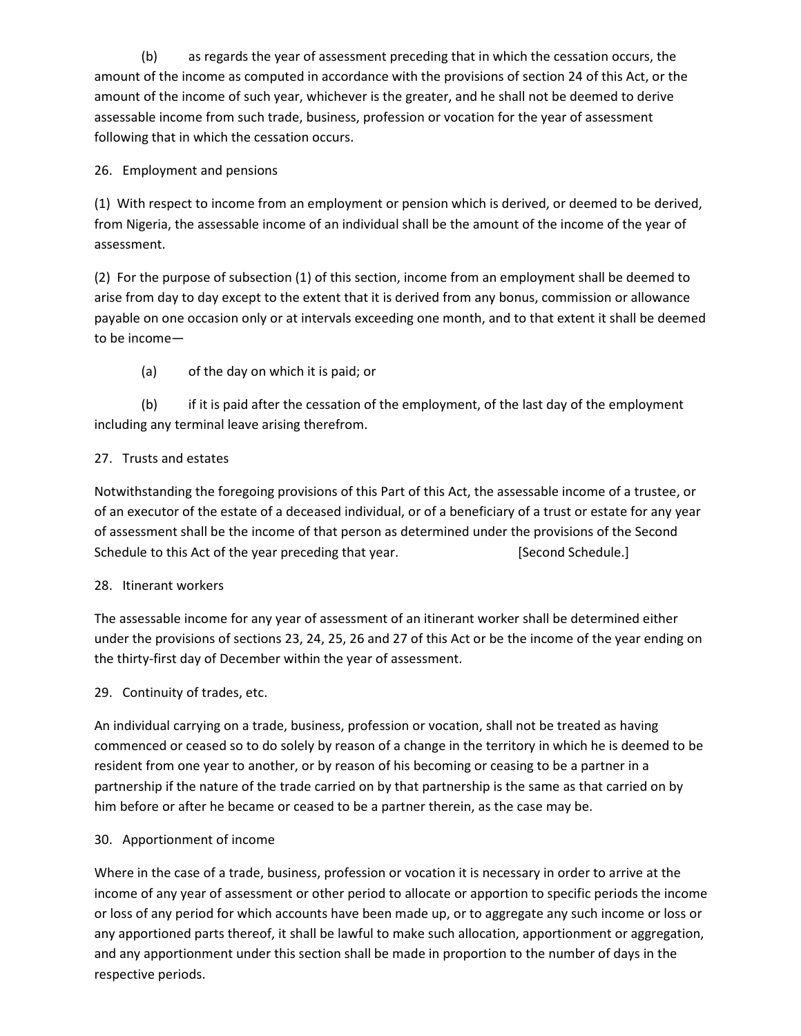(b) as regards the year of assessment preceding that in which the cessation occurs, the amount of the income as computed in accordance with the provisions of section 24 of this Act, or the amount of the income of such year, whichever is the greater, and he shall not be deemed to derive assessable income from such trade, business, profession or vocation for the year of assessment following that in which the cessation occurs.

26. Employment and pensions

(1) With respect to income from an employment or pension which is derived, or deemed to be derived, from Nigeria, the assessable income of an individual shall be the amount of the income of the year of assessment.

(2) For the purpose of subsection (1) of this section, income from an employment shall be deemed to arise from day to day except to the extent that it is derived from any bonus, commission or allowance payable on one occasion only or at intervals exceeding one month, and to that extent it shall be deemed to be income—

(a) of the day on which it is paid; or

(b) if it is paid after the cessation of the employment, of the last day of the employment including any terminal leave arising therefrom.

27. Trusts and estates

Notwithstanding the foregoing provisions of this Part of this Act, the assessable income of a trustee, or of an executor of the estate of a deceased individual, or of a beneficiary of a trust or estate for any year of assessment shall be the income of that person as determined under the provisions of the Second Schedule to this Act of the year preceding that year. [Second Schedule.]

28. Itinerant workers

The assessable income for any year of assessment of an itinerant worker shall be determined either under the provisions of sections 23, 24, 25, 26 and 27 of this Act or be the income of the year ending on the thirty-first day of December within the year of assessment.

29. Continuity of trades, etc.

An individual carrying on a trade, business, profession or vocation, shall not be treated as having commenced or ceased so to do solely by reason of a change in the territory in which he is deemed to be resident from one year to another, or by reason of his becoming or ceasing to be a partner in a partnership if the nature of the trade carried on by that partnership is the same as that carried on by him before or after he became or ceased to be a partner therein, as the case may be.

30. Apportionment of income

Where in the case of a trade, business, profession or vocation it is necessary in order to arrive at the income of any year of assessment or other period to allocate or apportion to specific periods the income or loss of any period for which accounts have been made up, or to aggregate any such income or loss or any apportioned parts thereof, it shall be lawful to make such allocation, apportionment or aggregation, and any apportionment under this section shall be made in proportion to the number of days in the respective periods.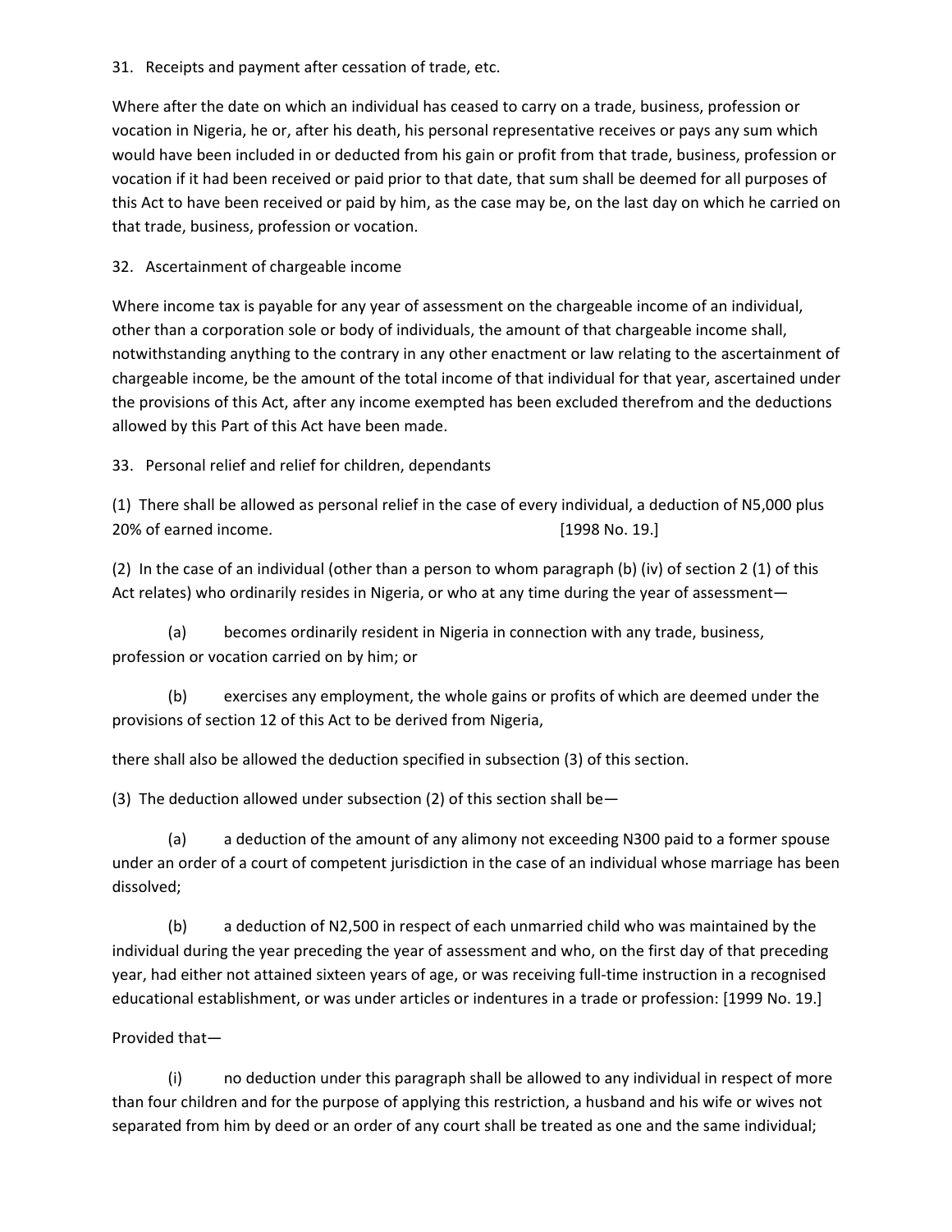31. Receipts and payment after cessation of trade, etc.

Where after the date on which an individual has ceased to carry on a trade, business, profession or vocation in Nigeria, he or, after his death, his personal representative receives or pays any sum which would have been included in or deducted from his gain or profit from that trade, business, profession or vocation if it had been received or paid prior to that date, that sum shall be deemed for all purposes of this Act to have been received or paid by him, as the case may be, on the last day on which he carried on that trade, business, profession or vocation.

32. Ascertainment of chargeable income

Where income tax is payable for any year of assessment on the chargeable income of an individual, other than a corporation sole or body of individuals, the amount of that chargeable income shall, notwithstanding anything to the contrary in any other enactment or law relating to the ascertainment of chargeable income, be the amount of the total income of that individual for that year, ascertained under the provisions of this Act, after any income exempted has been excluded therefrom and the deductions allowed by this Part of this Act have been made.

33. Personal relief and relief for children, dependants

(1) There shall be allowed as personal relief in the case of every individual, a deduction of N5,000 plus 20% of earned income. [1998 No. 19.]

(2) In the case of an individual (other than a person to whom paragraph (b) (iv) of section 2 (1) of this Act relates) who ordinarily resides in Nigeria, or who at any time during the year of assessment—

(a) becomes ordinarily resident in Nigeria in connection with any trade, business, profession or vocation carried on by him; or

(b) exercises any employment, the whole gains or profits of which are deemed under the provisions of section 12 of this Act to be derived from Nigeria,

there shall also be allowed the deduction specified in subsection (3) of this section.

(3) The deduction allowed under subsection (2) of this section shall be—

(a) a deduction of the amount of any alimony not exceeding N300 paid to a former spouse under an order of a court of competent jurisdiction in the case of an individual whose marriage has been dissolved;

(b) a deduction of N2,500 in respect of each unmarried child who was maintained by the individual during the year preceding the year of assessment and who, on the first day of that preceding year, had either not attained sixteen years of age, or was receiving full-time instruction in a recognised educational establishment, or was under articles or indentures in a trade or profession: [1999 No. 19.]

Provided that—

(i) no deduction under this paragraph shall be allowed to any individual in respect of more than four children and for the purpose of applying this restriction, a husband and his wife or wives not separated from him by deed or an order of any court shall be treated as one and the same individual;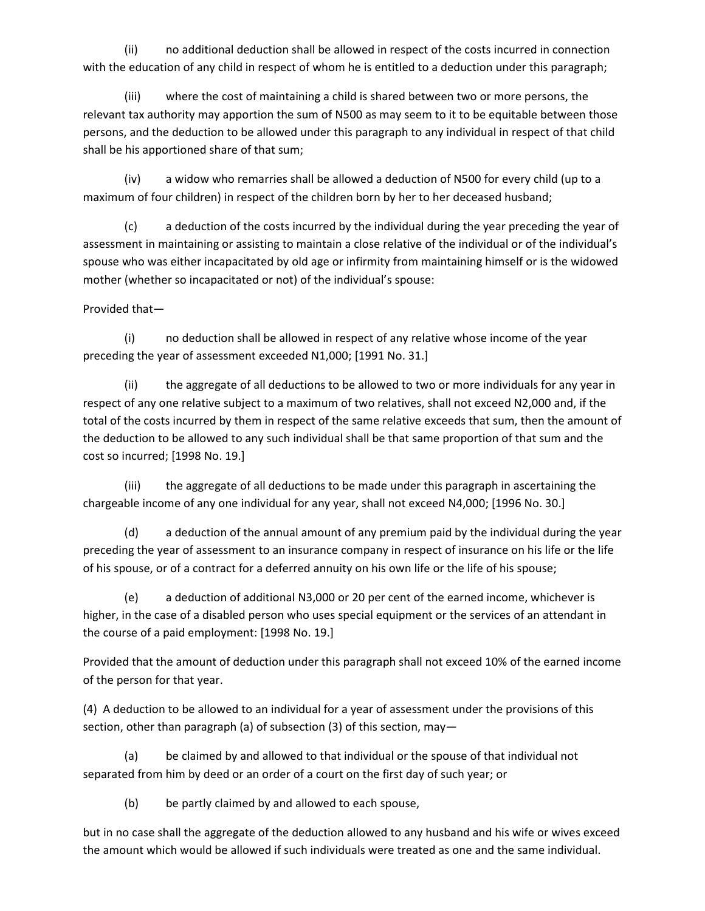(ii) no additional deduction shall be allowed in respect of the costs incurred in connection with the education of any child in respect of whom he is entitled to a deduction under this paragraph;

(iii) where the cost of maintaining a child is shared between two or more persons, the relevant tax authority may apportion the sum of N500 as may seem to it to be equitable between those persons, and the deduction to be allowed under this paragraph to any individual in respect of that child shall be his apportioned share of that sum;

(iv) a widow who remarries shall be allowed a deduction of N500 for every child (up to a maximum of four children) in respect of the children born by her to her deceased husband;

(c) a deduction of the costs incurred by the individual during the year preceding the year of assessment in maintaining or assisting to maintain a close relative of the individual or of the individual's spouse who was either incapacitated by old age or infirmity from maintaining himself or is the widowed mother (whether so incapacitated or not) of the individual's spouse:

Provided that—

(i) no deduction shall be allowed in respect of any relative whose income of the year preceding the year of assessment exceeded N1,000; [1991 No. 31.]

(ii) the aggregate of all deductions to be allowed to two or more individuals for any year in respect of any one relative subject to a maximum of two relatives, shall not exceed N2,000 and, if the total of the costs incurred by them in respect of the same relative exceeds that sum, then the amount of the deduction to be allowed to any such individual shall be that same proportion of that sum and the cost so incurred; [1998 No. 19.]

(iii) the aggregate of all deductions to be made under this paragraph in ascertaining the chargeable income of any one individual for any year, shall not exceed N4,000; [1996 No. 30.]

(d) a deduction of the annual amount of any premium paid by the individual during the year preceding the year of assessment to an insurance company in respect of insurance on his life or the life of his spouse, or of a contract for a deferred annuity on his own life or the life of his spouse;

(e) a deduction of additional N3,000 or 20 per cent of the earned income, whichever is higher, in the case of a disabled person who uses special equipment or the services of an attendant in the course of a paid employment: [1998 No. 19.]

Provided that the amount of deduction under this paragraph shall not exceed 10% of the earned income of the person for that year.

(4) A deduction to be allowed to an individual for a year of assessment under the provisions of this section, other than paragraph (a) of subsection (3) of this section, may—

(a) be claimed by and allowed to that individual or the spouse of that individual not separated from him by deed or an order of a court on the first day of such year; or

(b) be partly claimed by and allowed to each spouse,

but in no case shall the aggregate of the deduction allowed to any husband and his wife or wives exceed the amount which would be allowed if such individuals were treated as one and the same individual.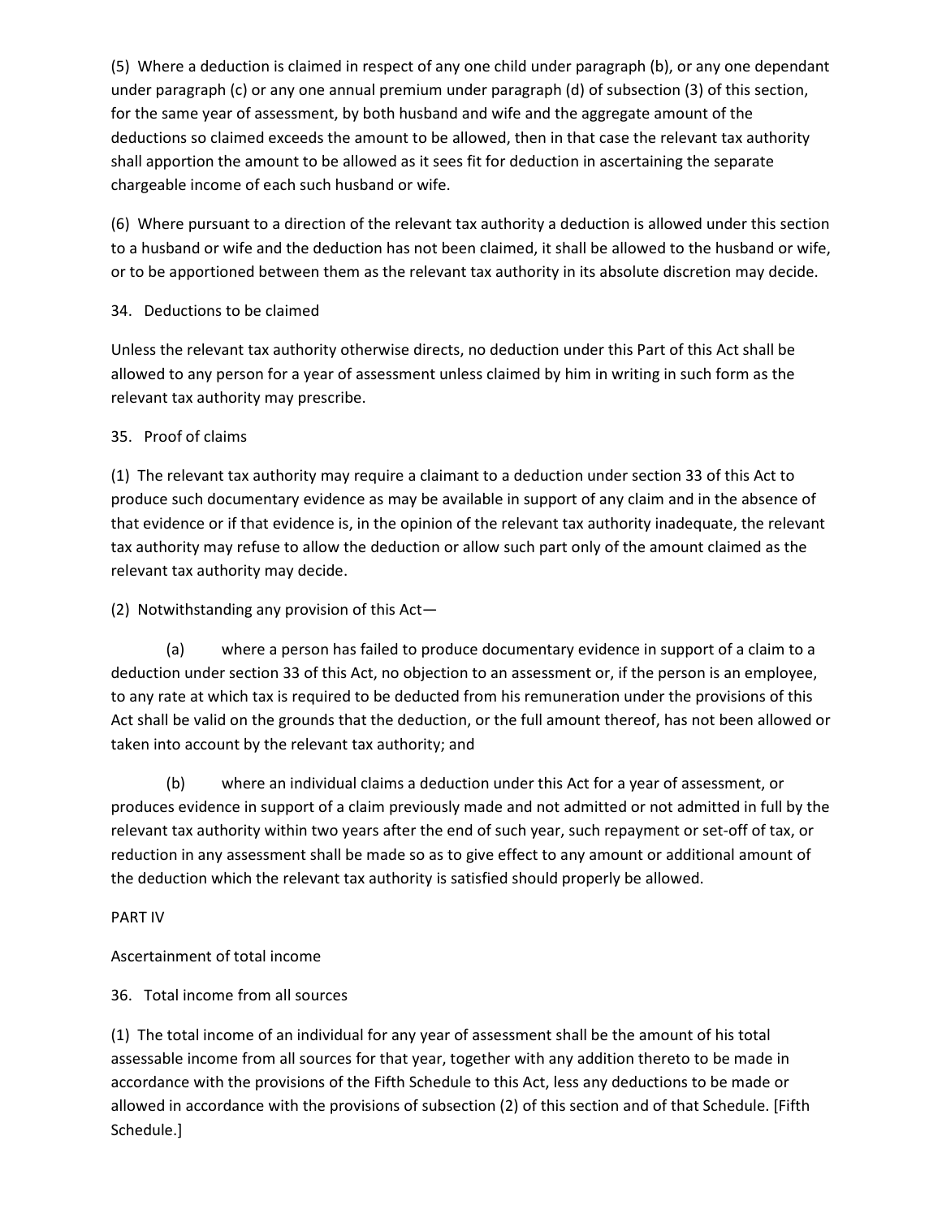(5) Where a deduction is claimed in respect of any one child under paragraph (b), or any one dependant under paragraph (c) or any one annual premium under paragraph (d) of subsection (3) of this section, for the same year of assessment, by both husband and wife and the aggregate amount of the deductions so claimed exceeds the amount to be allowed, then in that case the relevant tax authority shall apportion the amount to be allowed as it sees fit for deduction in ascertaining the separate chargeable income of each such husband or wife.

(6) Where pursuant to a direction of the relevant tax authority a deduction is allowed under this section to a husband or wife and the deduction has not been claimed, it shall be allowed to the husband or wife, or to be apportioned between them as the relevant tax authority in its absolute discretion may decide.

### 34. Deductions to be claimed

Unless the relevant tax authority otherwise directs, no deduction under this Part of this Act shall be allowed to any person for a year of assessment unless claimed by him in writing in such form as the relevant tax authority may prescribe.

### 35. Proof of claims

(1) The relevant tax authority may require a claimant to a deduction under section 33 of this Act to produce such documentary evidence as may be available in support of any claim and in the absence of that evidence or if that evidence is, in the opinion of the relevant tax authority inadequate, the relevant tax authority may refuse to allow the deduction or allow such part only of the amount claimed as the relevant tax authority may decide.

(2) Notwithstanding any provision of this Act—

(a) where a person has failed to produce documentary evidence in support of a claim to a deduction under section 33 of this Act, no objection to an assessment or, if the person is an employee, to any rate at which tax is required to be deducted from his remuneration under the provisions of this Act shall be valid on the grounds that the deduction, or the full amount thereof, has not been allowed or taken into account by the relevant tax authority; and

(b) where an individual claims a deduction under this Act for a year of assessment, or produces evidence in support of a claim previously made and not admitted or not admitted in full by the relevant tax authority within two years after the end of such year, such repayment or set-off of tax, or reduction in any assessment shall be made so as to give effect to any amount or additional amount of the deduction which the relevant tax authority is satisfied should properly be allowed.

## PART IV

## Ascertainment of total income

### 36. Total income from all sources

(1) The total income of an individual for any year of assessment shall be the amount of his total assessable income from all sources for that year, together with any addition thereto to be made in accordance with the provisions of the Fifth Schedule to this Act, less any deductions to be made or allowed in accordance with the provisions of subsection (2) of this section and of that Schedule. [Fifth Schedule.]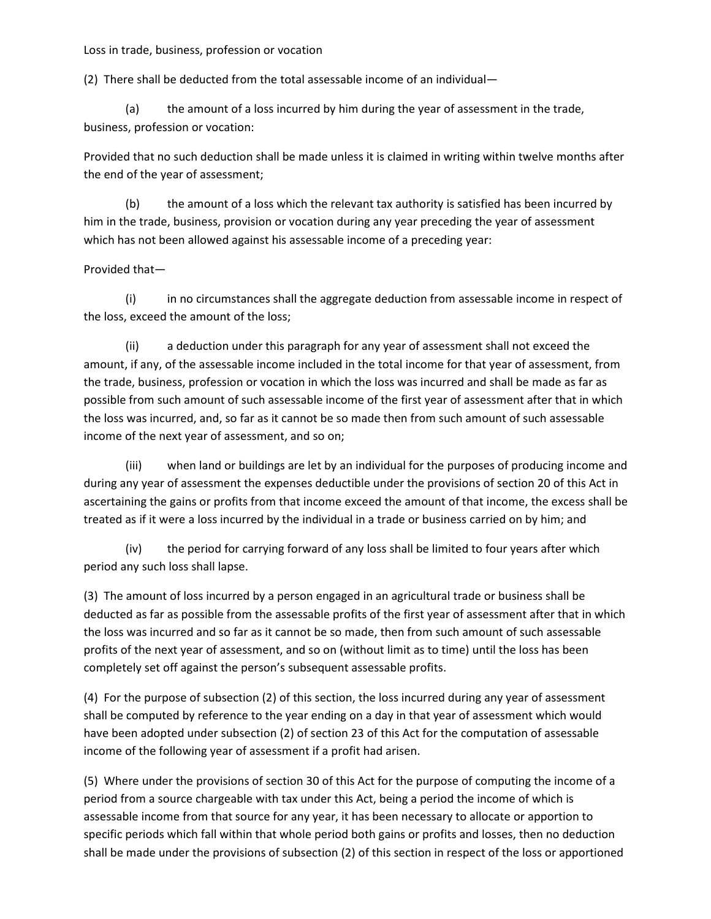Loss in trade, business, profession or vocation

(2) There shall be deducted from the total assessable income of an individual—

(a) the amount of a loss incurred by him during the year of assessment in the trade, business, profession or vocation:

Provided that no such deduction shall be made unless it is claimed in writing within twelve months after the end of the year of assessment;

(b) the amount of a loss which the relevant tax authority is satisfied has been incurred by him in the trade, business, provision or vocation during any year preceding the year of assessment which has not been allowed against his assessable income of a preceding year:

Provided that—

(i) in no circumstances shall the aggregate deduction from assessable income in respect of the loss, exceed the amount of the loss;

(ii) a deduction under this paragraph for any year of assessment shall not exceed the amount, if any, of the assessable income included in the total income for that year of assessment, from the trade, business, profession or vocation in which the loss was incurred and shall be made as far as possible from such amount of such assessable income of the first year of assessment after that in which the loss was incurred, and, so far as it cannot be so made then from such amount of such assessable income of the next year of assessment, and so on;

(iii) when land or buildings are let by an individual for the purposes of producing income and during any year of assessment the expenses deductible under the provisions of section 20 of this Act in ascertaining the gains or profits from that income exceed the amount of that income, the excess shall be treated as if it were a loss incurred by the individual in a trade or business carried on by him; and

(iv) the period for carrying forward of any loss shall be limited to four years after which period any such loss shall lapse.

(3) The amount of loss incurred by a person engaged in an agricultural trade or business shall be deducted as far as possible from the assessable profits of the first year of assessment after that in which the loss was incurred and so far as it cannot be so made, then from such amount of such assessable profits of the next year of assessment, and so on (without limit as to time) until the loss has been completely set off against the person's subsequent assessable profits.

(4) For the purpose of subsection (2) of this section, the loss incurred during any year of assessment shall be computed by reference to the year ending on a day in that year of assessment which would have been adopted under subsection (2) of section 23 of this Act for the computation of assessable income of the following year of assessment if a profit had arisen.

(5) Where under the provisions of section 30 of this Act for the purpose of computing the income of a period from a source chargeable with tax under this Act, being a period the income of which is assessable income from that source for any year, it has been necessary to allocate or apportion to specific periods which fall within that whole period both gains or profits and losses, then no deduction shall be made under the provisions of subsection (2) of this section in respect of the loss or apportioned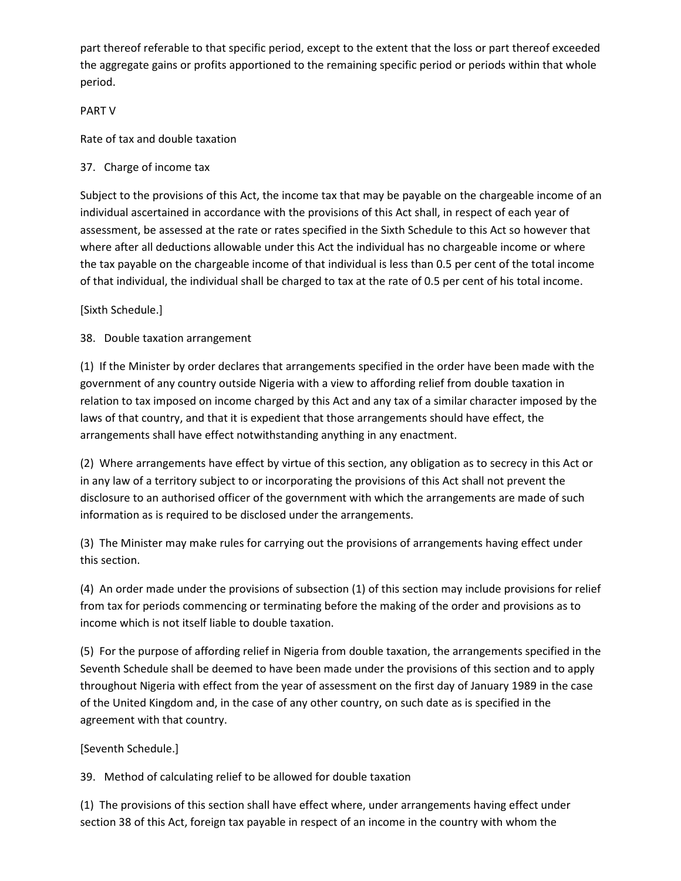part thereof referable to that specific period, except to the extent that the loss or part thereof exceeded the aggregate gains or profits apportioned to the remaining specific period or periods within that whole period.

PART V

Rate of tax and double taxation

37. Charge of income tax

Subject to the provisions of this Act, the income tax that may be payable on the chargeable income of an individual ascertained in accordance with the provisions of this Act shall, in respect of each year of assessment, be assessed at the rate or rates specified in the Sixth Schedule to this Act so however that where after all deductions allowable under this Act the individual has no chargeable income or where the tax payable on the chargeable income of that individual is less than 0.5 per cent of the total income of that individual, the individual shall be charged to tax at the rate of 0.5 per cent of his total income.

[Sixth Schedule.]

38. Double taxation arrangement

(1) If the Minister by order declares that arrangements specified in the order have been made with the government of any country outside Nigeria with a view to affording relief from double taxation in relation to tax imposed on income charged by this Act and any tax of a similar character imposed by the laws of that country, and that it is expedient that those arrangements should have effect, the arrangements shall have effect notwithstanding anything in any enactment.

(2) Where arrangements have effect by virtue of this section, any obligation as to secrecy in this Act or in any law of a territory subject to or incorporating the provisions of this Act shall not prevent the disclosure to an authorised officer of the government with which the arrangements are made of such information as is required to be disclosed under the arrangements.

(3) The Minister may make rules for carrying out the provisions of arrangements having effect under this section.

(4) An order made under the provisions of subsection (1) of this section may include provisions for relief from tax for periods commencing or terminating before the making of the order and provisions as to income which is not itself liable to double taxation.

(5) For the purpose of affording relief in Nigeria from double taxation, the arrangements specified in the Seventh Schedule shall be deemed to have been made under the provisions of this section and to apply throughout Nigeria with effect from the year of assessment on the first day of January 1989 in the case of the United Kingdom and, in the case of any other country, on such date as is specified in the agreement with that country.

[Seventh Schedule.]

39. Method of calculating relief to be allowed for double taxation

(1) The provisions of this section shall have effect where, under arrangements having effect under section 38 of this Act, foreign tax payable in respect of an income in the country with whom the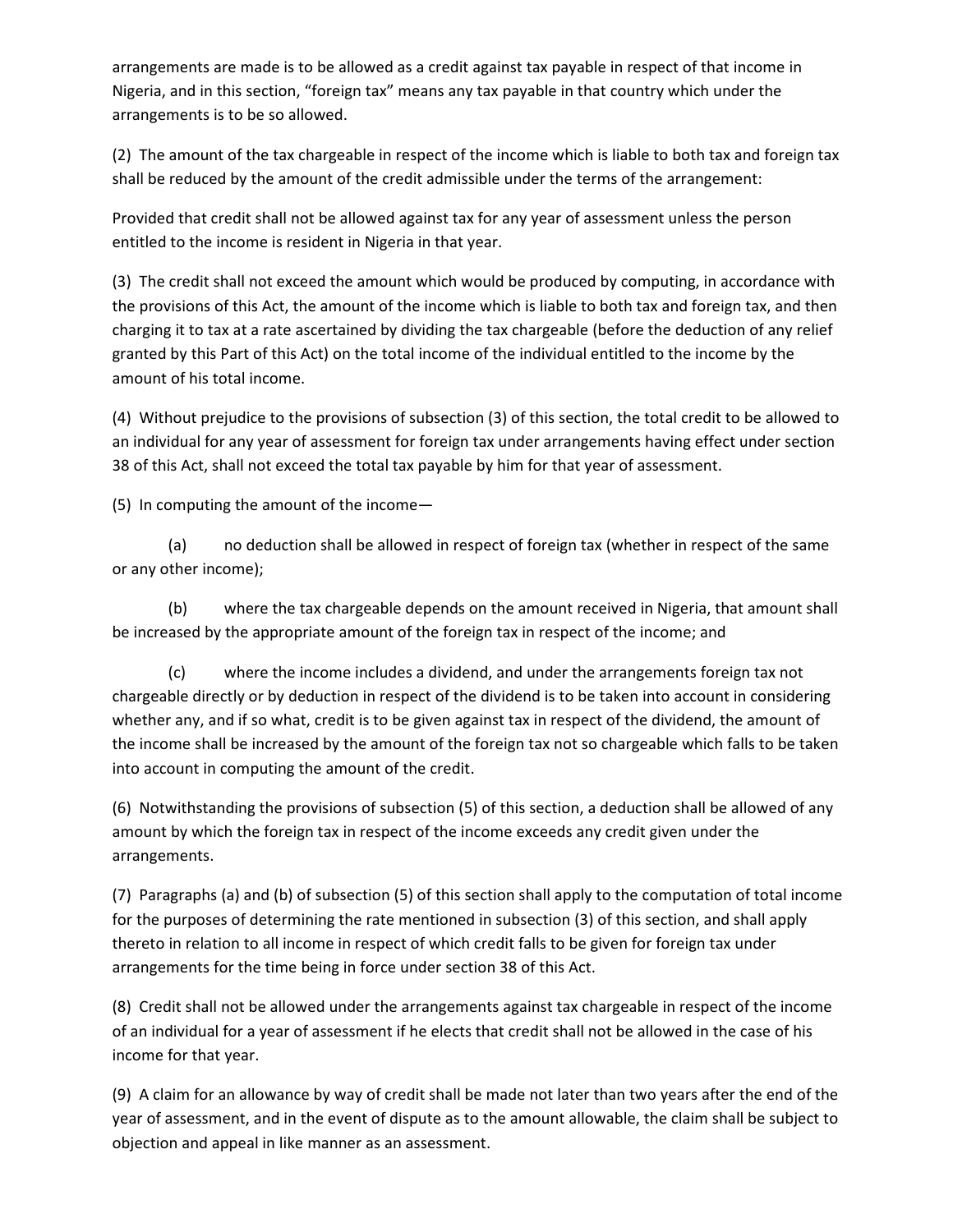arrangements are made is to be allowed as a credit against tax payable in respect of that income in Nigeria, and in this section, "foreign tax" means any tax payable in that country which under the arrangements is to be so allowed.

(2) The amount of the tax chargeable in respect of the income which is liable to both tax and foreign tax shall be reduced by the amount of the credit admissible under the terms of the arrangement:

Provided that credit shall not be allowed against tax for any year of assessment unless the person entitled to the income is resident in Nigeria in that year.

(3) The credit shall not exceed the amount which would be produced by computing, in accordance with the provisions of this Act, the amount of the income which is liable to both tax and foreign tax, and then charging it to tax at a rate ascertained by dividing the tax chargeable (before the deduction of any relief granted by this Part of this Act) on the total income of the individual entitled to the income by the amount of his total income.

(4) Without prejudice to the provisions of subsection (3) of this section, the total credit to be allowed to an individual for any year of assessment for foreign tax under arrangements having effect under section 38 of this Act, shall not exceed the total tax payable by him for that year of assessment.

(5) In computing the amount of the income—

(a) no deduction shall be allowed in respect of foreign tax (whether in respect of the same or any other income);

(b) where the tax chargeable depends on the amount received in Nigeria, that amount shall be increased by the appropriate amount of the foreign tax in respect of the income; and

(c) where the income includes a dividend, and under the arrangements foreign tax not chargeable directly or by deduction in respect of the dividend is to be taken into account in considering whether any, and if so what, credit is to be given against tax in respect of the dividend, the amount of the income shall be increased by the amount of the foreign tax not so chargeable which falls to be taken into account in computing the amount of the credit.

(6) Notwithstanding the provisions of subsection (5) of this section, a deduction shall be allowed of any amount by which the foreign tax in respect of the income exceeds any credit given under the arrangements.

(7) Paragraphs (a) and (b) of subsection (5) of this section shall apply to the computation of total income for the purposes of determining the rate mentioned in subsection (3) of this section, and shall apply thereto in relation to all income in respect of which credit falls to be given for foreign tax under arrangements for the time being in force under section 38 of this Act.

(8) Credit shall not be allowed under the arrangements against tax chargeable in respect of the income of an individual for a year of assessment if he elects that credit shall not be allowed in the case of his income for that year.

(9) A claim for an allowance by way of credit shall be made not later than two years after the end of the year of assessment, and in the event of dispute as to the amount allowable, the claim shall be subject to objection and appeal in like manner as an assessment.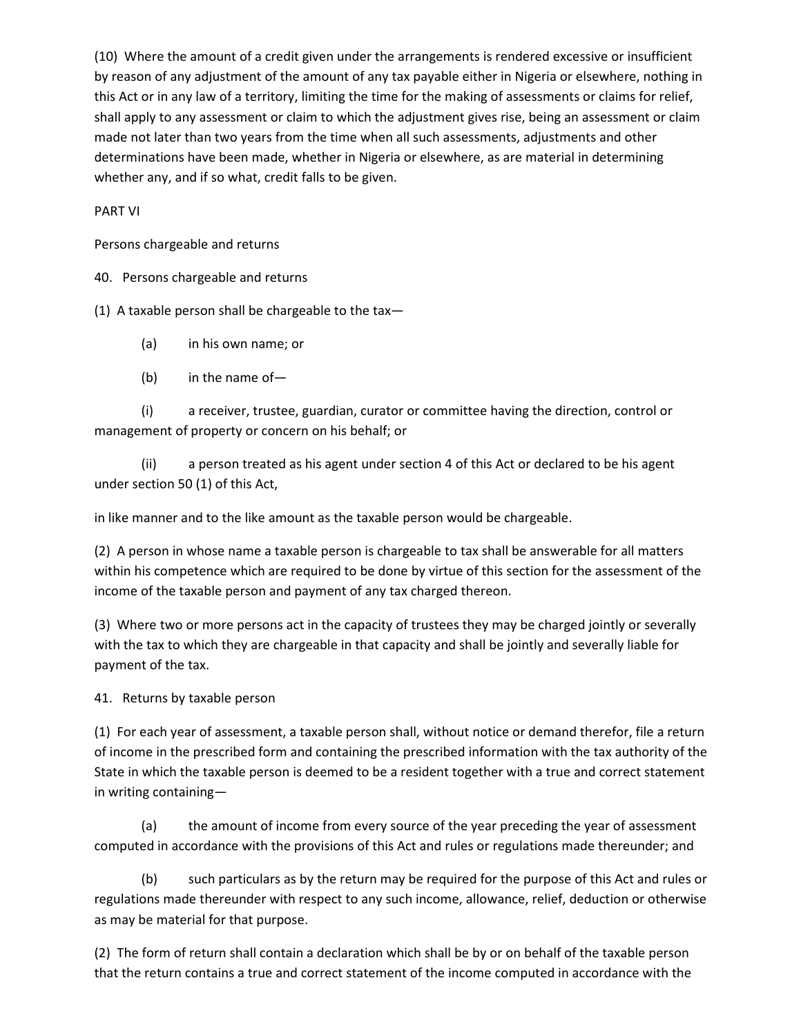(10) Where the amount of a credit given under the arrangements is rendered excessive or insufficient by reason of any adjustment of the amount of any tax payable either in Nigeria or elsewhere, nothing in this Act or in any law of a territory, limiting the time for the making of assessments or claims for relief, shall apply to any assessment or claim to which the adjustment gives rise, being an assessment or claim made not later than two years from the time when all such assessments, adjustments and other determinations have been made, whether in Nigeria or elsewhere, as are material in determining whether any, and if so what, credit falls to be given.

## PART VI

## Persons chargeable and returns

### 40. Persons chargeable and returns

(1) A taxable person shall be chargeable to the tax—

(a) in his own name; or

(b) in the name of—

(i) a receiver, trustee, guardian, curator or committee having the direction, control or management of property or concern on his behalf; or

(ii) a person treated as his agent under section 4 of this Act or declared to be his agent under section 50 (1) of this Act,

in like manner and to the like amount as the taxable person would be chargeable.

(2) A person in whose name a taxable person is chargeable to tax shall be answerable for all matters within his competence which are required to be done by virtue of this section for the assessment of the income of the taxable person and payment of any tax charged thereon.

(3) Where two or more persons act in the capacity of trustees they may be charged jointly or severally with the tax to which they are chargeable in that capacity and shall be jointly and severally liable for payment of the tax.

### 41. Returns by taxable person

(1) For each year of assessment, a taxable person shall, without notice or demand therefor, file a return of income in the prescribed form and containing the prescribed information with the tax authority of the State in which the taxable person is deemed to be a resident together with a true and correct statement in writing containing—

(a) the amount of income from every source of the year preceding the year of assessment computed in accordance with the provisions of this Act and rules or regulations made thereunder; and

(b) such particulars as by the return may be required for the purpose of this Act and rules or regulations made thereunder with respect to any such income, allowance, relief, deduction or otherwise as may be material for that purpose.

(2) The form of return shall contain a declaration which shall be by or on behalf of the taxable person that the return contains a true and correct statement of the income computed in accordance with the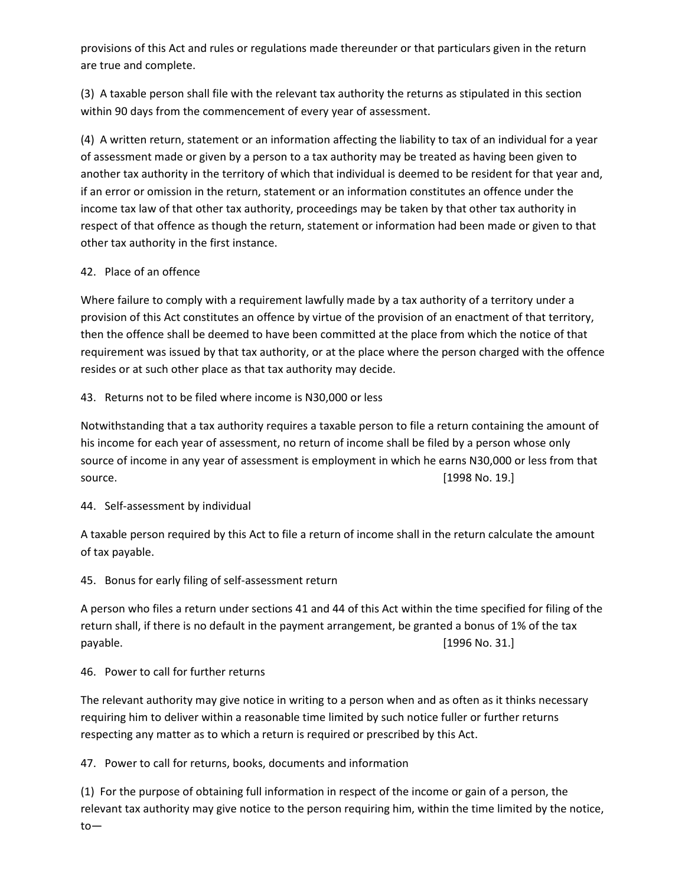provisions of this Act and rules or regulations made thereunder or that particulars given in the return are true and complete.

(3) A taxable person shall file with the relevant tax authority the returns as stipulated in this section within 90 days from the commencement of every year of assessment.

(4) A written return, statement or an information affecting the liability to tax of an individual for a year of assessment made or given by a person to a tax authority may be treated as having been given to another tax authority in the territory of which that individual is deemed to be resident for that year and, if an error or omission in the return, statement or an information constitutes an offence under the income tax law of that other tax authority, proceedings may be taken by that other tax authority in respect of that offence as though the return, statement or information had been made or given to that other tax authority in the first instance.

42. Place of an offence

Where failure to comply with a requirement lawfully made by a tax authority of a territory under a provision of this Act constitutes an offence by virtue of the provision of an enactment of that territory, then the offence shall be deemed to have been committed at the place from which the notice of that requirement was issued by that tax authority, or at the place where the person charged with the offence resides or at such other place as that tax authority may decide.

43. Returns not to be filed where income is N30,000 or less

Notwithstanding that a tax authority requires a taxable person to file a return containing the amount of his income for each year of assessment, no return of income shall be filed by a person whose only source of income in any year of assessment is employment in which he earns N30,000 or less from that source. [1998 No. 19.]

44. Self-assessment by individual

A taxable person required by this Act to file a return of income shall in the return calculate the amount of tax payable.

45. Bonus for early filing of self-assessment return

A person who files a return under sections 41 and 44 of this Act within the time specified for filing of the return shall, if there is no default in the payment arrangement, be granted a bonus of 1% of the tax payable. [1996 No. 31.]

46. Power to call for further returns

The relevant authority may give notice in writing to a person when and as often as it thinks necessary requiring him to deliver within a reasonable time limited by such notice fuller or further returns respecting any matter as to which a return is required or prescribed by this Act.

47. Power to call for returns, books, documents and information

(1) For the purpose of obtaining full information in respect of the income or gain of a person, the relevant tax authority may give notice to the person requiring him, within the time limited by the notice, to—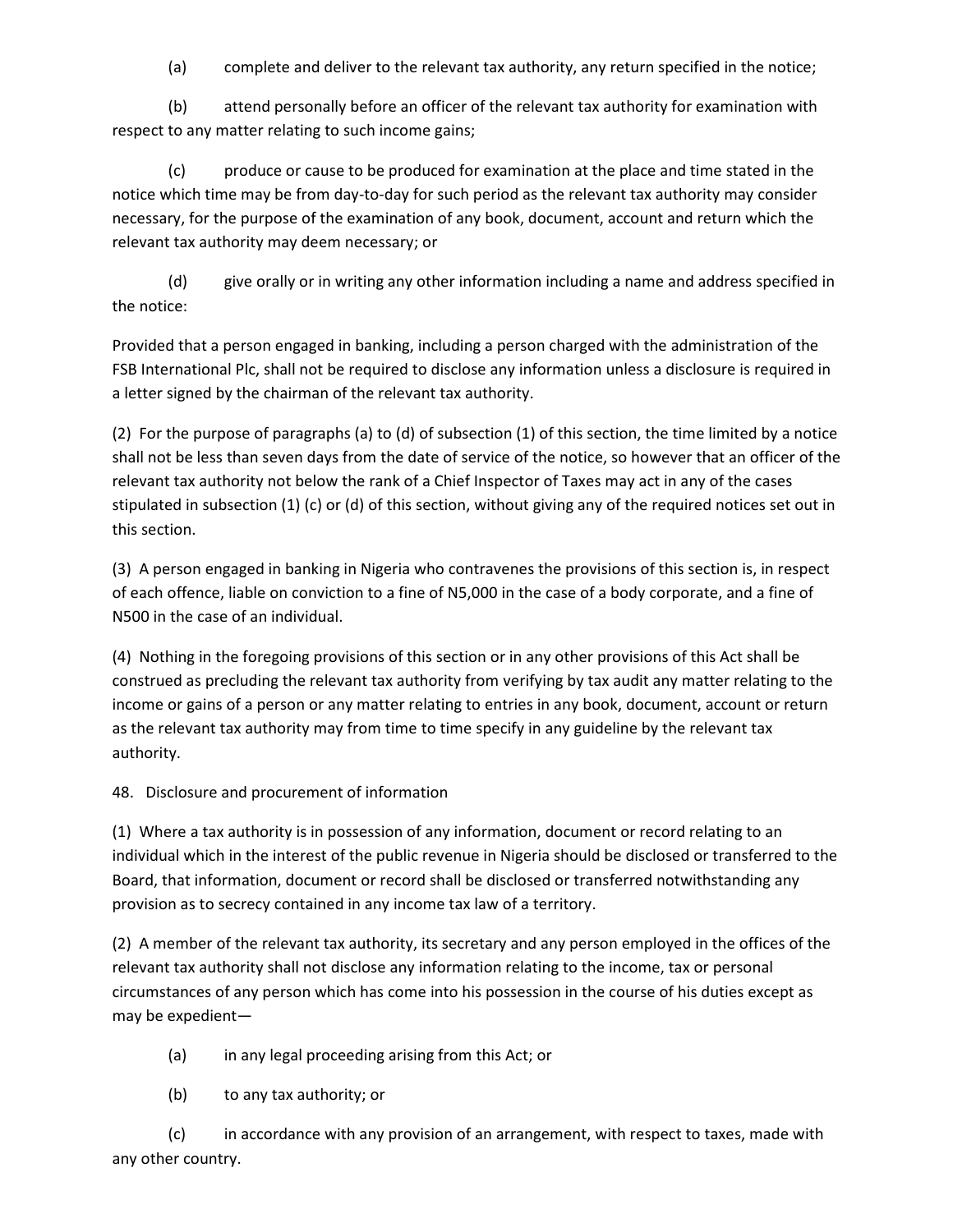(a) complete and deliver to the relevant tax authority, any return specified in the notice;

(b) attend personally before an officer of the relevant tax authority for examination with respect to any matter relating to such income gains;

(c) produce or cause to be produced for examination at the place and time stated in the notice which time may be from day-to-day for such period as the relevant tax authority may consider necessary, for the purpose of the examination of any book, document, account and return which the relevant tax authority may deem necessary; or

(d) give orally or in writing any other information including a name and address specified in the notice:

Provided that a person engaged in banking, including a person charged with the administration of the FSB International Plc, shall not be required to disclose any information unless a disclosure is required in a letter signed by the chairman of the relevant tax authority.

(2) For the purpose of paragraphs (a) to (d) of subsection (1) of this section, the time limited by a notice shall not be less than seven days from the date of service of the notice, so however that an officer of the relevant tax authority not below the rank of a Chief Inspector of Taxes may act in any of the cases stipulated in subsection (1) (c) or (d) of this section, without giving any of the required notices set out in this section.

(3) A person engaged in banking in Nigeria who contravenes the provisions of this section is, in respect of each offence, liable on conviction to a fine of N5,000 in the case of a body corporate, and a fine of N500 in the case of an individual.

(4) Nothing in the foregoing provisions of this section or in any other provisions of this Act shall be construed as precluding the relevant tax authority from verifying by tax audit any matter relating to the income or gains of a person or any matter relating to entries in any book, document, account or return as the relevant tax authority may from time to time specify in any guideline by the relevant tax authority.

48. Disclosure and procurement of information

(1) Where a tax authority is in possession of any information, document or record relating to an individual which in the interest of the public revenue in Nigeria should be disclosed or transferred to the Board, that information, document or record shall be disclosed or transferred notwithstanding any provision as to secrecy contained in any income tax law of a territory.

(2) A member of the relevant tax authority, its secretary and any person employed in the offices of the relevant tax authority shall not disclose any information relating to the income, tax or personal circumstances of any person which has come into his possession in the course of his duties except as may be expedient—

(a) in any legal proceeding arising from this Act; or

(b) to any tax authority; or

(c) in accordance with any provision of an arrangement, with respect to taxes, made with any other country.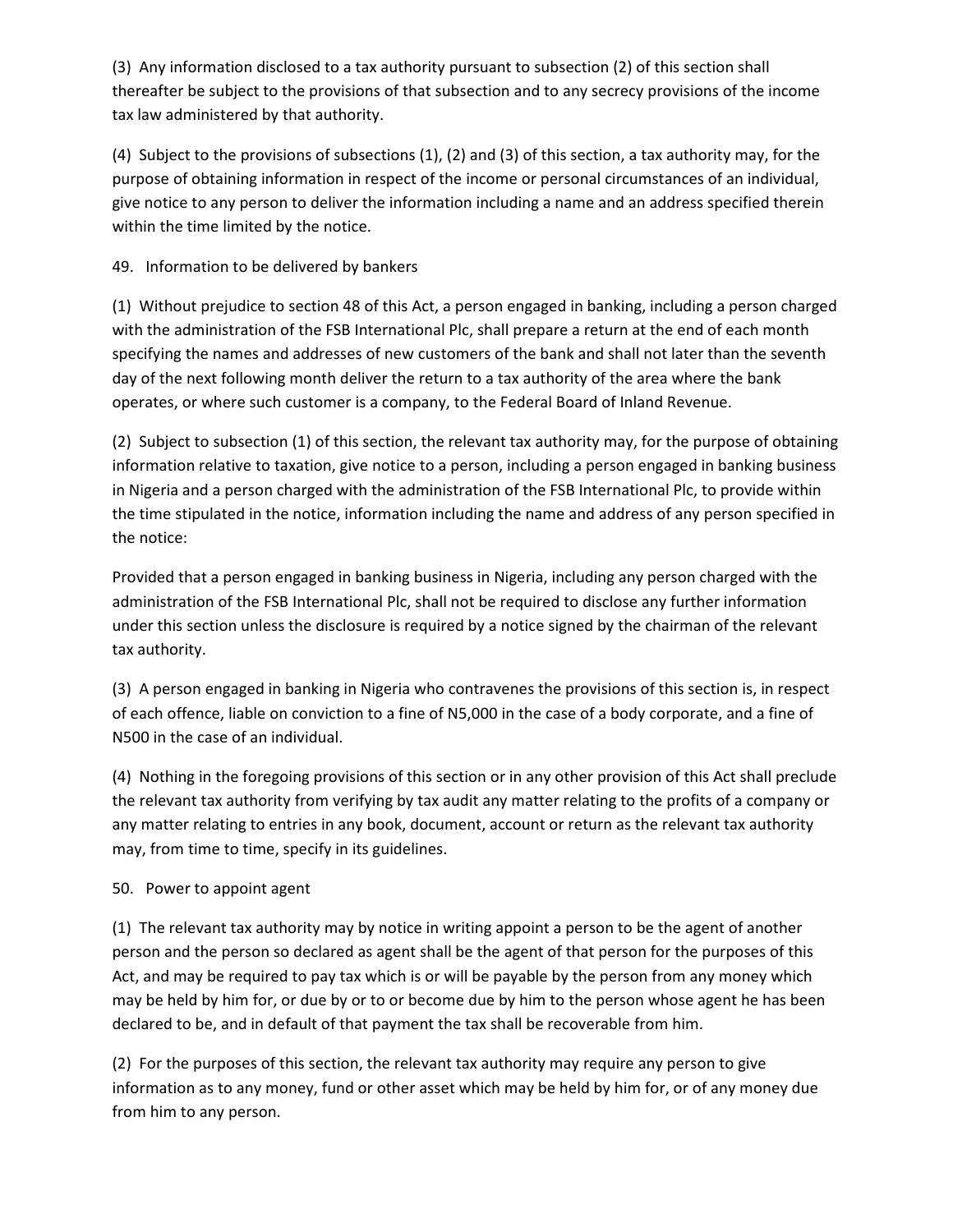(3) Any information disclosed to a tax authority pursuant to subsection (2) of this section shall thereafter be subject to the provisions of that subsection and to any secrecy provisions of the income tax law administered by that authority.

(4) Subject to the provisions of subsections (1), (2) and (3) of this section, a tax authority may, for the purpose of obtaining information in respect of the income or personal circumstances of an individual, give notice to any person to deliver the information including a name and an address specified therein within the time limited by the notice.

## 49. Information to be delivered by bankers

(1) Without prejudice to section 48 of this Act, a person engaged in banking, including a person charged with the administration of the FSB International Plc, shall prepare a return at the end of each month specifying the names and addresses of new customers of the bank and shall not later than the seventh day of the next following month deliver the return to a tax authority of the area where the bank operates, or where such customer is a company, to the Federal Board of Inland Revenue.

(2) Subject to subsection (1) of this section, the relevant tax authority may, for the purpose of obtaining information relative to taxation, give notice to a person, including a person engaged in banking business in Nigeria and a person charged with the administration of the FSB International Plc, to provide within the time stipulated in the notice, information including the name and address of any person specified in the notice:

Provided that a person engaged in banking business in Nigeria, including any person charged with the administration of the FSB International Plc, shall not be required to disclose any further information under this section unless the disclosure is required by a notice signed by the chairman of the relevant tax authority.

(3) A person engaged in banking in Nigeria who contravenes the provisions of this section is, in respect of each offence, liable on conviction to a fine of N5,000 in the case of a body corporate, and a fine of N500 in the case of an individual.

(4) Nothing in the foregoing provisions of this section or in any other provision of this Act shall preclude the relevant tax authority from verifying by tax audit any matter relating to the profits of a company or any matter relating to entries in any book, document, account or return as the relevant tax authority may, from time to time, specify in its guidelines.

## 50. Power to appoint agent

(1) The relevant tax authority may by notice in writing appoint a person to be the agent of another person and the person so declared as agent shall be the agent of that person for the purposes of this Act, and may be required to pay tax which is or will be payable by the person from any money which may be held by him for, or due by or to or become due by him to the person whose agent he has been declared to be, and in default of that payment the tax shall be recoverable from him.

(2) For the purposes of this section, the relevant tax authority may require any person to give information as to any money, fund or other asset which may be held by him for, or of any money due from him to any person.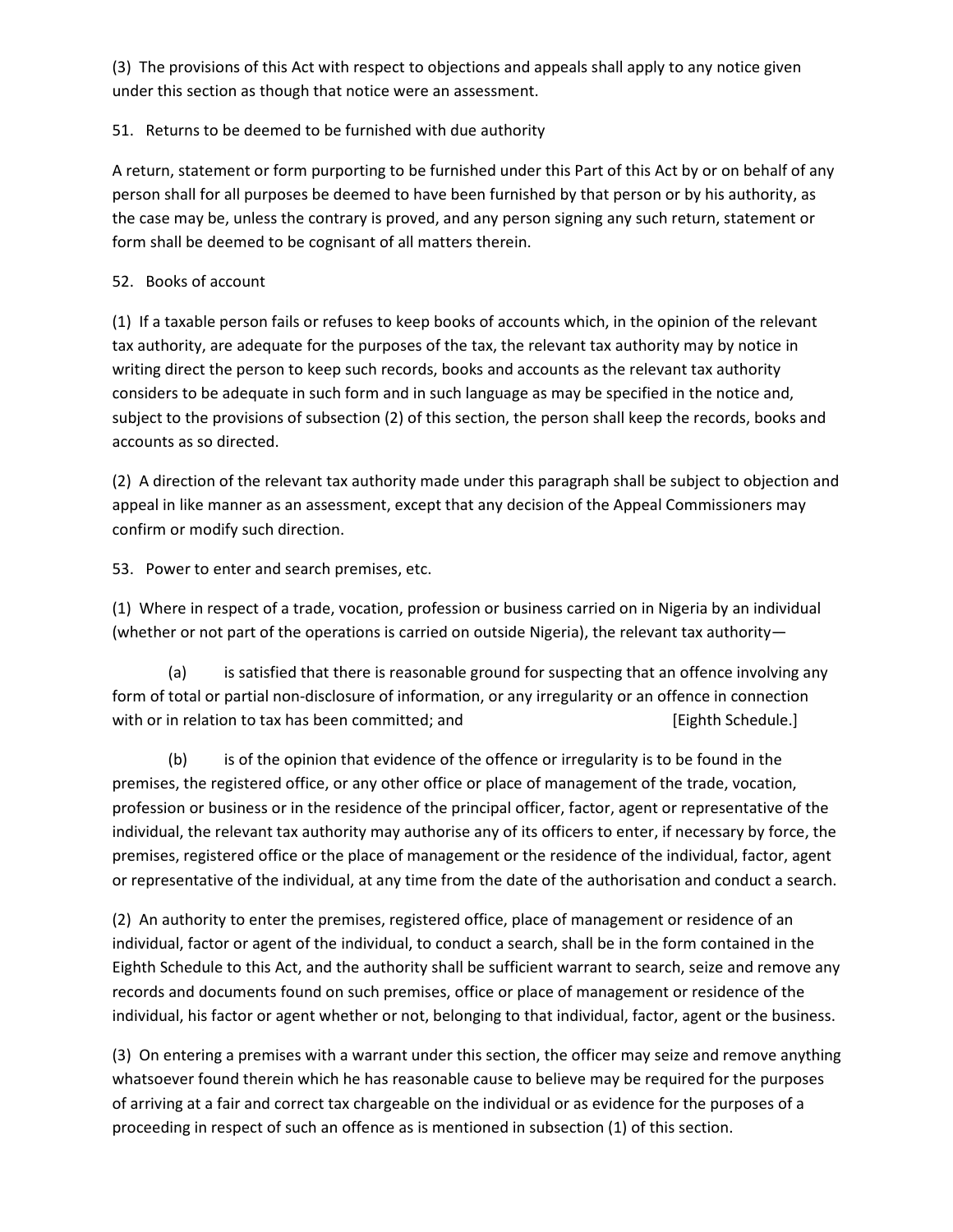(3) The provisions of this Act with respect to objections and appeals shall apply to any notice given under this section as though that notice were an assessment.

51. Returns to be deemed to be furnished with due authority

A return, statement or form purporting to be furnished under this Part of this Act by or on behalf of any person shall for all purposes be deemed to have been furnished by that person or by his authority, as the case may be, unless the contrary is proved, and any person signing any such return, statement or form shall be deemed to be cognisant of all matters therein.

52. Books of account

(1) If a taxable person fails or refuses to keep books of accounts which, in the opinion of the relevant tax authority, are adequate for the purposes of the tax, the relevant tax authority may by notice in writing direct the person to keep such records, books and accounts as the relevant tax authority considers to be adequate in such form and in such language as may be specified in the notice and, subject to the provisions of subsection (2) of this section, the person shall keep the records, books and accounts as so directed.

(2) A direction of the relevant tax authority made under this paragraph shall be subject to objection and appeal in like manner as an assessment, except that any decision of the Appeal Commissioners may confirm or modify such direction.

53. Power to enter and search premises, etc.

(1) Where in respect of a trade, vocation, profession or business carried on in Nigeria by an individual (whether or not part of the operations is carried on outside Nigeria), the relevant tax authority—

(a) is satisfied that there is reasonable ground for suspecting that an offence involving any form of total or partial non-disclosure of information, or any irregularity or an offence in connection with or in relation to tax has been committed; and [Eighth Schedule.]

(b) is of the opinion that evidence of the offence or irregularity is to be found in the premises, the registered office, or any other office or place of management of the trade, vocation, profession or business or in the residence of the principal officer, factor, agent or representative of the individual, the relevant tax authority may authorise any of its officers to enter, if necessary by force, the premises, registered office or the place of management or the residence of the individual, factor, agent or representative of the individual, at any time from the date of the authorisation and conduct a search.

(2) An authority to enter the premises, registered office, place of management or residence of an individual, factor or agent of the individual, to conduct a search, shall be in the form contained in the Eighth Schedule to this Act, and the authority shall be sufficient warrant to search, seize and remove any records and documents found on such premises, office or place of management or residence of the individual, his factor or agent whether or not, belonging to that individual, factor, agent or the business.

(3) On entering a premises with a warrant under this section, the officer may seize and remove anything whatsoever found therein which he has reasonable cause to believe may be required for the purposes of arriving at a fair and correct tax chargeable on the individual or as evidence for the purposes of a proceeding in respect of such an offence as is mentioned in subsection (1) of this section.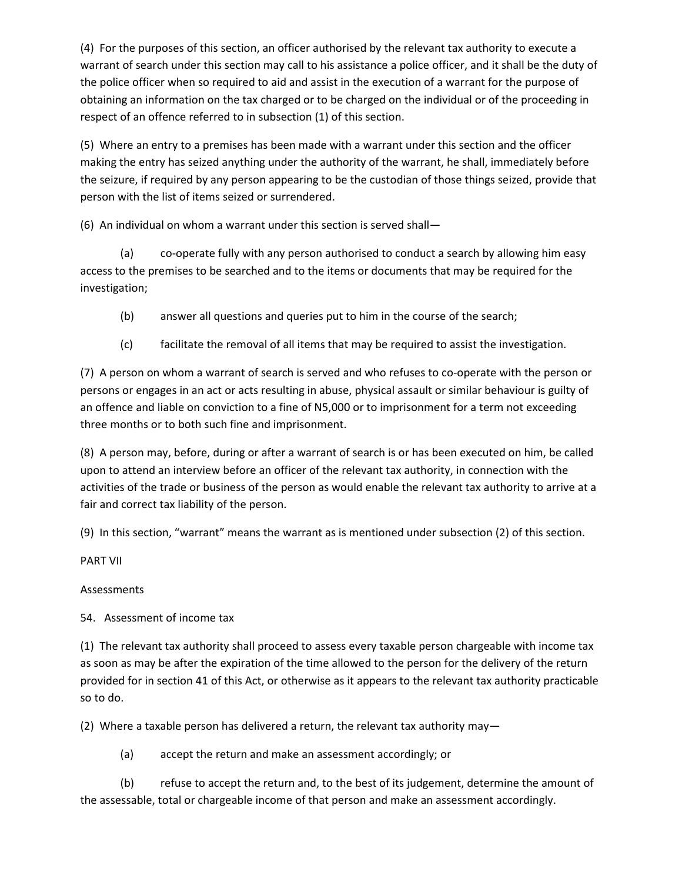(4) For the purposes of this section, an officer authorised by the relevant tax authority to execute a warrant of search under this section may call to his assistance a police officer, and it shall be the duty of the police officer when so required to aid and assist in the execution of a warrant for the purpose of obtaining an information on the tax charged or to be charged on the individual or of the proceeding in respect of an offence referred to in subsection (1) of this section.

(5) Where an entry to a premises has been made with a warrant under this section and the officer making the entry has seized anything under the authority of the warrant, he shall, immediately before the seizure, if required by any person appearing to be the custodian of those things seized, provide that person with the list of items seized or surrendered.

(6) An individual on whom a warrant under this section is served shall—

(a) co-operate fully with any person authorised to conduct a search by allowing him easy access to the premises to be searched and to the items or documents that may be required for the investigation;

(b) answer all questions and queries put to him in the course of the search;

(c) facilitate the removal of all items that may be required to assist the investigation.

(7) A person on whom a warrant of search is served and who refuses to co-operate with the person or persons or engages in an act or acts resulting in abuse, physical assault or similar behaviour is guilty of an offence and liable on conviction to a fine of N5,000 or to imprisonment for a term not exceeding three months or to both such fine and imprisonment.

(8) A person may, before, during or after a warrant of search is or has been executed on him, be called upon to attend an interview before an officer of the relevant tax authority, in connection with the activities of the trade or business of the person as would enable the relevant tax authority to arrive at a fair and correct tax liability of the person.

(9) In this section, "warrant" means the warrant as is mentioned under subsection (2) of this section.

## PART VII

## Assessments

### 54. Assessment of income tax

(1) The relevant tax authority shall proceed to assess every taxable person chargeable with income tax as soon as may be after the expiration of the time allowed to the person for the delivery of the return provided for in section 41 of this Act, or otherwise as it appears to the relevant tax authority practicable so to do.

(2) Where a taxable person has delivered a return, the relevant tax authority may—

(a) accept the return and make an assessment accordingly; or

(b) refuse to accept the return and, to the best of its judgement, determine the amount of the assessable, total or chargeable income of that person and make an assessment accordingly.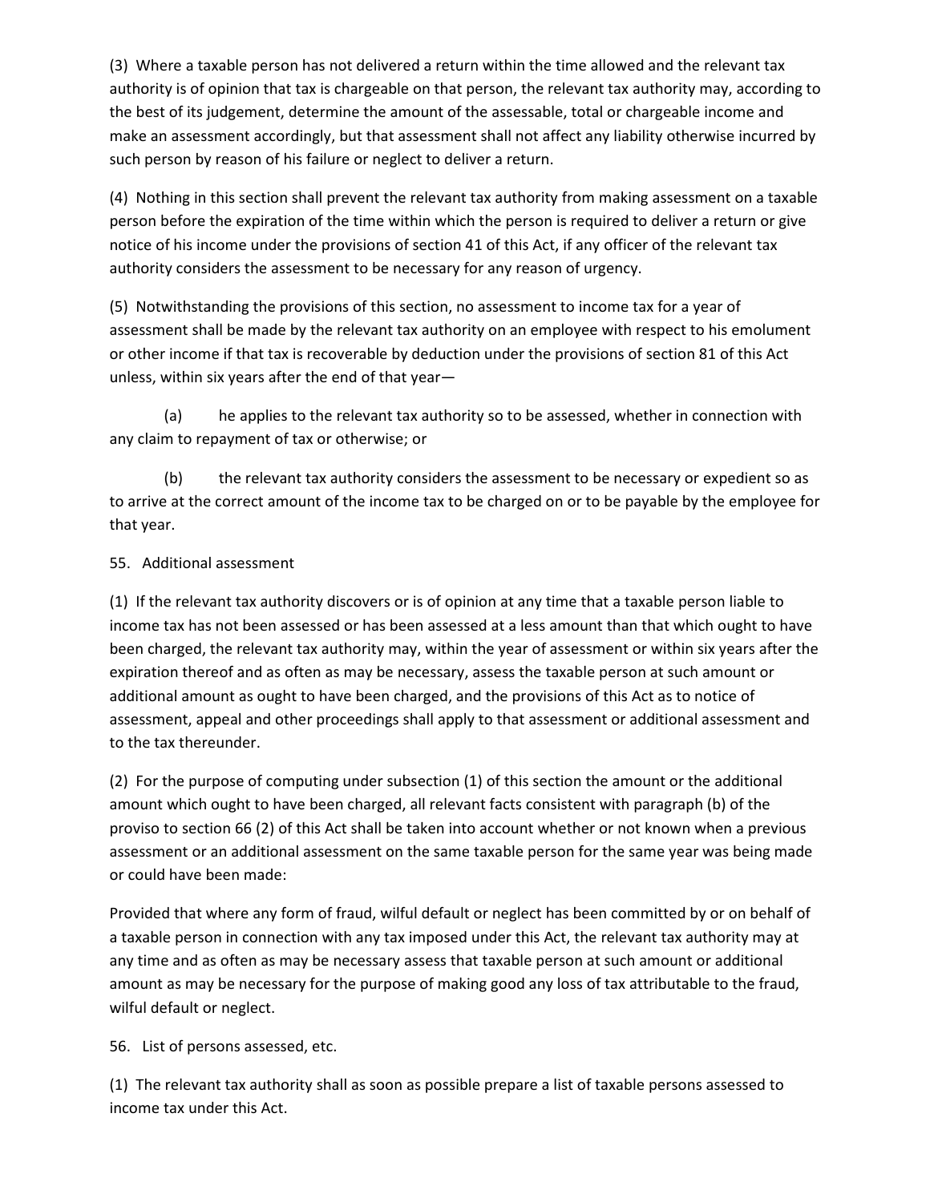(3) Where a taxable person has not delivered a return within the time allowed and the relevant tax authority is of opinion that tax is chargeable on that person, the relevant tax authority may, according to the best of its judgement, determine the amount of the assessable, total or chargeable income and make an assessment accordingly, but that assessment shall not affect any liability otherwise incurred by such person by reason of his failure or neglect to deliver a return.

(4) Nothing in this section shall prevent the relevant tax authority from making assessment on a taxable person before the expiration of the time within which the person is required to deliver a return or give notice of his income under the provisions of section 41 of this Act, if any officer of the relevant tax authority considers the assessment to be necessary for any reason of urgency.

(5) Notwithstanding the provisions of this section, no assessment to income tax for a year of assessment shall be made by the relevant tax authority on an employee with respect to his emolument or other income if that tax is recoverable by deduction under the provisions of section 81 of this Act unless, within six years after the end of that year—

(a) he applies to the relevant tax authority so to be assessed, whether in connection with any claim to repayment of tax or otherwise; or

(b) the relevant tax authority considers the assessment to be necessary or expedient so as to arrive at the correct amount of the income tax to be charged on or to be payable by the employee for that year.

55. Additional assessment

(1) If the relevant tax authority discovers or is of opinion at any time that a taxable person liable to income tax has not been assessed or has been assessed at a less amount than that which ought to have been charged, the relevant tax authority may, within the year of assessment or within six years after the expiration thereof and as often as may be necessary, assess the taxable person at such amount or additional amount as ought to have been charged, and the provisions of this Act as to notice of assessment, appeal and other proceedings shall apply to that assessment or additional assessment and to the tax thereunder.

(2) For the purpose of computing under subsection (1) of this section the amount or the additional amount which ought to have been charged, all relevant facts consistent with paragraph (b) of the proviso to section 66 (2) of this Act shall be taken into account whether or not known when a previous assessment or an additional assessment on the same taxable person for the same year was being made or could have been made:

Provided that where any form of fraud, wilful default or neglect has been committed by or on behalf of a taxable person in connection with any tax imposed under this Act, the relevant tax authority may at any time and as often as may be necessary assess that taxable person at such amount or additional amount as may be necessary for the purpose of making good any loss of tax attributable to the fraud, wilful default or neglect.

56. List of persons assessed, etc.

(1) The relevant tax authority shall as soon as possible prepare a list of taxable persons assessed to income tax under this Act.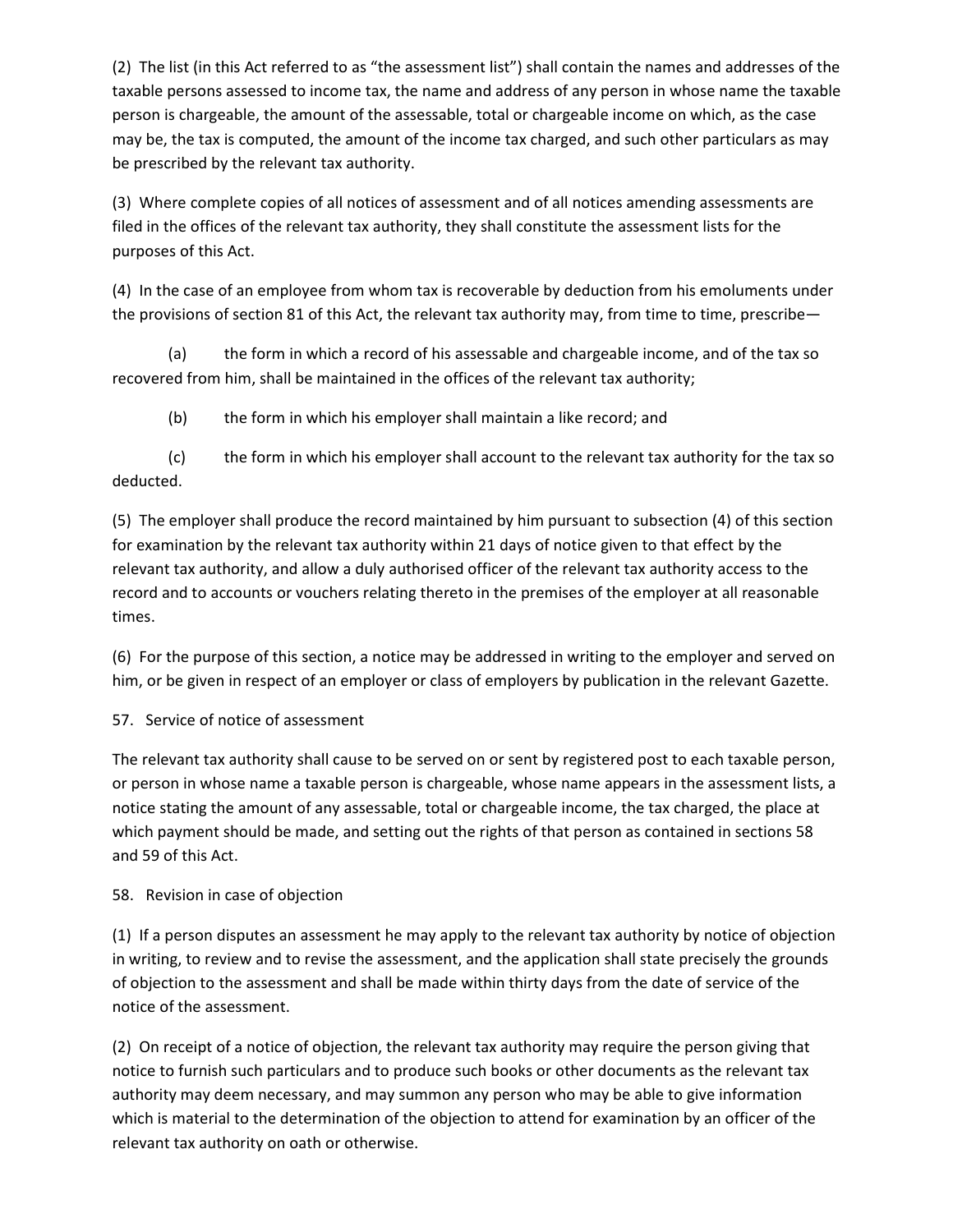(2) The list (in this Act referred to as "the assessment list") shall contain the names and addresses of the taxable persons assessed to income tax, the name and address of any person in whose name the taxable person is chargeable, the amount of the assessable, total or chargeable income on which, as the case may be, the tax is computed, the amount of the income tax charged, and such other particulars as may be prescribed by the relevant tax authority.

(3) Where complete copies of all notices of assessment and of all notices amending assessments are filed in the offices of the relevant tax authority, they shall constitute the assessment lists for the purposes of this Act.

(4) In the case of an employee from whom tax is recoverable by deduction from his emoluments under the provisions of section 81 of this Act, the relevant tax authority may, from time to time, prescribe—

(a) the form in which a record of his assessable and chargeable income, and of the tax so recovered from him, shall be maintained in the offices of the relevant tax authority;

(b) the form in which his employer shall maintain a like record; and

(c) the form in which his employer shall account to the relevant tax authority for the tax so deducted.

(5) The employer shall produce the record maintained by him pursuant to subsection (4) of this section for examination by the relevant tax authority within 21 days of notice given to that effect by the relevant tax authority, and allow a duly authorised officer of the relevant tax authority access to the record and to accounts or vouchers relating thereto in the premises of the employer at all reasonable times.

(6) For the purpose of this section, a notice may be addressed in writing to the employer and served on him, or be given in respect of an employer or class of employers by publication in the relevant Gazette.

57. Service of notice of assessment

The relevant tax authority shall cause to be served on or sent by registered post to each taxable person, or person in whose name a taxable person is chargeable, whose name appears in the assessment lists, a notice stating the amount of any assessable, total or chargeable income, the tax charged, the place at which payment should be made, and setting out the rights of that person as contained in sections 58 and 59 of this Act.

58. Revision in case of objection

(1) If a person disputes an assessment he may apply to the relevant tax authority by notice of objection in writing, to review and to revise the assessment, and the application shall state precisely the grounds of objection to the assessment and shall be made within thirty days from the date of service of the notice of the assessment.

(2) On receipt of a notice of objection, the relevant tax authority may require the person giving that notice to furnish such particulars and to produce such books or other documents as the relevant tax authority may deem necessary, and may summon any person who may be able to give information which is material to the determination of the objection to attend for examination by an officer of the relevant tax authority on oath or otherwise.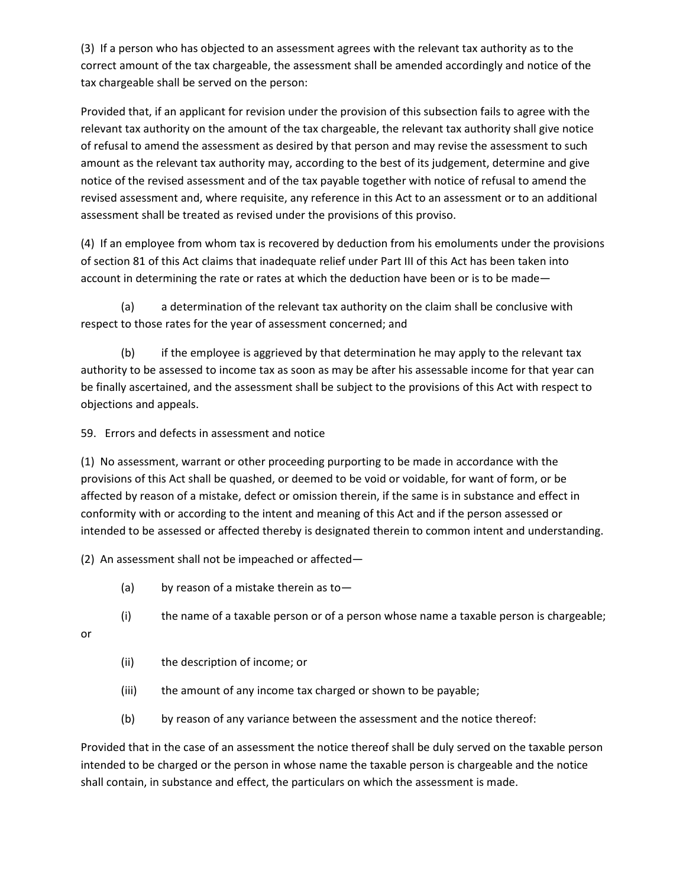(3) If a person who has objected to an assessment agrees with the relevant tax authority as to the correct amount of the tax chargeable, the assessment shall be amended accordingly and notice of the tax chargeable shall be served on the person:

Provided that, if an applicant for revision under the provision of this subsection fails to agree with the relevant tax authority on the amount of the tax chargeable, the relevant tax authority shall give notice of refusal to amend the assessment as desired by that person and may revise the assessment to such amount as the relevant tax authority may, according to the best of its judgement, determine and give notice of the revised assessment and of the tax payable together with notice of refusal to amend the revised assessment and, where requisite, any reference in this Act to an assessment or to an additional assessment shall be treated as revised under the provisions of this proviso.

(4) If an employee from whom tax is recovered by deduction from his emoluments under the provisions of section 81 of this Act claims that inadequate relief under Part III of this Act has been taken into account in determining the rate or rates at which the deduction have been or is to be made—

(a) a determination of the relevant tax authority on the claim shall be conclusive with respect to those rates for the year of assessment concerned; and

(b) if the employee is aggrieved by that determination he may apply to the relevant tax authority to be assessed to income tax as soon as may be after his assessable income for that year can be finally ascertained, and the assessment shall be subject to the provisions of this Act with respect to objections and appeals.

59. Errors and defects in assessment and notice

(1) No assessment, warrant or other proceeding purporting to be made in accordance with the provisions of this Act shall be quashed, or deemed to be void or voidable, for want of form, or be affected by reason of a mistake, defect or omission therein, if the same is in substance and effect in conformity with or according to the intent and meaning of this Act and if the person assessed or intended to be assessed or affected thereby is designated therein to common intent and understanding.

(2) An assessment shall not be impeached or affected—

(a) by reason of a mistake therein as to—

(i) the name of a taxable person or of a person whose name a taxable person is chargeable; or

(ii) the description of income; or

(iii) the amount of any income tax charged or shown to be payable;

(b) by reason of any variance between the assessment and the notice thereof:

Provided that in the case of an assessment the notice thereof shall be duly served on the taxable person intended to be charged or the person in whose name the taxable person is chargeable and the notice shall contain, in substance and effect, the particulars on which the assessment is made.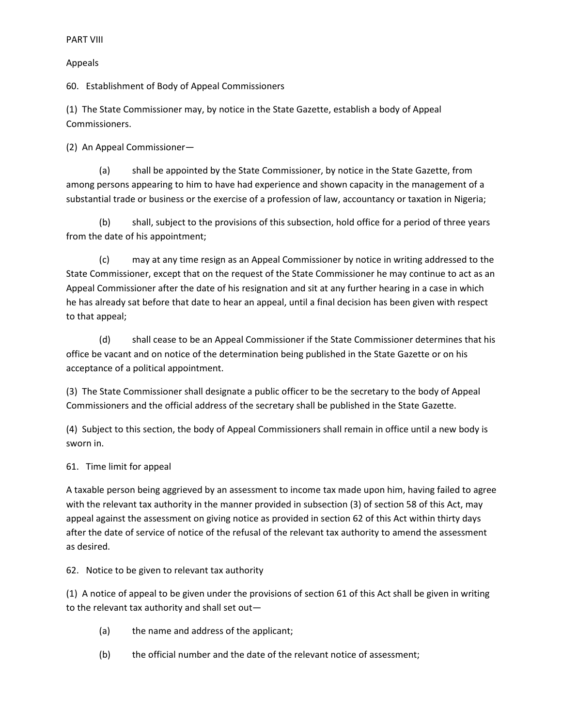# PART VIII

## Appeals

### 60. Establishment of Body of Appeal Commissioners

(1) The State Commissioner may, by notice in the State Gazette, establish a body of Appeal Commissioners.

(2) An Appeal Commissioner—

(a) shall be appointed by the State Commissioner, by notice in the State Gazette, from among persons appearing to him to have had experience and shown capacity in the management of a substantial trade or business or the exercise of a profession of law, accountancy or taxation in Nigeria;

(b) shall, subject to the provisions of this subsection, hold office for a period of three years from the date of his appointment;

(c) may at any time resign as an Appeal Commissioner by notice in writing addressed to the State Commissioner, except that on the request of the State Commissioner he may continue to act as an Appeal Commissioner after the date of his resignation and sit at any further hearing in a case in which he has already sat before that date to hear an appeal, until a final decision has been given with respect to that appeal;

(d) shall cease to be an Appeal Commissioner if the State Commissioner determines that his office be vacant and on notice of the determination being published in the State Gazette or on his acceptance of a political appointment.

(3) The State Commissioner shall designate a public officer to be the secretary to the body of Appeal Commissioners and the official address of the secretary shall be published in the State Gazette.

(4) Subject to this section, the body of Appeal Commissioners shall remain in office until a new body is sworn in.

### 61. Time limit for appeal

A taxable person being aggrieved by an assessment to income tax made upon him, having failed to agree with the relevant tax authority in the manner provided in subsection (3) of section 58 of this Act, may appeal against the assessment on giving notice as provided in section 62 of this Act within thirty days after the date of service of notice of the refusal of the relevant tax authority to amend the assessment as desired.

### 62. Notice to be given to relevant tax authority

(1) A notice of appeal to be given under the provisions of section 61 of this Act shall be given in writing to the relevant tax authority and shall set out—

(a) the name and address of the applicant;

(b) the official number and the date of the relevant notice of assessment;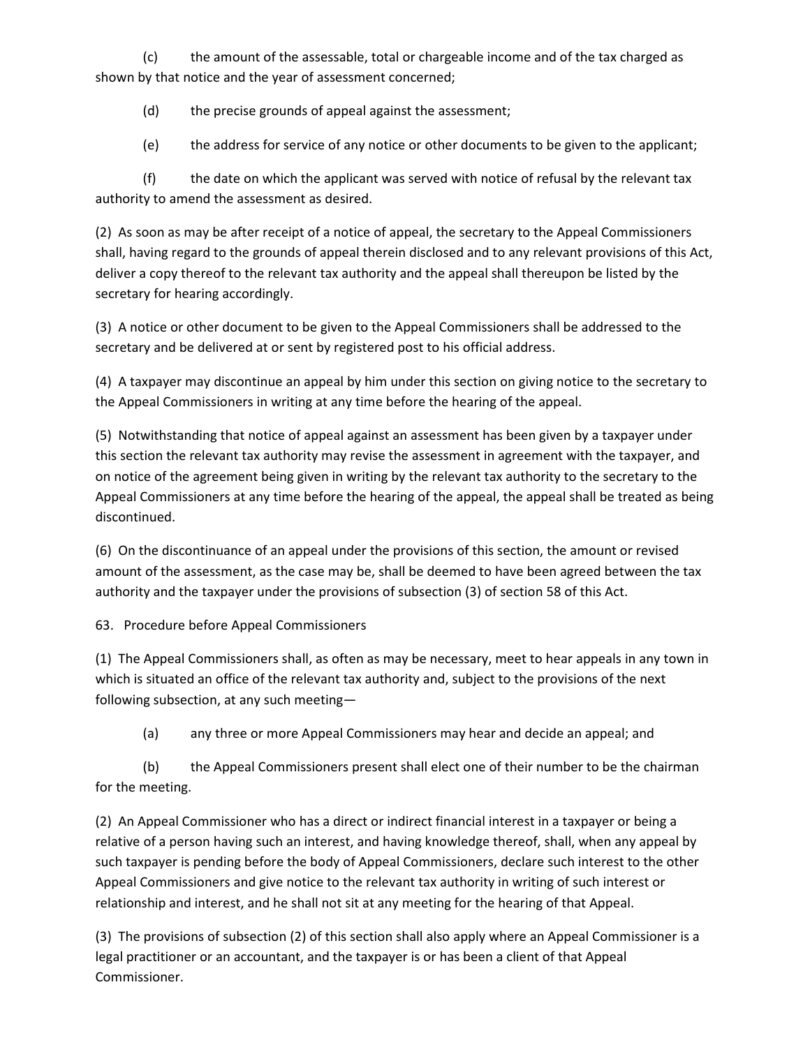(c) the amount of the assessable, total or chargeable income and of the tax charged as shown by that notice and the year of assessment concerned;

(d) the precise grounds of appeal against the assessment;

(e) the address for service of any notice or other documents to be given to the applicant;

(f) the date on which the applicant was served with notice of refusal by the relevant tax authority to amend the assessment as desired.

(2) As soon as may be after receipt of a notice of appeal, the secretary to the Appeal Commissioners shall, having regard to the grounds of appeal therein disclosed and to any relevant provisions of this Act, deliver a copy thereof to the relevant tax authority and the appeal shall thereupon be listed by the secretary for hearing accordingly.

(3) A notice or other document to be given to the Appeal Commissioners shall be addressed to the secretary and be delivered at or sent by registered post to his official address.

(4) A taxpayer may discontinue an appeal by him under this section on giving notice to the secretary to the Appeal Commissioners in writing at any time before the hearing of the appeal.

(5) Notwithstanding that notice of appeal against an assessment has been given by a taxpayer under this section the relevant tax authority may revise the assessment in agreement with the taxpayer, and on notice of the agreement being given in writing by the relevant tax authority to the secretary to the Appeal Commissioners at any time before the hearing of the appeal, the appeal shall be treated as being discontinued.

(6) On the discontinuance of an appeal under the provisions of this section, the amount or revised amount of the assessment, as the case may be, shall be deemed to have been agreed between the tax authority and the taxpayer under the provisions of subsection (3) of section 58 of this Act.

63. Procedure before Appeal Commissioners

(1) The Appeal Commissioners shall, as often as may be necessary, meet to hear appeals in any town in which is situated an office of the relevant tax authority and, subject to the provisions of the next following subsection, at any such meeting—

(a) any three or more Appeal Commissioners may hear and decide an appeal; and

(b) the Appeal Commissioners present shall elect one of their number to be the chairman for the meeting.

(2) An Appeal Commissioner who has a direct or indirect financial interest in a taxpayer or being a relative of a person having such an interest, and having knowledge thereof, shall, when any appeal by such taxpayer is pending before the body of Appeal Commissioners, declare such interest to the other Appeal Commissioners and give notice to the relevant tax authority in writing of such interest or relationship and interest, and he shall not sit at any meeting for the hearing of that Appeal.

(3) The provisions of subsection (2) of this section shall also apply where an Appeal Commissioner is a legal practitioner or an accountant, and the taxpayer is or has been a client of that Appeal Commissioner.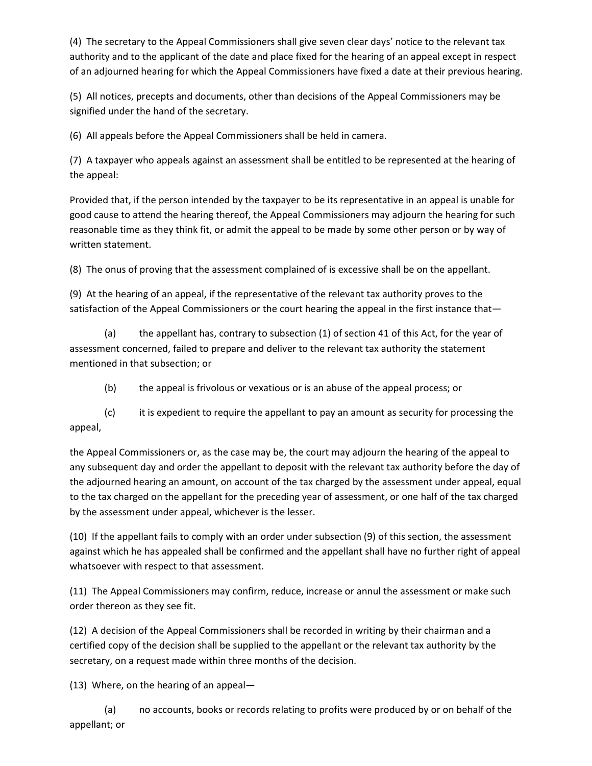(4) The secretary to the Appeal Commissioners shall give seven clear days' notice to the relevant tax authority and to the applicant of the date and place fixed for the hearing of an appeal except in respect of an adjourned hearing for which the Appeal Commissioners have fixed a date at their previous hearing.

(5) All notices, precepts and documents, other than decisions of the Appeal Commissioners may be signified under the hand of the secretary.

(6) All appeals before the Appeal Commissioners shall be held in camera.

(7) A taxpayer who appeals against an assessment shall be entitled to be represented at the hearing of the appeal:

Provided that, if the person intended by the taxpayer to be its representative in an appeal is unable for good cause to attend the hearing thereof, the Appeal Commissioners may adjourn the hearing for such reasonable time as they think fit, or admit the appeal to be made by some other person or by way of written statement.

(8) The onus of proving that the assessment complained of is excessive shall be on the appellant.

(9) At the hearing of an appeal, if the representative of the relevant tax authority proves to the satisfaction of the Appeal Commissioners or the court hearing the appeal in the first instance that—

(a) the appellant has, contrary to subsection (1) of section 41 of this Act, for the year of assessment concerned, failed to prepare and deliver to the relevant tax authority the statement mentioned in that subsection; or

(b) the appeal is frivolous or vexatious or is an abuse of the appeal process; or

(c) it is expedient to require the appellant to pay an amount as security for processing the appeal,

the Appeal Commissioners or, as the case may be, the court may adjourn the hearing of the appeal to any subsequent day and order the appellant to deposit with the relevant tax authority before the day of the adjourned hearing an amount, on account of the tax charged by the assessment under appeal, equal to the tax charged on the appellant for the preceding year of assessment, or one half of the tax charged by the assessment under appeal, whichever is the lesser.

(10) If the appellant fails to comply with an order under subsection (9) of this section, the assessment against which he has appealed shall be confirmed and the appellant shall have no further right of appeal whatsoever with respect to that assessment.

(11) The Appeal Commissioners may confirm, reduce, increase or annul the assessment or make such order thereon as they see fit.

(12) A decision of the Appeal Commissioners shall be recorded in writing by their chairman and a certified copy of the decision shall be supplied to the appellant or the relevant tax authority by the secretary, on a request made within three months of the decision.

(13) Where, on the hearing of an appeal—

(a) no accounts, books or records relating to profits were produced by or on behalf of the appellant; or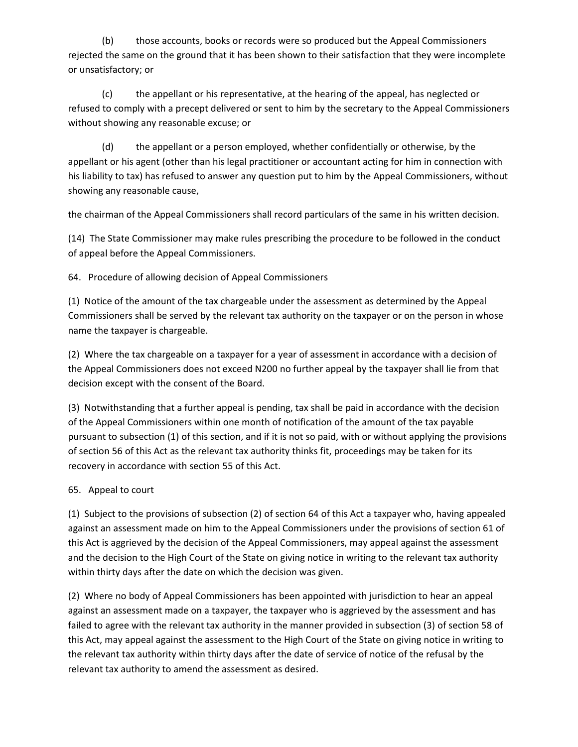(b) those accounts, books or records were so produced but the Appeal Commissioners rejected the same on the ground that it has been shown to their satisfaction that they were incomplete or unsatisfactory; or

(c) the appellant or his representative, at the hearing of the appeal, has neglected or refused to comply with a precept delivered or sent to him by the secretary to the Appeal Commissioners without showing any reasonable excuse; or

(d) the appellant or a person employed, whether confidentially or otherwise, by the appellant or his agent (other than his legal practitioner or accountant acting for him in connection with his liability to tax) has refused to answer any question put to him by the Appeal Commissioners, without showing any reasonable cause,

the chairman of the Appeal Commissioners shall record particulars of the same in his written decision.

(14) The State Commissioner may make rules prescribing the procedure to be followed in the conduct of appeal before the Appeal Commissioners.

64. Procedure of allowing decision of Appeal Commissioners

(1) Notice of the amount of the tax chargeable under the assessment as determined by the Appeal Commissioners shall be served by the relevant tax authority on the taxpayer or on the person in whose name the taxpayer is chargeable.

(2) Where the tax chargeable on a taxpayer for a year of assessment in accordance with a decision of the Appeal Commissioners does not exceed N200 no further appeal by the taxpayer shall lie from that decision except with the consent of the Board.

(3) Notwithstanding that a further appeal is pending, tax shall be paid in accordance with the decision of the Appeal Commissioners within one month of notification of the amount of the tax payable pursuant to subsection (1) of this section, and if it is not so paid, with or without applying the provisions of section 56 of this Act as the relevant tax authority thinks fit, proceedings may be taken for its recovery in accordance with section 55 of this Act.

65. Appeal to court

(1) Subject to the provisions of subsection (2) of section 64 of this Act a taxpayer who, having appealed against an assessment made on him to the Appeal Commissioners under the provisions of section 61 of this Act is aggrieved by the decision of the Appeal Commissioners, may appeal against the assessment and the decision to the High Court of the State on giving notice in writing to the relevant tax authority within thirty days after the date on which the decision was given.

(2) Where no body of Appeal Commissioners has been appointed with jurisdiction to hear an appeal against an assessment made on a taxpayer, the taxpayer who is aggrieved by the assessment and has failed to agree with the relevant tax authority in the manner provided in subsection (3) of section 58 of this Act, may appeal against the assessment to the High Court of the State on giving notice in writing to the relevant tax authority within thirty days after the date of service of notice of the refusal by the relevant tax authority to amend the assessment as desired.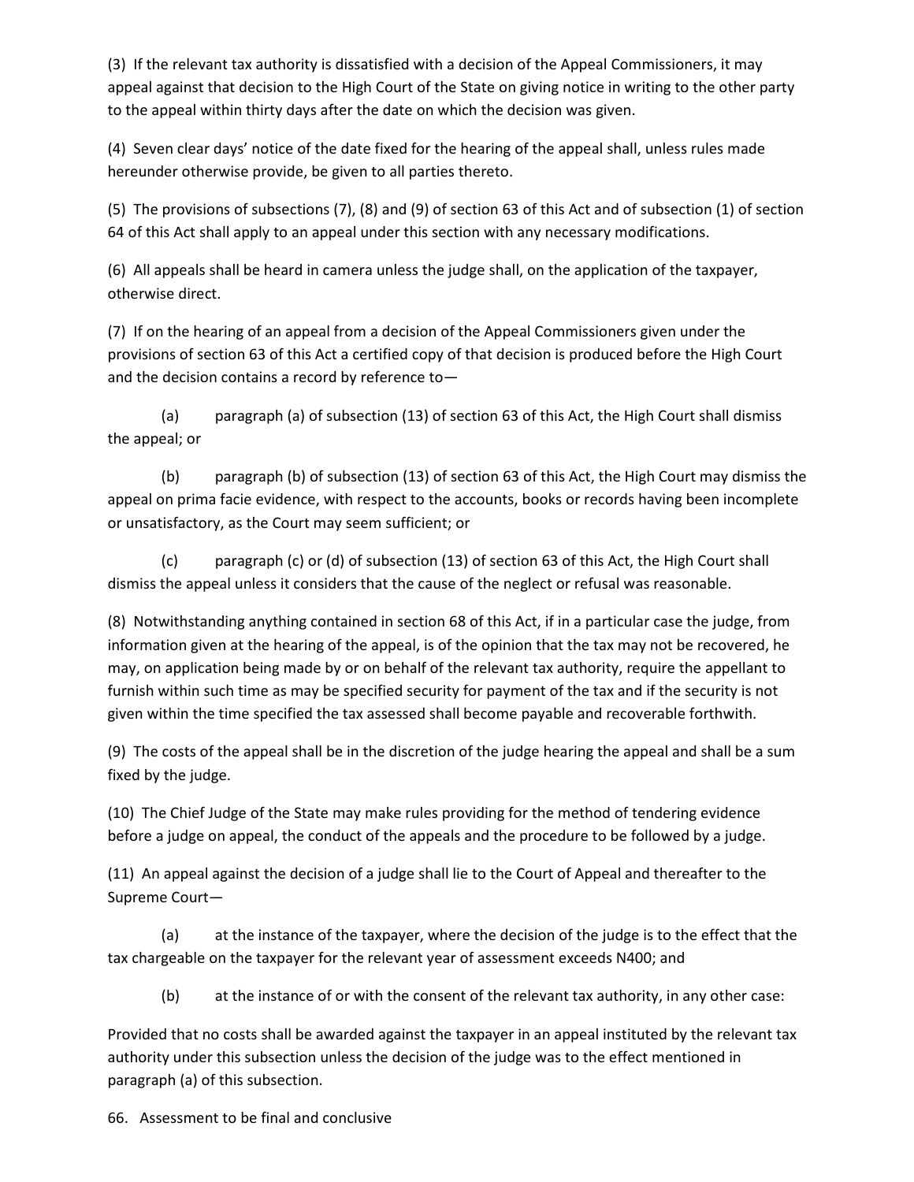(3) If the relevant tax authority is dissatisfied with a decision of the Appeal Commissioners, it may appeal against that decision to the High Court of the State on giving notice in writing to the other party to the appeal within thirty days after the date on which the decision was given.

(4) Seven clear days' notice of the date fixed for the hearing of the appeal shall, unless rules made hereunder otherwise provide, be given to all parties thereto.

(5) The provisions of subsections (7), (8) and (9) of section 63 of this Act and of subsection (1) of section 64 of this Act shall apply to an appeal under this section with any necessary modifications.

(6) All appeals shall be heard in camera unless the judge shall, on the application of the taxpayer, otherwise direct.

(7) If on the hearing of an appeal from a decision of the Appeal Commissioners given under the provisions of section 63 of this Act a certified copy of that decision is produced before the High Court and the decision contains a record by reference to—

(a) paragraph (a) of subsection (13) of section 63 of this Act, the High Court shall dismiss the appeal; or

(b) paragraph (b) of subsection (13) of section 63 of this Act, the High Court may dismiss the appeal on prima facie evidence, with respect to the accounts, books or records having been incomplete or unsatisfactory, as the Court may seem sufficient; or

(c) paragraph (c) or (d) of subsection (13) of section 63 of this Act, the High Court shall dismiss the appeal unless it considers that the cause of the neglect or refusal was reasonable.

(8) Notwithstanding anything contained in section 68 of this Act, if in a particular case the judge, from information given at the hearing of the appeal, is of the opinion that the tax may not be recovered, he may, on application being made by or on behalf of the relevant tax authority, require the appellant to furnish within such time as may be specified security for payment of the tax and if the security is not given within the time specified the tax assessed shall become payable and recoverable forthwith.

(9) The costs of the appeal shall be in the discretion of the judge hearing the appeal and shall be a sum fixed by the judge.

(10) The Chief Judge of the State may make rules providing for the method of tendering evidence before a judge on appeal, the conduct of the appeals and the procedure to be followed by a judge.

(11) An appeal against the decision of a judge shall lie to the Court of Appeal and thereafter to the Supreme Court—

(a) at the instance of the taxpayer, where the decision of the judge is to the effect that the tax chargeable on the taxpayer for the relevant year of assessment exceeds N400; and

(b) at the instance of or with the consent of the relevant tax authority, in any other case:

Provided that no costs shall be awarded against the taxpayer in an appeal instituted by the relevant tax authority under this subsection unless the decision of the judge was to the effect mentioned in paragraph (a) of this subsection.

66. Assessment to be final and conclusive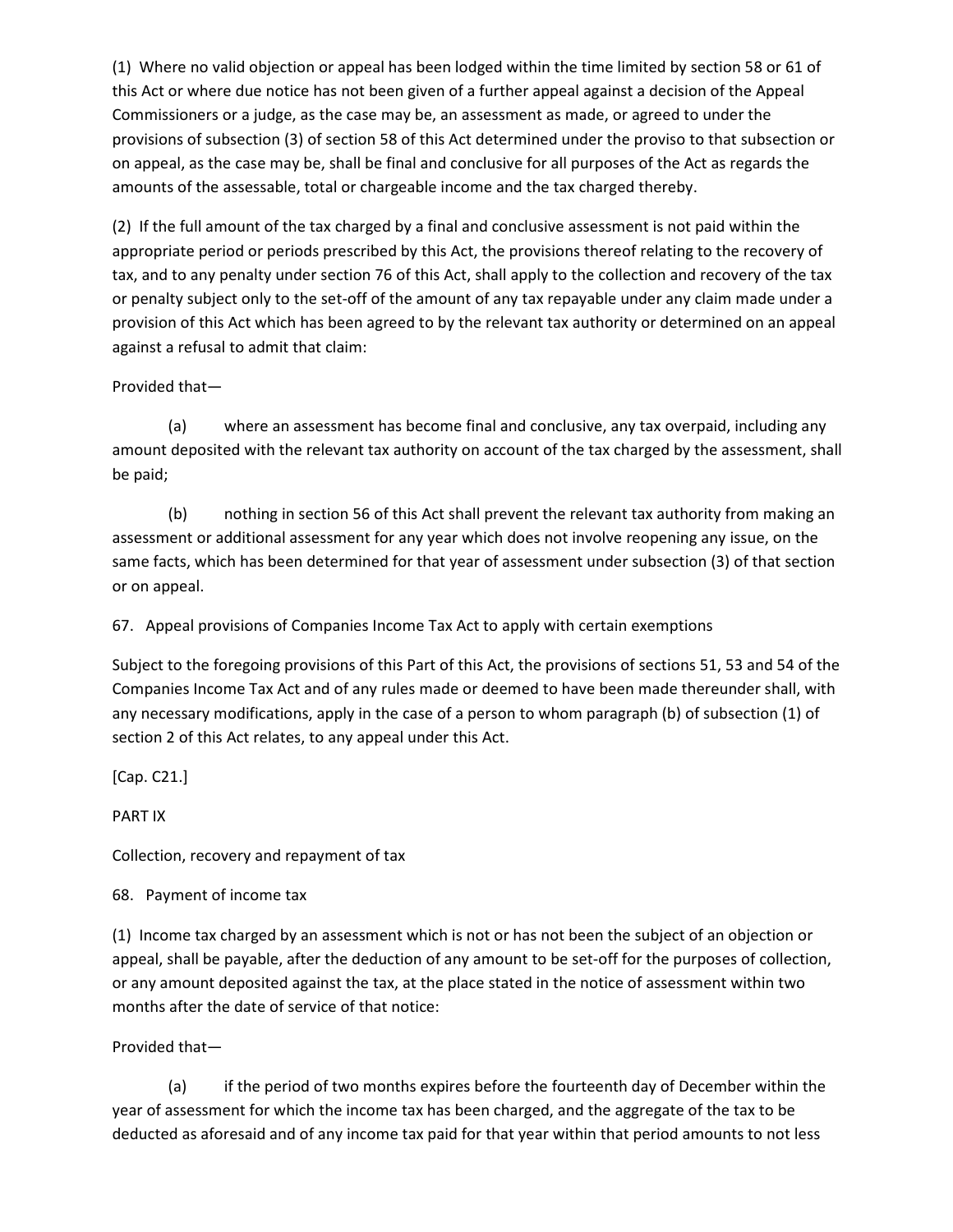(1) Where no valid objection or appeal has been lodged within the time limited by section 58 or 61 of this Act or where due notice has not been given of a further appeal against a decision of the Appeal Commissioners or a judge, as the case may be, an assessment as made, or agreed to under the provisions of subsection (3) of section 58 of this Act determined under the proviso to that subsection or on appeal, as the case may be, shall be final and conclusive for all purposes of the Act as regards the amounts of the assessable, total or chargeable income and the tax charged thereby.

(2) If the full amount of the tax charged by a final and conclusive assessment is not paid within the appropriate period or periods prescribed by this Act, the provisions thereof relating to the recovery of tax, and to any penalty under section 76 of this Act, shall apply to the collection and recovery of the tax or penalty subject only to the set-off of the amount of any tax repayable under any claim made under a provision of this Act which has been agreed to by the relevant tax authority or determined on an appeal against a refusal to admit that claim:

Provided that—

(a) where an assessment has become final and conclusive, any tax overpaid, including any amount deposited with the relevant tax authority on account of the tax charged by the assessment, shall be paid;

(b) nothing in section 56 of this Act shall prevent the relevant tax authority from making an assessment or additional assessment for any year which does not involve reopening any issue, on the same facts, which has been determined for that year of assessment under subsection (3) of that section or on appeal.

## 67. Appeal provisions of Companies Income Tax Act to apply with certain exemptions

Subject to the foregoing provisions of this Part of this Act, the provisions of sections 51, 53 and 54 of the Companies Income Tax Act and of any rules made or deemed to have been made thereunder shall, with any necessary modifications, apply in the case of a person to whom paragraph (b) of subsection (1) of section 2 of this Act relates, to any appeal under this Act.

[Cap. C21.]

# PART IX

## Collection, recovery and repayment of tax

## 68. Payment of income tax

(1) Income tax charged by an assessment which is not or has not been the subject of an objection or appeal, shall be payable, after the deduction of any amount to be set-off for the purposes of collection, or any amount deposited against the tax, at the place stated in the notice of assessment within two months after the date of service of that notice:

Provided that—

(a) if the period of two months expires before the fourteenth day of December within the year of assessment for which the income tax has been charged, and the aggregate of the tax to be deducted as aforesaid and of any income tax paid for that year within that period amounts to not less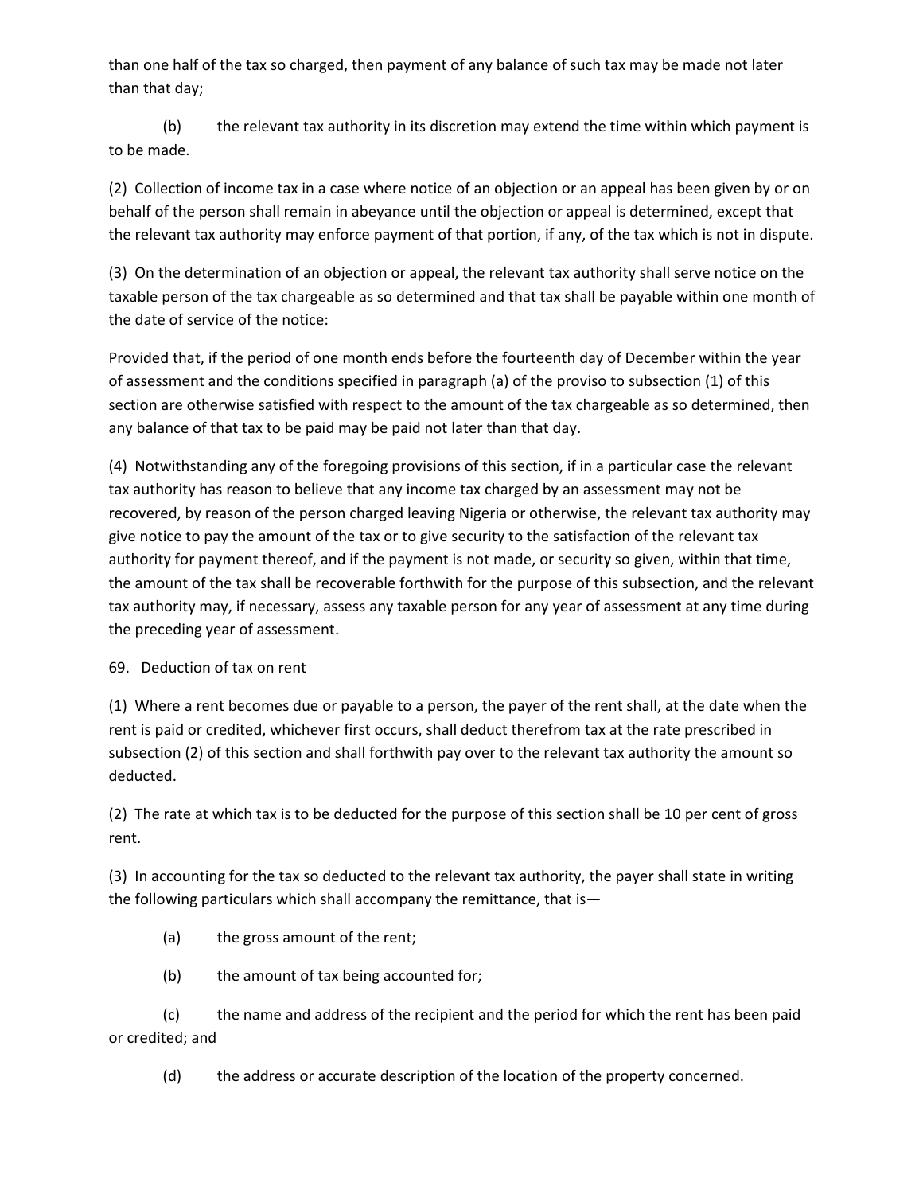than one half of the tax so charged, then payment of any balance of such tax may be made not later than that day;

(b) the relevant tax authority in its discretion may extend the time within which payment is to be made.

(2) Collection of income tax in a case where notice of an objection or an appeal has been given by or on behalf of the person shall remain in abeyance until the objection or appeal is determined, except that the relevant tax authority may enforce payment of that portion, if any, of the tax which is not in dispute.

(3) On the determination of an objection or appeal, the relevant tax authority shall serve notice on the taxable person of the tax chargeable as so determined and that tax shall be payable within one month of the date of service of the notice:

Provided that, if the period of one month ends before the fourteenth day of December within the year of assessment and the conditions specified in paragraph (a) of the proviso to subsection (1) of this section are otherwise satisfied with respect to the amount of the tax chargeable as so determined, then any balance of that tax to be paid may be paid not later than that day.

(4) Notwithstanding any of the foregoing provisions of this section, if in a particular case the relevant tax authority has reason to believe that any income tax charged by an assessment may not be recovered, by reason of the person charged leaving Nigeria or otherwise, the relevant tax authority may give notice to pay the amount of the tax or to give security to the satisfaction of the relevant tax authority for payment thereof, and if the payment is not made, or security so given, within that time, the amount of the tax shall be recoverable forthwith for the purpose of this subsection, and the relevant tax authority may, if necessary, assess any taxable person for any year of assessment at any time during the preceding year of assessment.

69. Deduction of tax on rent

(1) Where a rent becomes due or payable to a person, the payer of the rent shall, at the date when the rent is paid or credited, whichever first occurs, shall deduct therefrom tax at the rate prescribed in subsection (2) of this section and shall forthwith pay over to the relevant tax authority the amount so deducted.

(2) The rate at which tax is to be deducted for the purpose of this section shall be 10 per cent of gross rent.

(3) In accounting for the tax so deducted to the relevant tax authority, the payer shall state in writing the following particulars which shall accompany the remittance, that is—

(a) the gross amount of the rent;

(b) the amount of tax being accounted for;

(c) the name and address of the recipient and the period for which the rent has been paid or credited; and

(d) the address or accurate description of the location of the property concerned.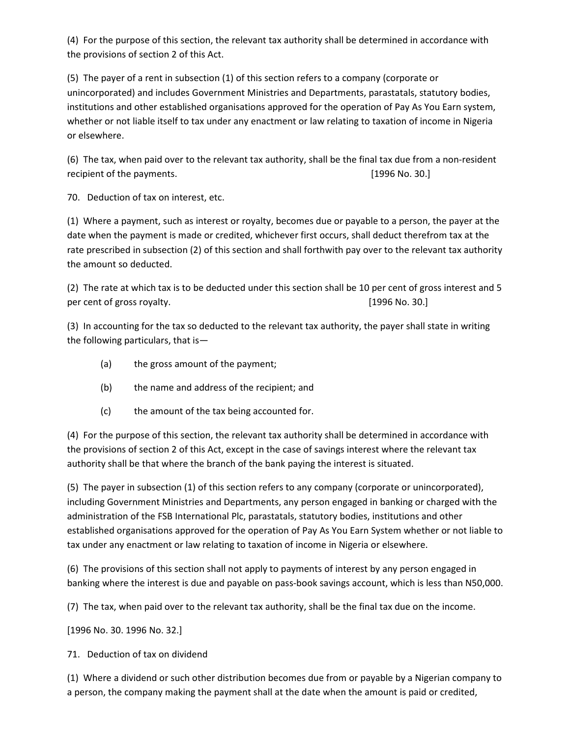(4) For the purpose of this section, the relevant tax authority shall be determined in accordance with the provisions of section 2 of this Act.

(5) The payer of a rent in subsection (1) of this section refers to a company (corporate or unincorporated) and includes Government Ministries and Departments, parastatals, statutory bodies, institutions and other established organisations approved for the operation of Pay As You Earn system, whether or not liable itself to tax under any enactment or law relating to taxation of income in Nigeria or elsewhere.

(6) The tax, when paid over to the relevant tax authority, shall be the final tax due from a non-resident recipient of the payments. [1996 No. 30.]

70. Deduction of tax on interest, etc.

(1) Where a payment, such as interest or royalty, becomes due or payable to a person, the payer at the date when the payment is made or credited, whichever first occurs, shall deduct therefrom tax at the rate prescribed in subsection (2) of this section and shall forthwith pay over to the relevant tax authority the amount so deducted.

(2) The rate at which tax is to be deducted under this section shall be 10 per cent of gross interest and 5 per cent of gross royalty. [1996 No. 30.]

(3) In accounting for the tax so deducted to the relevant tax authority, the payer shall state in writing the following particulars, that is—

(a) the gross amount of the payment;

(b) the name and address of the recipient; and

(c) the amount of the tax being accounted for.

(4) For the purpose of this section, the relevant tax authority shall be determined in accordance with the provisions of section 2 of this Act, except in the case of savings interest where the relevant tax authority shall be that where the branch of the bank paying the interest is situated.

(5) The payer in subsection (1) of this section refers to any company (corporate or unincorporated), including Government Ministries and Departments, any person engaged in banking or charged with the administration of the FSB International Plc, parastatals, statutory bodies, institutions and other established organisations approved for the operation of Pay As You Earn System whether or not liable to tax under any enactment or law relating to taxation of income in Nigeria or elsewhere.

(6) The provisions of this section shall not apply to payments of interest by any person engaged in banking where the interest is due and payable on pass-book savings account, which is less than N50,000.

(7) The tax, when paid over to the relevant tax authority, shall be the final tax due on the income.

[1996 No. 30. 1996 No. 32.]

71. Deduction of tax on dividend

(1) Where a dividend or such other distribution becomes due from or payable by a Nigerian company to a person, the company making the payment shall at the date when the amount is paid or credited,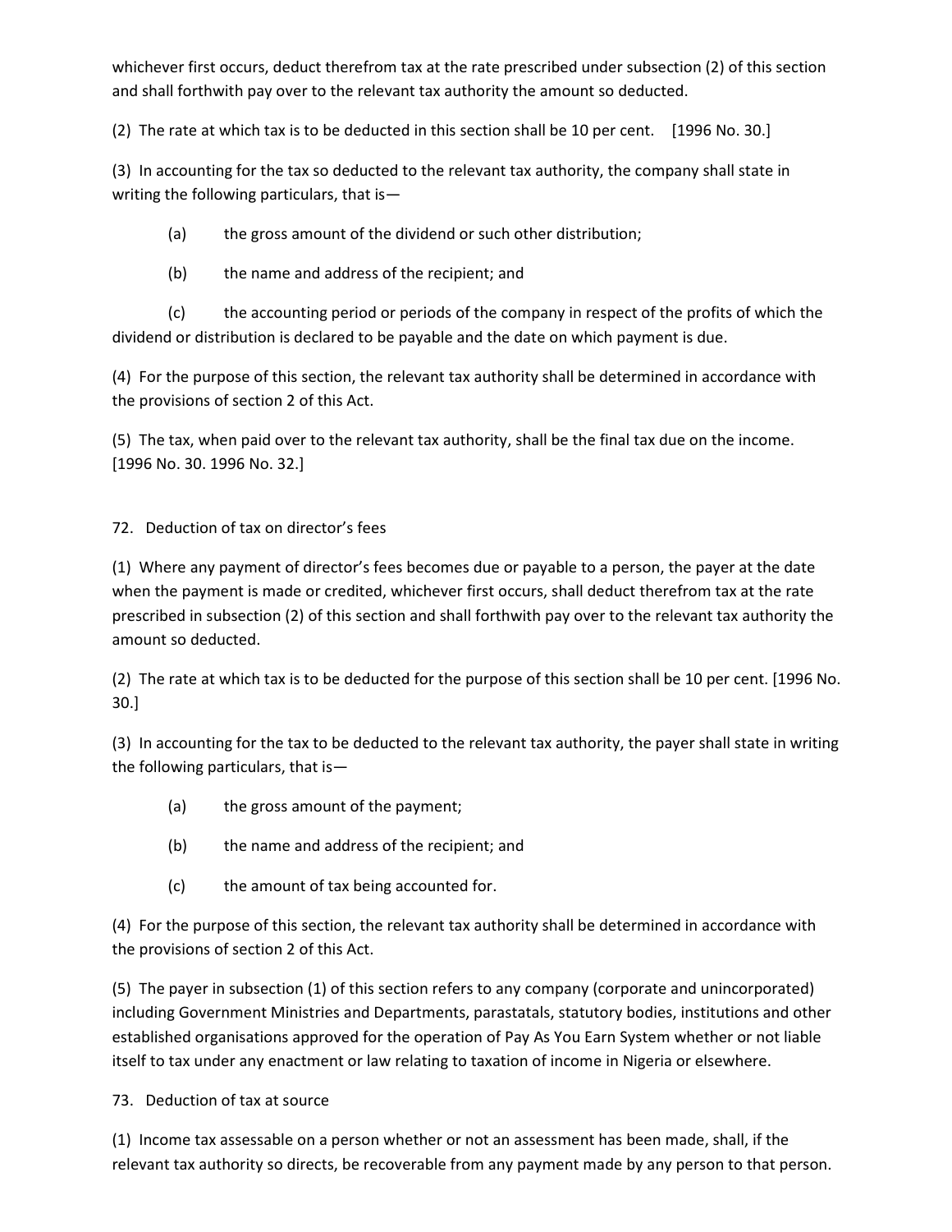whichever first occurs, deduct therefrom tax at the rate prescribed under subsection (2) of this section and shall forthwith pay over to the relevant tax authority the amount so deducted.

(2) The rate at which tax is to be deducted in this section shall be 10 per cent. [1996 No. 30.]

(3) In accounting for the tax so deducted to the relevant tax authority, the company shall state in writing the following particulars, that is—

(a) the gross amount of the dividend or such other distribution;

(b) the name and address of the recipient; and

(c) the accounting period or periods of the company in respect of the profits of which the dividend or distribution is declared to be payable and the date on which payment is due.

(4) For the purpose of this section, the relevant tax authority shall be determined in accordance with the provisions of section 2 of this Act.

(5) The tax, when paid over to the relevant tax authority, shall be the final tax due on the income. [1996 No. 30. 1996 No. 32.]

72. Deduction of tax on director's fees

(1) Where any payment of director's fees becomes due or payable to a person, the payer at the date when the payment is made or credited, whichever first occurs, shall deduct therefrom tax at the rate prescribed in subsection (2) of this section and shall forthwith pay over to the relevant tax authority the amount so deducted.

(2) The rate at which tax is to be deducted for the purpose of this section shall be 10 per cent. [1996 No. 30.]

(3) In accounting for the tax to be deducted to the relevant tax authority, the payer shall state in writing the following particulars, that is—

(a) the gross amount of the payment;

(b) the name and address of the recipient; and

(c) the amount of tax being accounted for.

(4) For the purpose of this section, the relevant tax authority shall be determined in accordance with the provisions of section 2 of this Act.

(5) The payer in subsection (1) of this section refers to any company (corporate and unincorporated) including Government Ministries and Departments, parastatals, statutory bodies, institutions and other established organisations approved for the operation of Pay As You Earn System whether or not liable itself to tax under any enactment or law relating to taxation of income in Nigeria or elsewhere.

73. Deduction of tax at source

(1) Income tax assessable on a person whether or not an assessment has been made, shall, if the relevant tax authority so directs, be recoverable from any payment made by any person to that person.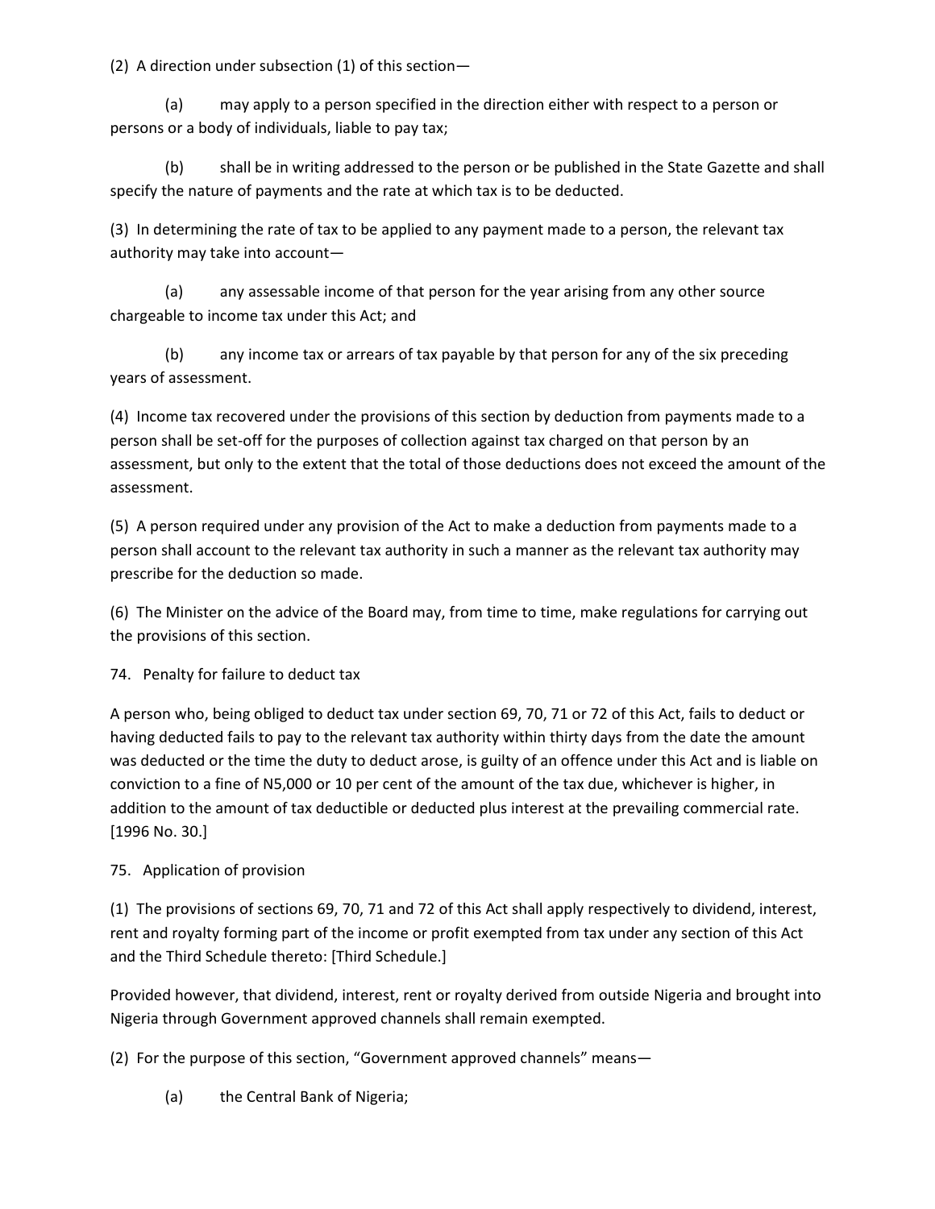(2) A direction under subsection (1) of this section—

(a) may apply to a person specified in the direction either with respect to a person or persons or a body of individuals, liable to pay tax;

(b) shall be in writing addressed to the person or be published in the State Gazette and shall specify the nature of payments and the rate at which tax is to be deducted.

(3) In determining the rate of tax to be applied to any payment made to a person, the relevant tax authority may take into account—

(a) any assessable income of that person for the year arising from any other source chargeable to income tax under this Act; and

(b) any income tax or arrears of tax payable by that person for any of the six preceding years of assessment.

(4) Income tax recovered under the provisions of this section by deduction from payments made to a person shall be set-off for the purposes of collection against tax charged on that person by an assessment, but only to the extent that the total of those deductions does not exceed the amount of the assessment.

(5) A person required under any provision of the Act to make a deduction from payments made to a person shall account to the relevant tax authority in such a manner as the relevant tax authority may prescribe for the deduction so made.

(6) The Minister on the advice of the Board may, from time to time, make regulations for carrying out the provisions of this section.

74. Penalty for failure to deduct tax

A person who, being obliged to deduct tax under section 69, 70, 71 or 72 of this Act, fails to deduct or having deducted fails to pay to the relevant tax authority within thirty days from the date the amount was deducted or the time the duty to deduct arose, is guilty of an offence under this Act and is liable on conviction to a fine of N5,000 or 10 per cent of the amount of the tax due, whichever is higher, in addition to the amount of tax deductible or deducted plus interest at the prevailing commercial rate. [1996 No. 30.]

75. Application of provision

(1) The provisions of sections 69, 70, 71 and 72 of this Act shall apply respectively to dividend, interest, rent and royalty forming part of the income or profit exempted from tax under any section of this Act and the Third Schedule thereto: [Third Schedule.]

Provided however, that dividend, interest, rent or royalty derived from outside Nigeria and brought into Nigeria through Government approved channels shall remain exempted.

(2) For the purpose of this section, "Government approved channels" means—

(a) the Central Bank of Nigeria;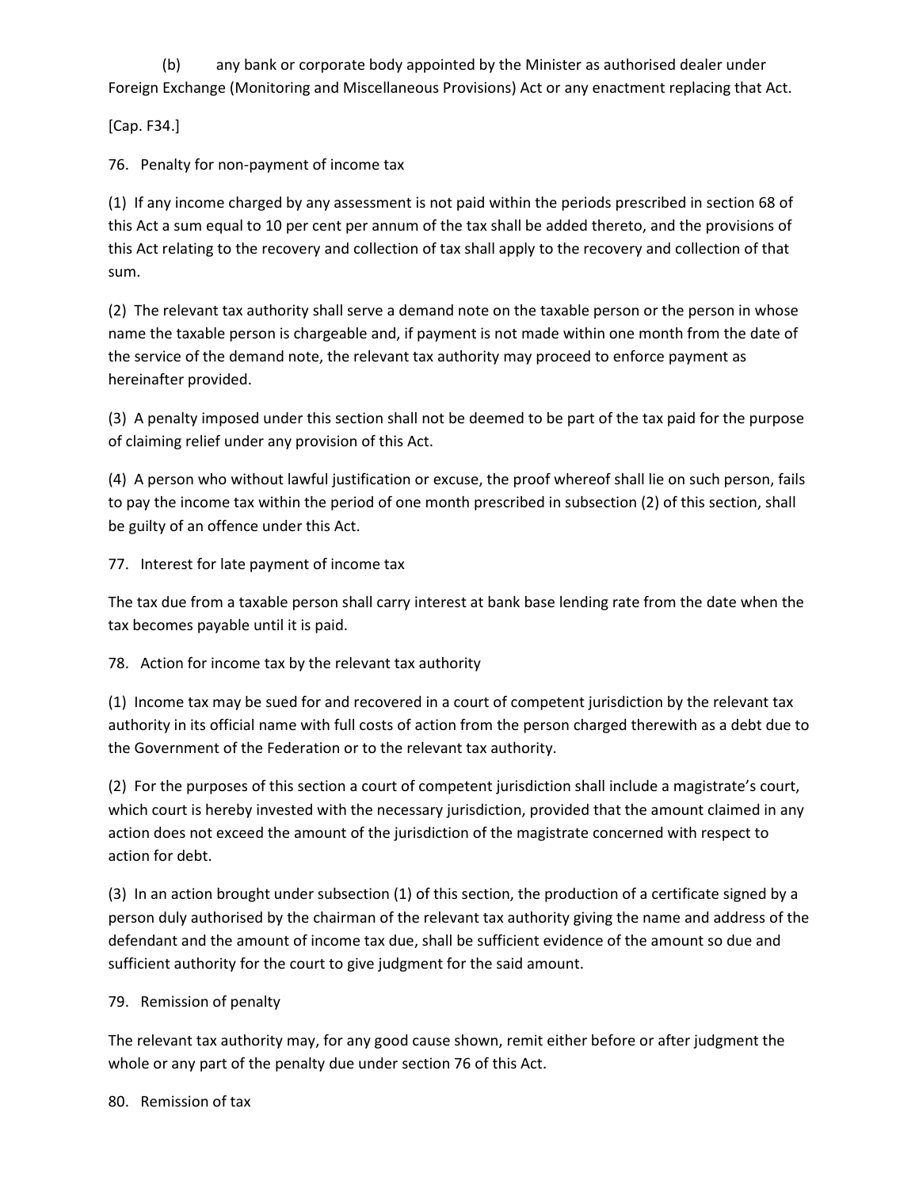(b) any bank or corporate body appointed by the Minister as authorised dealer under Foreign Exchange (Monitoring and Miscellaneous Provisions) Act or any enactment replacing that Act.

[Cap. F34.]

76. Penalty for non-payment of income tax

(1) If any income charged by any assessment is not paid within the periods prescribed in section 68 of this Act a sum equal to 10 per cent per annum of the tax shall be added thereto, and the provisions of this Act relating to the recovery and collection of tax shall apply to the recovery and collection of that sum.

(2) The relevant tax authority shall serve a demand note on the taxable person or the person in whose name the taxable person is chargeable and, if payment is not made within one month from the date of the service of the demand note, the relevant tax authority may proceed to enforce payment as hereinafter provided.

(3) A penalty imposed under this section shall not be deemed to be part of the tax paid for the purpose of claiming relief under any provision of this Act.

(4) A person who without lawful justification or excuse, the proof whereof shall lie on such person, fails to pay the income tax within the period of one month prescribed in subsection (2) of this section, shall be guilty of an offence under this Act.

77. Interest for late payment of income tax

The tax due from a taxable person shall carry interest at bank base lending rate from the date when the tax becomes payable until it is paid.

78. Action for income tax by the relevant tax authority

(1) Income tax may be sued for and recovered in a court of competent jurisdiction by the relevant tax authority in its official name with full costs of action from the person charged therewith as a debt due to the Government of the Federation or to the relevant tax authority.

(2) For the purposes of this section a court of competent jurisdiction shall include a magistrate's court, which court is hereby invested with the necessary jurisdiction, provided that the amount claimed in any action does not exceed the amount of the jurisdiction of the magistrate concerned with respect to action for debt.

(3) In an action brought under subsection (1) of this section, the production of a certificate signed by a person duly authorised by the chairman of the relevant tax authority giving the name and address of the defendant and the amount of income tax due, shall be sufficient evidence of the amount so due and sufficient authority for the court to give judgment for the said amount.

79. Remission of penalty

The relevant tax authority may, for any good cause shown, remit either before or after judgment the whole or any part of the penalty due under section 76 of this Act.

80. Remission of tax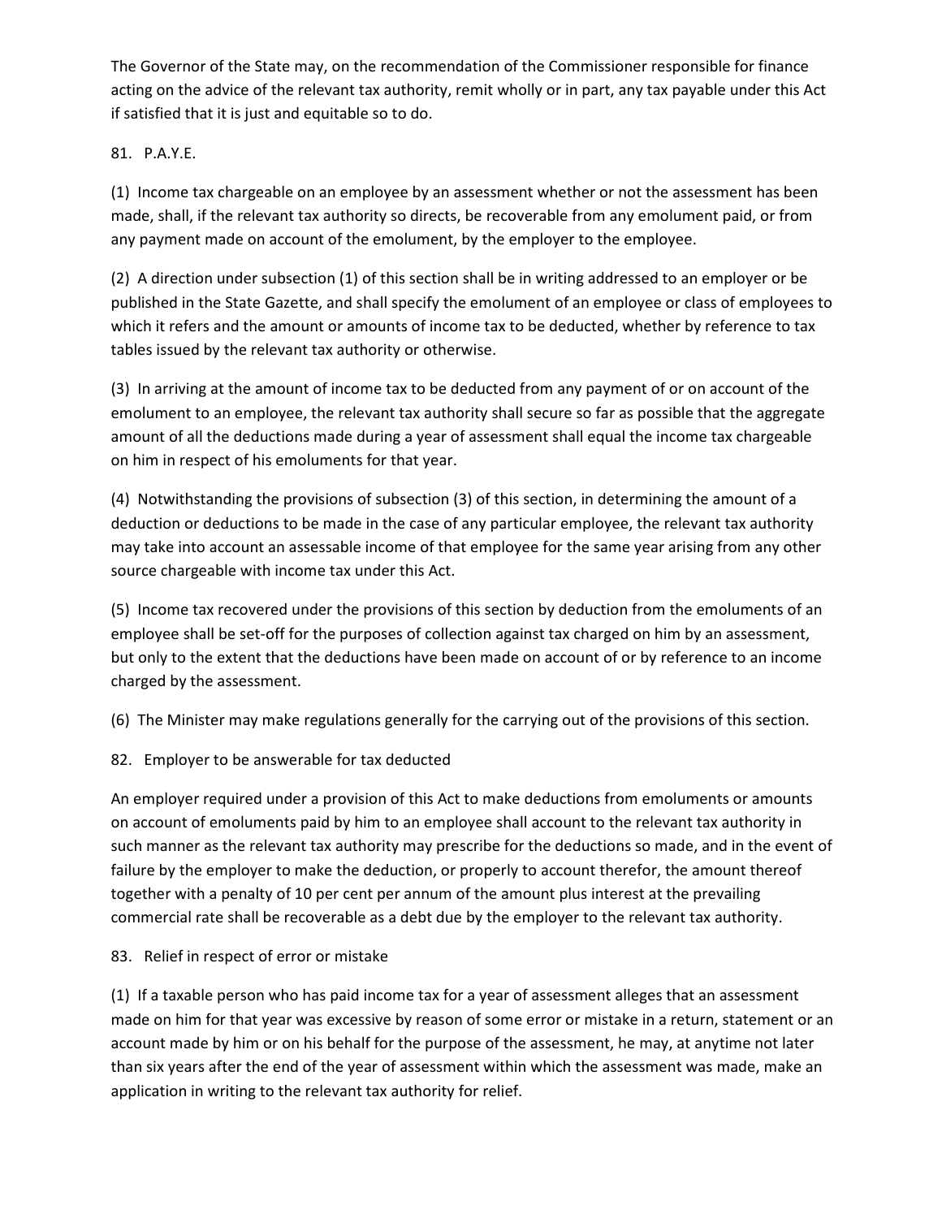The Governor of the State may, on the recommendation of the Commissioner responsible for finance acting on the advice of the relevant tax authority, remit wholly or in part, any tax payable under this Act if satisfied that it is just and equitable so to do.

81. P.A.Y.E.

(1) Income tax chargeable on an employee by an assessment whether or not the assessment has been made, shall, if the relevant tax authority so directs, be recoverable from any emolument paid, or from any payment made on account of the emolument, by the employer to the employee.

(2) A direction under subsection (1) of this section shall be in writing addressed to an employer or be published in the State Gazette, and shall specify the emolument of an employee or class of employees to which it refers and the amount or amounts of income tax to be deducted, whether by reference to tax tables issued by the relevant tax authority or otherwise.

(3) In arriving at the amount of income tax to be deducted from any payment of or on account of the emolument to an employee, the relevant tax authority shall secure so far as possible that the aggregate amount of all the deductions made during a year of assessment shall equal the income tax chargeable on him in respect of his emoluments for that year.

(4) Notwithstanding the provisions of subsection (3) of this section, in determining the amount of a deduction or deductions to be made in the case of any particular employee, the relevant tax authority may take into account an assessable income of that employee for the same year arising from any other source chargeable with income tax under this Act.

(5) Income tax recovered under the provisions of this section by deduction from the emoluments of an employee shall be set-off for the purposes of collection against tax charged on him by an assessment, but only to the extent that the deductions have been made on account of or by reference to an income charged by the assessment.

(6) The Minister may make regulations generally for the carrying out of the provisions of this section.

82. Employer to be answerable for tax deducted

An employer required under a provision of this Act to make deductions from emoluments or amounts on account of emoluments paid by him to an employee shall account to the relevant tax authority in such manner as the relevant tax authority may prescribe for the deductions so made, and in the event of failure by the employer to make the deduction, or properly to account therefor, the amount thereof together with a penalty of 10 per cent per annum of the amount plus interest at the prevailing commercial rate shall be recoverable as a debt due by the employer to the relevant tax authority.

83. Relief in respect of error or mistake

(1) If a taxable person who has paid income tax for a year of assessment alleges that an assessment made on him for that year was excessive by reason of some error or mistake in a return, statement or an account made by him or on his behalf for the purpose of the assessment, he may, at anytime not later than six years after the end of the year of assessment within which the assessment was made, make an application in writing to the relevant tax authority for relief.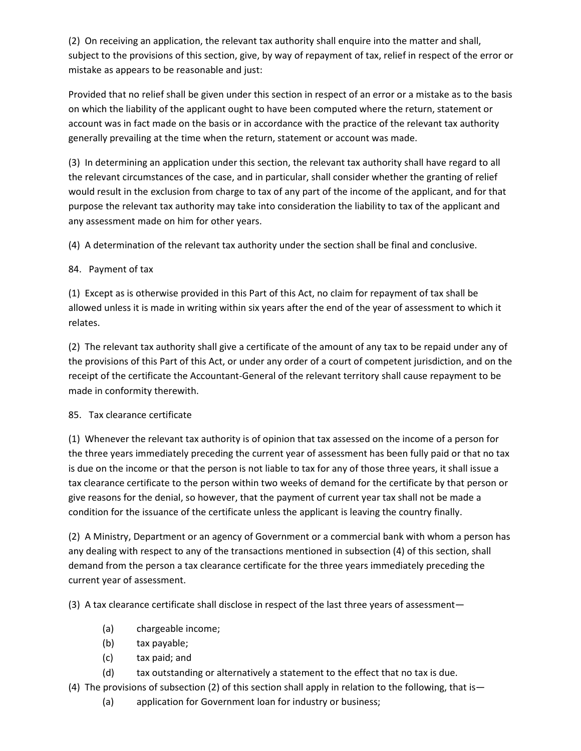(2) On receiving an application, the relevant tax authority shall enquire into the matter and shall, subject to the provisions of this section, give, by way of repayment of tax, relief in respect of the error or mistake as appears to be reasonable and just:

Provided that no relief shall be given under this section in respect of an error or a mistake as to the basis on which the liability of the applicant ought to have been computed where the return, statement or account was in fact made on the basis or in accordance with the practice of the relevant tax authority generally prevailing at the time when the return, statement or account was made.

(3) In determining an application under this section, the relevant tax authority shall have regard to all the relevant circumstances of the case, and in particular, shall consider whether the granting of relief would result in the exclusion from charge to tax of any part of the income of the applicant, and for that purpose the relevant tax authority may take into consideration the liability to tax of the applicant and any assessment made on him for other years.

(4) A determination of the relevant tax authority under the section shall be final and conclusive.

84. Payment of tax

(1) Except as is otherwise provided in this Part of this Act, no claim for repayment of tax shall be allowed unless it is made in writing within six years after the end of the year of assessment to which it relates.

(2) The relevant tax authority shall give a certificate of the amount of any tax to be repaid under any of the provisions of this Part of this Act, or under any order of a court of competent jurisdiction, and on the receipt of the certificate the Accountant-General of the relevant territory shall cause repayment to be made in conformity therewith.

85. Tax clearance certificate

(1) Whenever the relevant tax authority is of opinion that tax assessed on the income of a person for the three years immediately preceding the current year of assessment has been fully paid or that no tax is due on the income or that the person is not liable to tax for any of those three years, it shall issue a tax clearance certificate to the person within two weeks of demand for the certificate by that person or give reasons for the denial, so however, that the payment of current year tax shall not be made a condition for the issuance of the certificate unless the applicant is leaving the country finally.

(2) A Ministry, Department or an agency of Government or a commercial bank with whom a person has any dealing with respect to any of the transactions mentioned in subsection (4) of this section, shall demand from the person a tax clearance certificate for the three years immediately preceding the current year of assessment.

(3) A tax clearance certificate shall disclose in respect of the last three years of assessment—

- (a) chargeable income;
- (b) tax payable;
- (c) tax paid; and
- (d) tax outstanding or alternatively a statement to the effect that no tax is due.

(4) The provisions of subsection (2) of this section shall apply in relation to the following, that is—

- (a) application for Government loan for industry or business;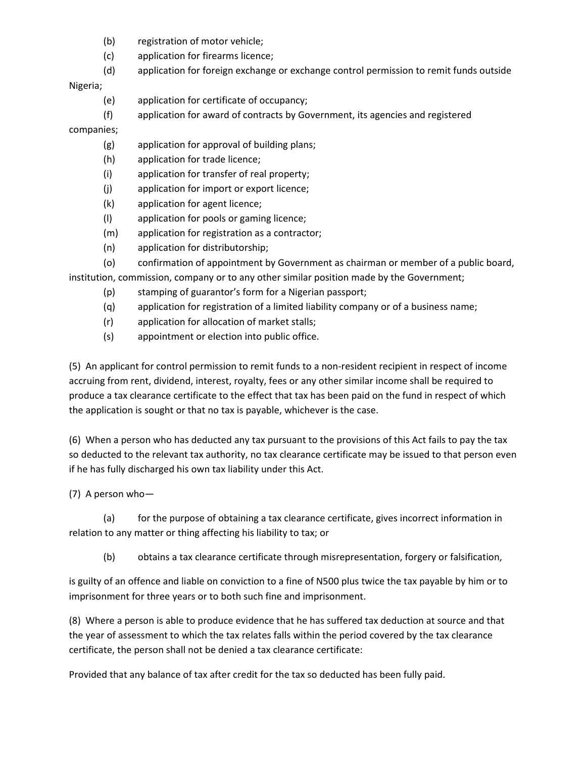(b) registration of motor vehicle;

(c) application for firearms licence;

(d) application for foreign exchange or exchange control permission to remit funds outside Nigeria;

(e) application for certificate of occupancy;

(f) application for award of contracts by Government, its agencies and registered companies;

(g) application for approval of building plans;

(h) application for trade licence;

(i) application for transfer of real property;

(j) application for import or export licence;

(k) application for agent licence;

(l) application for pools or gaming licence;

(m) application for registration as a contractor;

(n) application for distributorship;

(o) confirmation of appointment by Government as chairman or member of a public board, institution, commission, company or to any other similar position made by the Government;

(p) stamping of guarantor's form for a Nigerian passport;

(q) application for registration of a limited liability company or of a business name;

(r) application for allocation of market stalls;

(s) appointment or election into public office.

(5) An applicant for control permission to remit funds to a non-resident recipient in respect of income accruing from rent, dividend, interest, royalty, fees or any other similar income shall be required to produce a tax clearance certificate to the effect that tax has been paid on the fund in respect of which the application is sought or that no tax is payable, whichever is the case.

(6) When a person who has deducted any tax pursuant to the provisions of this Act fails to pay the tax so deducted to the relevant tax authority, no tax clearance certificate may be issued to that person even if he has fully discharged his own tax liability under this Act.

(7) A person who—

(a) for the purpose of obtaining a tax clearance certificate, gives incorrect information in relation to any matter or thing affecting his liability to tax; or

(b) obtains a tax clearance certificate through misrepresentation, forgery or falsification,

is guilty of an offence and liable on conviction to a fine of N500 plus twice the tax payable by him or to imprisonment for three years or to both such fine and imprisonment.

(8) Where a person is able to produce evidence that he has suffered tax deduction at source and that the year of assessment to which the tax relates falls within the period covered by the tax clearance certificate, the person shall not be denied a tax clearance certificate:

Provided that any balance of tax after credit for the tax so deducted has been fully paid.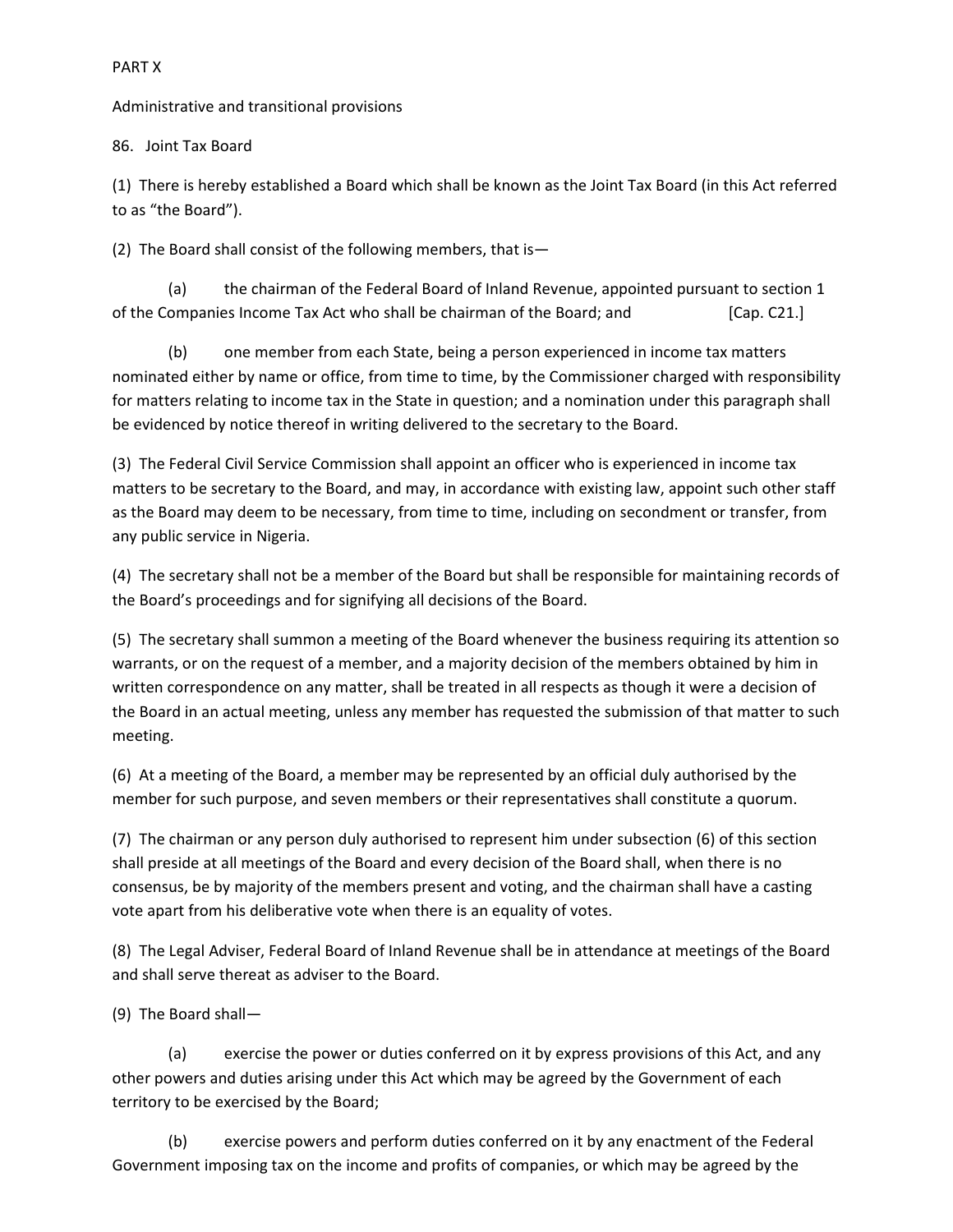PART X

Administrative and transitional provisions

86. Joint Tax Board

(1) There is hereby established a Board which shall be known as the Joint Tax Board (in this Act referred to as "the Board").

(2) The Board shall consist of the following members, that is—

(a) the chairman of the Federal Board of Inland Revenue, appointed pursuant to section 1 of the Companies Income Tax Act who shall be chairman of the Board; and [Cap. C21.]

(b) one member from each State, being a person experienced in income tax matters nominated either by name or office, from time to time, by the Commissioner charged with responsibility for matters relating to income tax in the State in question; and a nomination under this paragraph shall be evidenced by notice thereof in writing delivered to the secretary to the Board.

(3) The Federal Civil Service Commission shall appoint an officer who is experienced in income tax matters to be secretary to the Board, and may, in accordance with existing law, appoint such other staff as the Board may deem to be necessary, from time to time, including on secondment or transfer, from any public service in Nigeria.

(4) The secretary shall not be a member of the Board but shall be responsible for maintaining records of the Board's proceedings and for signifying all decisions of the Board.

(5) The secretary shall summon a meeting of the Board whenever the business requiring its attention so warrants, or on the request of a member, and a majority decision of the members obtained by him in written correspondence on any matter, shall be treated in all respects as though it were a decision of the Board in an actual meeting, unless any member has requested the submission of that matter to such meeting.

(6) At a meeting of the Board, a member may be represented by an official duly authorised by the member for such purpose, and seven members or their representatives shall constitute a quorum.

(7) The chairman or any person duly authorised to represent him under subsection (6) of this section shall preside at all meetings of the Board and every decision of the Board shall, when there is no consensus, be by majority of the members present and voting, and the chairman shall have a casting vote apart from his deliberative vote when there is an equality of votes.

(8) The Legal Adviser, Federal Board of Inland Revenue shall be in attendance at meetings of the Board and shall serve thereat as adviser to the Board.

(9) The Board shall—

(a) exercise the power or duties conferred on it by express provisions of this Act, and any other powers and duties arising under this Act which may be agreed by the Government of each territory to be exercised by the Board;

(b) exercise powers and perform duties conferred on it by any enactment of the Federal Government imposing tax on the income and profits of companies, or which may be agreed by the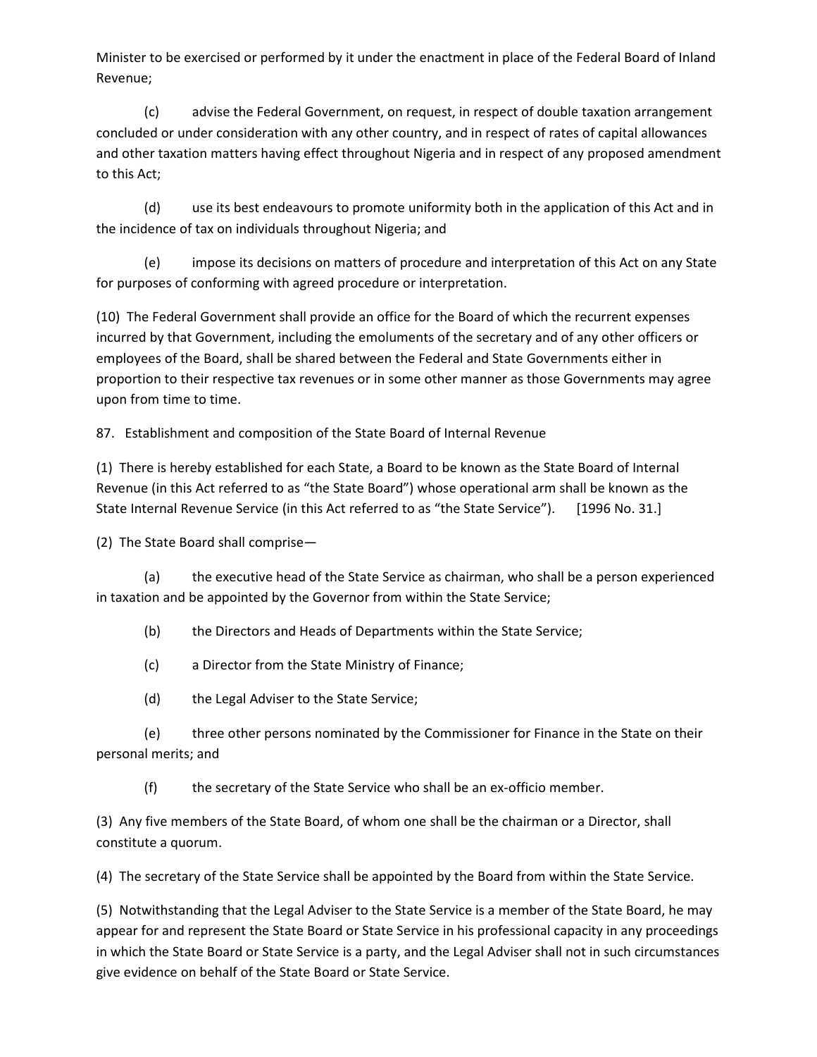Minister to be exercised or performed by it under the enactment in place of the Federal Board of Inland Revenue;

(c) advise the Federal Government, on request, in respect of double taxation arrangement concluded or under consideration with any other country, and in respect of rates of capital allowances and other taxation matters having effect throughout Nigeria and in respect of any proposed amendment to this Act;

(d) use its best endeavours to promote uniformity both in the application of this Act and in the incidence of tax on individuals throughout Nigeria; and

(e) impose its decisions on matters of procedure and interpretation of this Act on any State for purposes of conforming with agreed procedure or interpretation.

(10) The Federal Government shall provide an office for the Board of which the recurrent expenses incurred by that Government, including the emoluments of the secretary and of any other officers or employees of the Board, shall be shared between the Federal and State Governments either in proportion to their respective tax revenues or in some other manner as those Governments may agree upon from time to time.

87. Establishment and composition of the State Board of Internal Revenue

(1) There is hereby established for each State, a Board to be known as the State Board of Internal Revenue (in this Act referred to as "the State Board") whose operational arm shall be known as the State Internal Revenue Service (in this Act referred to as "the State Service"). [1996 No. 31.]

(2) The State Board shall comprise—

(a) the executive head of the State Service as chairman, who shall be a person experienced in taxation and be appointed by the Governor from within the State Service;

(b) the Directors and Heads of Departments within the State Service;

(c) a Director from the State Ministry of Finance;

(d) the Legal Adviser to the State Service;

(e) three other persons nominated by the Commissioner for Finance in the State on their personal merits; and

(f) the secretary of the State Service who shall be an ex-officio member.

(3) Any five members of the State Board, of whom one shall be the chairman or a Director, shall constitute a quorum.

(4) The secretary of the State Service shall be appointed by the Board from within the State Service.

(5) Notwithstanding that the Legal Adviser to the State Service is a member of the State Board, he may appear for and represent the State Board or State Service in his professional capacity in any proceedings in which the State Board or State Service is a party, and the Legal Adviser shall not in such circumstances give evidence on behalf of the State Board or State Service.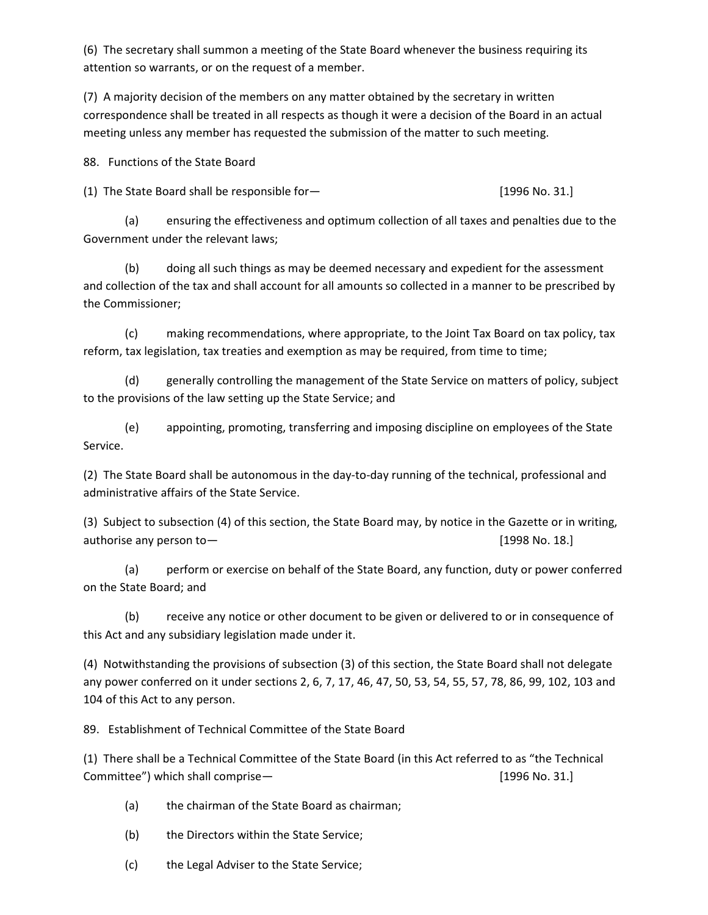(6) The secretary shall summon a meeting of the State Board whenever the business requiring its attention so warrants, or on the request of a member.

(7) A majority decision of the members on any matter obtained by the secretary in written correspondence shall be treated in all respects as though it were a decision of the Board in an actual meeting unless any member has requested the submission of the matter to such meeting.

88. Functions of the State Board

(1) The State Board shall be responsible for— [1996 No. 31.]

(a) ensuring the effectiveness and optimum collection of all taxes and penalties due to the Government under the relevant laws;

(b) doing all such things as may be deemed necessary and expedient for the assessment and collection of the tax and shall account for all amounts so collected in a manner to be prescribed by the Commissioner;

(c) making recommendations, where appropriate, to the Joint Tax Board on tax policy, tax reform, tax legislation, tax treaties and exemption as may be required, from time to time;

(d) generally controlling the management of the State Service on matters of policy, subject to the provisions of the law setting up the State Service; and

(e) appointing, promoting, transferring and imposing discipline on employees of the State Service.

(2) The State Board shall be autonomous in the day-to-day running of the technical, professional and administrative affairs of the State Service.

(3) Subject to subsection (4) of this section, the State Board may, by notice in the Gazette or in writing, authorise any person to— [1998 No. 18.]

(a) perform or exercise on behalf of the State Board, any function, duty or power conferred on the State Board; and

(b) receive any notice or other document to be given or delivered to or in consequence of this Act and any subsidiary legislation made under it.

(4) Notwithstanding the provisions of subsection (3) of this section, the State Board shall not delegate any power conferred on it under sections 2, 6, 7, 17, 46, 47, 50, 53, 54, 55, 57, 78, 86, 99, 102, 103 and 104 of this Act to any person.

89. Establishment of Technical Committee of the State Board

(1) There shall be a Technical Committee of the State Board (in this Act referred to as "the Technical Committee") which shall comprise— [1996 No. 31.]

(a) the chairman of the State Board as chairman;

(b) the Directors within the State Service;

(c) the Legal Adviser to the State Service;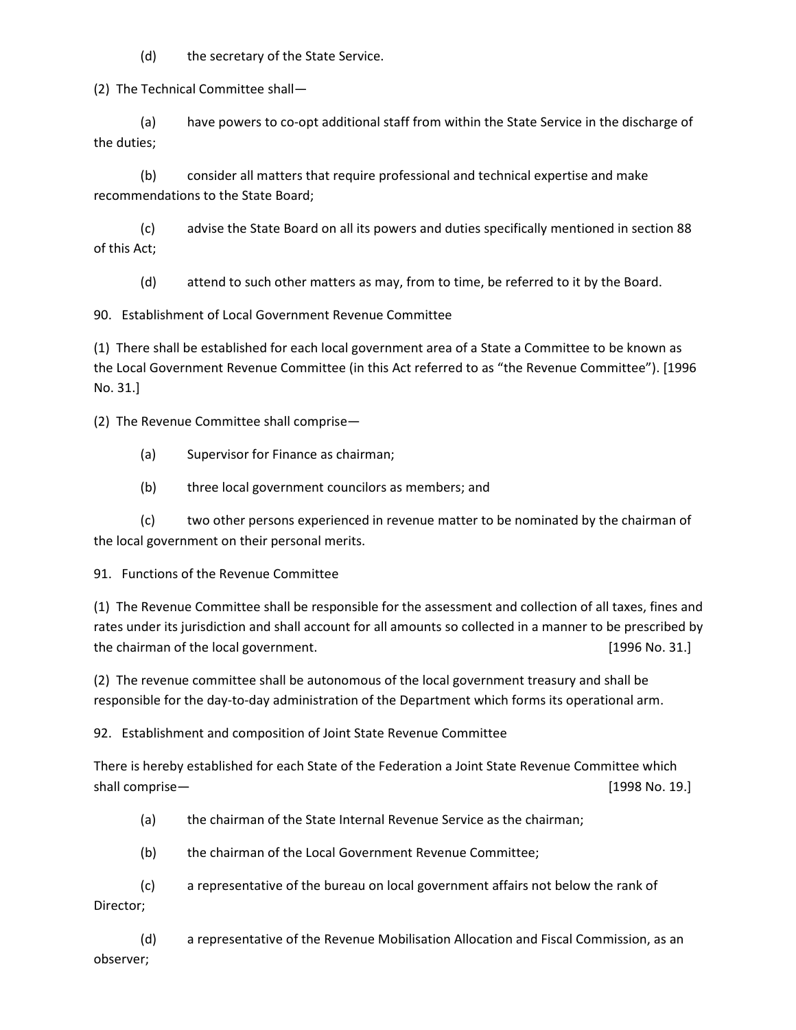(d) the secretary of the State Service.

(2) The Technical Committee shall—

(a) have powers to co-opt additional staff from within the State Service in the discharge of the duties;

(b) consider all matters that require professional and technical expertise and make recommendations to the State Board;

(c) advise the State Board on all its powers and duties specifically mentioned in section 88 of this Act;

(d) attend to such other matters as may, from to time, be referred to it by the Board.

90. Establishment of Local Government Revenue Committee

(1) There shall be established for each local government area of a State a Committee to be known as the Local Government Revenue Committee (in this Act referred to as "the Revenue Committee"). [1996 No. 31.]

(2) The Revenue Committee shall comprise—

(a) Supervisor for Finance as chairman;

(b) three local government councilors as members; and

(c) two other persons experienced in revenue matter to be nominated by the chairman of the local government on their personal merits.

91. Functions of the Revenue Committee

(1) The Revenue Committee shall be responsible for the assessment and collection of all taxes, fines and rates under its jurisdiction and shall account for all amounts so collected in a manner to be prescribed by the chairman of the local government. [1996 No. 31.]

(2) The revenue committee shall be autonomous of the local government treasury and shall be responsible for the day-to-day administration of the Department which forms its operational arm.

92. Establishment and composition of Joint State Revenue Committee

There is hereby established for each State of the Federation a Joint State Revenue Committee which shall comprise— [1998 No. 19.]

(a) the chairman of the State Internal Revenue Service as the chairman;

(b) the chairman of the Local Government Revenue Committee;

(c) a representative of the bureau on local government affairs not below the rank of Director;

(d) a representative of the Revenue Mobilisation Allocation and Fiscal Commission, as an observer;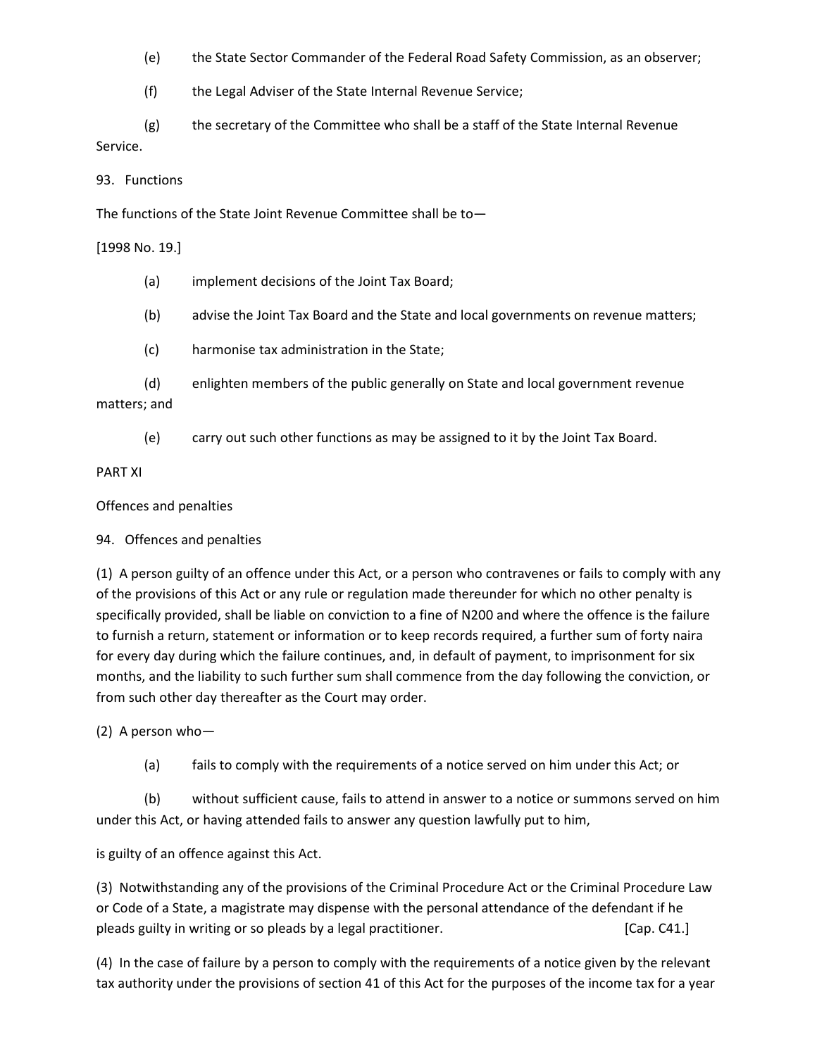(e) the State Sector Commander of the Federal Road Safety Commission, as an observer;

(f) the Legal Adviser of the State Internal Revenue Service;

(g) the secretary of the Committee who shall be a staff of the State Internal Revenue Service.

93. Functions

The functions of the State Joint Revenue Committee shall be to—

[1998 No. 19.]

(a) implement decisions of the Joint Tax Board;

(b) advise the Joint Tax Board and the State and local governments on revenue matters;

(c) harmonise tax administration in the State;

(d) enlighten members of the public generally on State and local government revenue matters; and

(e) carry out such other functions as may be assigned to it by the Joint Tax Board.

PART XI

Offences and penalties

94. Offences and penalties

(1) A person guilty of an offence under this Act, or a person who contravenes or fails to comply with any of the provisions of this Act or any rule or regulation made thereunder for which no other penalty is specifically provided, shall be liable on conviction to a fine of N200 and where the offence is the failure to furnish a return, statement or information or to keep records required, a further sum of forty naira for every day during which the failure continues, and, in default of payment, to imprisonment for six months, and the liability to such further sum shall commence from the day following the conviction, or from such other day thereafter as the Court may order.

(2) A person who—

(a) fails to comply with the requirements of a notice served on him under this Act; or

(b) without sufficient cause, fails to attend in answer to a notice or summons served on him under this Act, or having attended fails to answer any question lawfully put to him,

is guilty of an offence against this Act.

(3) Notwithstanding any of the provisions of the Criminal Procedure Act or the Criminal Procedure Law or Code of a State, a magistrate may dispense with the personal attendance of the defendant if he pleads guilty in writing or so pleads by a legal practitioner. [Cap. C41.]

(4) In the case of failure by a person to comply with the requirements of a notice given by the relevant tax authority under the provisions of section 41 of this Act for the purposes of the income tax for a year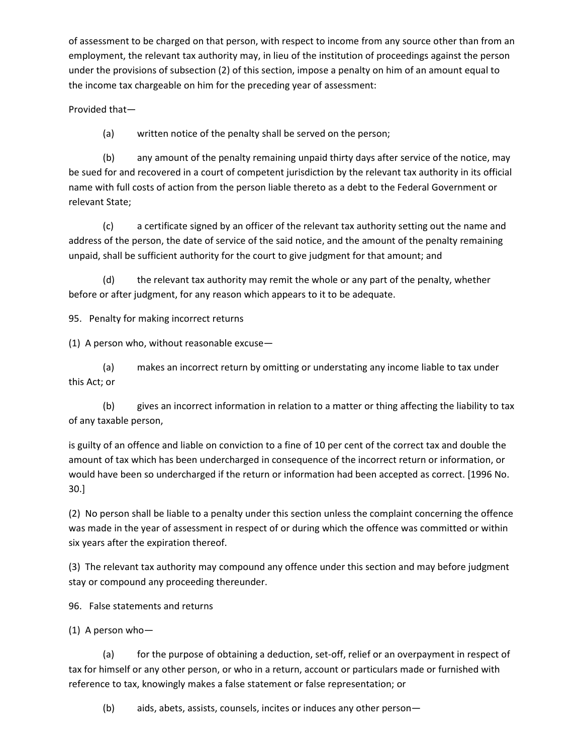of assessment to be charged on that person, with respect to income from any source other than from an employment, the relevant tax authority may, in lieu of the institution of proceedings against the person under the provisions of subsection (2) of this section, impose a penalty on him of an amount equal to the income tax chargeable on him for the preceding year of assessment:

Provided that—

(a) written notice of the penalty shall be served on the person;

(b) any amount of the penalty remaining unpaid thirty days after service of the notice, may be sued for and recovered in a court of competent jurisdiction by the relevant tax authority in its official name with full costs of action from the person liable thereto as a debt to the Federal Government or relevant State;

(c) a certificate signed by an officer of the relevant tax authority setting out the name and address of the person, the date of service of the said notice, and the amount of the penalty remaining unpaid, shall be sufficient authority for the court to give judgment for that amount; and

(d) the relevant tax authority may remit the whole or any part of the penalty, whether before or after judgment, for any reason which appears to it to be adequate.

95. Penalty for making incorrect returns

(1) A person who, without reasonable excuse—

(a) makes an incorrect return by omitting or understating any income liable to tax under this Act; or

(b) gives an incorrect information in relation to a matter or thing affecting the liability to tax of any taxable person,

is guilty of an offence and liable on conviction to a fine of 10 per cent of the correct tax and double the amount of tax which has been undercharged in consequence of the incorrect return or information, or would have been so undercharged if the return or information had been accepted as correct. [1996 No. 30.]

(2) No person shall be liable to a penalty under this section unless the complaint concerning the offence was made in the year of assessment in respect of or during which the offence was committed or within six years after the expiration thereof.

(3) The relevant tax authority may compound any offence under this section and may before judgment stay or compound any proceeding thereunder.

96. False statements and returns

(1) A person who—

(a) for the purpose of obtaining a deduction, set-off, relief or an overpayment in respect of tax for himself or any other person, or who in a return, account or particulars made or furnished with reference to tax, knowingly makes a false statement or false representation; or

(b) aids, abets, assists, counsels, incites or induces any other person—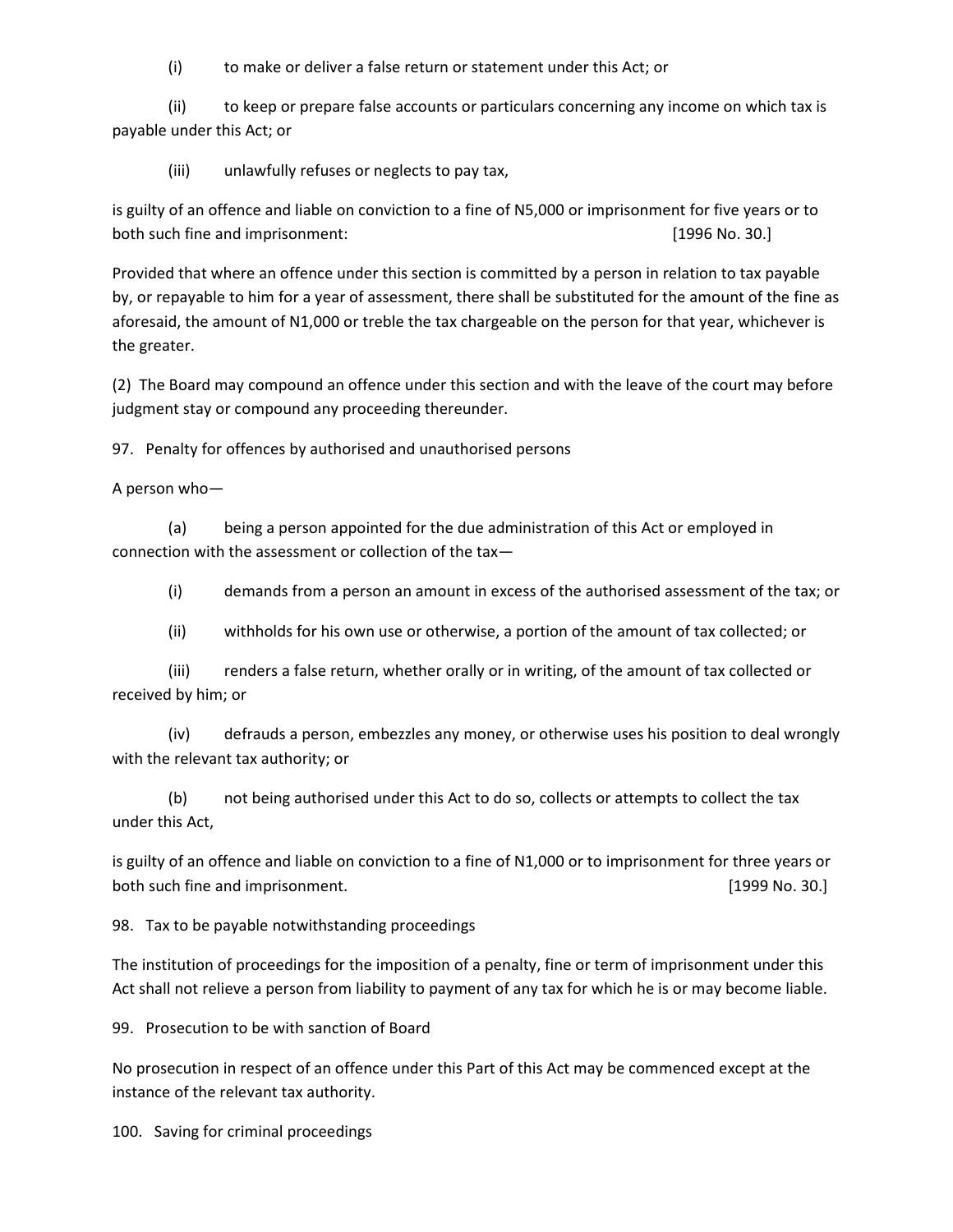(i) to make or deliver a false return or statement under this Act; or

(ii) to keep or prepare false accounts or particulars concerning any income on which tax is payable under this Act; or

(iii) unlawfully refuses or neglects to pay tax,

is guilty of an offence and liable on conviction to a fine of N5,000 or imprisonment for five years or to both such fine and imprisonment: [1996 No. 30.]

Provided that where an offence under this section is committed by a person in relation to tax payable by, or repayable to him for a year of assessment, there shall be substituted for the amount of the fine as aforesaid, the amount of N1,000 or treble the tax chargeable on the person for that year, whichever is the greater.

(2) The Board may compound an offence under this section and with the leave of the court may before judgment stay or compound any proceeding thereunder.

97. Penalty for offences by authorised and unauthorised persons

A person who—

(a) being a person appointed for the due administration of this Act or employed in connection with the assessment or collection of the tax—

(i) demands from a person an amount in excess of the authorised assessment of the tax; or

(ii) withholds for his own use or otherwise, a portion of the amount of tax collected; or

(iii) renders a false return, whether orally or in writing, of the amount of tax collected or received by him; or

(iv) defrauds a person, embezzles any money, or otherwise uses his position to deal wrongly with the relevant tax authority; or

(b) not being authorised under this Act to do so, collects or attempts to collect the tax under this Act,

is guilty of an offence and liable on conviction to a fine of N1,000 or to imprisonment for three years or both such fine and imprisonment. [1999 No. 30.]

98. Tax to be payable notwithstanding proceedings

The institution of proceedings for the imposition of a penalty, fine or term of imprisonment under this Act shall not relieve a person from liability to payment of any tax for which he is or may become liable.

99. Prosecution to be with sanction of Board

No prosecution in respect of an offence under this Part of this Act may be commenced except at the instance of the relevant tax authority.

100. Saving for criminal proceedings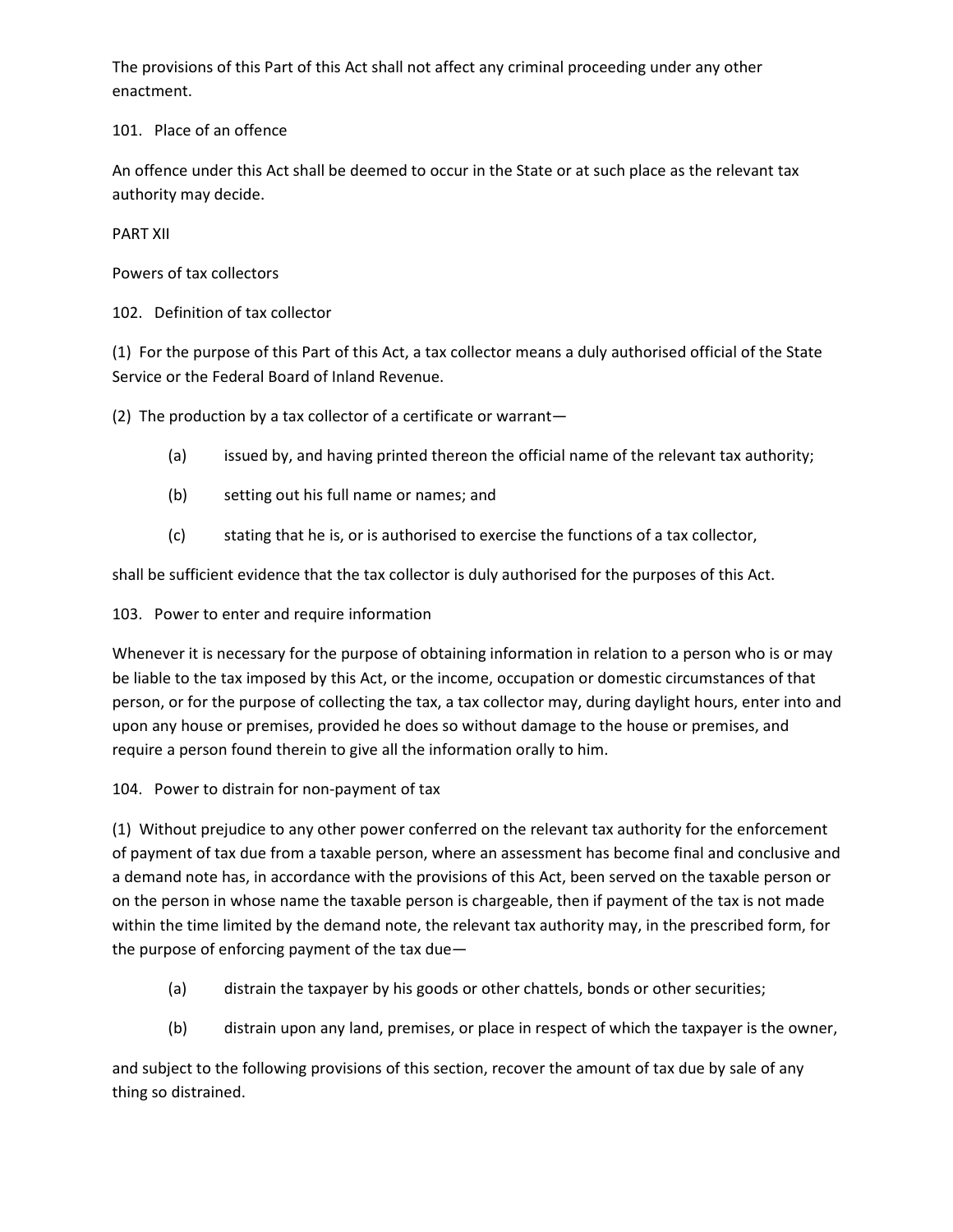The provisions of this Part of this Act shall not affect any criminal proceeding under any other enactment.

### 101. Place of an offence

An offence under this Act shall be deemed to occur in the State or at such place as the relevant tax authority may decide.

## PART XII

## Powers of tax collectors

### 102. Definition of tax collector

(1) For the purpose of this Part of this Act, a tax collector means a duly authorised official of the State Service or the Federal Board of Inland Revenue.

(2) The production by a tax collector of a certificate or warrant—

- (a) issued by, and having printed thereon the official name of the relevant tax authority;
- (b) setting out his full name or names; and
- (c) stating that he is, or is authorised to exercise the functions of a tax collector,

shall be sufficient evidence that the tax collector is duly authorised for the purposes of this Act.

### 103. Power to enter and require information

Whenever it is necessary for the purpose of obtaining information in relation to a person who is or may be liable to the tax imposed by this Act, or the income, occupation or domestic circumstances of that person, or for the purpose of collecting the tax, a tax collector may, during daylight hours, enter into and upon any house or premises, provided he does so without damage to the house or premises, and require a person found therein to give all the information orally to him.

### 104. Power to distrain for non-payment of tax

(1) Without prejudice to any other power conferred on the relevant tax authority for the enforcement of payment of tax due from a taxable person, where an assessment has become final and conclusive and a demand note has, in accordance with the provisions of this Act, been served on the taxable person or on the person in whose name the taxable person is chargeable, then if payment of the tax is not made within the time limited by the demand note, the relevant tax authority may, in the prescribed form, for the purpose of enforcing payment of the tax due—

- (a) distrain the taxpayer by his goods or other chattels, bonds or other securities;
- (b) distrain upon any land, premises, or place in respect of which the taxpayer is the owner,

and subject to the following provisions of this section, recover the amount of tax due by sale of any thing so distrained.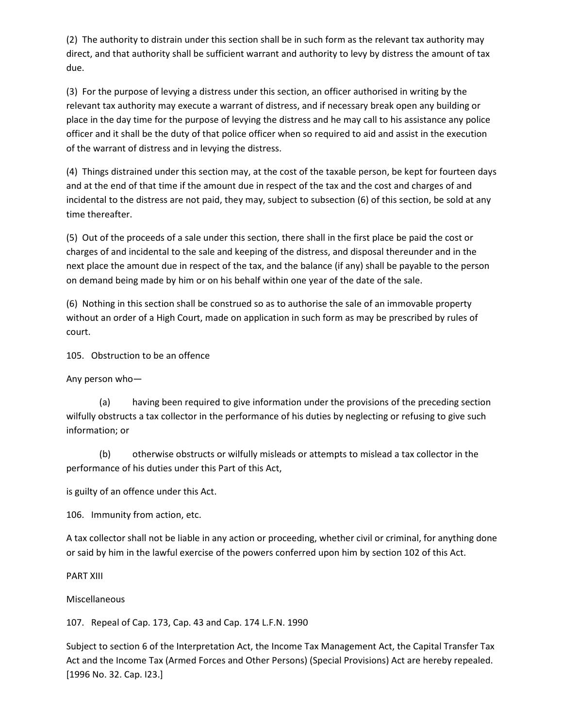(2) The authority to distrain under this section shall be in such form as the relevant tax authority may direct, and that authority shall be sufficient warrant and authority to levy by distress the amount of tax due.

(3) For the purpose of levying a distress under this section, an officer authorised in writing by the relevant tax authority may execute a warrant of distress, and if necessary break open any building or place in the day time for the purpose of levying the distress and he may call to his assistance any police officer and it shall be the duty of that police officer when so required to aid and assist in the execution of the warrant of distress and in levying the distress.

(4) Things distrained under this section may, at the cost of the taxable person, be kept for fourteen days and at the end of that time if the amount due in respect of the tax and the cost and charges of and incidental to the distress are not paid, they may, subject to subsection (6) of this section, be sold at any time thereafter.

(5) Out of the proceeds of a sale under this section, there shall in the first place be paid the cost or charges of and incidental to the sale and keeping of the distress, and disposal thereunder and in the next place the amount due in respect of the tax, and the balance (if any) shall be payable to the person on demand being made by him or on his behalf within one year of the date of the sale.

(6) Nothing in this section shall be construed so as to authorise the sale of an immovable property without an order of a High Court, made on application in such form as may be prescribed by rules of court.

105. Obstruction to be an offence

Any person who—

(a) having been required to give information under the provisions of the preceding section wilfully obstructs a tax collector in the performance of his duties by neglecting or refusing to give such information; or

(b) otherwise obstructs or wilfully misleads or attempts to mislead a tax collector in the performance of his duties under this Part of this Act,

is guilty of an offence under this Act.

106. Immunity from action, etc.

A tax collector shall not be liable in any action or proceeding, whether civil or criminal, for anything done or said by him in the lawful exercise of the powers conferred upon him by section 102 of this Act.

PART XIII

Miscellaneous

107. Repeal of Cap. 173, Cap. 43 and Cap. 174 L.F.N. 1990

Subject to section 6 of the Interpretation Act, the Income Tax Management Act, the Capital Transfer Tax Act and the Income Tax (Armed Forces and Other Persons) (Special Provisions) Act are hereby repealed. [1996 No. 32. Cap. I23.]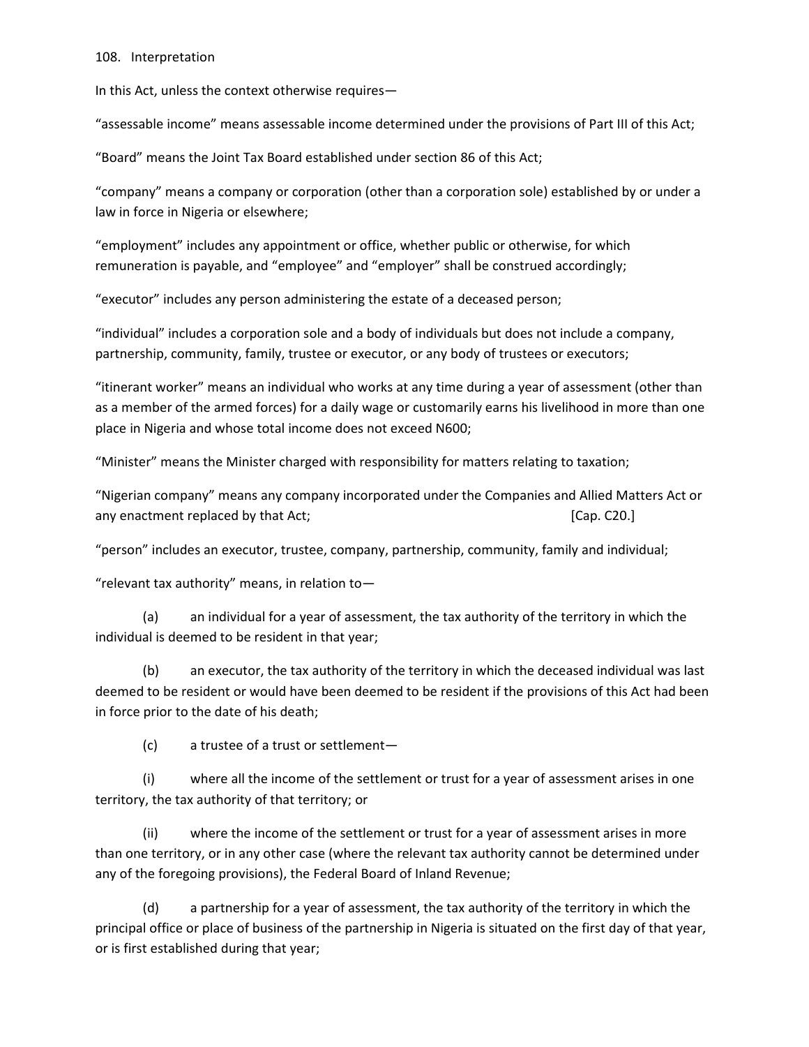108. Interpretation

In this Act, unless the context otherwise requires—

"assessable income" means assessable income determined under the provisions of Part III of this Act;

"Board" means the Joint Tax Board established under section 86 of this Act;

"company" means a company or corporation (other than a corporation sole) established by or under a law in force in Nigeria or elsewhere;

"employment" includes any appointment or office, whether public or otherwise, for which remuneration is payable, and "employee" and "employer" shall be construed accordingly;

"executor" includes any person administering the estate of a deceased person;

"individual" includes a corporation sole and a body of individuals but does not include a company, partnership, community, family, trustee or executor, or any body of trustees or executors;

"itinerant worker" means an individual who works at any time during a year of assessment (other than as a member of the armed forces) for a daily wage or customarily earns his livelihood in more than one place in Nigeria and whose total income does not exceed N600;

"Minister" means the Minister charged with responsibility for matters relating to taxation;

"Nigerian company" means any company incorporated under the Companies and Allied Matters Act or any enactment replaced by that Act; [Cap. C20.]

"person" includes an executor, trustee, company, partnership, community, family and individual;

"relevant tax authority" means, in relation to—

(a) an individual for a year of assessment, the tax authority of the territory in which the individual is deemed to be resident in that year;

(b) an executor, the tax authority of the territory in which the deceased individual was last deemed to be resident or would have been deemed to be resident if the provisions of this Act had been in force prior to the date of his death;

(c) a trustee of a trust or settlement—

(i) where all the income of the settlement or trust for a year of assessment arises in one territory, the tax authority of that territory; or

(ii) where the income of the settlement or trust for a year of assessment arises in more than one territory, or in any other case (where the relevant tax authority cannot be determined under any of the foregoing provisions), the Federal Board of Inland Revenue;

(d) a partnership for a year of assessment, the tax authority of the territory in which the principal office or place of business of the partnership in Nigeria is situated on the first day of that year, or is first established during that year;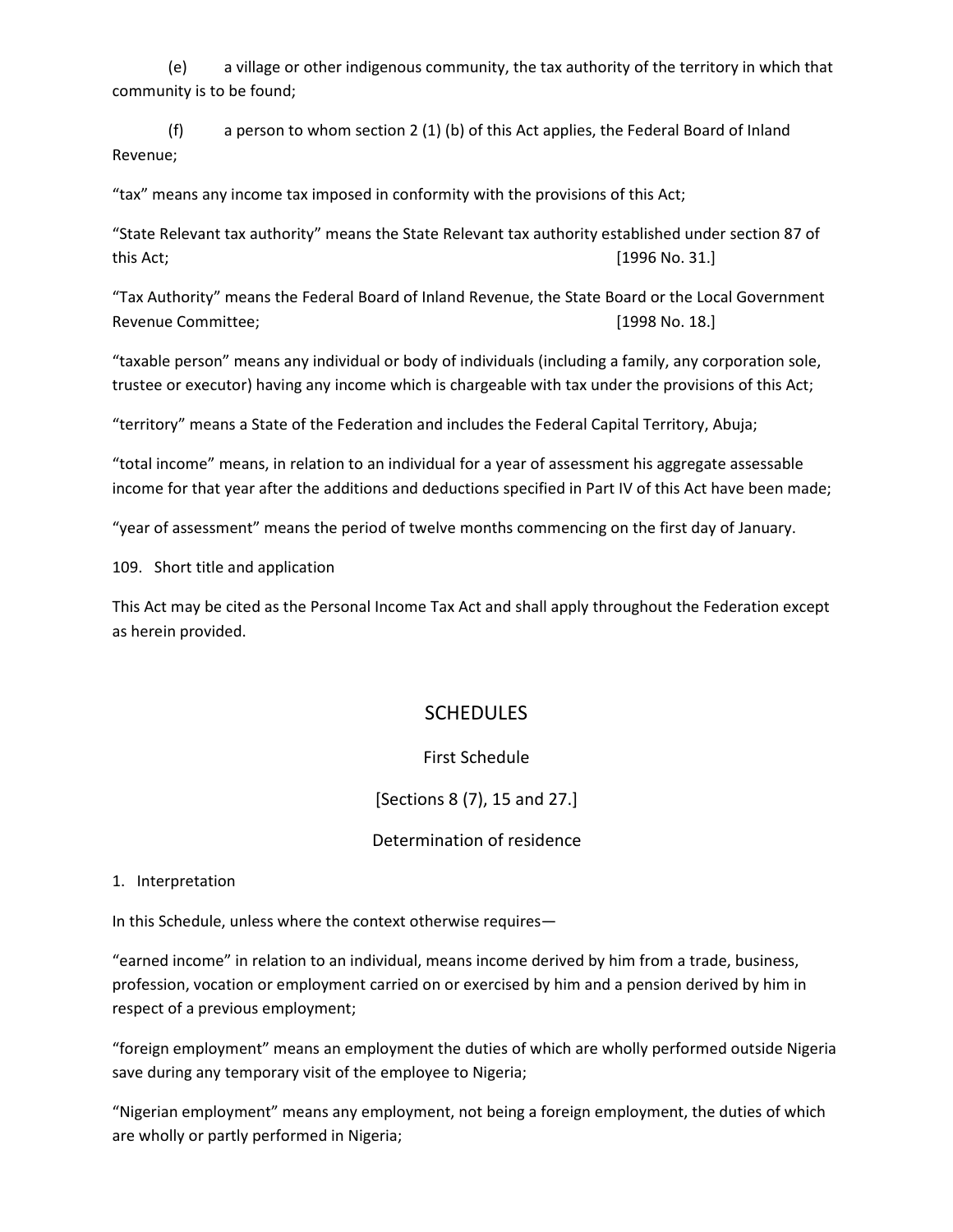(e) a village or other indigenous community, the tax authority of the territory in which that community is to be found;

(f) a person to whom section 2 (1) (b) of this Act applies, the Federal Board of Inland Revenue;

"tax" means any income tax imposed in conformity with the provisions of this Act;

"State Relevant tax authority" means the State Relevant tax authority established under section 87 of this Act; [1996 No. 31.]

"Tax Authority" means the Federal Board of Inland Revenue, the State Board or the Local Government Revenue Committee; [1998 No. 18.]

"taxable person" means any individual or body of individuals (including a family, any corporation sole, trustee or executor) having any income which is chargeable with tax under the provisions of this Act;

"territory" means a State of the Federation and includes the Federal Capital Territory, Abuja;

"total income" means, in relation to an individual for a year of assessment his aggregate assessable income for that year after the additions and deductions specified in Part IV of this Act have been made;

"year of assessment" means the period of twelve months commencing on the first day of January.

109. Short title and application

This Act may be cited as the Personal Income Tax Act and shall apply throughout the Federation except as herein provided.

## SCHEDULES

### First Schedule

[Sections 8 (7), 15 and 27.]

### Determination of residence

1. Interpretation

In this Schedule, unless where the context otherwise requires—

"earned income" in relation to an individual, means income derived by him from a trade, business, profession, vocation or employment carried on or exercised by him and a pension derived by him in respect of a previous employment;

"foreign employment" means an employment the duties of which are wholly performed outside Nigeria save during any temporary visit of the employee to Nigeria;

"Nigerian employment" means any employment, not being a foreign employment, the duties of which are wholly or partly performed in Nigeria;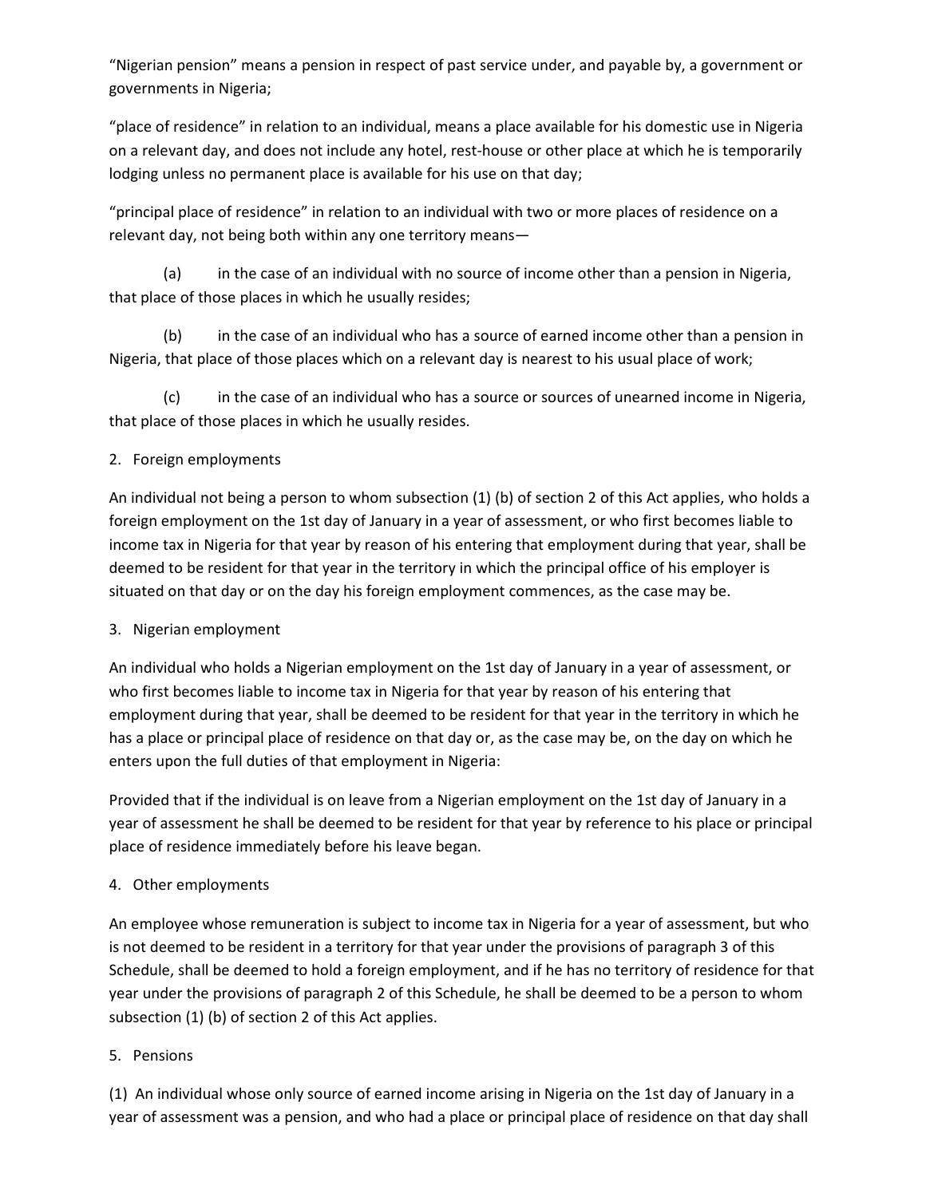"Nigerian pension" means a pension in respect of past service under, and payable by, a government or governments in Nigeria;

"place of residence" in relation to an individual, means a place available for his domestic use in Nigeria on a relevant day, and does not include any hotel, rest-house or other place at which he is temporarily lodging unless no permanent place is available for his use on that day;

"principal place of residence" in relation to an individual with two or more places of residence on a relevant day, not being both within any one territory means—

(a) in the case of an individual with no source of income other than a pension in Nigeria, that place of those places in which he usually resides;

(b) in the case of an individual who has a source of earned income other than a pension in Nigeria, that place of those places which on a relevant day is nearest to his usual place of work;

(c) in the case of an individual who has a source or sources of unearned income in Nigeria, that place of those places in which he usually resides.

2. Foreign employments

An individual not being a person to whom subsection (1) (b) of section 2 of this Act applies, who holds a foreign employment on the 1st day of January in a year of assessment, or who first becomes liable to income tax in Nigeria for that year by reason of his entering that employment during that year, shall be deemed to be resident for that year in the territory in which the principal office of his employer is situated on that day or on the day his foreign employment commences, as the case may be.

3. Nigerian employment

An individual who holds a Nigerian employment on the 1st day of January in a year of assessment, or who first becomes liable to income tax in Nigeria for that year by reason of his entering that employment during that year, shall be deemed to be resident for that year in the territory in which he has a place or principal place of residence on that day or, as the case may be, on the day on which he enters upon the full duties of that employment in Nigeria:

Provided that if the individual is on leave from a Nigerian employment on the 1st day of January in a year of assessment he shall be deemed to be resident for that year by reference to his place or principal place of residence immediately before his leave began.

4. Other employments

An employee whose remuneration is subject to income tax in Nigeria for a year of assessment, but who is not deemed to be resident in a territory for that year under the provisions of paragraph 3 of this Schedule, shall be deemed to hold a foreign employment, and if he has no territory of residence for that year under the provisions of paragraph 2 of this Schedule, he shall be deemed to be a person to whom subsection (1) (b) of section 2 of this Act applies.

5. Pensions

(1) An individual whose only source of earned income arising in Nigeria on the 1st day of January in a year of assessment was a pension, and who had a place or principal place of residence on that day shall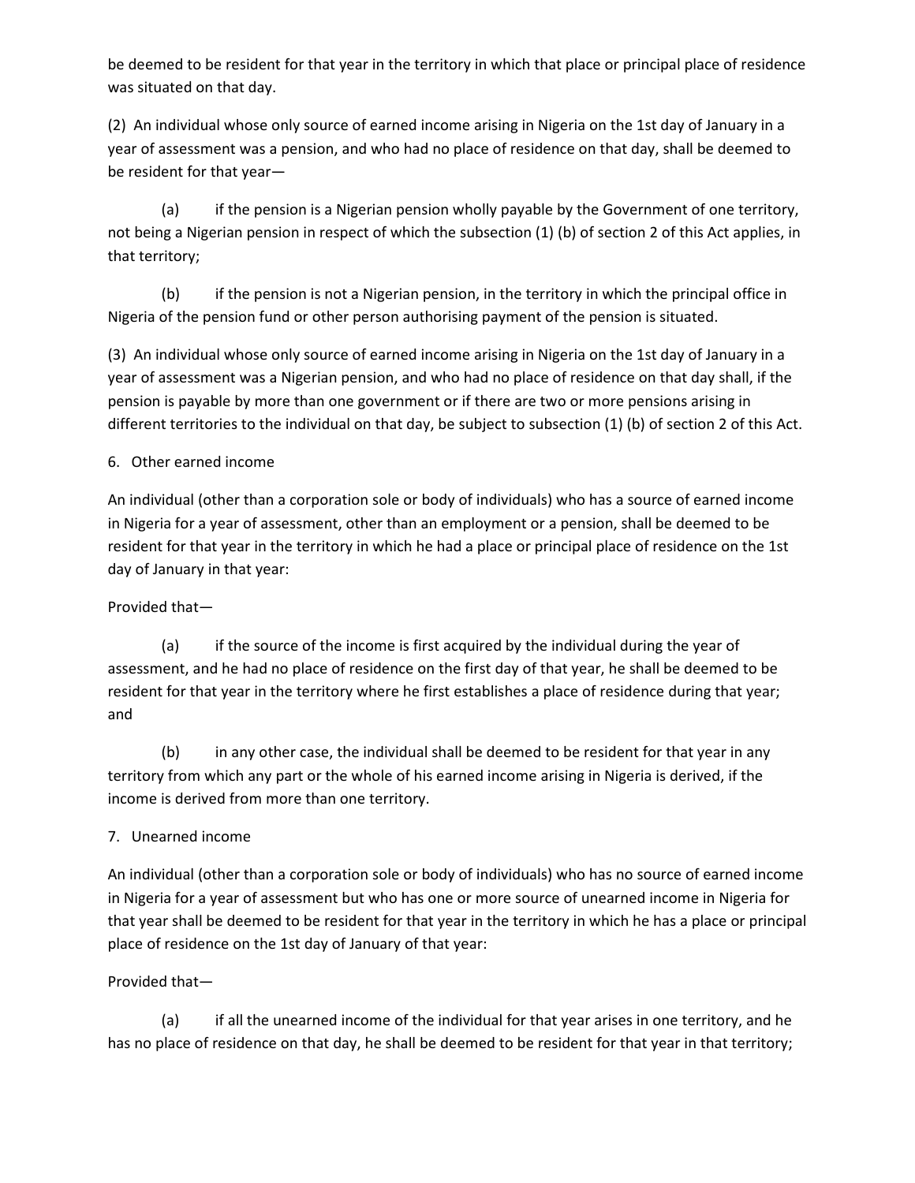be deemed to be resident for that year in the territory in which that place or principal place of residence was situated on that day.

(2) An individual whose only source of earned income arising in Nigeria on the 1st day of January in a year of assessment was a pension, and who had no place of residence on that day, shall be deemed to be resident for that year—

(a) if the pension is a Nigerian pension wholly payable by the Government of one territory, not being a Nigerian pension in respect of which the subsection (1) (b) of section 2 of this Act applies, in that territory;

(b) if the pension is not a Nigerian pension, in the territory in which the principal office in Nigeria of the pension fund or other person authorising payment of the pension is situated.

(3) An individual whose only source of earned income arising in Nigeria on the 1st day of January in a year of assessment was a Nigerian pension, and who had no place of residence on that day shall, if the pension is payable by more than one government or if there are two or more pensions arising in different territories to the individual on that day, be subject to subsection (1) (b) of section 2 of this Act.

### 6. Other earned income

An individual (other than a corporation sole or body of individuals) who has a source of earned income in Nigeria for a year of assessment, other than an employment or a pension, shall be deemed to be resident for that year in the territory in which he had a place or principal place of residence on the 1st day of January in that year:

Provided that—

(a) if the source of the income is first acquired by the individual during the year of assessment, and he had no place of residence on the first day of that year, he shall be deemed to be resident for that year in the territory where he first establishes a place of residence during that year; and

(b) in any other case, the individual shall be deemed to be resident for that year in any territory from which any part or the whole of his earned income arising in Nigeria is derived, if the income is derived from more than one territory.

### 7. Unearned income

An individual (other than a corporation sole or body of individuals) who has no source of earned income in Nigeria for a year of assessment but who has one or more source of unearned income in Nigeria for that year shall be deemed to be resident for that year in the territory in which he has a place or principal place of residence on the 1st day of January of that year:

Provided that—

(a) if all the unearned income of the individual for that year arises in one territory, and he has no place of residence on that day, he shall be deemed to be resident for that year in that territory;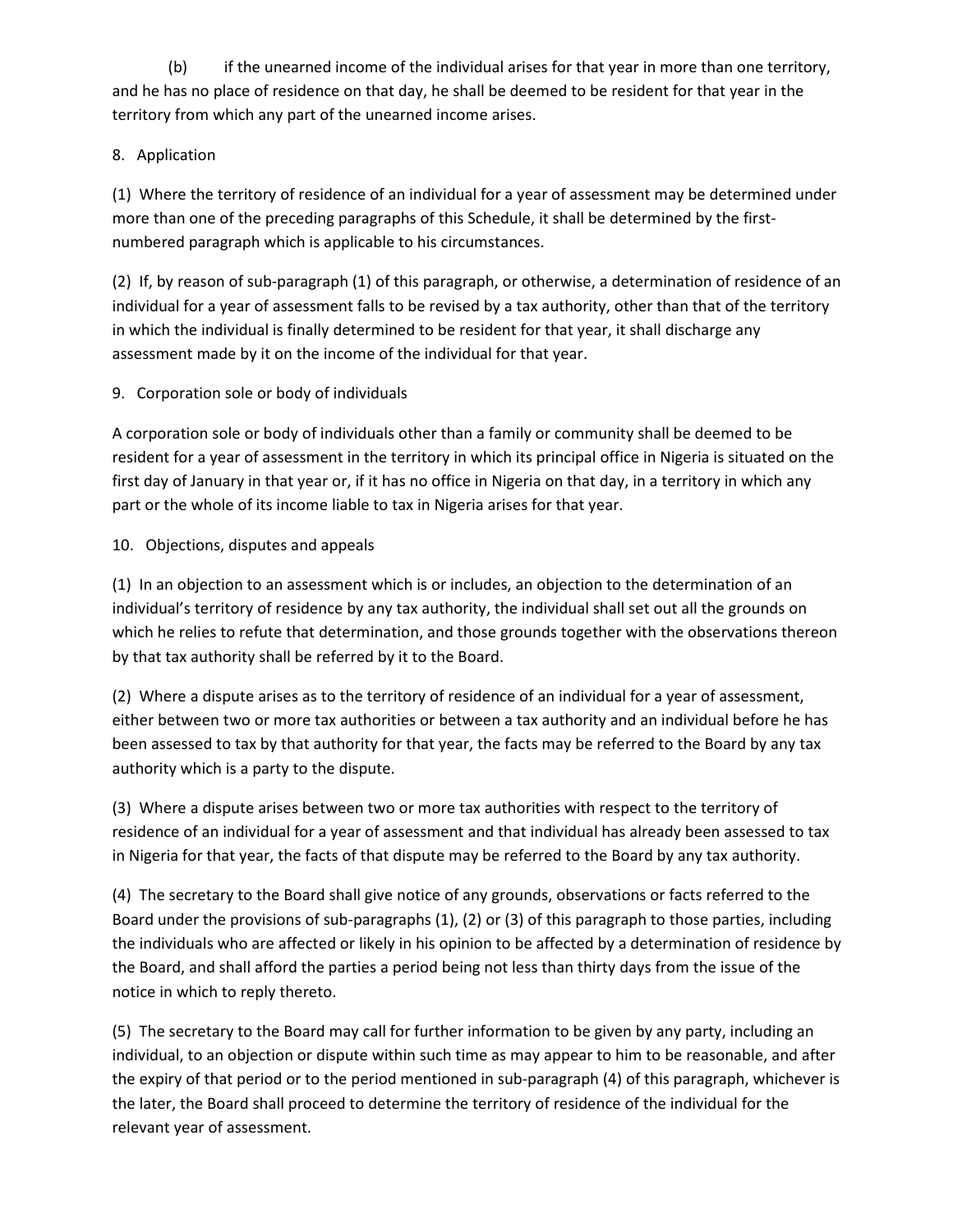(b) if the unearned income of the individual arises for that year in more than one territory, and he has no place of residence on that day, he shall be deemed to be resident for that year in the territory from which any part of the unearned income arises.

8. Application

(1) Where the territory of residence of an individual for a year of assessment may be determined under more than one of the preceding paragraphs of this Schedule, it shall be determined by the first-numbered paragraph which is applicable to his circumstances.

(2) If, by reason of sub-paragraph (1) of this paragraph, or otherwise, a determination of residence of an individual for a year of assessment falls to be revised by a tax authority, other than that of the territory in which the individual is finally determined to be resident for that year, it shall discharge any assessment made by it on the income of the individual for that year.

9. Corporation sole or body of individuals

A corporation sole or body of individuals other than a family or community shall be deemed to be resident for a year of assessment in the territory in which its principal office in Nigeria is situated on the first day of January in that year or, if it has no office in Nigeria on that day, in a territory in which any part or the whole of its income liable to tax in Nigeria arises for that year.

10. Objections, disputes and appeals

(1) In an objection to an assessment which is or includes, an objection to the determination of an individual's territory of residence by any tax authority, the individual shall set out all the grounds on which he relies to refute that determination, and those grounds together with the observations thereon by that tax authority shall be referred by it to the Board.

(2) Where a dispute arises as to the territory of residence of an individual for a year of assessment, either between two or more tax authorities or between a tax authority and an individual before he has been assessed to tax by that authority for that year, the facts may be referred to the Board by any tax authority which is a party to the dispute.

(3) Where a dispute arises between two or more tax authorities with respect to the territory of residence of an individual for a year of assessment and that individual has already been assessed to tax in Nigeria for that year, the facts of that dispute may be referred to the Board by any tax authority.

(4) The secretary to the Board shall give notice of any grounds, observations or facts referred to the Board under the provisions of sub-paragraphs (1), (2) or (3) of this paragraph to those parties, including the individuals who are affected or likely in his opinion to be affected by a determination of residence by the Board, and shall afford the parties a period being not less than thirty days from the issue of the notice in which to reply thereto.

(5) The secretary to the Board may call for further information to be given by any party, including an individual, to an objection or dispute within such time as may appear to him to be reasonable, and after the expiry of that period or to the period mentioned in sub-paragraph (4) of this paragraph, whichever is the later, the Board shall proceed to determine the territory of residence of the individual for the relevant year of assessment.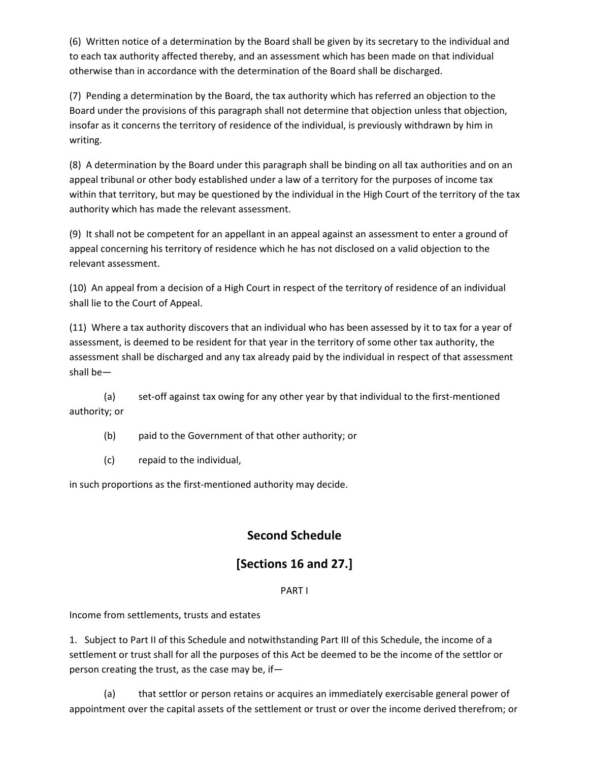(6) Written notice of a determination by the Board shall be given by its secretary to the individual and to each tax authority affected thereby, and an assessment which has been made on that individual otherwise than in accordance with the determination of the Board shall be discharged.

(7) Pending a determination by the Board, the tax authority which has referred an objection to the Board under the provisions of this paragraph shall not determine that objection unless that objection, insofar as it concerns the territory of residence of the individual, is previously withdrawn by him in writing.

(8) A determination by the Board under this paragraph shall be binding on all tax authorities and on an appeal tribunal or other body established under a law of a territory for the purposes of income tax within that territory, but may be questioned by the individual in the High Court of the territory of the tax authority which has made the relevant assessment.

(9) It shall not be competent for an appellant in an appeal against an assessment to enter a ground of appeal concerning his territory of residence which he has not disclosed on a valid objection to the relevant assessment.

(10) An appeal from a decision of a High Court in respect of the territory of residence of an individual shall lie to the Court of Appeal.

(11) Where a tax authority discovers that an individual who has been assessed by it to tax for a year of assessment, is deemed to be resident for that year in the territory of some other tax authority, the assessment shall be discharged and any tax already paid by the individual in respect of that assessment shall be—

(a) set-off against tax owing for any other year by that individual to the first-mentioned authority; or

(b) paid to the Government of that other authority; or

(c) repaid to the individual,

in such proportions as the first-mentioned authority may decide.

## Second Schedule

## [Sections 16 and 27.]

PART I

Income from settlements, trusts and estates

1. Subject to Part II of this Schedule and notwithstanding Part III of this Schedule, the income of a settlement or trust shall for all the purposes of this Act be deemed to be the income of the settlor or person creating the trust, as the case may be, if—

(a) that settlor or person retains or acquires an immediately exercisable general power of appointment over the capital assets of the settlement or trust or over the income derived therefrom; or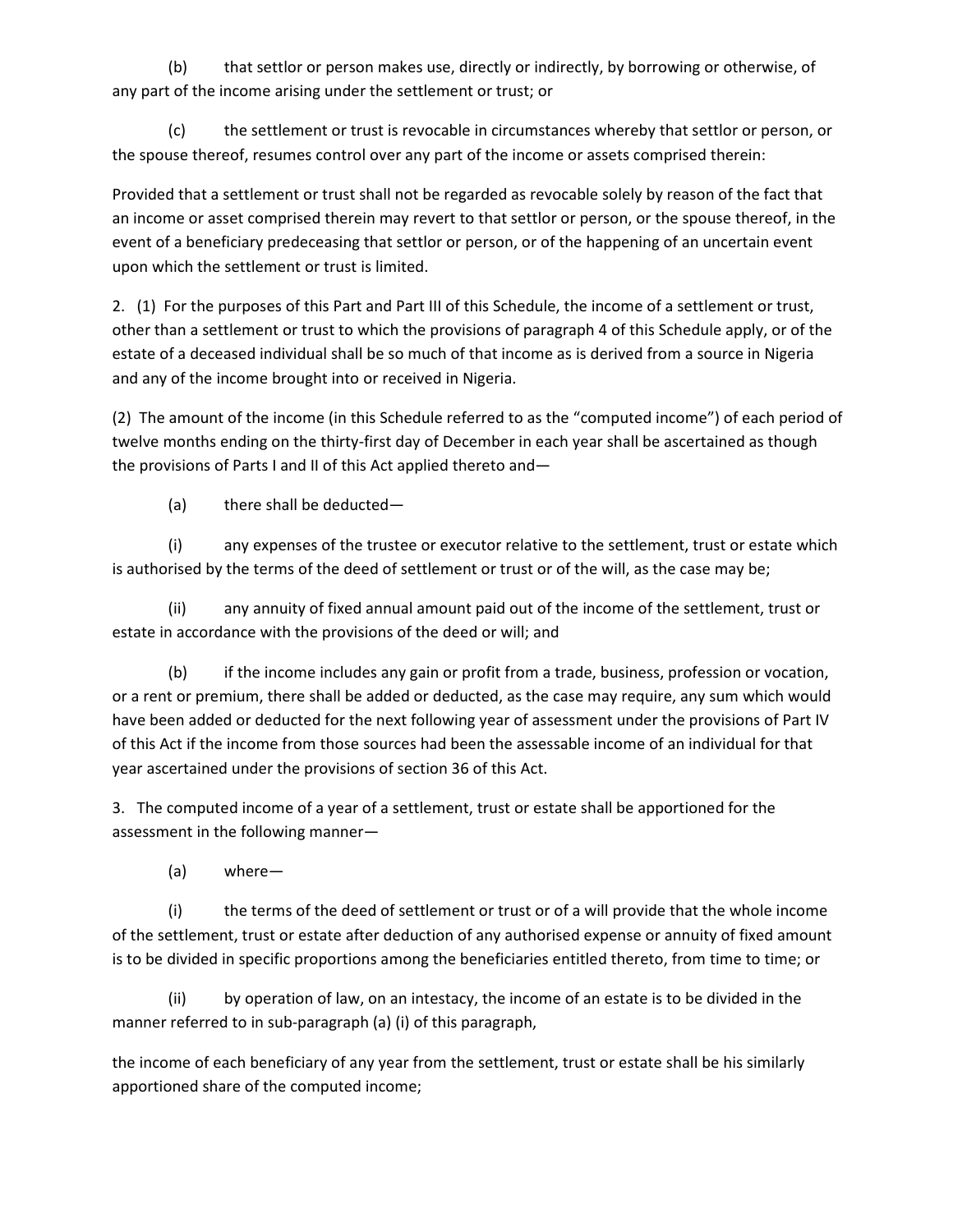(b) that settlor or person makes use, directly or indirectly, by borrowing or otherwise, of any part of the income arising under the settlement or trust; or

(c) the settlement or trust is revocable in circumstances whereby that settlor or person, or the spouse thereof, resumes control over any part of the income or assets comprised therein:

Provided that a settlement or trust shall not be regarded as revocable solely by reason of the fact that an income or asset comprised therein may revert to that settlor or person, or the spouse thereof, in the event of a beneficiary predeceasing that settlor or person, or of the happening of an uncertain event upon which the settlement or trust is limited.

2. (1) For the purposes of this Part and Part III of this Schedule, the income of a settlement or trust, other than a settlement or trust to which the provisions of paragraph 4 of this Schedule apply, or of the estate of a deceased individual shall be so much of that income as is derived from a source in Nigeria and any of the income brought into or received in Nigeria.

(2) The amount of the income (in this Schedule referred to as the "computed income") of each period of twelve months ending on the thirty-first day of December in each year shall be ascertained as though the provisions of Parts I and II of this Act applied thereto and—

(a) there shall be deducted—

(i) any expenses of the trustee or executor relative to the settlement, trust or estate which is authorised by the terms of the deed of settlement or trust or of the will, as the case may be;

(ii) any annuity of fixed annual amount paid out of the income of the settlement, trust or estate in accordance with the provisions of the deed or will; and

(b) if the income includes any gain or profit from a trade, business, profession or vocation, or a rent or premium, there shall be added or deducted, as the case may require, any sum which would have been added or deducted for the next following year of assessment under the provisions of Part IV of this Act if the income from those sources had been the assessable income of an individual for that year ascertained under the provisions of section 36 of this Act.

3. The computed income of a year of a settlement, trust or estate shall be apportioned for the assessment in the following manner—

(a) where—

(i) the terms of the deed of settlement or trust or of a will provide that the whole income of the settlement, trust or estate after deduction of any authorised expense or annuity of fixed amount is to be divided in specific proportions among the beneficiaries entitled thereto, from time to time; or

(ii) by operation of law, on an intestacy, the income of an estate is to be divided in the manner referred to in sub-paragraph (a) (i) of this paragraph,

the income of each beneficiary of any year from the settlement, trust or estate shall be his similarly apportioned share of the computed income;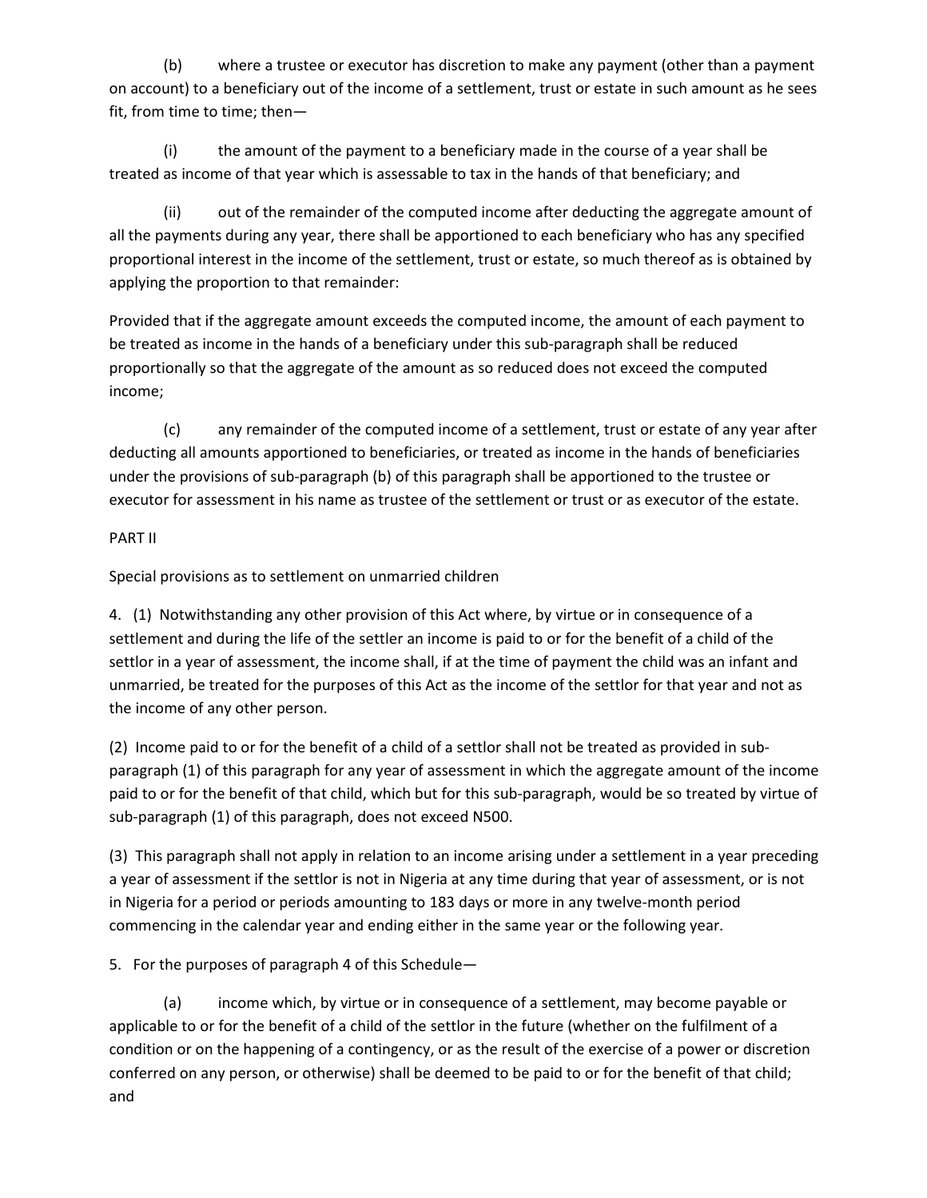(b) where a trustee or executor has discretion to make any payment (other than a payment on account) to a beneficiary out of the income of a settlement, trust or estate in such amount as he sees fit, from time to time; then—

(i) the amount of the payment to a beneficiary made in the course of a year shall be treated as income of that year which is assessable to tax in the hands of that beneficiary; and

(ii) out of the remainder of the computed income after deducting the aggregate amount of all the payments during any year, there shall be apportioned to each beneficiary who has any specified proportional interest in the income of the settlement, trust or estate, so much thereof as is obtained by applying the proportion to that remainder:

Provided that if the aggregate amount exceeds the computed income, the amount of each payment to be treated as income in the hands of a beneficiary under this sub-paragraph shall be reduced proportionally so that the aggregate of the amount as so reduced does not exceed the computed income;

(c) any remainder of the computed income of a settlement, trust or estate of any year after deducting all amounts apportioned to beneficiaries, or treated as income in the hands of beneficiaries under the provisions of sub-paragraph (b) of this paragraph shall be apportioned to the trustee or executor for assessment in his name as trustee of the settlement or trust or as executor of the estate.

PART II

Special provisions as to settlement on unmarried children

4. (1) Notwithstanding any other provision of this Act where, by virtue or in consequence of a settlement and during the life of the settler an income is paid to or for the benefit of a child of the settlor in a year of assessment, the income shall, if at the time of payment the child was an infant and unmarried, be treated for the purposes of this Act as the income of the settlor for that year and not as the income of any other person.

(2) Income paid to or for the benefit of a child of a settlor shall not be treated as provided in sub-paragraph (1) of this paragraph for any year of assessment in which the aggregate amount of the income paid to or for the benefit of that child, which but for this sub-paragraph, would be so treated by virtue of sub-paragraph (1) of this paragraph, does not exceed N500.

(3) This paragraph shall not apply in relation to an income arising under a settlement in a year preceding a year of assessment if the settlor is not in Nigeria at any time during that year of assessment, or is not in Nigeria for a period or periods amounting to 183 days or more in any twelve-month period commencing in the calendar year and ending either in the same year or the following year.

5. For the purposes of paragraph 4 of this Schedule—

(a) income which, by virtue or in consequence of a settlement, may become payable or applicable to or for the benefit of a child of the settlor in the future (whether on the fulfilment of a condition or on the happening of a contingency, or as the result of the exercise of a power or discretion conferred on any person, or otherwise) shall be deemed to be paid to or for the benefit of that child; and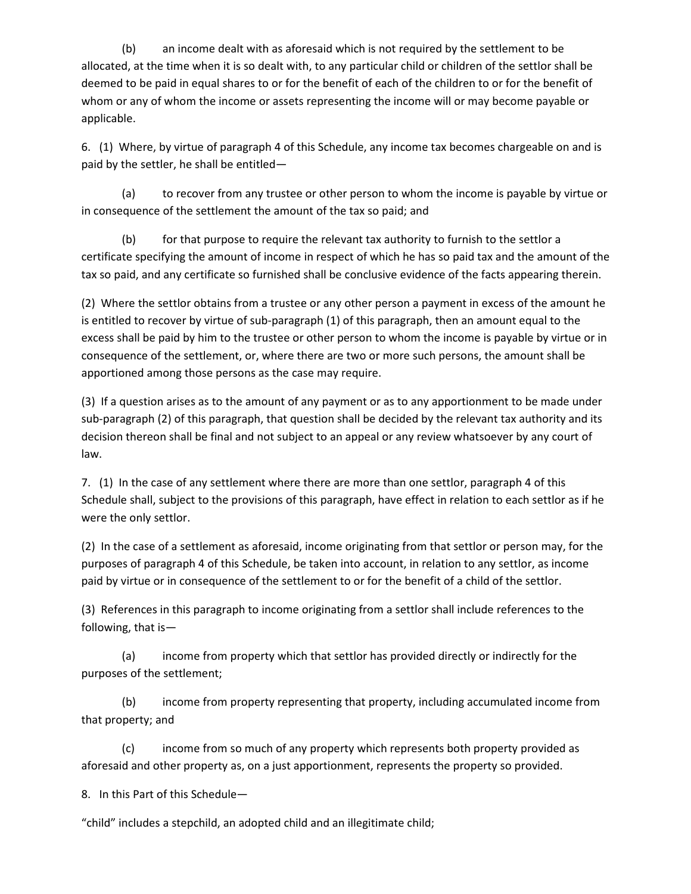(b) an income dealt with as aforesaid which is not required by the settlement to be allocated, at the time when it is so dealt with, to any particular child or children of the settlor shall be deemed to be paid in equal shares to or for the benefit of each of the children to or for the benefit of whom or any of whom the income or assets representing the income will or may become payable or applicable.

6. (1) Where, by virtue of paragraph 4 of this Schedule, any income tax becomes chargeable on and is paid by the settler, he shall be entitled—

(a) to recover from any trustee or other person to whom the income is payable by virtue or in consequence of the settlement the amount of the tax so paid; and

(b) for that purpose to require the relevant tax authority to furnish to the settlor a certificate specifying the amount of income in respect of which he has so paid tax and the amount of the tax so paid, and any certificate so furnished shall be conclusive evidence of the facts appearing therein.

(2) Where the settlor obtains from a trustee or any other person a payment in excess of the amount he is entitled to recover by virtue of sub-paragraph (1) of this paragraph, then an amount equal to the excess shall be paid by him to the trustee or other person to whom the income is payable by virtue or in consequence of the settlement, or, where there are two or more such persons, the amount shall be apportioned among those persons as the case may require.

(3) If a question arises as to the amount of any payment or as to any apportionment to be made under sub-paragraph (2) of this paragraph, that question shall be decided by the relevant tax authority and its decision thereon shall be final and not subject to an appeal or any review whatsoever by any court of law.

7. (1) In the case of any settlement where there are more than one settlor, paragraph 4 of this Schedule shall, subject to the provisions of this paragraph, have effect in relation to each settlor as if he were the only settlor.

(2) In the case of a settlement as aforesaid, income originating from that settlor or person may, for the purposes of paragraph 4 of this Schedule, be taken into account, in relation to any settlor, as income paid by virtue or in consequence of the settlement to or for the benefit of a child of the settlor.

(3) References in this paragraph to income originating from a settlor shall include references to the following, that is—

(a) income from property which that settlor has provided directly or indirectly for the purposes of the settlement;

(b) income from property representing that property, including accumulated income from that property; and

(c) income from so much of any property which represents both property provided as aforesaid and other property as, on a just apportionment, represents the property so provided.

8. In this Part of this Schedule—

"child" includes a stepchild, an adopted child and an illegitimate child;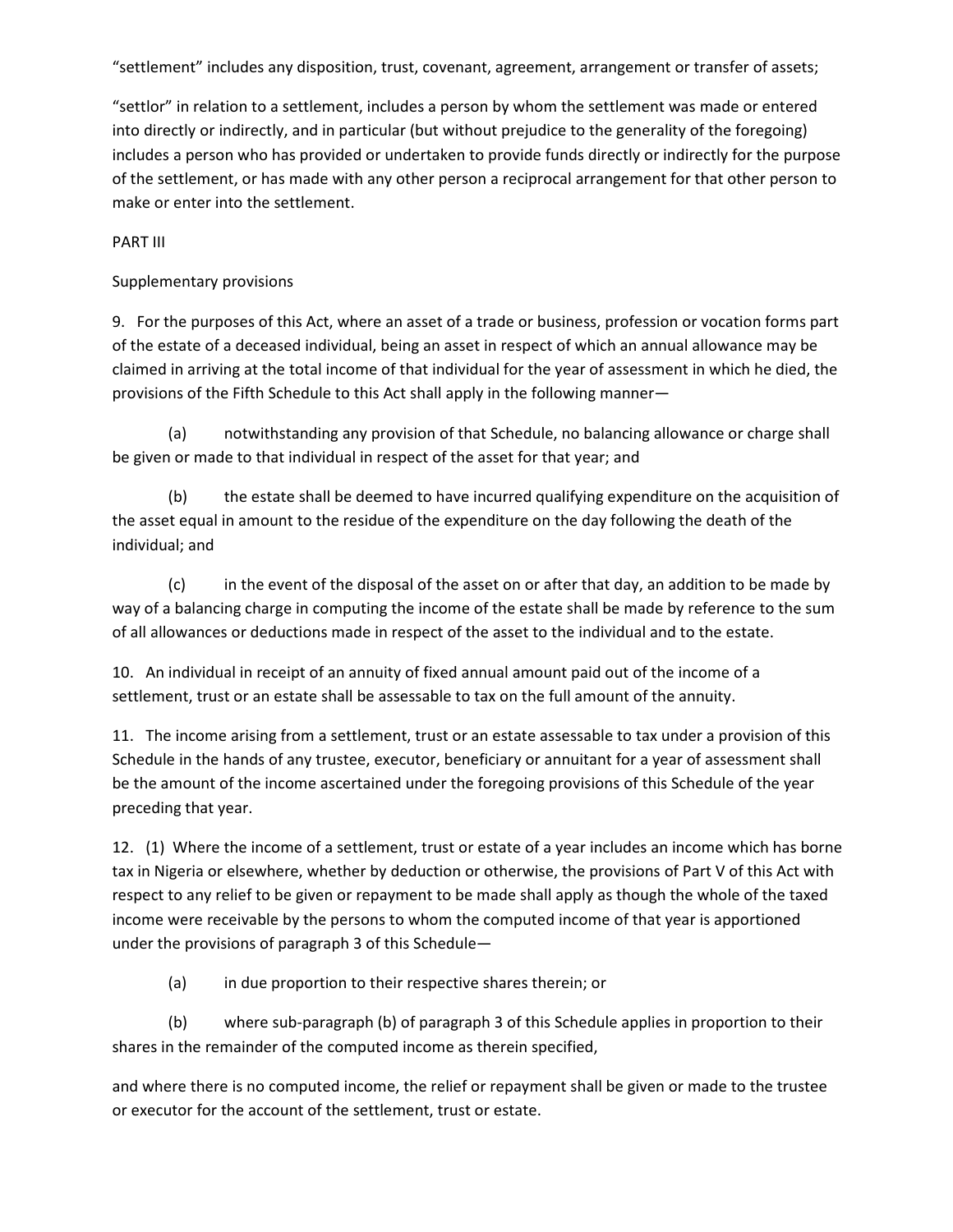"settlement" includes any disposition, trust, covenant, agreement, arrangement or transfer of assets;

"settlor" in relation to a settlement, includes a person by whom the settlement was made or entered into directly or indirectly, and in particular (but without prejudice to the generality of the foregoing) includes a person who has provided or undertaken to provide funds directly or indirectly for the purpose of the settlement, or has made with any other person a reciprocal arrangement for that other person to make or enter into the settlement.

PART III

Supplementary provisions

9. For the purposes of this Act, where an asset of a trade or business, profession or vocation forms part of the estate of a deceased individual, being an asset in respect of which an annual allowance may be claimed in arriving at the total income of that individual for the year of assessment in which he died, the provisions of the Fifth Schedule to this Act shall apply in the following manner—

(a) notwithstanding any provision of that Schedule, no balancing allowance or charge shall be given or made to that individual in respect of the asset for that year; and

(b) the estate shall be deemed to have incurred qualifying expenditure on the acquisition of the asset equal in amount to the residue of the expenditure on the day following the death of the individual; and

(c) in the event of the disposal of the asset on or after that day, an addition to be made by way of a balancing charge in computing the income of the estate shall be made by reference to the sum of all allowances or deductions made in respect of the asset to the individual and to the estate.

10. An individual in receipt of an annuity of fixed annual amount paid out of the income of a settlement, trust or an estate shall be assessable to tax on the full amount of the annuity.

11. The income arising from a settlement, trust or an estate assessable to tax under a provision of this Schedule in the hands of any trustee, executor, beneficiary or annuitant for a year of assessment shall be the amount of the income ascertained under the foregoing provisions of this Schedule of the year preceding that year.

12. (1) Where the income of a settlement, trust or estate of a year includes an income which has borne tax in Nigeria or elsewhere, whether by deduction or otherwise, the provisions of Part V of this Act with respect to any relief to be given or repayment to be made shall apply as though the whole of the taxed income were receivable by the persons to whom the computed income of that year is apportioned under the provisions of paragraph 3 of this Schedule—

(a) in due proportion to their respective shares therein; or

(b) where sub-paragraph (b) of paragraph 3 of this Schedule applies in proportion to their shares in the remainder of the computed income as therein specified,

and where there is no computed income, the relief or repayment shall be given or made to the trustee or executor for the account of the settlement, trust or estate.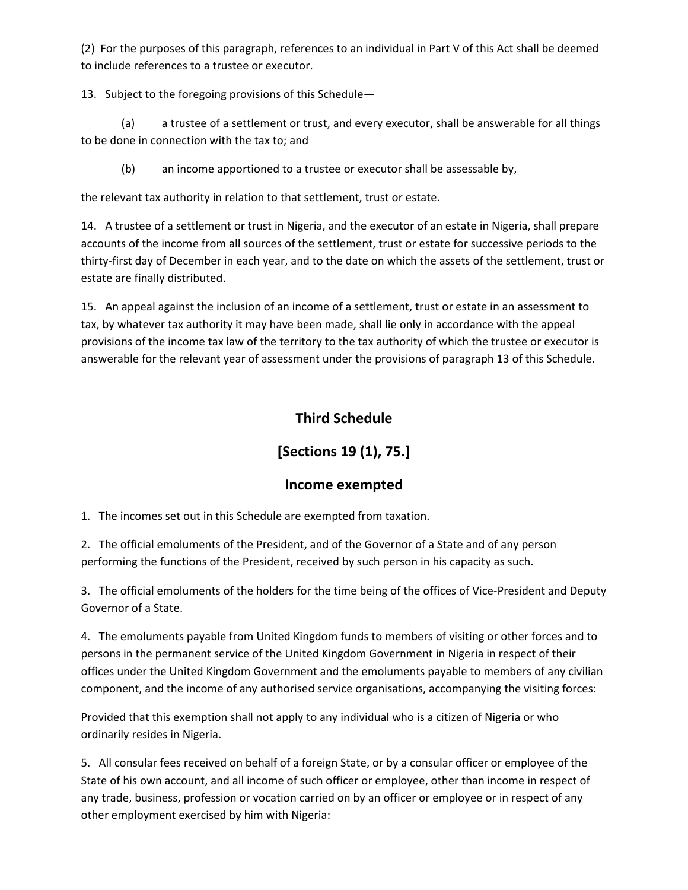(2) For the purposes of this paragraph, references to an individual in Part V of this Act shall be deemed to include references to a trustee or executor.

13. Subject to the foregoing provisions of this Schedule—

(a) a trustee of a settlement or trust, and every executor, shall be answerable for all things to be done in connection with the tax to; and

(b) an income apportioned to a trustee or executor shall be assessable by,

the relevant tax authority in relation to that settlement, trust or estate.

14. A trustee of a settlement or trust in Nigeria, and the executor of an estate in Nigeria, shall prepare accounts of the income from all sources of the settlement, trust or estate for successive periods to the thirty-first day of December in each year, and to the date on which the assets of the settlement, trust or estate are finally distributed.

15. An appeal against the inclusion of an income of a settlement, trust or estate in an assessment to tax, by whatever tax authority it may have been made, shall lie only in accordance with the appeal provisions of the income tax law of the territory to the tax authority of which the trustee or executor is answerable for the relevant year of assessment under the provisions of paragraph 13 of this Schedule.

## Third Schedule

## [Sections 19 (1), 75.]

## Income exempted

1. The incomes set out in this Schedule are exempted from taxation.

2. The official emoluments of the President, and of the Governor of a State and of any person performing the functions of the President, received by such person in his capacity as such.

3. The official emoluments of the holders for the time being of the offices of Vice-President and Deputy Governor of a State.

4. The emoluments payable from United Kingdom funds to members of visiting or other forces and to persons in the permanent service of the United Kingdom Government in Nigeria in respect of their offices under the United Kingdom Government and the emoluments payable to members of any civilian component, and the income of any authorised service organisations, accompanying the visiting forces:

Provided that this exemption shall not apply to any individual who is a citizen of Nigeria or who ordinarily resides in Nigeria.

5. All consular fees received on behalf of a foreign State, or by a consular officer or employee of the State of his own account, and all income of such officer or employee, other than income in respect of any trade, business, profession or vocation carried on by an officer or employee or in respect of any other employment exercised by him with Nigeria: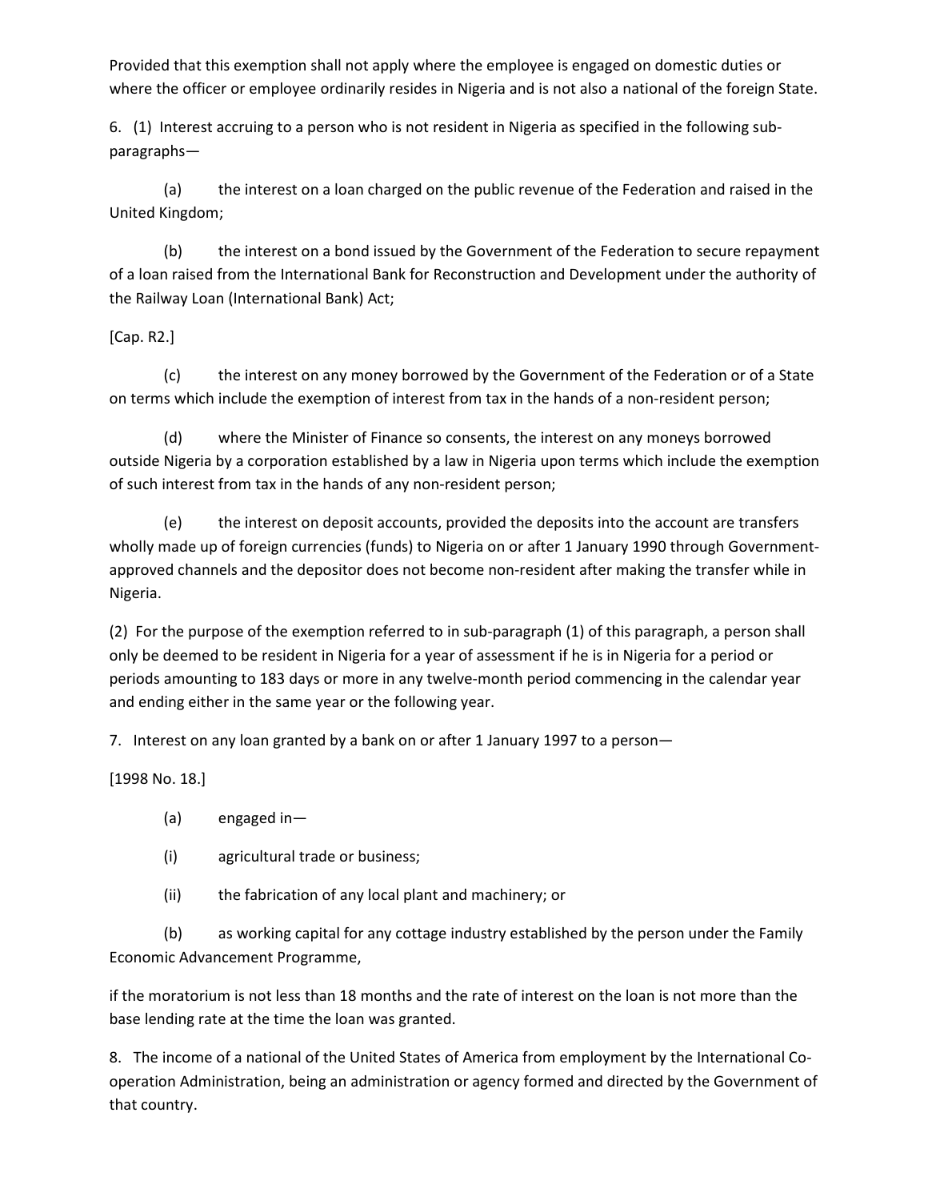Provided that this exemption shall not apply where the employee is engaged on domestic duties or where the officer or employee ordinarily resides in Nigeria and is not also a national of the foreign State.

6. (1) Interest accruing to a person who is not resident in Nigeria as specified in the following sub-paragraphs—

(a) the interest on a loan charged on the public revenue of the Federation and raised in the United Kingdom;

(b) the interest on a bond issued by the Government of the Federation to secure repayment of a loan raised from the International Bank for Reconstruction and Development under the authority of the Railway Loan (International Bank) Act;

[Cap. R2.]

(c) the interest on any money borrowed by the Government of the Federation or of a State on terms which include the exemption of interest from tax in the hands of a non-resident person;

(d) where the Minister of Finance so consents, the interest on any moneys borrowed outside Nigeria by a corporation established by a law in Nigeria upon terms which include the exemption of such interest from tax in the hands of any non-resident person;

(e) the interest on deposit accounts, provided the deposits into the account are transfers wholly made up of foreign currencies (funds) to Nigeria on or after 1 January 1990 through Government-approved channels and the depositor does not become non-resident after making the transfer while in Nigeria.

(2) For the purpose of the exemption referred to in sub-paragraph (1) of this paragraph, a person shall only be deemed to be resident in Nigeria for a year of assessment if he is in Nigeria for a period or periods amounting to 183 days or more in any twelve-month period commencing in the calendar year and ending either in the same year or the following year.

7. Interest on any loan granted by a bank on or after 1 January 1997 to a person—

[1998 No. 18.]

(a) engaged in—

(i) agricultural trade or business;

(ii) the fabrication of any local plant and machinery; or

(b) as working capital for any cottage industry established by the person under the Family Economic Advancement Programme,

if the moratorium is not less than 18 months and the rate of interest on the loan is not more than the base lending rate at the time the loan was granted.

8. The income of a national of the United States of America from employment by the International Co-operation Administration, being an administration or agency formed and directed by the Government of that country.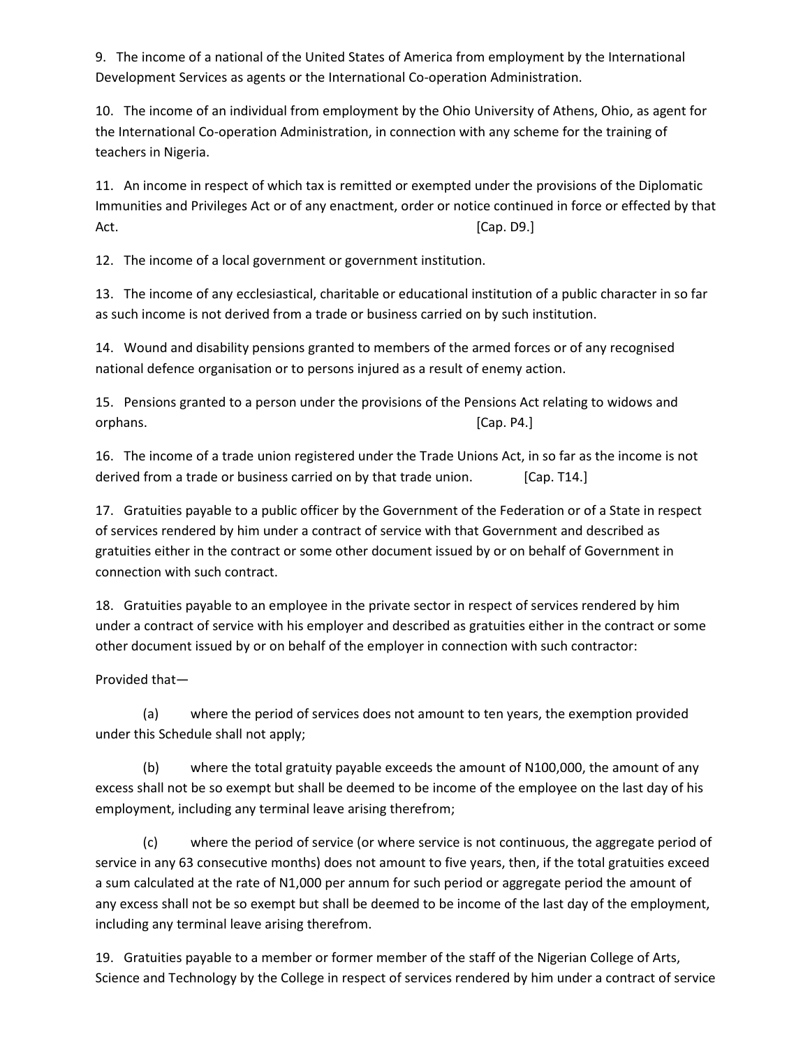9. The income of a national of the United States of America from employment by the International Development Services as agents or the International Co-operation Administration.

10. The income of an individual from employment by the Ohio University of Athens, Ohio, as agent for the International Co-operation Administration, in connection with any scheme for the training of teachers in Nigeria.

11. An income in respect of which tax is remitted or exempted under the provisions of the Diplomatic Immunities and Privileges Act or of any enactment, order or notice continued in force or effected by that Act. [Cap. D9.]

12. The income of a local government or government institution.

13. The income of any ecclesiastical, charitable or educational institution of a public character in so far as such income is not derived from a trade or business carried on by such institution.

14. Wound and disability pensions granted to members of the armed forces or of any recognised national defence organisation or to persons injured as a result of enemy action.

15. Pensions granted to a person under the provisions of the Pensions Act relating to widows and orphans. [Cap. P4.]

16. The income of a trade union registered under the Trade Unions Act, in so far as the income is not derived from a trade or business carried on by that trade union. [Cap. T14.]

17. Gratuities payable to a public officer by the Government of the Federation or of a State in respect of services rendered by him under a contract of service with that Government and described as gratuities either in the contract or some other document issued by or on behalf of Government in connection with such contract.

18. Gratuities payable to an employee in the private sector in respect of services rendered by him under a contract of service with his employer and described as gratuities either in the contract or some other document issued by or on behalf of the employer in connection with such contractor:

Provided that—

(a) where the period of services does not amount to ten years, the exemption provided under this Schedule shall not apply;

(b) where the total gratuity payable exceeds the amount of N100,000, the amount of any excess shall not be so exempt but shall be deemed to be income of the employee on the last day of his employment, including any terminal leave arising therefrom;

(c) where the period of service (or where service is not continuous, the aggregate period of service in any 63 consecutive months) does not amount to five years, then, if the total gratuities exceed a sum calculated at the rate of N1,000 per annum for such period or aggregate period the amount of any excess shall not be so exempt but shall be deemed to be income of the last day of the employment, including any terminal leave arising therefrom.

19. Gratuities payable to a member or former member of the staff of the Nigerian College of Arts, Science and Technology by the College in respect of services rendered by him under a contract of service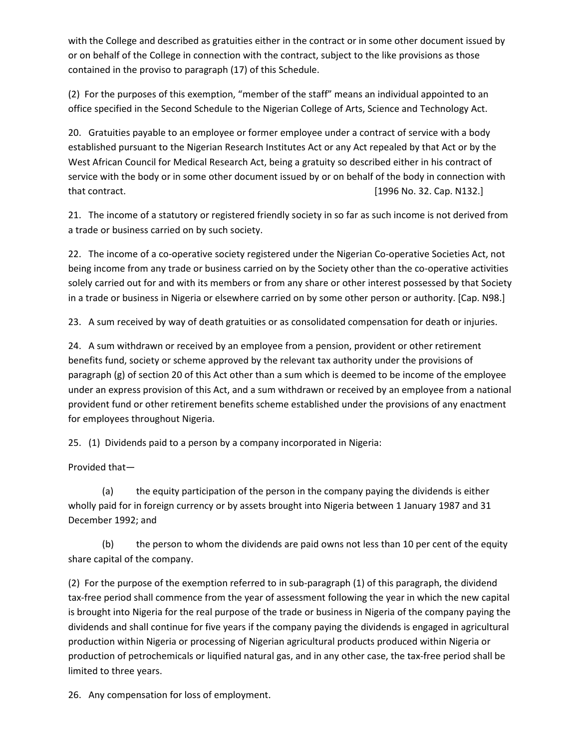with the College and described as gratuities either in the contract or in some other document issued by or on behalf of the College in connection with the contract, subject to the like provisions as those contained in the proviso to paragraph (17) of this Schedule.

(2) For the purposes of this exemption, "member of the staff" means an individual appointed to an office specified in the Second Schedule to the Nigerian College of Arts, Science and Technology Act.

20. Gratuities payable to an employee or former employee under a contract of service with a body established pursuant to the Nigerian Research Institutes Act or any Act repealed by that Act or by the West African Council for Medical Research Act, being a gratuity so described either in his contract of service with the body or in some other document issued by or on behalf of the body in connection with that contract. [1996 No. 32. Cap. N132.]

21. The income of a statutory or registered friendly society in so far as such income is not derived from a trade or business carried on by such society.

22. The income of a co-operative society registered under the Nigerian Co-operative Societies Act, not being income from any trade or business carried on by the Society other than the co-operative activities solely carried out for and with its members or from any share or other interest possessed by that Society in a trade or business in Nigeria or elsewhere carried on by some other person or authority. [Cap. N98.]

23. A sum received by way of death gratuities or as consolidated compensation for death or injuries.

24. A sum withdrawn or received by an employee from a pension, provident or other retirement benefits fund, society or scheme approved by the relevant tax authority under the provisions of paragraph (g) of section 20 of this Act other than a sum which is deemed to be income of the employee under an express provision of this Act, and a sum withdrawn or received by an employee from a national provident fund or other retirement benefits scheme established under the provisions of any enactment for employees throughout Nigeria.

25. (1) Dividends paid to a person by a company incorporated in Nigeria:

Provided that—

(a) the equity participation of the person in the company paying the dividends is either wholly paid for in foreign currency or by assets brought into Nigeria between 1 January 1987 and 31 December 1992; and

(b) the person to whom the dividends are paid owns not less than 10 per cent of the equity share capital of the company.

(2) For the purpose of the exemption referred to in sub-paragraph (1) of this paragraph, the dividend tax-free period shall commence from the year of assessment following the year in which the new capital is brought into Nigeria for the real purpose of the trade or business in Nigeria of the company paying the dividends and shall continue for five years if the company paying the dividends is engaged in agricultural production within Nigeria or processing of Nigerian agricultural products produced within Nigeria or production of petrochemicals or liquified natural gas, and in any other case, the tax-free period shall be limited to three years.

26. Any compensation for loss of employment.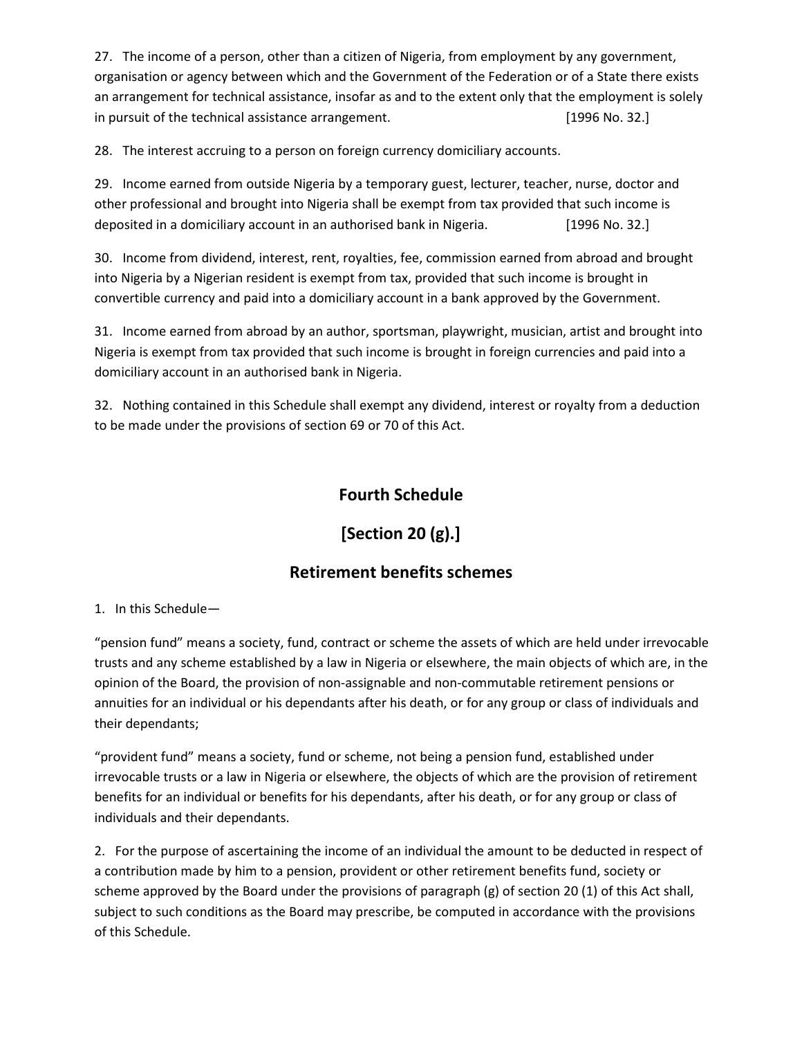27. The income of a person, other than a citizen of Nigeria, from employment by any government, organisation or agency between which and the Government of the Federation or of a State there exists an arrangement for technical assistance, insofar as and to the extent only that the employment is solely in pursuit of the technical assistance arrangement. [1996 No. 32.]

28. The interest accruing to a person on foreign currency domiciliary accounts.

29. Income earned from outside Nigeria by a temporary guest, lecturer, teacher, nurse, doctor and other professional and brought into Nigeria shall be exempt from tax provided that such income is deposited in a domiciliary account in an authorised bank in Nigeria. [1996 No. 32.]

30. Income from dividend, interest, rent, royalties, fee, commission earned from abroad and brought into Nigeria by a Nigerian resident is exempt from tax, provided that such income is brought in convertible currency and paid into a domiciliary account in a bank approved by the Government.

31. Income earned from abroad by an author, sportsman, playwright, musician, artist and brought into Nigeria is exempt from tax provided that such income is brought in foreign currencies and paid into a domiciliary account in an authorised bank in Nigeria.

32. Nothing contained in this Schedule shall exempt any dividend, interest or royalty from a deduction to be made under the provisions of section 69 or 70 of this Act.

## Fourth Schedule

## [Section 20 (g).]

## Retirement benefits schemes

1. In this Schedule—

"pension fund" means a society, fund, contract or scheme the assets of which are held under irrevocable trusts and any scheme established by a law in Nigeria or elsewhere, the main objects of which are, in the opinion of the Board, the provision of non-assignable and non-commutable retirement pensions or annuities for an individual or his dependants after his death, or for any group or class of individuals and their dependants;

"provident fund" means a society, fund or scheme, not being a pension fund, established under irrevocable trusts or a law in Nigeria or elsewhere, the objects of which are the provision of retirement benefits for an individual or benefits for his dependants, after his death, or for any group or class of individuals and their dependants.

2. For the purpose of ascertaining the income of an individual the amount to be deducted in respect of a contribution made by him to a pension, provident or other retirement benefits fund, society or scheme approved by the Board under the provisions of paragraph (g) of section 20 (1) of this Act shall, subject to such conditions as the Board may prescribe, be computed in accordance with the provisions of this Schedule.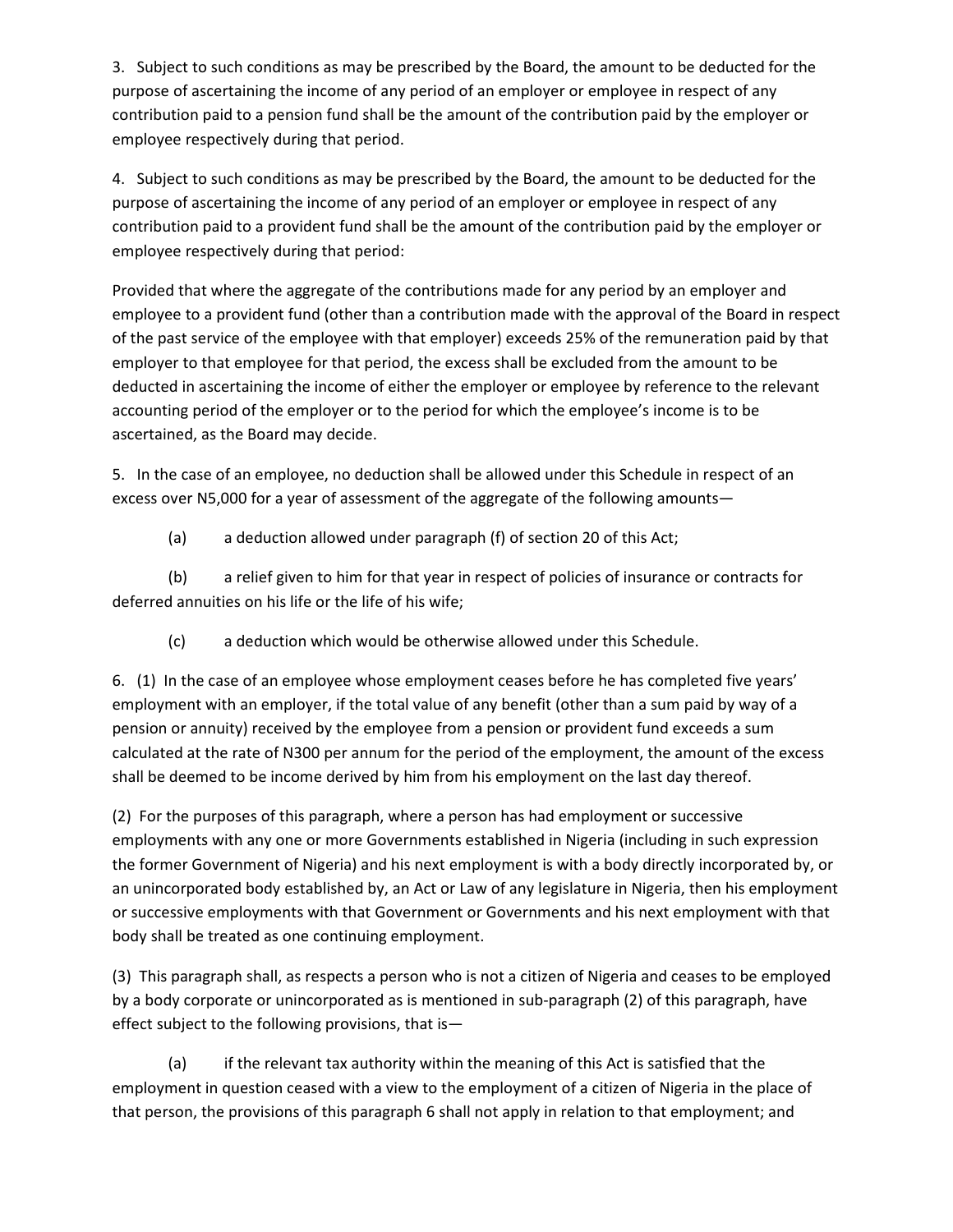3. Subject to such conditions as may be prescribed by the Board, the amount to be deducted for the purpose of ascertaining the income of any period of an employer or employee in respect of any contribution paid to a pension fund shall be the amount of the contribution paid by the employer or employee respectively during that period.

4. Subject to such conditions as may be prescribed by the Board, the amount to be deducted for the purpose of ascertaining the income of any period of an employer or employee in respect of any contribution paid to a provident fund shall be the amount of the contribution paid by the employer or employee respectively during that period:

Provided that where the aggregate of the contributions made for any period by an employer and employee to a provident fund (other than a contribution made with the approval of the Board in respect of the past service of the employee with that employer) exceeds 25% of the remuneration paid by that employer to that employee for that period, the excess shall be excluded from the amount to be deducted in ascertaining the income of either the employer or employee by reference to the relevant accounting period of the employer or to the period for which the employee's income is to be ascertained, as the Board may decide.

5. In the case of an employee, no deduction shall be allowed under this Schedule in respect of an excess over N5,000 for a year of assessment of the aggregate of the following amounts—

(a) a deduction allowed under paragraph (f) of section 20 of this Act;

(b) a relief given to him for that year in respect of policies of insurance or contracts for deferred annuities on his life or the life of his wife;

(c) a deduction which would be otherwise allowed under this Schedule.

6. (1) In the case of an employee whose employment ceases before he has completed five years' employment with an employer, if the total value of any benefit (other than a sum paid by way of a pension or annuity) received by the employee from a pension or provident fund exceeds a sum calculated at the rate of N300 per annum for the period of the employment, the amount of the excess shall be deemed to be income derived by him from his employment on the last day thereof.

(2) For the purposes of this paragraph, where a person has had employment or successive employments with any one or more Governments established in Nigeria (including in such expression the former Government of Nigeria) and his next employment is with a body directly incorporated by, or an unincorporated body established by, an Act or Law of any legislature in Nigeria, then his employment or successive employments with that Government or Governments and his next employment with that body shall be treated as one continuing employment.

(3) This paragraph shall, as respects a person who is not a citizen of Nigeria and ceases to be employed by a body corporate or unincorporated as is mentioned in sub-paragraph (2) of this paragraph, have effect subject to the following provisions, that is—

(a) if the relevant tax authority within the meaning of this Act is satisfied that the employment in question ceased with a view to the employment of a citizen of Nigeria in the place of that person, the provisions of this paragraph 6 shall not apply in relation to that employment; and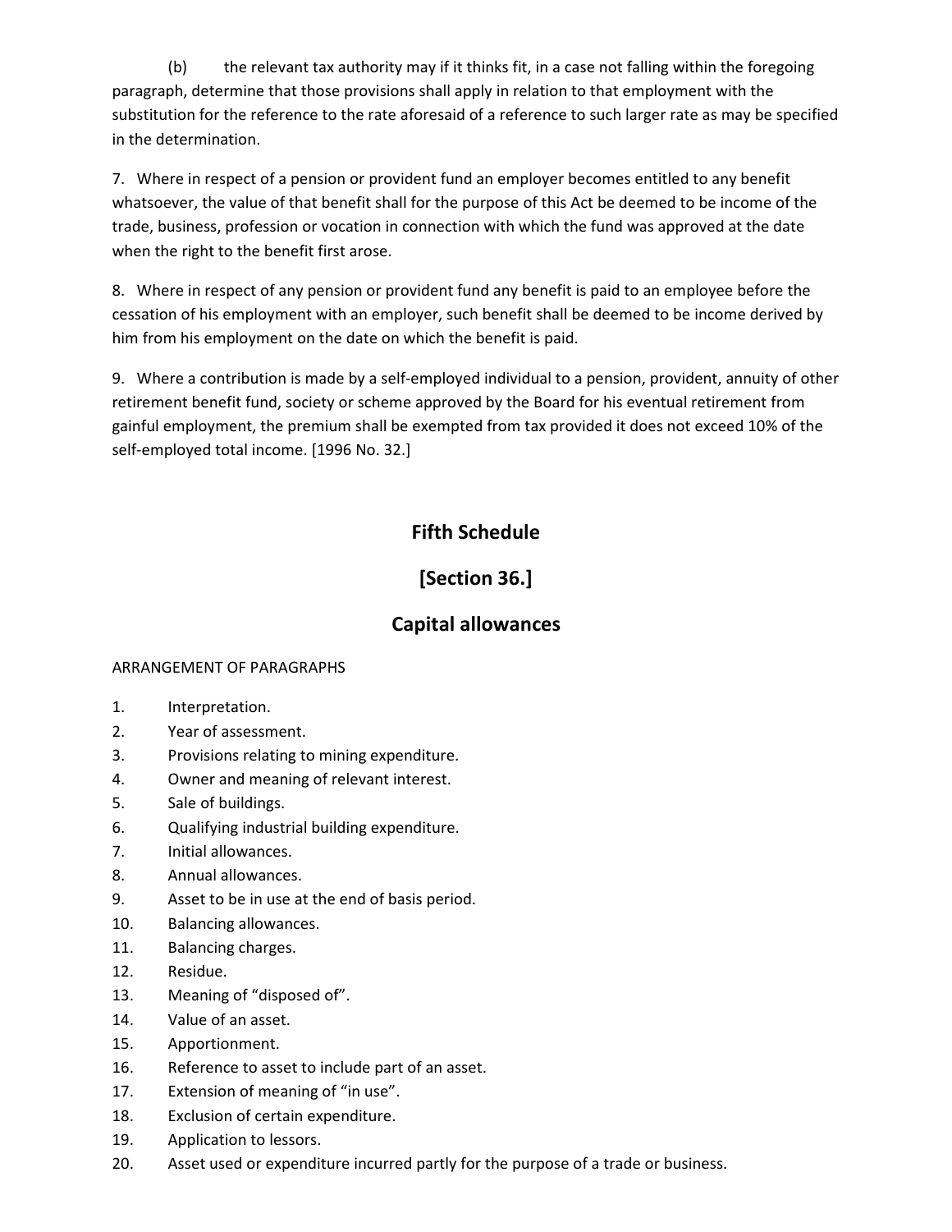(b) the relevant tax authority may if it thinks fit, in a case not falling within the foregoing paragraph, determine that those provisions shall apply in relation to that employment with the substitution for the reference to the rate aforesaid of a reference to such larger rate as may be specified in the determination.

7. Where in respect of a pension or provident fund an employer becomes entitled to any benefit whatsoever, the value of that benefit shall for the purpose of this Act be deemed to be income of the trade, business, profession or vocation in connection with which the fund was approved at the date when the right to the benefit first arose.

8. Where in respect of any pension or provident fund any benefit is paid to an employee before the cessation of his employment with an employer, such benefit shall be deemed to be income derived by him from his employment on the date on which the benefit is paid.

9. Where a contribution is made by a self-employed individual to a pension, provident, annuity of other retirement benefit fund, society or scheme approved by the Board for his eventual retirement from gainful employment, the premium shall be exempted from tax provided it does not exceed 10% of the self-employed total income. [1996 No. 32.]

## Fifth Schedule

## [Section 36.]

## Capital allowances

ARRANGEMENT OF PARAGRAPHS

1. Interpretation.
2. Year of assessment.
3. Provisions relating to mining expenditure.
4. Owner and meaning of relevant interest.
5. Sale of buildings.
6. Qualifying industrial building expenditure.
7. Initial allowances.
8. Annual allowances.
9. Asset to be in use at the end of basis period.
10. Balancing allowances.
11. Balancing charges.
12. Residue.
13. Meaning of "disposed of".
14. Value of an asset.
15. Apportionment.
16. Reference to asset to include part of an asset.
17. Extension of meaning of "in use".
18. Exclusion of certain expenditure.
19. Application to lessors.
20. Asset used or expenditure incurred partly for the purpose of a trade or business.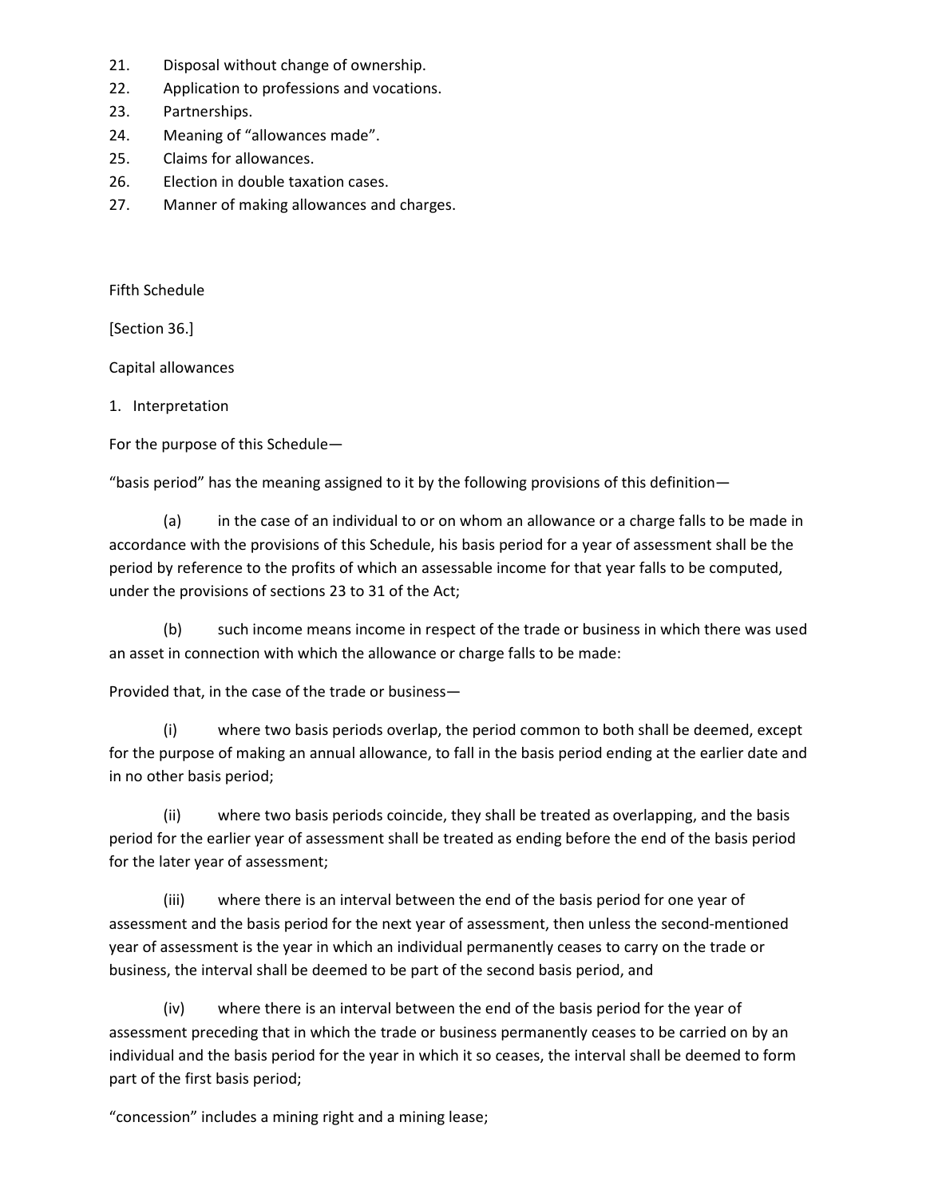21. Disposal without change of ownership.
22. Application to professions and vocations.
23. Partnerships.
24. Meaning of "allowances made".
25. Claims for allowances.
26. Election in double taxation cases.
27. Manner of making allowances and charges.

## Fifth Schedule

[Section 36.]

### Capital allowances

1. Interpretation

For the purpose of this Schedule—

"basis period" has the meaning assigned to it by the following provisions of this definition—

(a) in the case of an individual to or on whom an allowance or a charge falls to be made in accordance with the provisions of this Schedule, his basis period for a year of assessment shall be the period by reference to the profits of which an assessable income for that year falls to be computed, under the provisions of sections 23 to 31 of the Act;

(b) such income means income in respect of the trade or business in which there was used an asset in connection with which the allowance or charge falls to be made:

Provided that, in the case of the trade or business—

(i) where two basis periods overlap, the period common to both shall be deemed, except for the purpose of making an annual allowance, to fall in the basis period ending at the earlier date and in no other basis period;

(ii) where two basis periods coincide, they shall be treated as overlapping, and the basis period for the earlier year of assessment shall be treated as ending before the end of the basis period for the later year of assessment;

(iii) where there is an interval between the end of the basis period for one year of assessment and the basis period for the next year of assessment, then unless the second-mentioned year of assessment is the year in which an individual permanently ceases to carry on the trade or business, the interval shall be deemed to be part of the second basis period, and

(iv) where there is an interval between the end of the basis period for the year of assessment preceding that in which the trade or business permanently ceases to be carried on by an individual and the basis period for the year in which it so ceases, the interval shall be deemed to form part of the first basis period;

"concession" includes a mining right and a mining lease;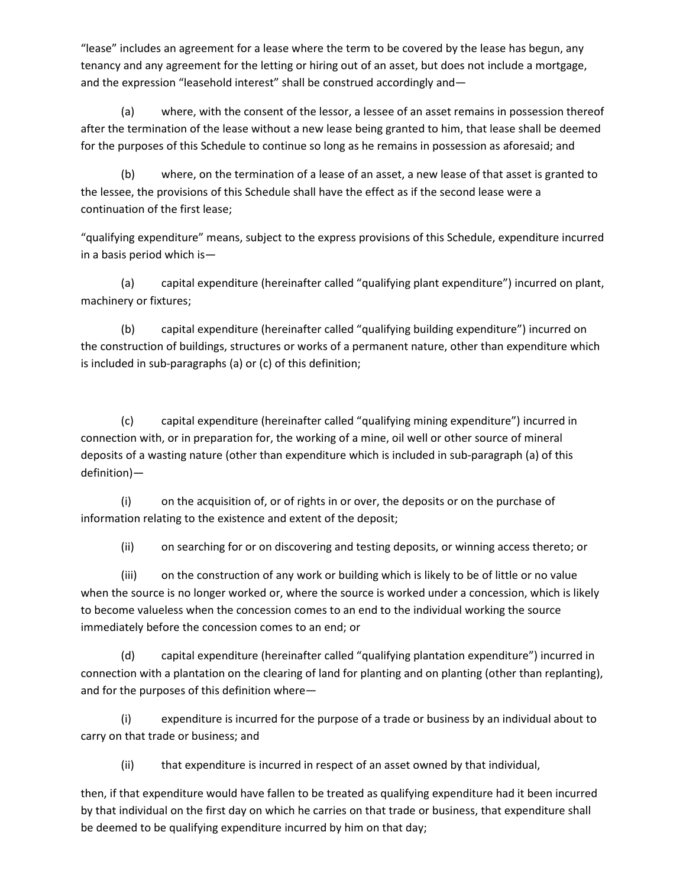"lease" includes an agreement for a lease where the term to be covered by the lease has begun, any tenancy and any agreement for the letting or hiring out of an asset, but does not include a mortgage, and the expression "leasehold interest" shall be construed accordingly and—

(a) where, with the consent of the lessor, a lessee of an asset remains in possession thereof after the termination of the lease without a new lease being granted to him, that lease shall be deemed for the purposes of this Schedule to continue so long as he remains in possession as aforesaid; and

(b) where, on the termination of a lease of an asset, a new lease of that asset is granted to the lessee, the provisions of this Schedule shall have the effect as if the second lease were a continuation of the first lease;

"qualifying expenditure" means, subject to the express provisions of this Schedule, expenditure incurred in a basis period which is—

(a) capital expenditure (hereinafter called "qualifying plant expenditure") incurred on plant, machinery or fixtures;

(b) capital expenditure (hereinafter called "qualifying building expenditure") incurred on the construction of buildings, structures or works of a permanent nature, other than expenditure which is included in sub-paragraphs (a) or (c) of this definition;

(c) capital expenditure (hereinafter called "qualifying mining expenditure") incurred in connection with, or in preparation for, the working of a mine, oil well or other source of mineral deposits of a wasting nature (other than expenditure which is included in sub-paragraph (a) of this definition)—

(i) on the acquisition of, or of rights in or over, the deposits or on the purchase of information relating to the existence and extent of the deposit;

(ii) on searching for or on discovering and testing deposits, or winning access thereto; or

(iii) on the construction of any work or building which is likely to be of little or no value when the source is no longer worked or, where the source is worked under a concession, which is likely to become valueless when the concession comes to an end to the individual working the source immediately before the concession comes to an end; or

(d) capital expenditure (hereinafter called "qualifying plantation expenditure") incurred in connection with a plantation on the clearing of land for planting and on planting (other than replanting), and for the purposes of this definition where—

(i) expenditure is incurred for the purpose of a trade or business by an individual about to carry on that trade or business; and

(ii) that expenditure is incurred in respect of an asset owned by that individual,

then, if that expenditure would have fallen to be treated as qualifying expenditure had it been incurred by that individual on the first day on which he carries on that trade or business, that expenditure shall be deemed to be qualifying expenditure incurred by him on that day;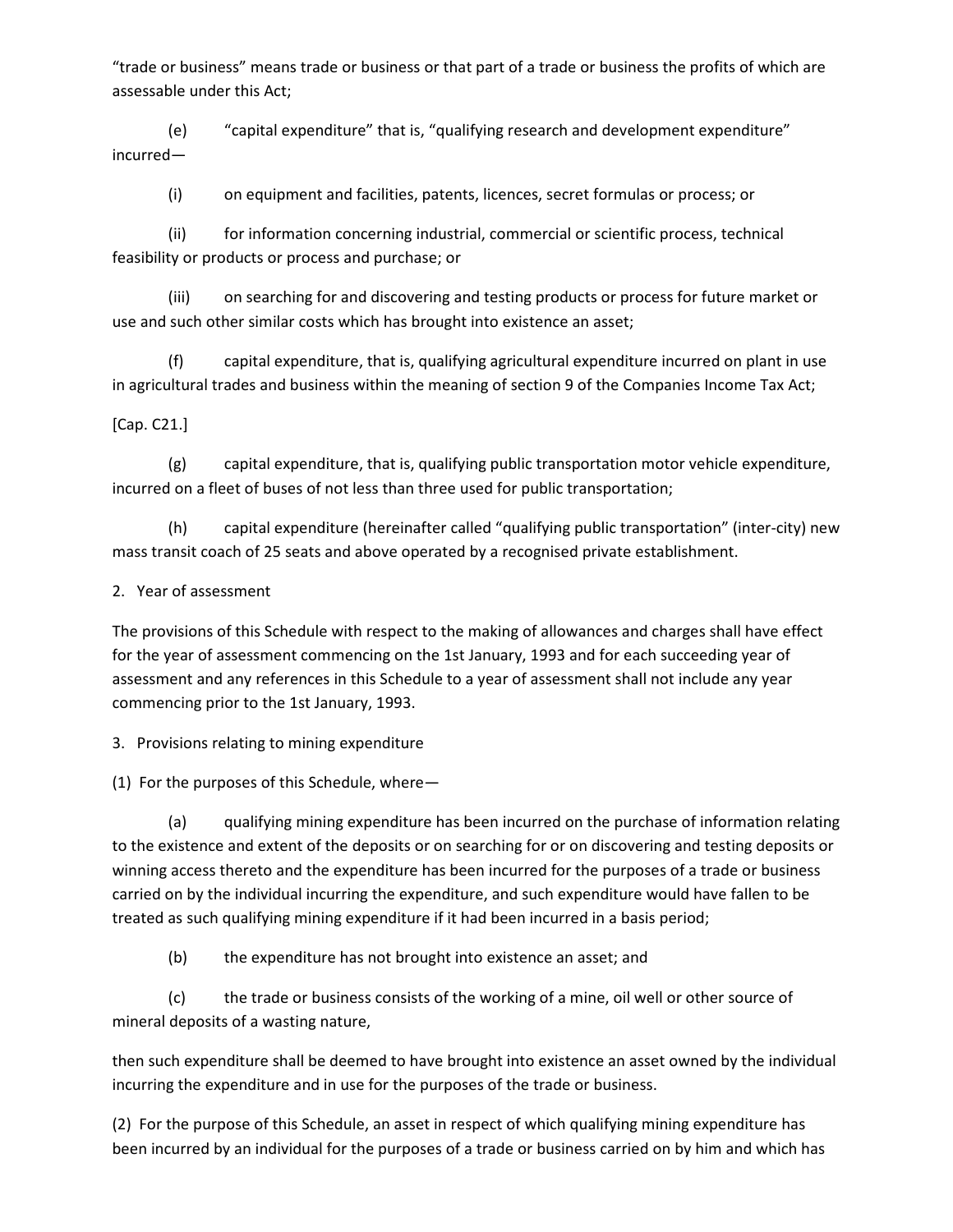"trade or business" means trade or business or that part of a trade or business the profits of which are assessable under this Act;

(e) "capital expenditure" that is, "qualifying research and development expenditure" incurred—

(i) on equipment and facilities, patents, licences, secret formulas or process; or

(ii) for information concerning industrial, commercial or scientific process, technical feasibility or products or process and purchase; or

(iii) on searching for and discovering and testing products or process for future market or use and such other similar costs which has brought into existence an asset;

(f) capital expenditure, that is, qualifying agricultural expenditure incurred on plant in use in agricultural trades and business within the meaning of section 9 of the Companies Income Tax Act;

[Cap. C21.]

(g) capital expenditure, that is, qualifying public transportation motor vehicle expenditure, incurred on a fleet of buses of not less than three used for public transportation;

(h) capital expenditure (hereinafter called "qualifying public transportation" (inter-city) new mass transit coach of 25 seats and above operated by a recognised private establishment.

2. Year of assessment

The provisions of this Schedule with respect to the making of allowances and charges shall have effect for the year of assessment commencing on the 1st January, 1993 and for each succeeding year of assessment and any references in this Schedule to a year of assessment shall not include any year commencing prior to the 1st January, 1993.

3. Provisions relating to mining expenditure

(1) For the purposes of this Schedule, where—

(a) qualifying mining expenditure has been incurred on the purchase of information relating to the existence and extent of the deposits or on searching for or on discovering and testing deposits or winning access thereto and the expenditure has been incurred for the purposes of a trade or business carried on by the individual incurring the expenditure, and such expenditure would have fallen to be treated as such qualifying mining expenditure if it had been incurred in a basis period;

(b) the expenditure has not brought into existence an asset; and

(c) the trade or business consists of the working of a mine, oil well or other source of mineral deposits of a wasting nature,

then such expenditure shall be deemed to have brought into existence an asset owned by the individual incurring the expenditure and in use for the purposes of the trade or business.

(2) For the purpose of this Schedule, an asset in respect of which qualifying mining expenditure has been incurred by an individual for the purposes of a trade or business carried on by him and which has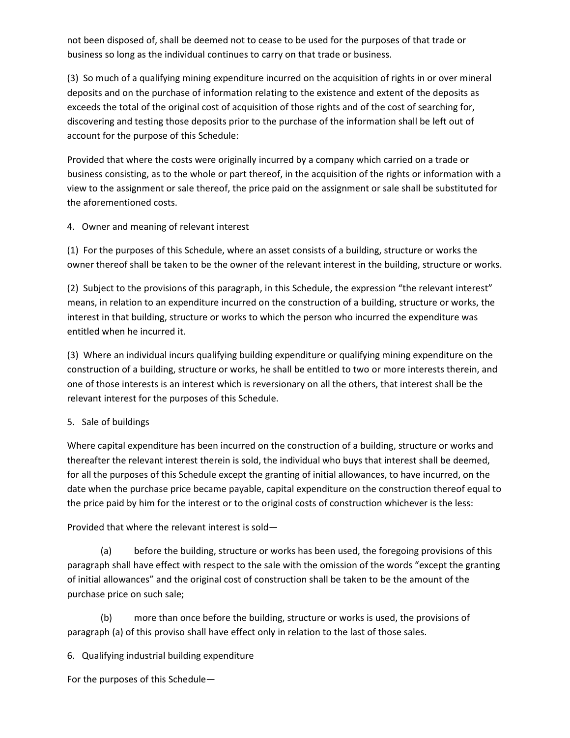not been disposed of, shall be deemed not to cease to be used for the purposes of that trade or business so long as the individual continues to carry on that trade or business.

(3) So much of a qualifying mining expenditure incurred on the acquisition of rights in or over mineral deposits and on the purchase of information relating to the existence and extent of the deposits as exceeds the total of the original cost of acquisition of those rights and of the cost of searching for, discovering and testing those deposits prior to the purchase of the information shall be left out of account for the purpose of this Schedule:

Provided that where the costs were originally incurred by a company which carried on a trade or business consisting, as to the whole or part thereof, in the acquisition of the rights or information with a view to the assignment or sale thereof, the price paid on the assignment or sale shall be substituted for the aforementioned costs.

4. Owner and meaning of relevant interest

(1) For the purposes of this Schedule, where an asset consists of a building, structure or works the owner thereof shall be taken to be the owner of the relevant interest in the building, structure or works.

(2) Subject to the provisions of this paragraph, in this Schedule, the expression "the relevant interest" means, in relation to an expenditure incurred on the construction of a building, structure or works, the interest in that building, structure or works to which the person who incurred the expenditure was entitled when he incurred it.

(3) Where an individual incurs qualifying building expenditure or qualifying mining expenditure on the construction of a building, structure or works, he shall be entitled to two or more interests therein, and one of those interests is an interest which is reversionary on all the others, that interest shall be the relevant interest for the purposes of this Schedule.

5. Sale of buildings

Where capital expenditure has been incurred on the construction of a building, structure or works and thereafter the relevant interest therein is sold, the individual who buys that interest shall be deemed, for all the purposes of this Schedule except the granting of initial allowances, to have incurred, on the date when the purchase price became payable, capital expenditure on the construction thereof equal to the price paid by him for the interest or to the original costs of construction whichever is the less:

Provided that where the relevant interest is sold—

(a) before the building, structure or works has been used, the foregoing provisions of this paragraph shall have effect with respect to the sale with the omission of the words "except the granting of initial allowances" and the original cost of construction shall be taken to be the amount of the purchase price on such sale;

(b) more than once before the building, structure or works is used, the provisions of paragraph (a) of this proviso shall have effect only in relation to the last of those sales.

6. Qualifying industrial building expenditure

For the purposes of this Schedule—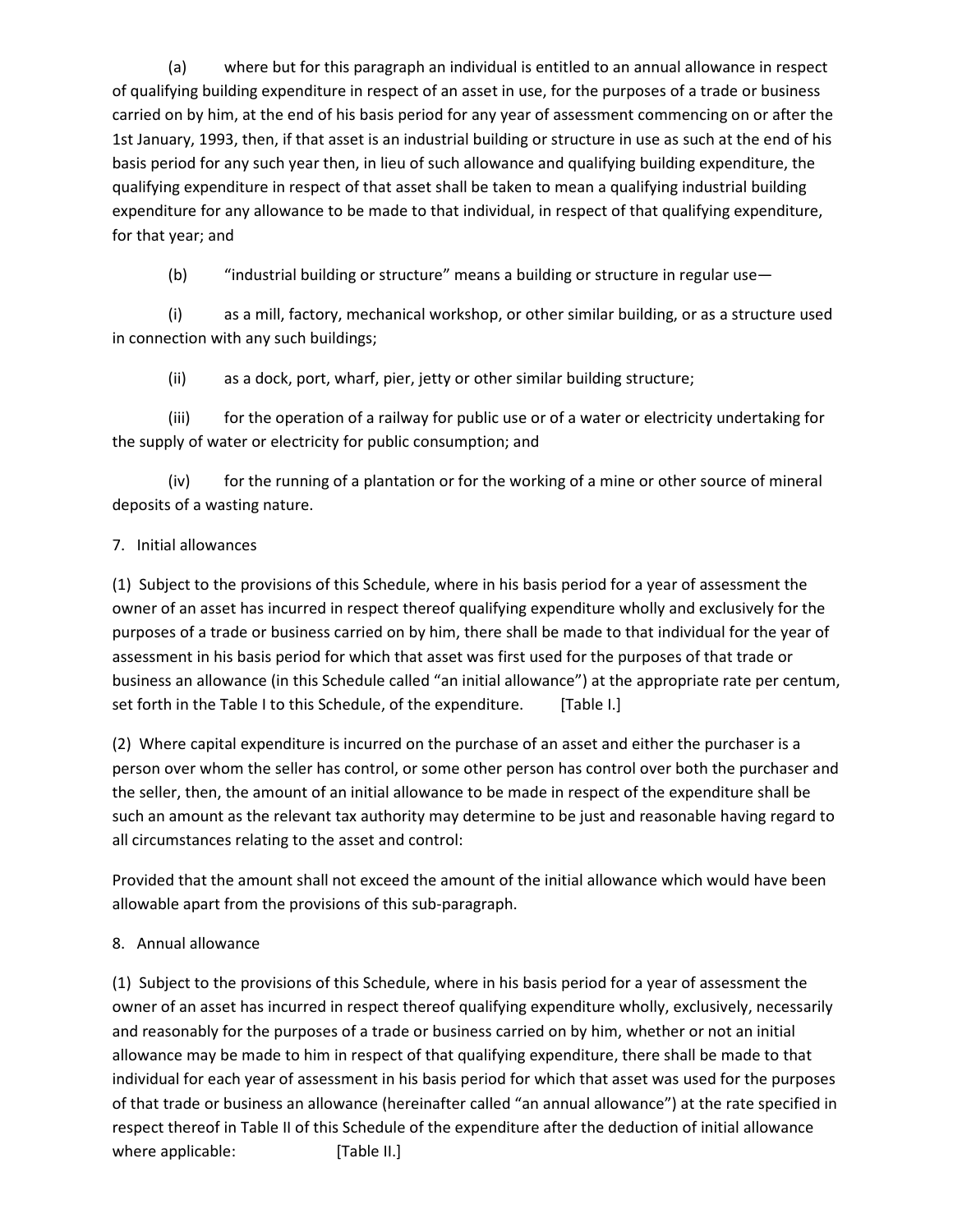(a) where but for this paragraph an individual is entitled to an annual allowance in respect of qualifying building expenditure in respect of an asset in use, for the purposes of a trade or business carried on by him, at the end of his basis period for any year of assessment commencing on or after the 1st January, 1993, then, if that asset is an industrial building or structure in use as such at the end of his basis period for any such year then, in lieu of such allowance and qualifying building expenditure, the qualifying expenditure in respect of that asset shall be taken to mean a qualifying industrial building expenditure for any allowance to be made to that individual, in respect of that qualifying expenditure, for that year; and

(b) "industrial building or structure" means a building or structure in regular use—

(i) as a mill, factory, mechanical workshop, or other similar building, or as a structure used in connection with any such buildings;

(ii) as a dock, port, wharf, pier, jetty or other similar building structure;

(iii) for the operation of a railway for public use or of a water or electricity undertaking for the supply of water or electricity for public consumption; and

(iv) for the running of a plantation or for the working of a mine or other source of mineral deposits of a wasting nature.

7. Initial allowances

(1) Subject to the provisions of this Schedule, where in his basis period for a year of assessment the owner of an asset has incurred in respect thereof qualifying expenditure wholly and exclusively for the purposes of a trade or business carried on by him, there shall be made to that individual for the year of assessment in his basis period for which that asset was first used for the purposes of that trade or business an allowance (in this Schedule called "an initial allowance") at the appropriate rate per centum, set forth in the Table I to this Schedule, of the expenditure. [Table I.]

(2) Where capital expenditure is incurred on the purchase of an asset and either the purchaser is a person over whom the seller has control, or some other person has control over both the purchaser and the seller, then, the amount of an initial allowance to be made in respect of the expenditure shall be such an amount as the relevant tax authority may determine to be just and reasonable having regard to all circumstances relating to the asset and control:

Provided that the amount shall not exceed the amount of the initial allowance which would have been allowable apart from the provisions of this sub-paragraph.

8. Annual allowance

(1) Subject to the provisions of this Schedule, where in his basis period for a year of assessment the owner of an asset has incurred in respect thereof qualifying expenditure wholly, exclusively, necessarily and reasonably for the purposes of a trade or business carried on by him, whether or not an initial allowance may be made to him in respect of that qualifying expenditure, there shall be made to that individual for each year of assessment in his basis period for which that asset was used for the purposes of that trade or business an allowance (hereinafter called "an annual allowance") at the rate specified in respect thereof in Table II of this Schedule of the expenditure after the deduction of initial allowance where applicable: [Table II.]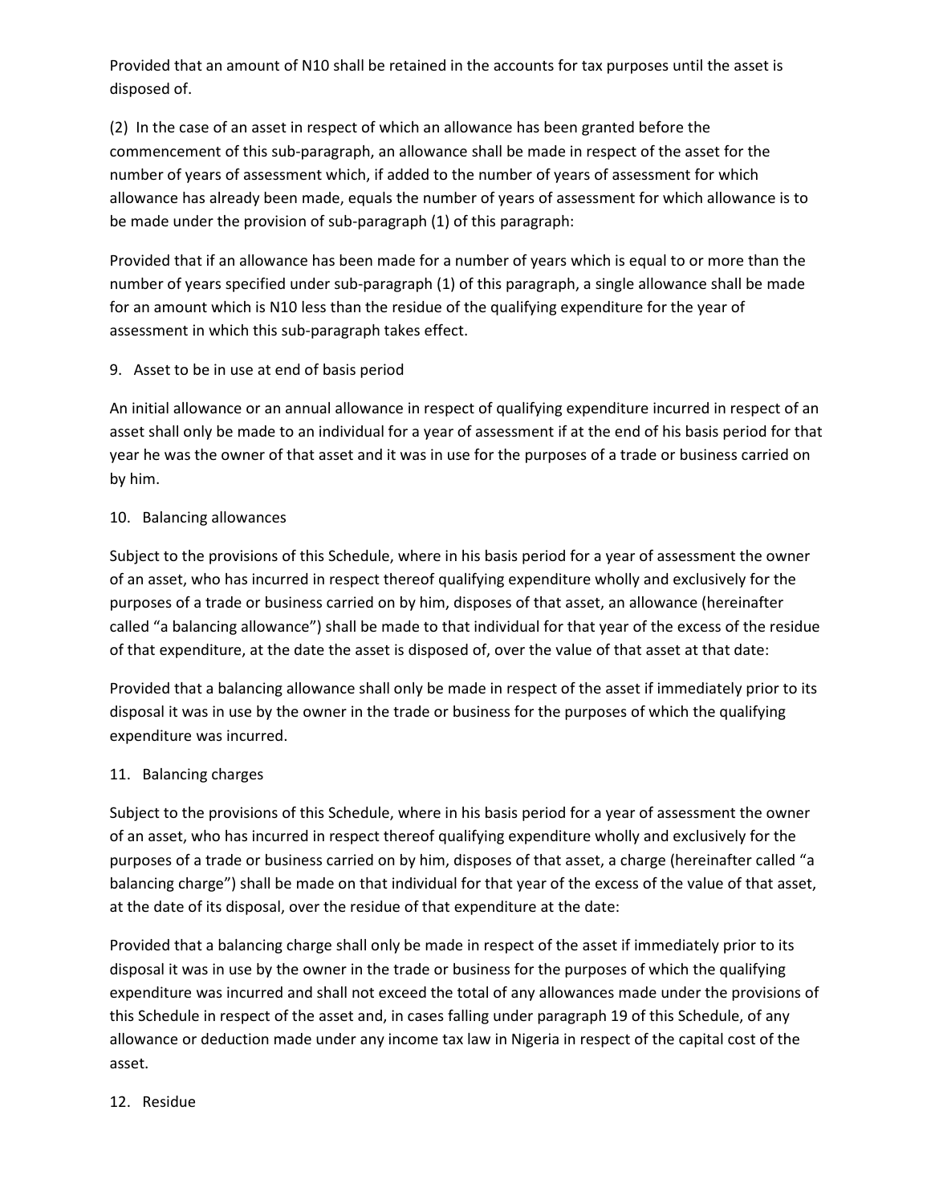Provided that an amount of N10 shall be retained in the accounts for tax purposes until the asset is disposed of.

(2) In the case of an asset in respect of which an allowance has been granted before the commencement of this sub-paragraph, an allowance shall be made in respect of the asset for the number of years of assessment which, if added to the number of years of assessment for which allowance has already been made, equals the number of years of assessment for which allowance is to be made under the provision of sub-paragraph (1) of this paragraph:

Provided that if an allowance has been made for a number of years which is equal to or more than the number of years specified under sub-paragraph (1) of this paragraph, a single allowance shall be made for an amount which is N10 less than the residue of the qualifying expenditure for the year of assessment in which this sub-paragraph takes effect.

9. Asset to be in use at end of basis period

An initial allowance or an annual allowance in respect of qualifying expenditure incurred in respect of an asset shall only be made to an individual for a year of assessment if at the end of his basis period for that year he was the owner of that asset and it was in use for the purposes of a trade or business carried on by him.

10. Balancing allowances

Subject to the provisions of this Schedule, where in his basis period for a year of assessment the owner of an asset, who has incurred in respect thereof qualifying expenditure wholly and exclusively for the purposes of a trade or business carried on by him, disposes of that asset, an allowance (hereinafter called "a balancing allowance") shall be made to that individual for that year of the excess of the residue of that expenditure, at the date the asset is disposed of, over the value of that asset at that date:

Provided that a balancing allowance shall only be made in respect of the asset if immediately prior to its disposal it was in use by the owner in the trade or business for the purposes of which the qualifying expenditure was incurred.

11. Balancing charges

Subject to the provisions of this Schedule, where in his basis period for a year of assessment the owner of an asset, who has incurred in respect thereof qualifying expenditure wholly and exclusively for the purposes of a trade or business carried on by him, disposes of that asset, a charge (hereinafter called "a balancing charge") shall be made on that individual for that year of the excess of the value of that asset, at the date of its disposal, over the residue of that expenditure at the date:

Provided that a balancing charge shall only be made in respect of the asset if immediately prior to its disposal it was in use by the owner in the trade or business for the purposes of which the qualifying expenditure was incurred and shall not exceed the total of any allowances made under the provisions of this Schedule in respect of the asset and, in cases falling under paragraph 19 of this Schedule, of any allowance or deduction made under any income tax law in Nigeria in respect of the capital cost of the asset.

12. Residue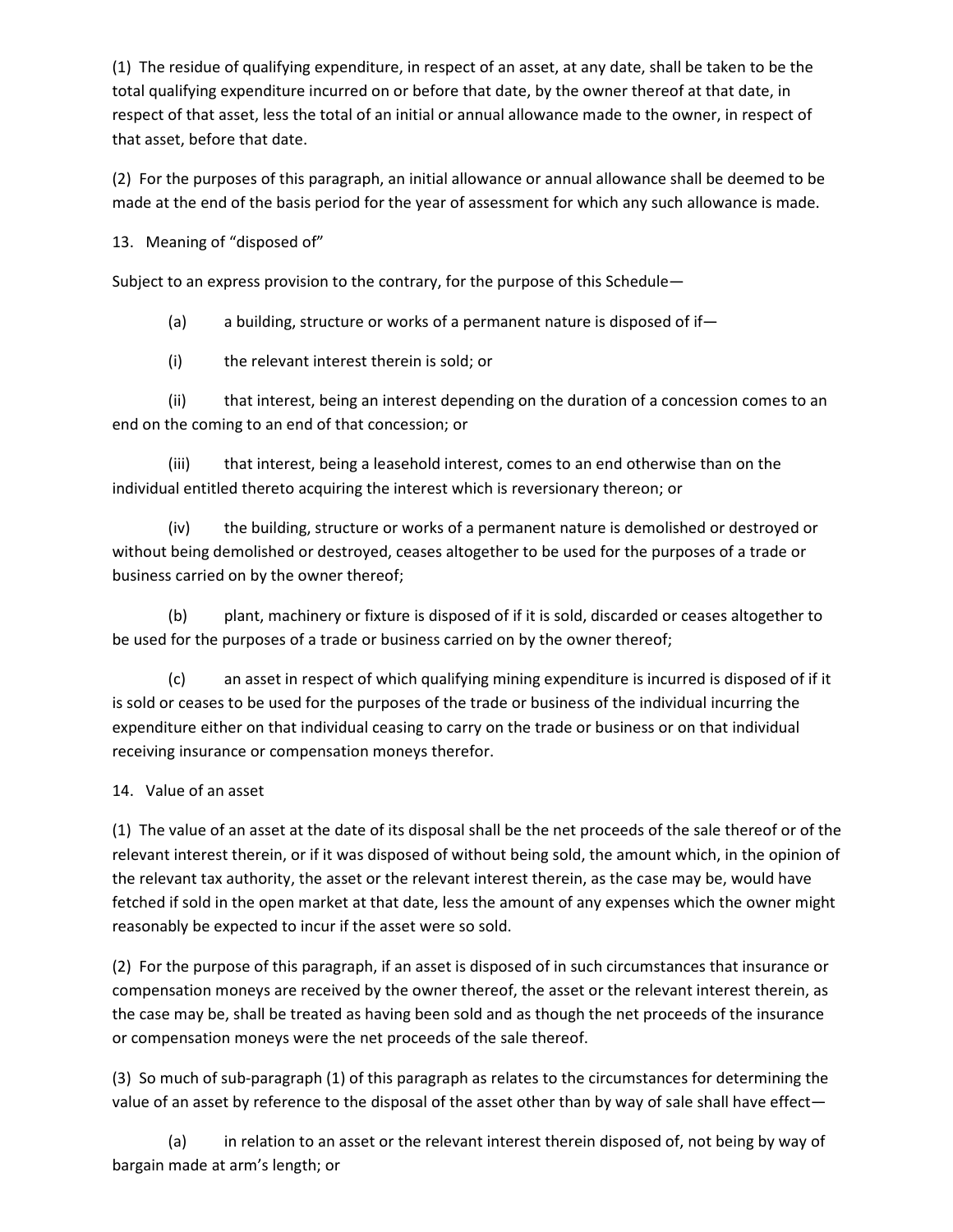(1) The residue of qualifying expenditure, in respect of an asset, at any date, shall be taken to be the total qualifying expenditure incurred on or before that date, by the owner thereof at that date, in respect of that asset, less the total of an initial or annual allowance made to the owner, in respect of that asset, before that date.

(2) For the purposes of this paragraph, an initial allowance or annual allowance shall be deemed to be made at the end of the basis period for the year of assessment for which any such allowance is made.

13. Meaning of "disposed of"

Subject to an express provision to the contrary, for the purpose of this Schedule—

(a) a building, structure or works of a permanent nature is disposed of if—

(i) the relevant interest therein is sold; or

(ii) that interest, being an interest depending on the duration of a concession comes to an end on the coming to an end of that concession; or

(iii) that interest, being a leasehold interest, comes to an end otherwise than on the individual entitled thereto acquiring the interest which is reversionary thereon; or

(iv) the building, structure or works of a permanent nature is demolished or destroyed or without being demolished or destroyed, ceases altogether to be used for the purposes of a trade or business carried on by the owner thereof;

(b) plant, machinery or fixture is disposed of if it is sold, discarded or ceases altogether to be used for the purposes of a trade or business carried on by the owner thereof;

(c) an asset in respect of which qualifying mining expenditure is incurred is disposed of if it is sold or ceases to be used for the purposes of the trade or business of the individual incurring the expenditure either on that individual ceasing to carry on the trade or business or on that individual receiving insurance or compensation moneys therefor.

14. Value of an asset

(1) The value of an asset at the date of its disposal shall be the net proceeds of the sale thereof or of the relevant interest therein, or if it was disposed of without being sold, the amount which, in the opinion of the relevant tax authority, the asset or the relevant interest therein, as the case may be, would have fetched if sold in the open market at that date, less the amount of any expenses which the owner might reasonably be expected to incur if the asset were so sold.

(2) For the purpose of this paragraph, if an asset is disposed of in such circumstances that insurance or compensation moneys are received by the owner thereof, the asset or the relevant interest therein, as the case may be, shall be treated as having been sold and as though the net proceeds of the insurance or compensation moneys were the net proceeds of the sale thereof.

(3) So much of sub-paragraph (1) of this paragraph as relates to the circumstances for determining the value of an asset by reference to the disposal of the asset other than by way of sale shall have effect—

(a) in relation to an asset or the relevant interest therein disposed of, not being by way of bargain made at arm's length; or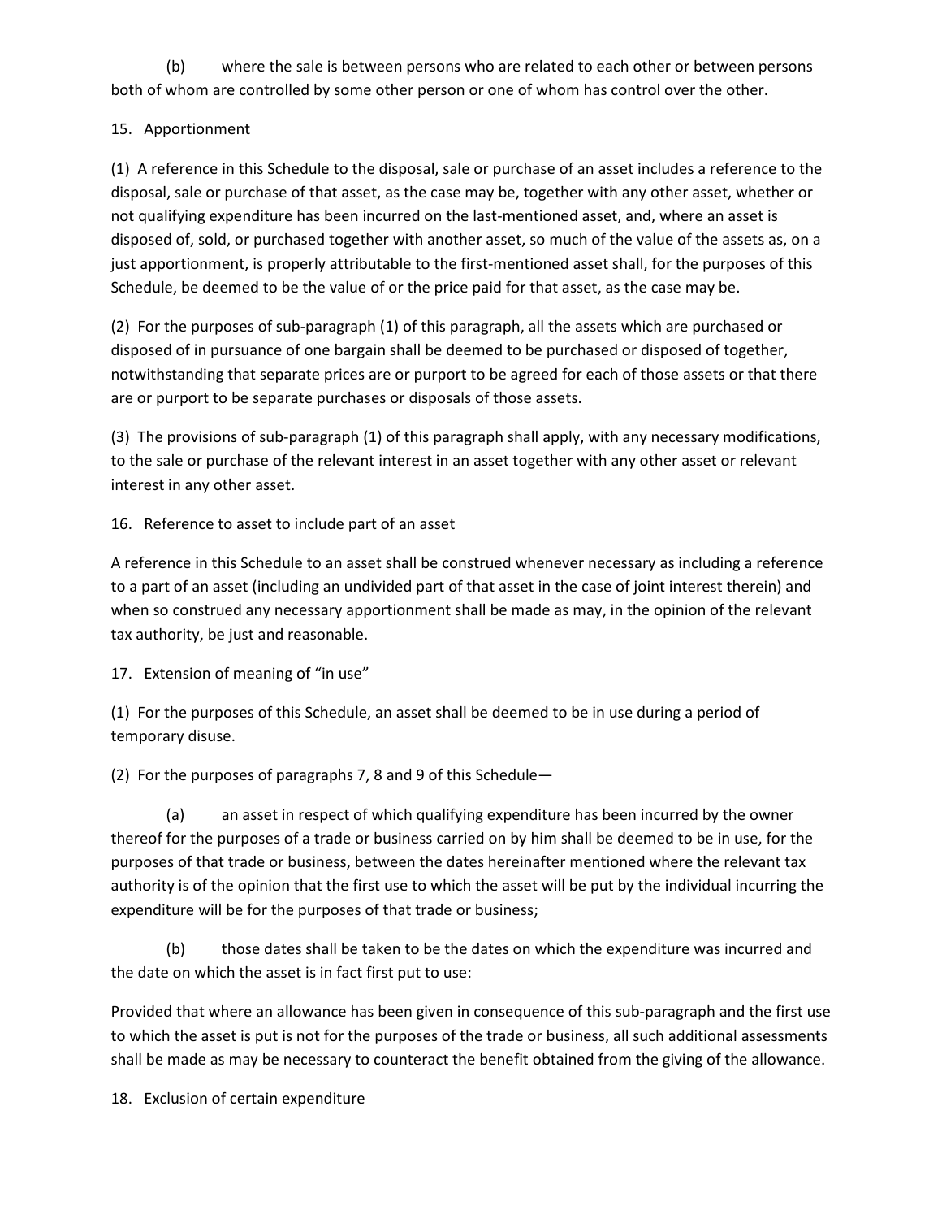(b) where the sale is between persons who are related to each other or between persons both of whom are controlled by some other person or one of whom has control over the other.

15. Apportionment

(1) A reference in this Schedule to the disposal, sale or purchase of an asset includes a reference to the disposal, sale or purchase of that asset, as the case may be, together with any other asset, whether or not qualifying expenditure has been incurred on the last-mentioned asset, and, where an asset is disposed of, sold, or purchased together with another asset, so much of the value of the assets as, on a just apportionment, is properly attributable to the first-mentioned asset shall, for the purposes of this Schedule, be deemed to be the value of or the price paid for that asset, as the case may be.

(2) For the purposes of sub-paragraph (1) of this paragraph, all the assets which are purchased or disposed of in pursuance of one bargain shall be deemed to be purchased or disposed of together, notwithstanding that separate prices are or purport to be agreed for each of those assets or that there are or purport to be separate purchases or disposals of those assets.

(3) The provisions of sub-paragraph (1) of this paragraph shall apply, with any necessary modifications, to the sale or purchase of the relevant interest in an asset together with any other asset or relevant interest in any other asset.

16. Reference to asset to include part of an asset

A reference in this Schedule to an asset shall be construed whenever necessary as including a reference to a part of an asset (including an undivided part of that asset in the case of joint interest therein) and when so construed any necessary apportionment shall be made as may, in the opinion of the relevant tax authority, be just and reasonable.

17. Extension of meaning of "in use"

(1) For the purposes of this Schedule, an asset shall be deemed to be in use during a period of temporary disuse.

(2) For the purposes of paragraphs 7, 8 and 9 of this Schedule—

(a) an asset in respect of which qualifying expenditure has been incurred by the owner thereof for the purposes of a trade or business carried on by him shall be deemed to be in use, for the purposes of that trade or business, between the dates hereinafter mentioned where the relevant tax authority is of the opinion that the first use to which the asset will be put by the individual incurring the expenditure will be for the purposes of that trade or business;

(b) those dates shall be taken to be the dates on which the expenditure was incurred and the date on which the asset is in fact first put to use:

Provided that where an allowance has been given in consequence of this sub-paragraph and the first use to which the asset is put is not for the purposes of the trade or business, all such additional assessments shall be made as may be necessary to counteract the benefit obtained from the giving of the allowance.

18. Exclusion of certain expenditure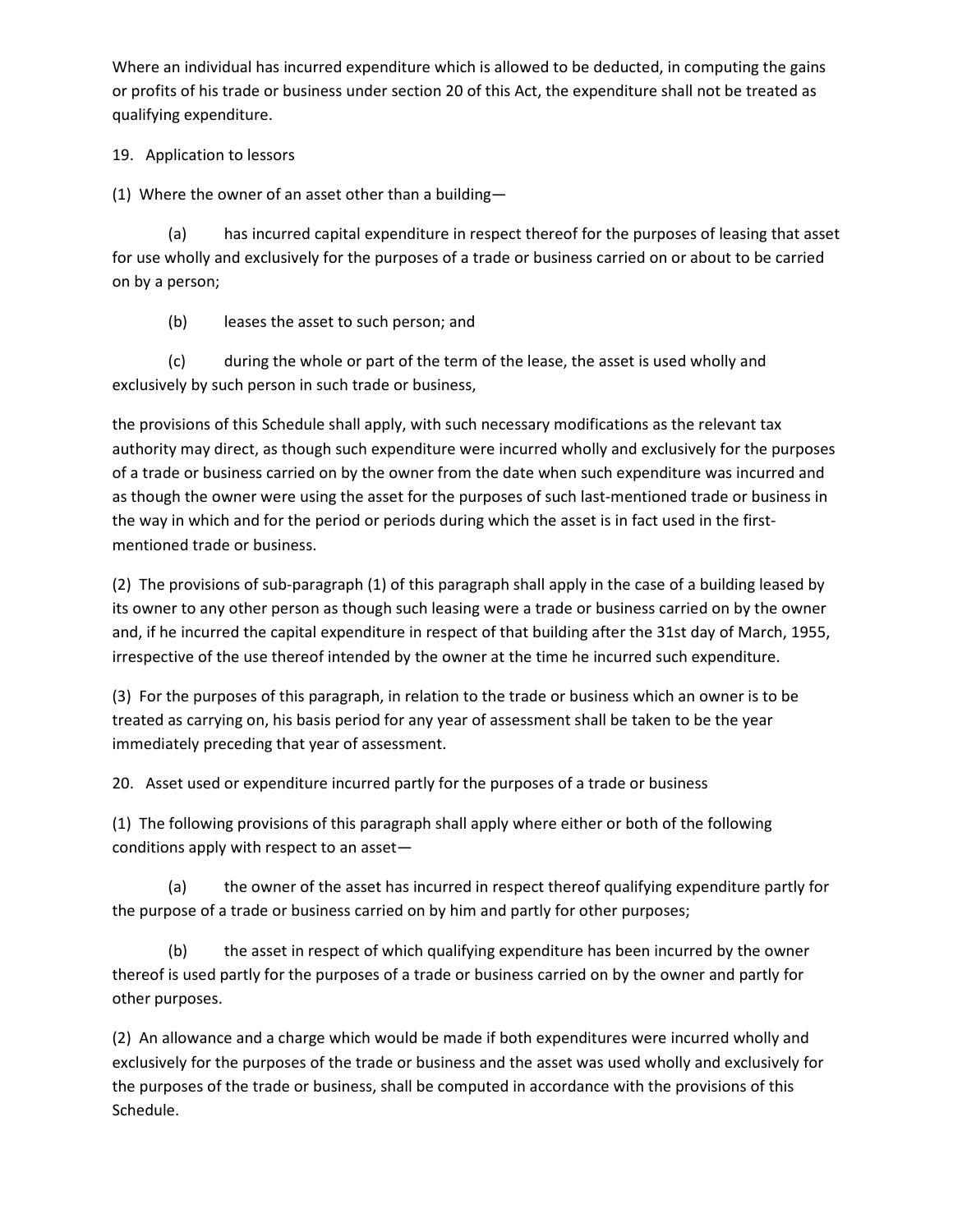Where an individual has incurred expenditure which is allowed to be deducted, in computing the gains or profits of his trade or business under section 20 of this Act, the expenditure shall not be treated as qualifying expenditure.

19. Application to lessors

(1) Where the owner of an asset other than a building—

(a) has incurred capital expenditure in respect thereof for the purposes of leasing that asset for use wholly and exclusively for the purposes of a trade or business carried on or about to be carried on by a person;

(b) leases the asset to such person; and

(c) during the whole or part of the term of the lease, the asset is used wholly and exclusively by such person in such trade or business,

the provisions of this Schedule shall apply, with such necessary modifications as the relevant tax authority may direct, as though such expenditure were incurred wholly and exclusively for the purposes of a trade or business carried on by the owner from the date when such expenditure was incurred and as though the owner were using the asset for the purposes of such last-mentioned trade or business in the way in which and for the period or periods during which the asset is in fact used in the first-mentioned trade or business.

(2) The provisions of sub-paragraph (1) of this paragraph shall apply in the case of a building leased by its owner to any other person as though such leasing were a trade or business carried on by the owner and, if he incurred the capital expenditure in respect of that building after the 31st day of March, 1955, irrespective of the use thereof intended by the owner at the time he incurred such expenditure.

(3) For the purposes of this paragraph, in relation to the trade or business which an owner is to be treated as carrying on, his basis period for any year of assessment shall be taken to be the year immediately preceding that year of assessment.

20. Asset used or expenditure incurred partly for the purposes of a trade or business

(1) The following provisions of this paragraph shall apply where either or both of the following conditions apply with respect to an asset—

(a) the owner of the asset has incurred in respect thereof qualifying expenditure partly for the purpose of a trade or business carried on by him and partly for other purposes;

(b) the asset in respect of which qualifying expenditure has been incurred by the owner thereof is used partly for the purposes of a trade or business carried on by the owner and partly for other purposes.

(2) An allowance and a charge which would be made if both expenditures were incurred wholly and exclusively for the purposes of the trade or business and the asset was used wholly and exclusively for the purposes of the trade or business, shall be computed in accordance with the provisions of this Schedule.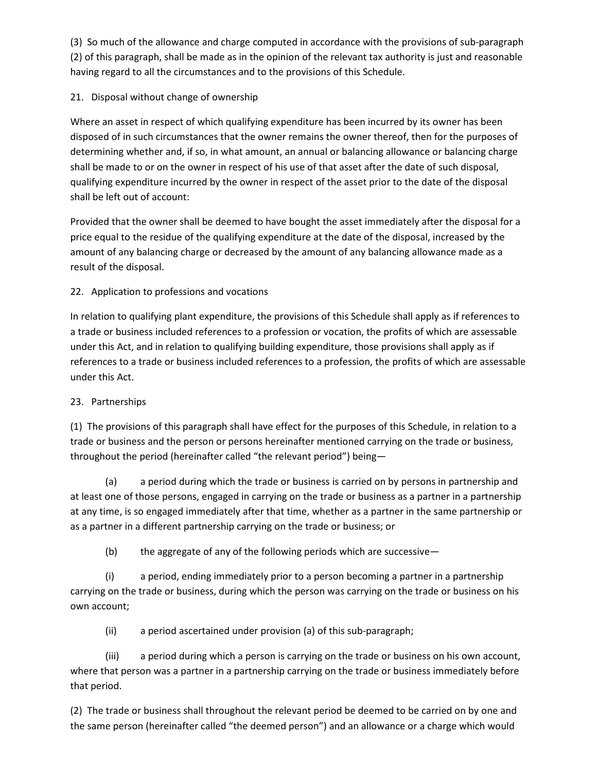(3) So much of the allowance and charge computed in accordance with the provisions of sub-paragraph (2) of this paragraph, shall be made as in the opinion of the relevant tax authority is just and reasonable having regard to all the circumstances and to the provisions of this Schedule.

21. Disposal without change of ownership

Where an asset in respect of which qualifying expenditure has been incurred by its owner has been disposed of in such circumstances that the owner remains the owner thereof, then for the purposes of determining whether and, if so, in what amount, an annual or balancing allowance or balancing charge shall be made to or on the owner in respect of his use of that asset after the date of such disposal, qualifying expenditure incurred by the owner in respect of the asset prior to the date of the disposal shall be left out of account:

Provided that the owner shall be deemed to have bought the asset immediately after the disposal for a price equal to the residue of the qualifying expenditure at the date of the disposal, increased by the amount of any balancing charge or decreased by the amount of any balancing allowance made as a result of the disposal.

22. Application to professions and vocations

In relation to qualifying plant expenditure, the provisions of this Schedule shall apply as if references to a trade or business included references to a profession or vocation, the profits of which are assessable under this Act, and in relation to qualifying building expenditure, those provisions shall apply as if references to a trade or business included references to a profession, the profits of which are assessable under this Act.

23. Partnerships

(1) The provisions of this paragraph shall have effect for the purposes of this Schedule, in relation to a trade or business and the person or persons hereinafter mentioned carrying on the trade or business, throughout the period (hereinafter called "the relevant period") being—

(a) a period during which the trade or business is carried on by persons in partnership and at least one of those persons, engaged in carrying on the trade or business as a partner in a partnership at any time, is so engaged immediately after that time, whether as a partner in the same partnership or as a partner in a different partnership carrying on the trade or business; or

(b) the aggregate of any of the following periods which are successive—

(i) a period, ending immediately prior to a person becoming a partner in a partnership carrying on the trade or business, during which the person was carrying on the trade or business on his own account;

(ii) a period ascertained under provision (a) of this sub-paragraph;

(iii) a period during which a person is carrying on the trade or business on his own account, where that person was a partner in a partnership carrying on the trade or business immediately before that period.

(2) The trade or business shall throughout the relevant period be deemed to be carried on by one and the same person (hereinafter called "the deemed person") and an allowance or a charge which would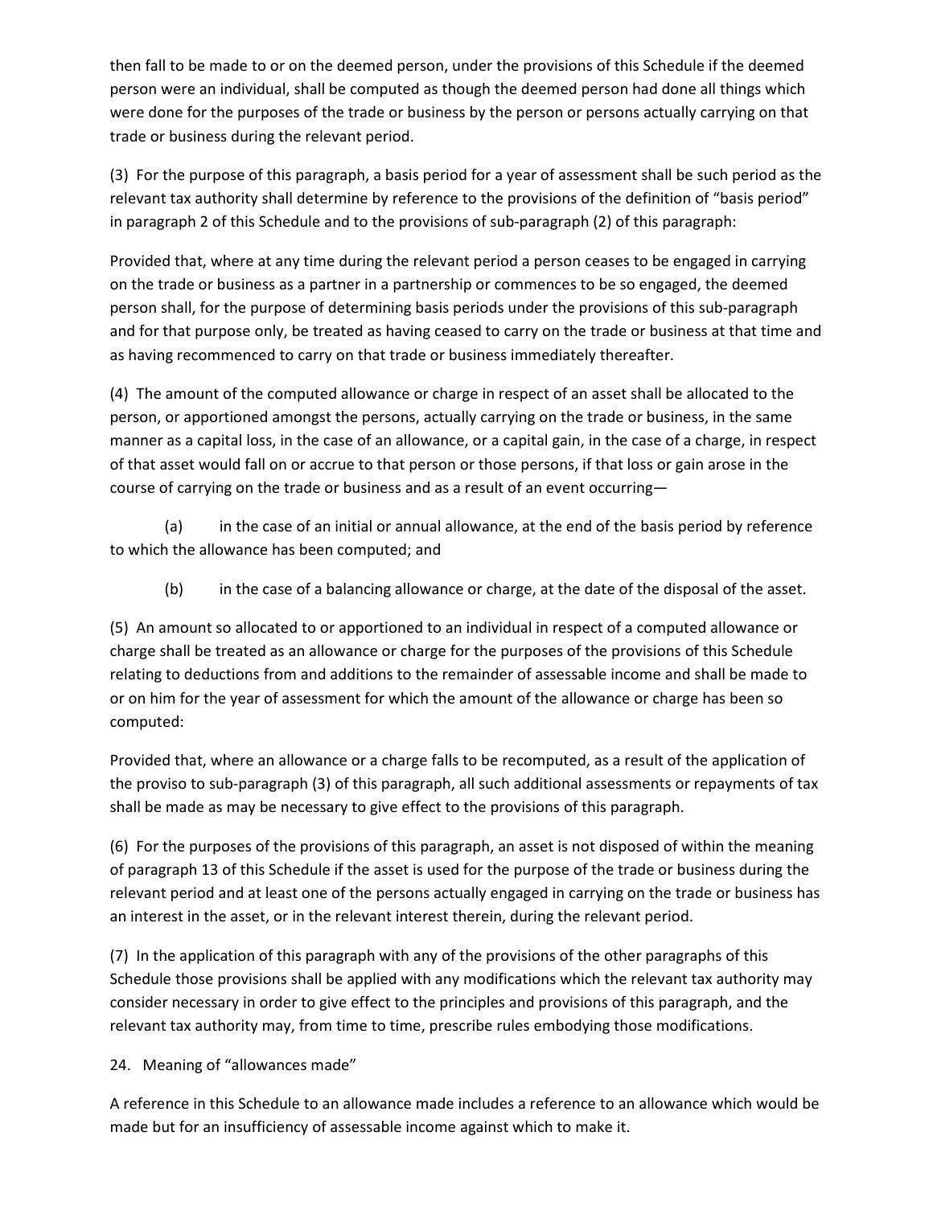then fall to be made to or on the deemed person, under the provisions of this Schedule if the deemed person were an individual, shall be computed as though the deemed person had done all things which were done for the purposes of the trade or business by the person or persons actually carrying on that trade or business during the relevant period.

(3) For the purpose of this paragraph, a basis period for a year of assessment shall be such period as the relevant tax authority shall determine by reference to the provisions of the definition of "basis period" in paragraph 2 of this Schedule and to the provisions of sub-paragraph (2) of this paragraph:

Provided that, where at any time during the relevant period a person ceases to be engaged in carrying on the trade or business as a partner in a partnership or commences to be so engaged, the deemed person shall, for the purpose of determining basis periods under the provisions of this sub-paragraph and for that purpose only, be treated as having ceased to carry on the trade or business at that time and as having recommenced to carry on that trade or business immediately thereafter.

(4) The amount of the computed allowance or charge in respect of an asset shall be allocated to the person, or apportioned amongst the persons, actually carrying on the trade or business, in the same manner as a capital loss, in the case of an allowance, or a capital gain, in the case of a charge, in respect of that asset would fall on or accrue to that person or those persons, if that loss or gain arose in the course of carrying on the trade or business and as a result of an event occurring—

(a) in the case of an initial or annual allowance, at the end of the basis period by reference to which the allowance has been computed; and

(b) in the case of a balancing allowance or charge, at the date of the disposal of the asset.

(5) An amount so allocated to or apportioned to an individual in respect of a computed allowance or charge shall be treated as an allowance or charge for the purposes of the provisions of this Schedule relating to deductions from and additions to the remainder of assessable income and shall be made to or on him for the year of assessment for which the amount of the allowance or charge has been so computed:

Provided that, where an allowance or a charge falls to be recomputed, as a result of the application of the proviso to sub-paragraph (3) of this paragraph, all such additional assessments or repayments of tax shall be made as may be necessary to give effect to the provisions of this paragraph.

(6) For the purposes of the provisions of this paragraph, an asset is not disposed of within the meaning of paragraph 13 of this Schedule if the asset is used for the purpose of the trade or business during the relevant period and at least one of the persons actually engaged in carrying on the trade or business has an interest in the asset, or in the relevant interest therein, during the relevant period.

(7) In the application of this paragraph with any of the provisions of the other paragraphs of this Schedule those provisions shall be applied with any modifications which the relevant tax authority may consider necessary in order to give effect to the principles and provisions of this paragraph, and the relevant tax authority may, from time to time, prescribe rules embodying those modifications.

24. Meaning of "allowances made"

A reference in this Schedule to an allowance made includes a reference to an allowance which would be made but for an insufficiency of assessable income against which to make it.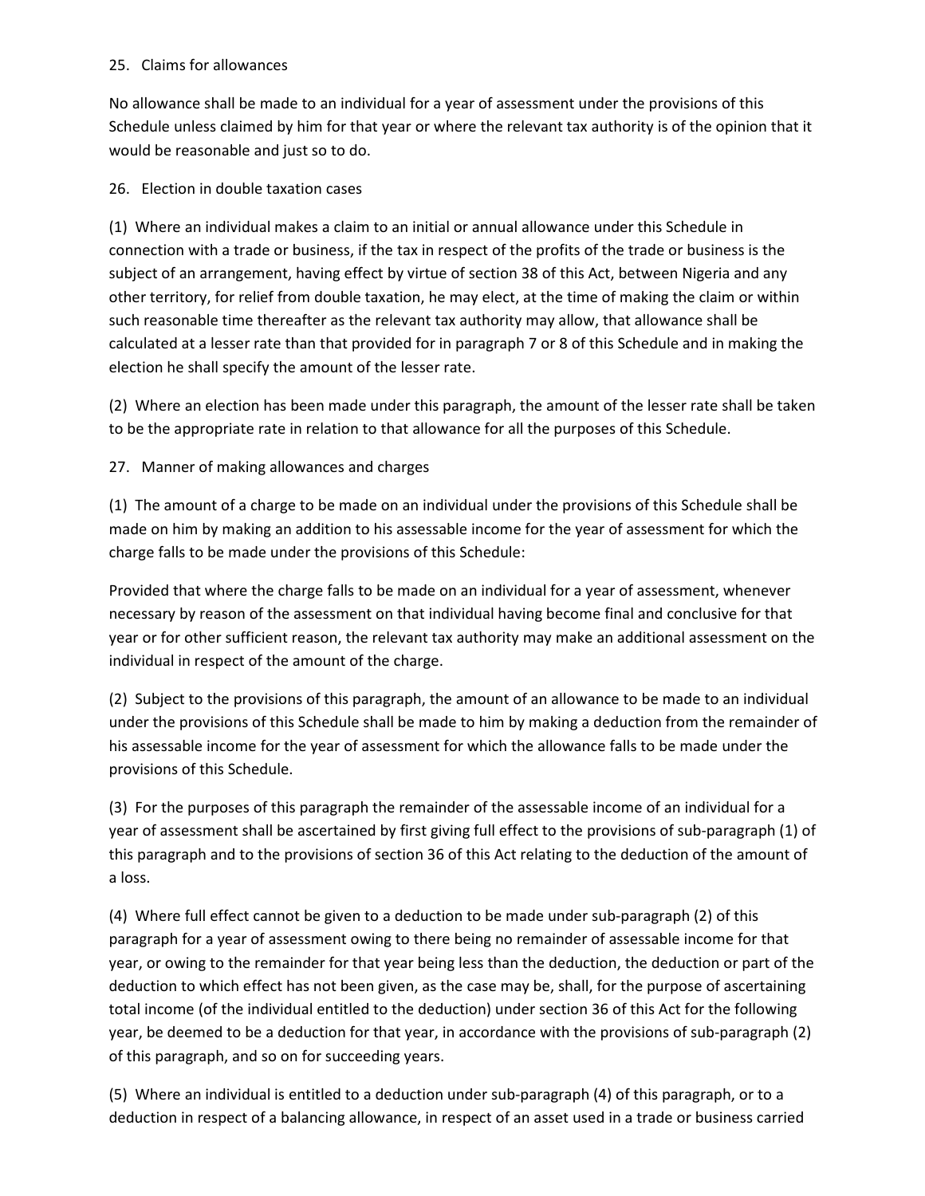25. Claims for allowances

No allowance shall be made to an individual for a year of assessment under the provisions of this Schedule unless claimed by him for that year or where the relevant tax authority is of the opinion that it would be reasonable and just so to do.

26. Election in double taxation cases

(1) Where an individual makes a claim to an initial or annual allowance under this Schedule in connection with a trade or business, if the tax in respect of the profits of the trade or business is the subject of an arrangement, having effect by virtue of section 38 of this Act, between Nigeria and any other territory, for relief from double taxation, he may elect, at the time of making the claim or within such reasonable time thereafter as the relevant tax authority may allow, that allowance shall be calculated at a lesser rate than that provided for in paragraph 7 or 8 of this Schedule and in making the election he shall specify the amount of the lesser rate.

(2) Where an election has been made under this paragraph, the amount of the lesser rate shall be taken to be the appropriate rate in relation to that allowance for all the purposes of this Schedule.

27. Manner of making allowances and charges

(1) The amount of a charge to be made on an individual under the provisions of this Schedule shall be made on him by making an addition to his assessable income for the year of assessment for which the charge falls to be made under the provisions of this Schedule:

Provided that where the charge falls to be made on an individual for a year of assessment, whenever necessary by reason of the assessment on that individual having become final and conclusive for that year or for other sufficient reason, the relevant tax authority may make an additional assessment on the individual in respect of the amount of the charge.

(2) Subject to the provisions of this paragraph, the amount of an allowance to be made to an individual under the provisions of this Schedule shall be made to him by making a deduction from the remainder of his assessable income for the year of assessment for which the allowance falls to be made under the provisions of this Schedule.

(3) For the purposes of this paragraph the remainder of the assessable income of an individual for a year of assessment shall be ascertained by first giving full effect to the provisions of sub-paragraph (1) of this paragraph and to the provisions of section 36 of this Act relating to the deduction of the amount of a loss.

(4) Where full effect cannot be given to a deduction to be made under sub-paragraph (2) of this paragraph for a year of assessment owing to there being no remainder of assessable income for that year, or owing to the remainder for that year being less than the deduction, the deduction or part of the deduction to which effect has not been given, as the case may be, shall, for the purpose of ascertaining total income (of the individual entitled to the deduction) under section 36 of this Act for the following year, be deemed to be a deduction for that year, in accordance with the provisions of sub-paragraph (2) of this paragraph, and so on for succeeding years.

(5) Where an individual is entitled to a deduction under sub-paragraph (4) of this paragraph, or to a deduction in respect of a balancing allowance, in respect of an asset used in a trade or business carried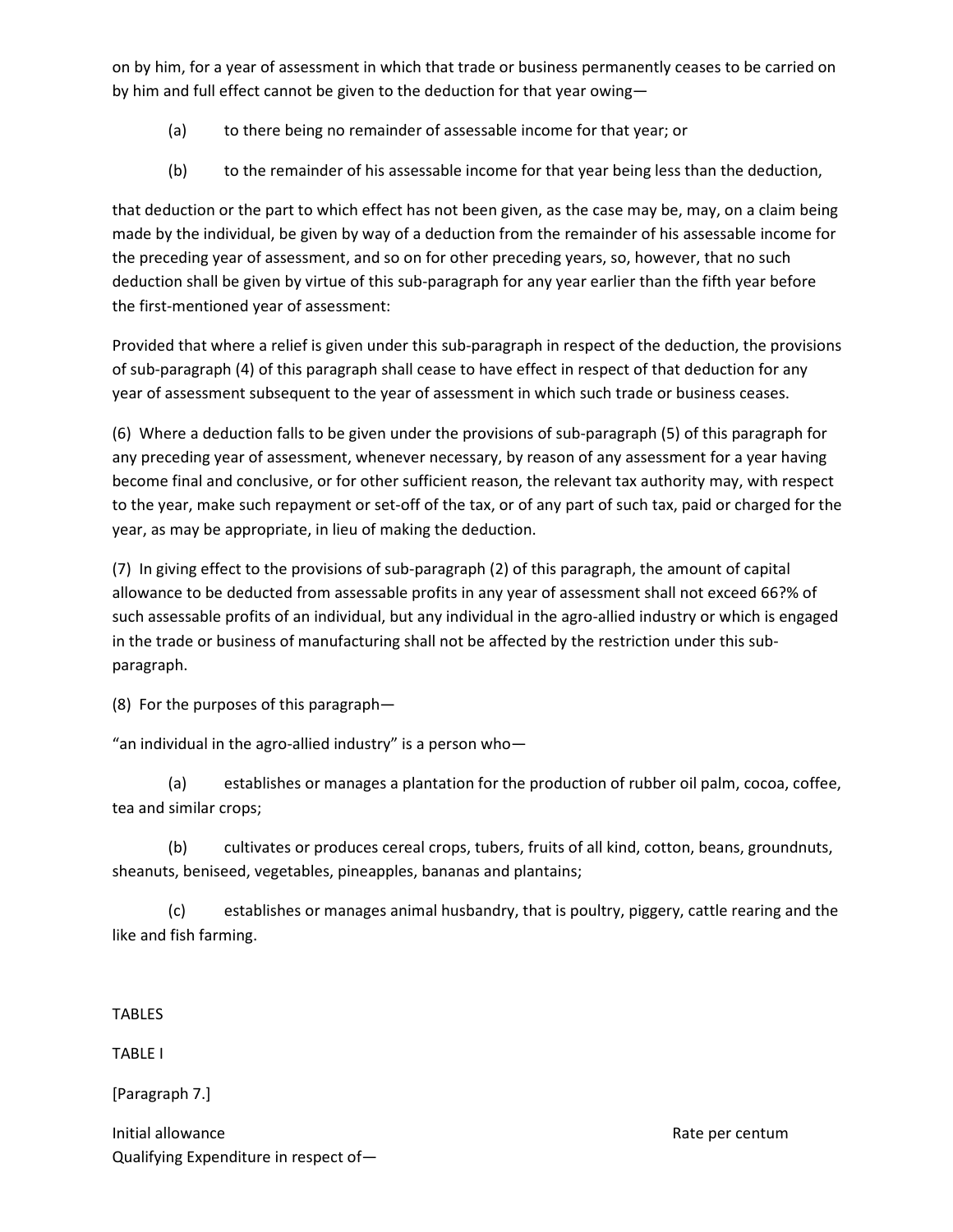on by him, for a year of assessment in which that trade or business permanently ceases to be carried on by him and full effect cannot be given to the deduction for that year owing—

(a) to there being no remainder of assessable income for that year; or

(b) to the remainder of his assessable income for that year being less than the deduction,

that deduction or the part to which effect has not been given, as the case may be, may, on a claim being made by the individual, be given by way of a deduction from the remainder of his assessable income for the preceding year of assessment, and so on for other preceding years, so, however, that no such deduction shall be given by virtue of this sub-paragraph for any year earlier than the fifth year before the first-mentioned year of assessment:

Provided that where a relief is given under this sub-paragraph in respect of the deduction, the provisions of sub-paragraph (4) of this paragraph shall cease to have effect in respect of that deduction for any year of assessment subsequent to the year of assessment in which such trade or business ceases.

(6) Where a deduction falls to be given under the provisions of sub-paragraph (5) of this paragraph for any preceding year of assessment, whenever necessary, by reason of any assessment for a year having become final and conclusive, or for other sufficient reason, the relevant tax authority may, with respect to the year, make such repayment or set-off of the tax, or of any part of such tax, paid or charged for the year, as may be appropriate, in lieu of making the deduction.

(7) In giving effect to the provisions of sub-paragraph (2) of this paragraph, the amount of capital allowance to be deducted from assessable profits in any year of assessment shall not exceed 66?% of such assessable profits of an individual, but any individual in the agro-allied industry or which is engaged in the trade or business of manufacturing shall not be affected by the restriction under this sub-paragraph.

(8) For the purposes of this paragraph—

"an individual in the agro-allied industry" is a person who—

(a) establishes or manages a plantation for the production of rubber oil palm, cocoa, coffee, tea and similar crops;

(b) cultivates or produces cereal crops, tubers, fruits of all kind, cotton, beans, groundnuts, sheanuts, beniseed, vegetables, pineapples, bananas and plantains;

(c) establishes or manages animal husbandry, that is poultry, piggery, cattle rearing and the like and fish farming.

TABLES

TABLE I

[Paragraph 7.]

| Initial allowance | Rate per centum |
|---|---|
| Qualifying Expenditure in respect of— | |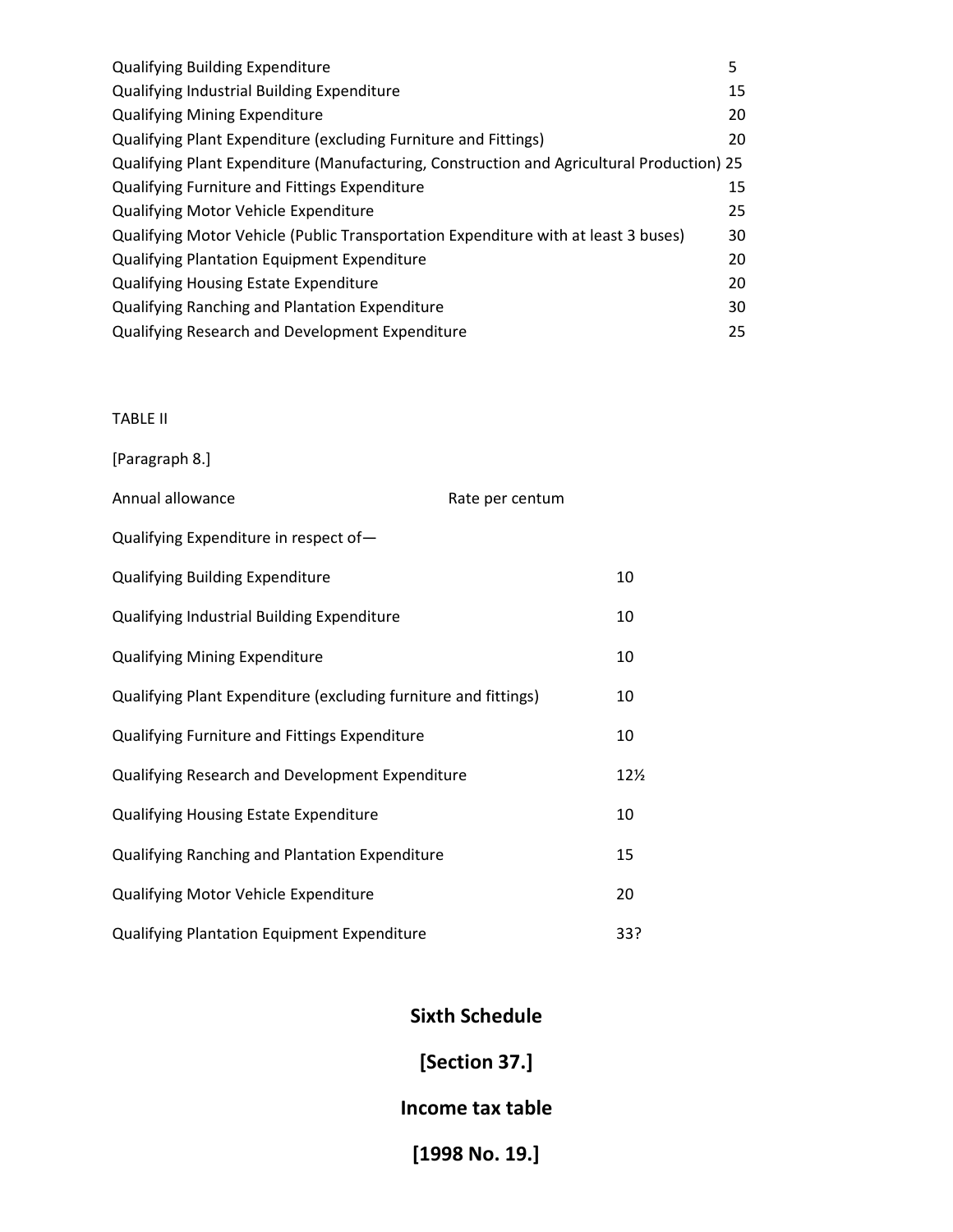| | |
|---|---|
| Qualifying Building Expenditure | 5 |
| Qualifying Industrial Building Expenditure | 15 |
| Qualifying Mining Expenditure | 20 |
| Qualifying Plant Expenditure (excluding Furniture and Fittings) | 20 |
| Qualifying Plant Expenditure (Manufacturing, Construction and Agricultural Production) | 25 |
| Qualifying Furniture and Fittings Expenditure | 15 |
| Qualifying Motor Vehicle Expenditure | 25 |
| Qualifying Motor Vehicle (Public Transportation Expenditure with at least 3 buses) | 30 |
| Qualifying Plantation Equipment Expenditure | 20 |
| Qualifying Housing Estate Expenditure | 20 |
| Qualifying Ranching and Plantation Expenditure | 30 |
| Qualifying Research and Development Expenditure | 25 |

TABLE II

[Paragraph 8.]

| Annual allowance | Rate per centum |
|---|---|
| Qualifying Expenditure in respect of— | |
| Qualifying Building Expenditure | 10 |
| Qualifying Industrial Building Expenditure | 10 |
| Qualifying Mining Expenditure | 10 |
| Qualifying Plant Expenditure (excluding furniture and fittings) | 10 |
| Qualifying Furniture and Fittings Expenditure | 10 |
| Qualifying Research and Development Expenditure | 12½ |
| Qualifying Housing Estate Expenditure | 10 |
| Qualifying Ranching and Plantation Expenditure | 15 |
| Qualifying Motor Vehicle Expenditure | 20 |
| Qualifying Plantation Equipment Expenditure | 33? |

## Sixth Schedule

## [Section 37.]

## Income tax table

## [1998 No. 19.]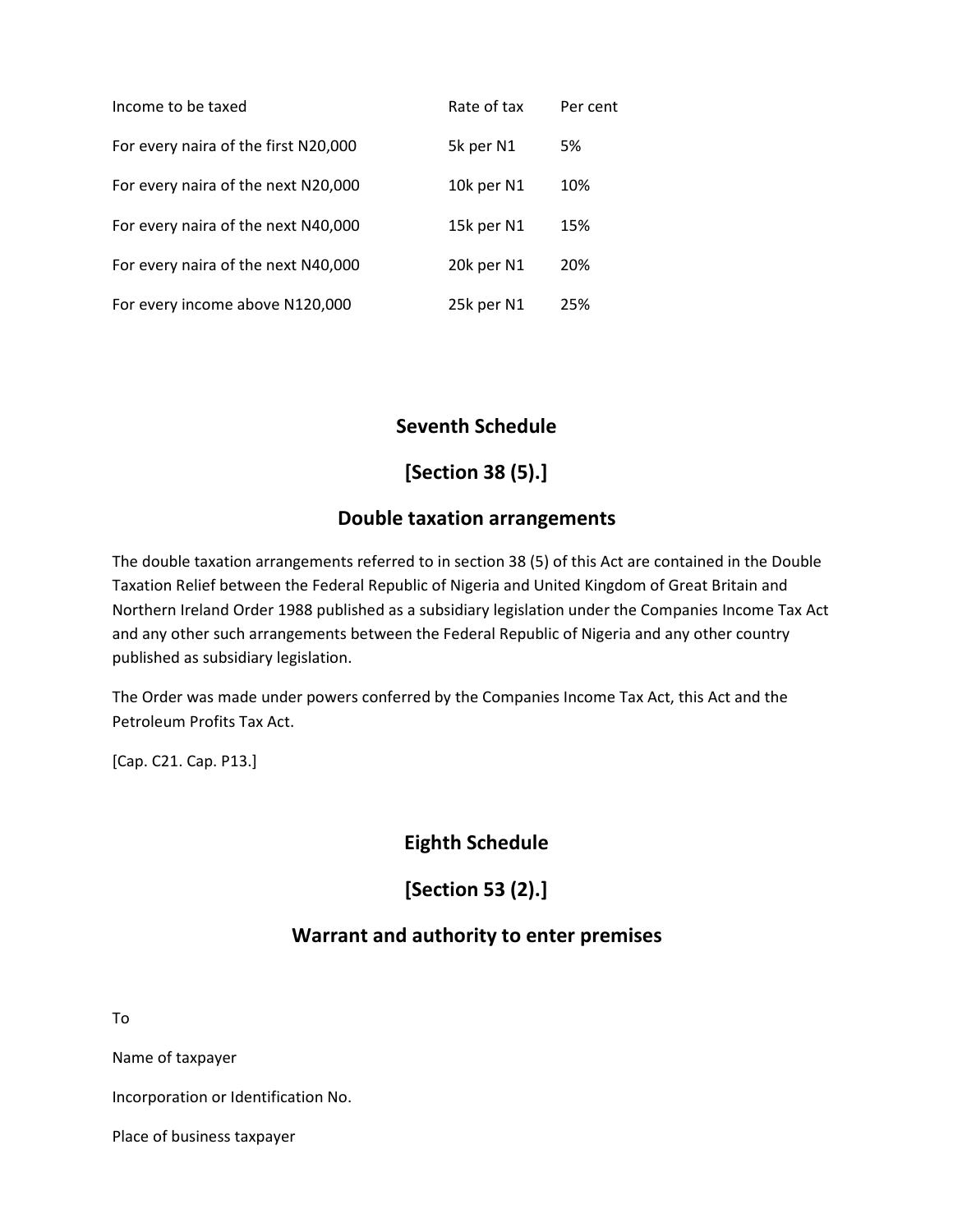| Income to be taxed | Rate of tax | Per cent |
|---|---|---|
| For every naira of the first N20,000 | 5k per N1 | 5% |
| For every naira of the next N20,000 | 10k per N1 | 10% |
| For every naira of the next N40,000 | 15k per N1 | 15% |
| For every naira of the next N40,000 | 20k per N1 | 20% |
| For every income above N120,000 | 25k per N1 | 25% |

## Seventh Schedule

## [Section 38 (5).]

## Double taxation arrangements

The double taxation arrangements referred to in section 38 (5) of this Act are contained in the Double Taxation Relief between the Federal Republic of Nigeria and United Kingdom of Great Britain and Northern Ireland Order 1988 published as a subsidiary legislation under the Companies Income Tax Act and any other such arrangements between the Federal Republic of Nigeria and any other country published as subsidiary legislation.

The Order was made under powers conferred by the Companies Income Tax Act, this Act and the Petroleum Profits Tax Act.

[Cap. C21. Cap. P13.]

## Eighth Schedule

## [Section 53 (2).]

## Warrant and authority to enter premises

To

Name of taxpayer

Incorporation or Identification No.

Place of business taxpayer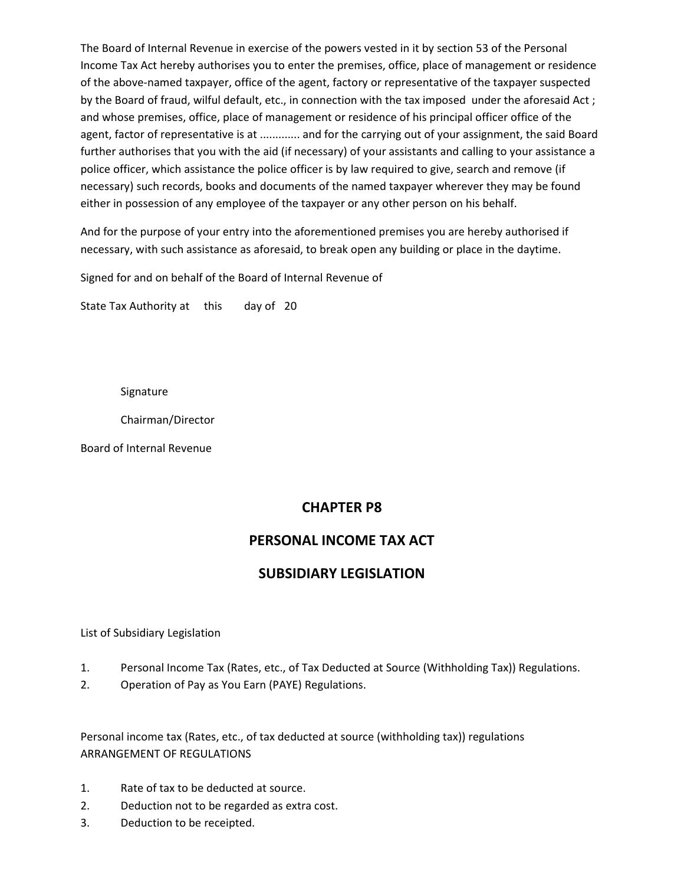The Board of Internal Revenue in exercise of the powers vested in it by section 53 of the Personal Income Tax Act hereby authorises you to enter the premises, office, place of management or residence of the above-named taxpayer, office of the agent, factory or representative of the taxpayer suspected by the Board of fraud, wilful default, etc., in connection with the tax imposed under the aforesaid Act ; and whose premises, office, place of management or residence of his principal officer office of the agent, factor of representative is at ............ and for the carrying out of your assignment, the said Board further authorises that you with the aid (if necessary) of your assistants and calling to your assistance a police officer, which assistance the police officer is by law required to give, search and remove (if necessary) such records, books and documents of the named taxpayer wherever they may be found either in possession of any employee of the taxpayer or any other person on his behalf.

And for the purpose of your entry into the aforementioned premises you are hereby authorised if necessary, with such assistance as aforesaid, to break open any building or place in the daytime.

Signed for and on behalf of the Board of Internal Revenue of

State Tax Authority at this day of 20

Signature

Chairman/Director

Board of Internal Revenue

# CHAPTER P8

# PERSONAL INCOME TAX ACT

# SUBSIDIARY LEGISLATION

List of Subsidiary Legislation

1. Personal Income Tax (Rates, etc., of Tax Deducted at Source (Withholding Tax)) Regulations.
2. Operation of Pay as You Earn (PAYE) Regulations.

Personal income tax (Rates, etc., of tax deducted at source (withholding tax)) regulations
ARRANGEMENT OF REGULATIONS

1. Rate of tax to be deducted at source.
2. Deduction not to be regarded as extra cost.
3. Deduction to be receipted.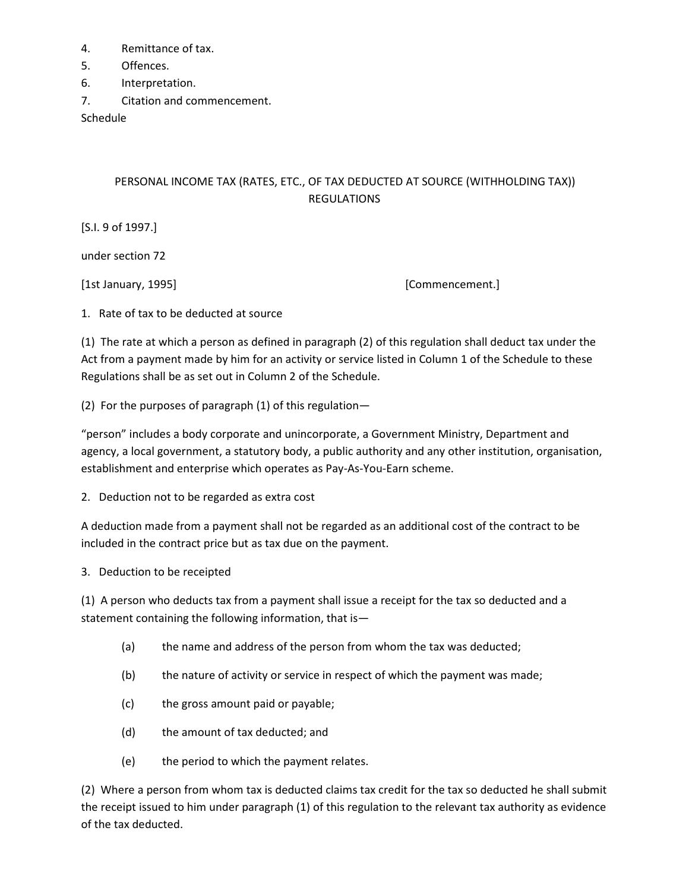4. Remittance of tax.
5. Offences.
6. Interpretation.
7. Citation and commencement.

Schedule

## PERSONAL INCOME TAX (RATES, ETC., OF TAX DEDUCTED AT SOURCE (WITHHOLDING TAX)) REGULATIONS

[S.I. 9 of 1997.]

under section 72

[1st January, 1995] [Commencement.]

1. Rate of tax to be deducted at source

(1) The rate at which a person as defined in paragraph (2) of this regulation shall deduct tax under the Act from a payment made by him for an activity or service listed in Column 1 of the Schedule to these Regulations shall be as set out in Column 2 of the Schedule.

(2) For the purposes of paragraph (1) of this regulation—

"person" includes a body corporate and unincorporate, a Government Ministry, Department and agency, a local government, a statutory body, a public authority and any other institution, organisation, establishment and enterprise which operates as Pay-As-You-Earn scheme.

2. Deduction not to be regarded as extra cost

A deduction made from a payment shall not be regarded as an additional cost of the contract to be included in the contract price but as tax due on the payment.

3. Deduction to be receipted

(1) A person who deducts tax from a payment shall issue a receipt for the tax so deducted and a statement containing the following information, that is—

(a) the name and address of the person from whom the tax was deducted;

(b) the nature of activity or service in respect of which the payment was made;

(c) the gross amount paid or payable;

(d) the amount of tax deducted; and

(e) the period to which the payment relates.

(2) Where a person from whom tax is deducted claims tax credit for the tax so deducted he shall submit the receipt issued to him under paragraph (1) of this regulation to the relevant tax authority as evidence of the tax deducted.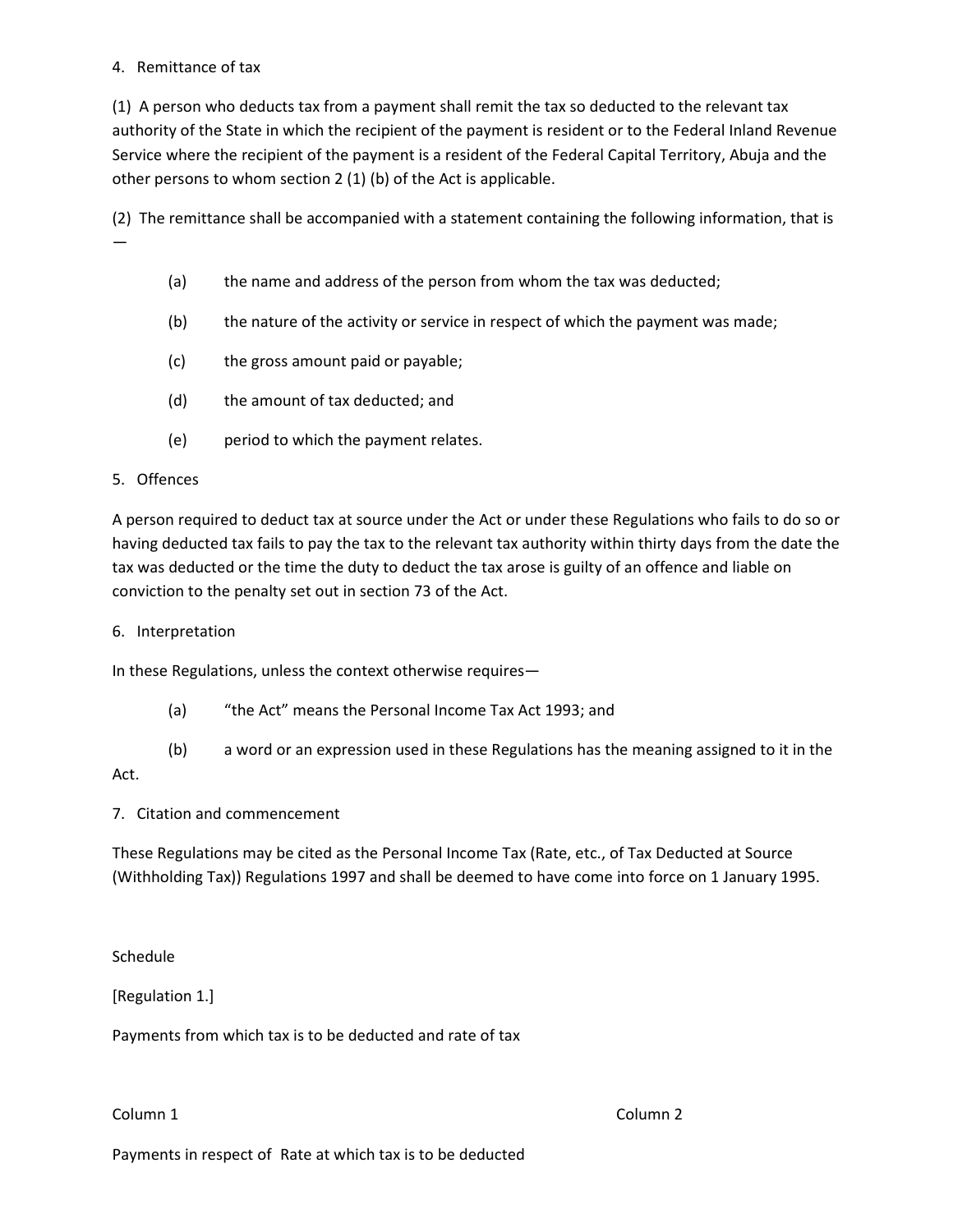4. Remittance of tax

(1) A person who deducts tax from a payment shall remit the tax so deducted to the relevant tax authority of the State in which the recipient of the payment is resident or to the Federal Inland Revenue Service where the recipient of the payment is a resident of the Federal Capital Territory, Abuja and the other persons to whom section 2 (1) (b) of the Act is applicable.

(2) The remittance shall be accompanied with a statement containing the following information, that is —

(a) the name and address of the person from whom the tax was deducted;

(b) the nature of the activity or service in respect of which the payment was made;

(c) the gross amount paid or payable;

(d) the amount of tax deducted; and

(e) period to which the payment relates.

5. Offences

A person required to deduct tax at source under the Act or under these Regulations who fails to do so or having deducted tax fails to pay the tax to the relevant tax authority within thirty days from the date the tax was deducted or the time the duty to deduct the tax arose is guilty of an offence and liable on conviction to the penalty set out in section 73 of the Act.

6. Interpretation

In these Regulations, unless the context otherwise requires—

(a) "the Act" means the Personal Income Tax Act 1993; and

(b) a word or an expression used in these Regulations has the meaning assigned to it in the Act.

7. Citation and commencement

These Regulations may be cited as the Personal Income Tax (Rate, etc., of Tax Deducted at Source (Withholding Tax)) Regulations 1997 and shall be deemed to have come into force on 1 January 1995.

Schedule

[Regulation 1.]

Payments from which tax is to be deducted and rate of tax

| Column 1 | Column 2 |
| --- | --- |
| Payments in respect of | Rate at which tax is to be deducted |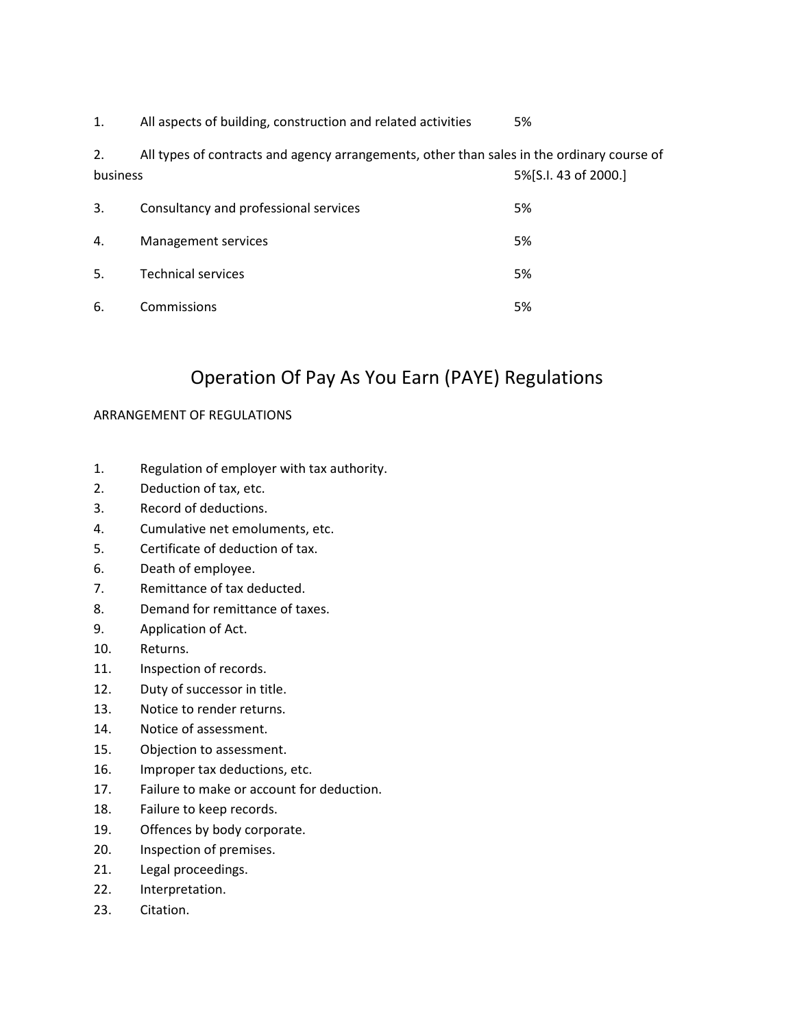| | | |
|---|---|---|
| 1. | All aspects of building, construction and related activities | 5% |
| 2. | All types of contracts and agency arrangements, other than sales in the ordinary course of business | 5%[S.I. 43 of 2000.] |
| 3. | Consultancy and professional services | 5% |
| 4. | Management services | 5% |
| 5. | Technical services | 5% |
| 6. | Commissions | 5% |

# Operation Of Pay As You Earn (PAYE) Regulations

ARRANGEMENT OF REGULATIONS

1. Regulation of employer with tax authority.
2. Deduction of tax, etc.
3. Record of deductions.
4. Cumulative net emoluments, etc.
5. Certificate of deduction of tax.
6. Death of employee.
7. Remittance of tax deducted.
8. Demand for remittance of taxes.
9. Application of Act.
10. Returns.
11. Inspection of records.
12. Duty of successor in title.
13. Notice to render returns.
14. Notice of assessment.
15. Objection to assessment.
16. Improper tax deductions, etc.
17. Failure to make or account for deduction.
18. Failure to keep records.
19. Offences by body corporate.
20. Inspection of premises.
21. Legal proceedings.
22. Interpretation.
23. Citation.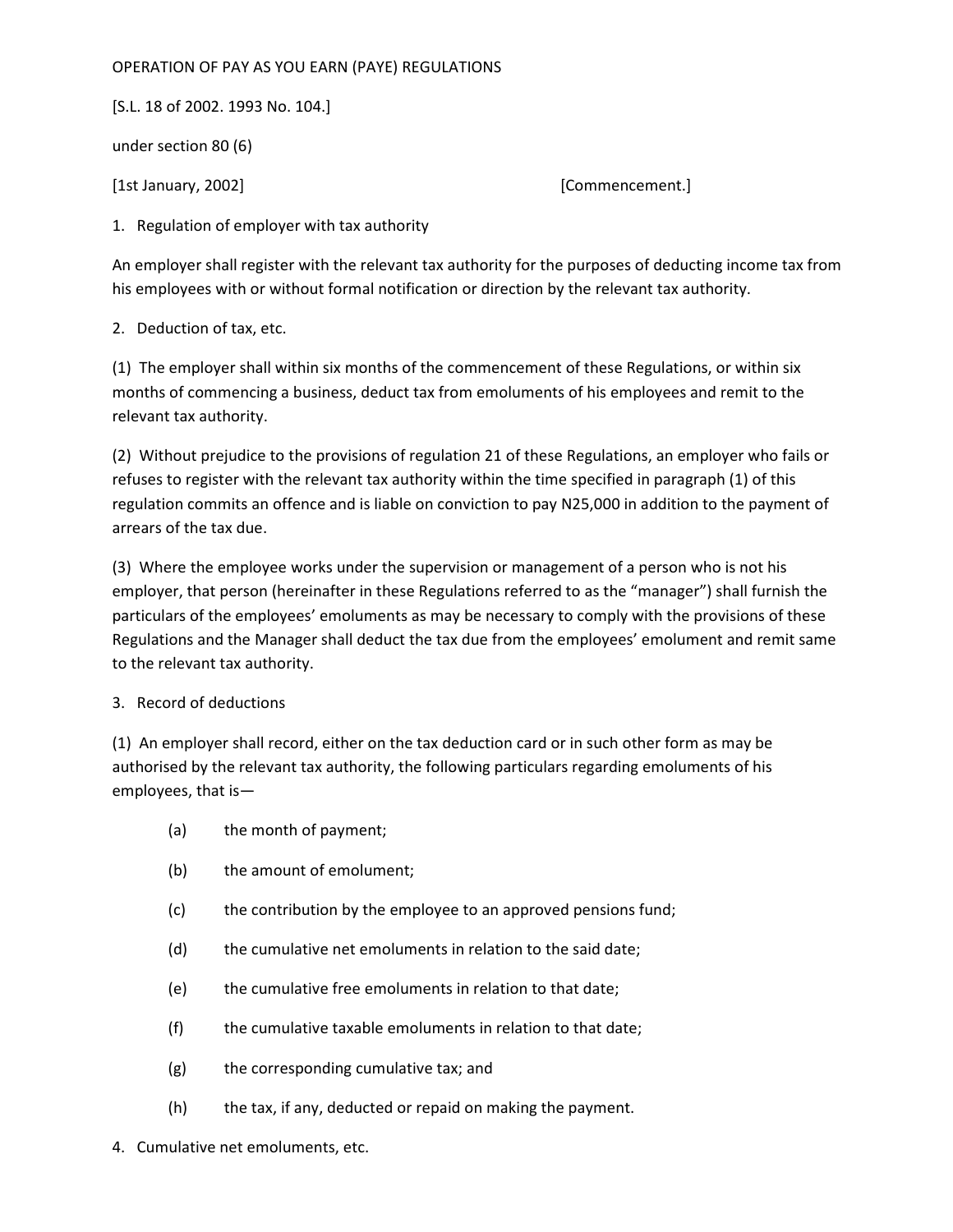OPERATION OF PAY AS YOU EARN (PAYE) REGULATIONS

[S.L. 18 of 2002. 1993 No. 104.]

under section 80 (6)

[1st January, 2002] [Commencement.]

1. Regulation of employer with tax authority

An employer shall register with the relevant tax authority for the purposes of deducting income tax from his employees with or without formal notification or direction by the relevant tax authority.

2. Deduction of tax, etc.

(1) The employer shall within six months of the commencement of these Regulations, or within six months of commencing a business, deduct tax from emoluments of his employees and remit to the relevant tax authority.

(2) Without prejudice to the provisions of regulation 21 of these Regulations, an employer who fails or refuses to register with the relevant tax authority within the time specified in paragraph (1) of this regulation commits an offence and is liable on conviction to pay N25,000 in addition to the payment of arrears of the tax due.

(3) Where the employee works under the supervision or management of a person who is not his employer, that person (hereinafter in these Regulations referred to as the "manager") shall furnish the particulars of the employees' emoluments as may be necessary to comply with the provisions of these Regulations and the Manager shall deduct the tax due from the employees' emolument and remit same to the relevant tax authority.

3. Record of deductions

(1) An employer shall record, either on the tax deduction card or in such other form as may be authorised by the relevant tax authority, the following particulars regarding emoluments of his employees, that is—

(a) the month of payment;

(b) the amount of emolument;

(c) the contribution by the employee to an approved pensions fund;

(d) the cumulative net emoluments in relation to the said date;

(e) the cumulative free emoluments in relation to that date;

(f) the cumulative taxable emoluments in relation to that date;

(g) the corresponding cumulative tax; and

(h) the tax, if any, deducted or repaid on making the payment.

4. Cumulative net emoluments, etc.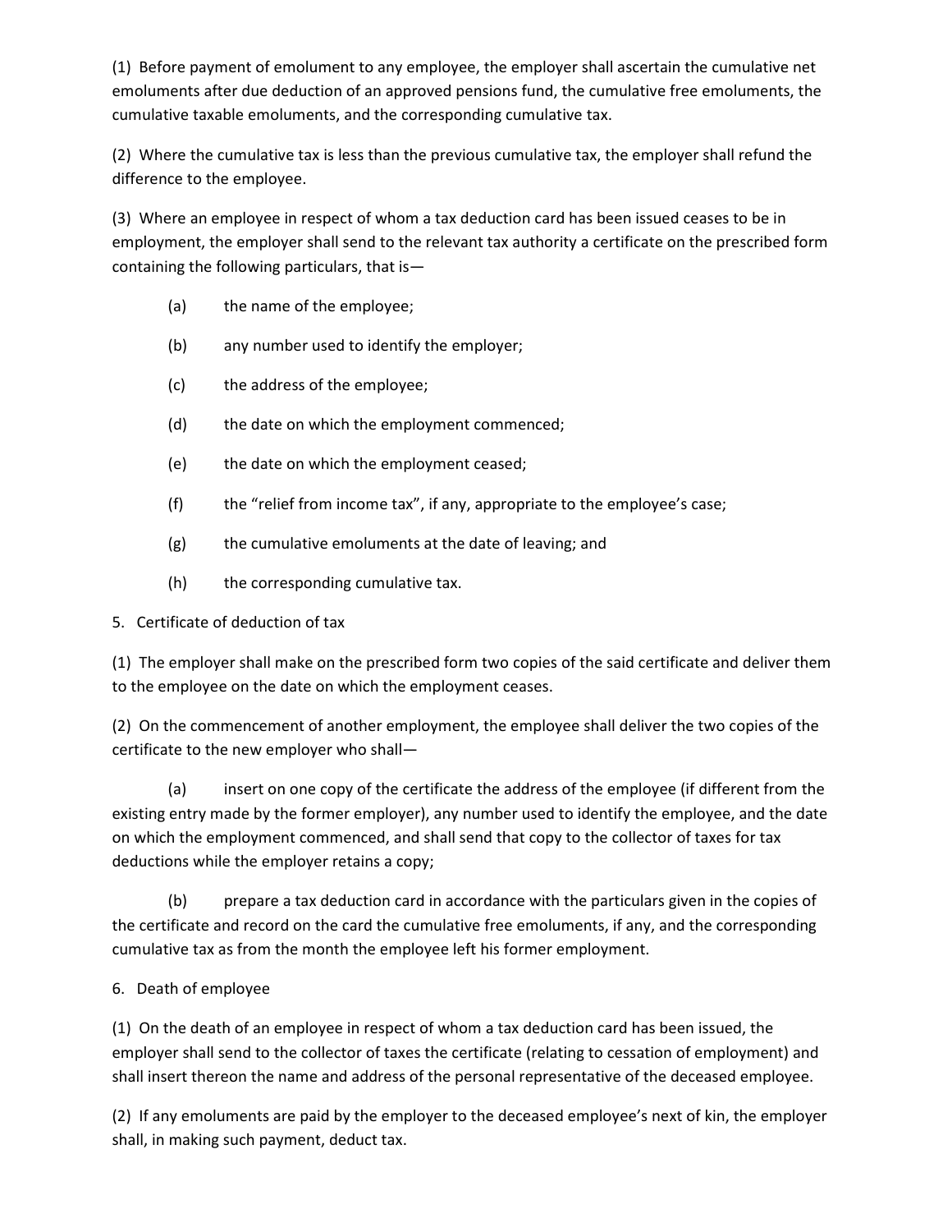(1) Before payment of emolument to any employee, the employer shall ascertain the cumulative net emoluments after due deduction of an approved pensions fund, the cumulative free emoluments, the cumulative taxable emoluments, and the corresponding cumulative tax.

(2) Where the cumulative tax is less than the previous cumulative tax, the employer shall refund the difference to the employee.

(3) Where an employee in respect of whom a tax deduction card has been issued ceases to be in employment, the employer shall send to the relevant tax authority a certificate on the prescribed form containing the following particulars, that is—

(a) the name of the employee;

(b) any number used to identify the employer;

(c) the address of the employee;

(d) the date on which the employment commenced;

(e) the date on which the employment ceased;

(f) the "relief from income tax", if any, appropriate to the employee's case;

(g) the cumulative emoluments at the date of leaving; and

(h) the corresponding cumulative tax.

5. Certificate of deduction of tax

(1) The employer shall make on the prescribed form two copies of the said certificate and deliver them to the employee on the date on which the employment ceases.

(2) On the commencement of another employment, the employee shall deliver the two copies of the certificate to the new employer who shall—

(a) insert on one copy of the certificate the address of the employee (if different from the existing entry made by the former employer), any number used to identify the employee, and the date on which the employment commenced, and shall send that copy to the collector of taxes for tax deductions while the employer retains a copy;

(b) prepare a tax deduction card in accordance with the particulars given in the copies of the certificate and record on the card the cumulative free emoluments, if any, and the corresponding cumulative tax as from the month the employee left his former employment.

6. Death of employee

(1) On the death of an employee in respect of whom a tax deduction card has been issued, the employer shall send to the collector of taxes the certificate (relating to cessation of employment) and shall insert thereon the name and address of the personal representative of the deceased employee.

(2) If any emoluments are paid by the employer to the deceased employee's next of kin, the employer shall, in making such payment, deduct tax.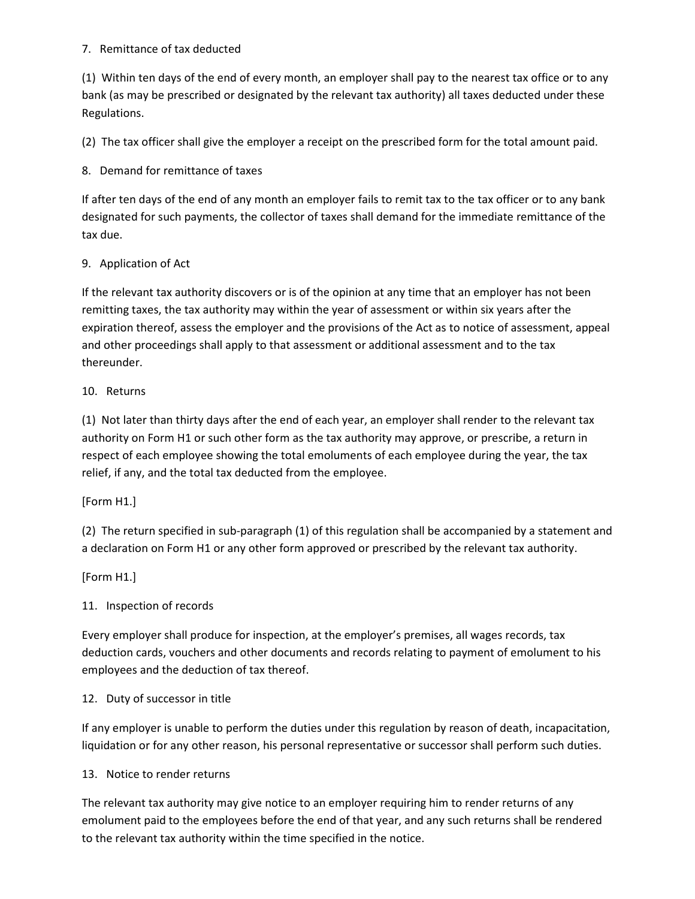7. Remittance of tax deducted

(1) Within ten days of the end of every month, an employer shall pay to the nearest tax office or to any bank (as may be prescribed or designated by the relevant tax authority) all taxes deducted under these Regulations.

(2) The tax officer shall give the employer a receipt on the prescribed form for the total amount paid.

8. Demand for remittance of taxes

If after ten days of the end of any month an employer fails to remit tax to the tax officer or to any bank designated for such payments, the collector of taxes shall demand for the immediate remittance of the tax due.

9. Application of Act

If the relevant tax authority discovers or is of the opinion at any time that an employer has not been remitting taxes, the tax authority may within the year of assessment or within six years after the expiration thereof, assess the employer and the provisions of the Act as to notice of assessment, appeal and other proceedings shall apply to that assessment or additional assessment and to the tax thereunder.

10. Returns

(1) Not later than thirty days after the end of each year, an employer shall render to the relevant tax authority on Form H1 or such other form as the tax authority may approve, or prescribe, a return in respect of each employee showing the total emoluments of each employee during the year, the tax relief, if any, and the total tax deducted from the employee.

[Form H1.]

(2) The return specified in sub-paragraph (1) of this regulation shall be accompanied by a statement and a declaration on Form H1 or any other form approved or prescribed by the relevant tax authority.

[Form H1.]

11. Inspection of records

Every employer shall produce for inspection, at the employer's premises, all wages records, tax deduction cards, vouchers and other documents and records relating to payment of emolument to his employees and the deduction of tax thereof.

12. Duty of successor in title

If any employer is unable to perform the duties under this regulation by reason of death, incapacitation, liquidation or for any other reason, his personal representative or successor shall perform such duties.

13. Notice to render returns

The relevant tax authority may give notice to an employer requiring him to render returns of any emolument paid to the employees before the end of that year, and any such returns shall be rendered to the relevant tax authority within the time specified in the notice.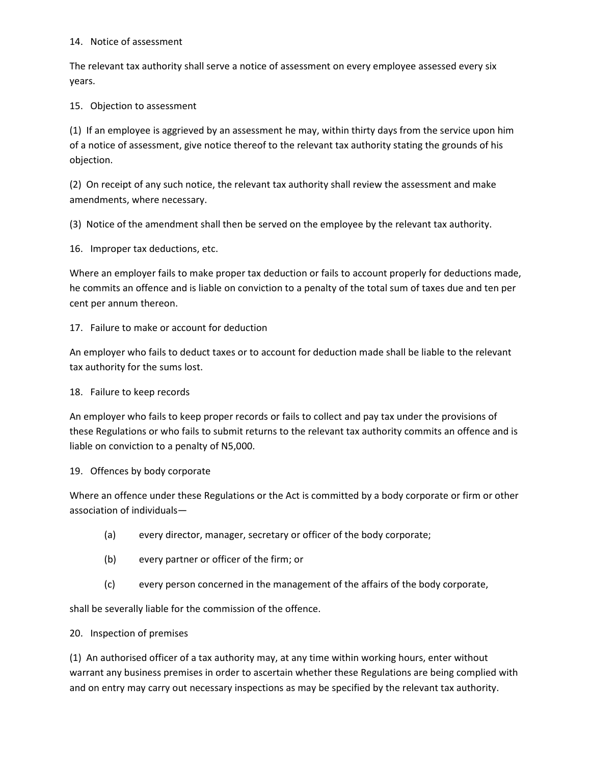14. Notice of assessment

The relevant tax authority shall serve a notice of assessment on every employee assessed every six years.

15. Objection to assessment

(1) If an employee is aggrieved by an assessment he may, within thirty days from the service upon him of a notice of assessment, give notice thereof to the relevant tax authority stating the grounds of his objection.

(2) On receipt of any such notice, the relevant tax authority shall review the assessment and make amendments, where necessary.

(3) Notice of the amendment shall then be served on the employee by the relevant tax authority.

16. Improper tax deductions, etc.

Where an employer fails to make proper tax deduction or fails to account properly for deductions made, he commits an offence and is liable on conviction to a penalty of the total sum of taxes due and ten per cent per annum thereon.

17. Failure to make or account for deduction

An employer who fails to deduct taxes or to account for deduction made shall be liable to the relevant tax authority for the sums lost.

18. Failure to keep records

An employer who fails to keep proper records or fails to collect and pay tax under the provisions of these Regulations or who fails to submit returns to the relevant tax authority commits an offence and is liable on conviction to a penalty of N5,000.

19. Offences by body corporate

Where an offence under these Regulations or the Act is committed by a body corporate or firm or other association of individuals—

(a) every director, manager, secretary or officer of the body corporate;

(b) every partner or officer of the firm; or

(c) every person concerned in the management of the affairs of the body corporate,

shall be severally liable for the commission of the offence.

20. Inspection of premises

(1) An authorised officer of a tax authority may, at any time within working hours, enter without warrant any business premises in order to ascertain whether these Regulations are being complied with and on entry may carry out necessary inspections as may be specified by the relevant tax authority.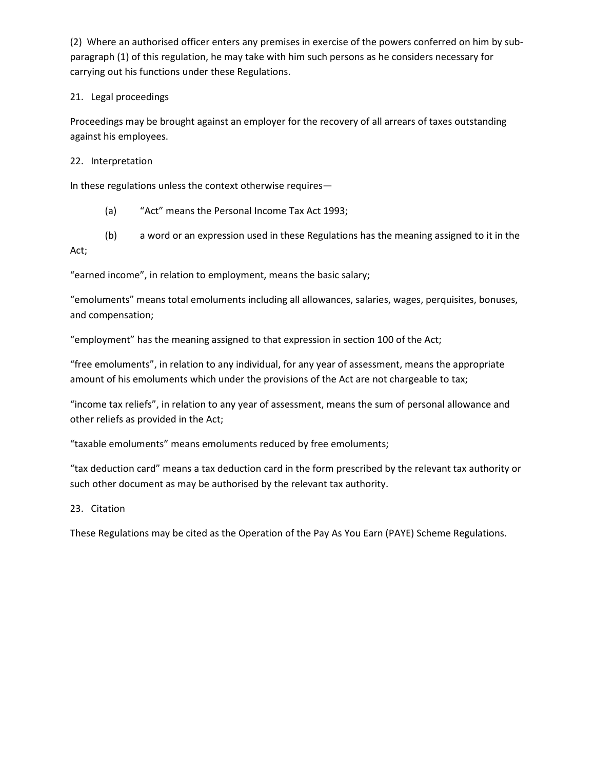(2) Where an authorised officer enters any premises in exercise of the powers conferred on him by sub-paragraph (1) of this regulation, he may take with him such persons as he considers necessary for carrying out his functions under these Regulations.

## 21. Legal proceedings

Proceedings may be brought against an employer for the recovery of all arrears of taxes outstanding against his employees.

## 22. Interpretation

In these regulations unless the context otherwise requires—

(a) "Act" means the Personal Income Tax Act 1993;

(b) a word or an expression used in these Regulations has the meaning assigned to it in the Act;

"earned income", in relation to employment, means the basic salary;

"emoluments" means total emoluments including all allowances, salaries, wages, perquisites, bonuses, and compensation;

"employment" has the meaning assigned to that expression in section 100 of the Act;

"free emoluments", in relation to any individual, for any year of assessment, means the appropriate amount of his emoluments which under the provisions of the Act are not chargeable to tax;

"income tax reliefs", in relation to any year of assessment, means the sum of personal allowance and other reliefs as provided in the Act;

"taxable emoluments" means emoluments reduced by free emoluments;

"tax deduction card" means a tax deduction card in the form prescribed by the relevant tax authority or such other document as may be authorised by the relevant tax authority.

## 23. Citation

These Regulations may be cited as the Operation of the Pay As You Earn (PAYE) Scheme Regulations.